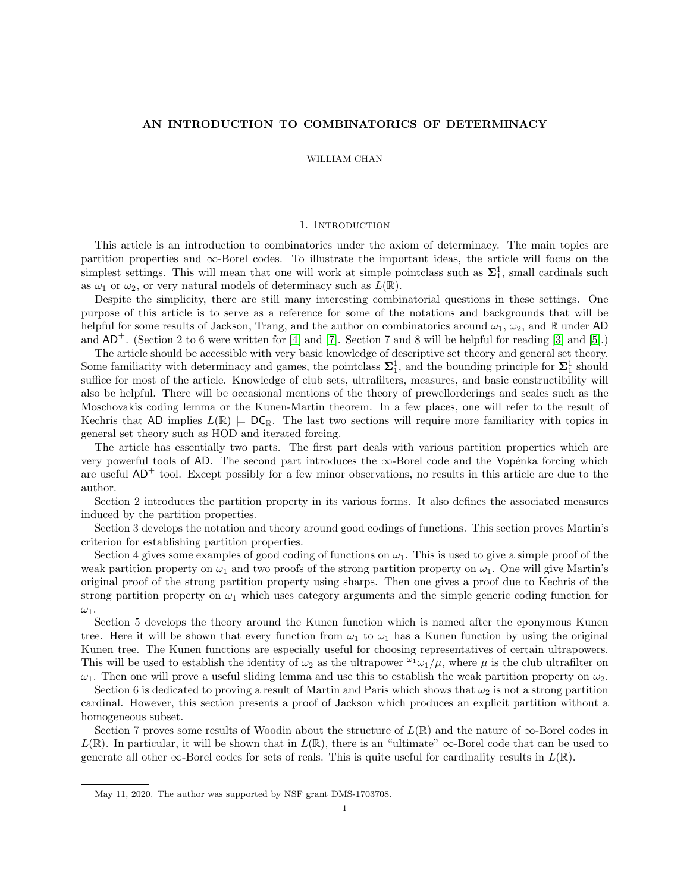# AN INTRODUCTION TO COMBINATORICS OF DETERMINACY

WILLIAM CHAN

## 1. Introduction

This article is an introduction to combinatorics under the axiom of determinacy. The main topics are partition properties and $\infty$-Borel codes. To illustrate the important ideas, the article will focus on the simplest settings. This will mean that one will work at simple pointclass such as $\mathbf{\Sigma}^1_1$, small cardinals such as $\omega_1$ or $\omega_2$, or very natural models of determinacy such as $L(\mathbb{R})$.

Despite the simplicity, there are still many interesting combinatorial questions in these settings. One purpose of this article is to serve as a reference for some of the notations and backgrounds that will be helpful for some results of Jackson, Trang, and the author on combinatorics around $\omega_1$, $\omega_2$, and $\mathbb{R}$ under $\mathsf{AD}$ and $\mathsf{AD}^+$. (Section 2 to 6 were written for [4] and [7]. Section 7 and 8 will be helpful for reading [3] and [5].)

The article should be accessible with very basic knowledge of descriptive set theory and general set theory. Some familiarity with determinacy and games, the pointclass $\mathbf{\Sigma}^1_1$, and the bounding principle for $\mathbf{\Sigma}^1_1$ should suffice for most of the article. Knowledge of club sets, ultrafilters, measures, and basic constructibility will also be helpful. There will be occasional mentions of the theory of prewellorderings and scales such as the Moschovakis coding lemma or the Kunen-Martin theorem. In a few places, one will refer to the result of Kechris that $\mathsf{AD}$ implies $L(\mathbb{R}) \models \mathsf{DC}_{\mathbb{R}}$. The last two sections will require more familiarity with topics in general set theory such as HOD and iterated forcing.

The article has essentially two parts. The first part deals with various partition properties which are very powerful tools of $\mathsf{AD}$. The second part introduces the $\infty$-Borel code and the Vopénka forcing which are useful $\mathsf{AD}^+$ tool. Except possibly for a few minor observations, no results in this article are due to the author.

Section 2 introduces the partition property in its various forms. It also defines the associated measures induced by the partition properties.

Section 3 develops the notation and theory around good codings of functions. This section proves Martin's criterion for establishing partition properties.

Section 4 gives some examples of good coding of functions on $\omega_1$. This is used to give a simple proof of the weak partition property on $\omega_1$ and two proofs of the strong partition property on $\omega_1$. One will give Martin's original proof of the strong partition property using sharps. Then one gives a proof due to Kechris of the strong partition property on $\omega_1$ which uses category arguments and the simple generic coding function for $\omega_1$.

Section 5 develops the theory around the Kunen function which is named after the eponymous Kunen tree. Here it will be shown that every function from $\omega_1$ to $\omega_1$ has a Kunen function by using the original Kunen tree. The Kunen functions are especially useful for choosing representatives of certain ultrapowers. This will be used to establish the identity of $\omega_2$ as the ultrapower ${}^{\omega_1}\omega_1/\mu$, where $\mu$ is the club ultrafilter on $\omega_1$. Then one will prove a useful sliding lemma and use this to establish the weak partition property on $\omega_2$.

Section 6 is dedicated to proving a result of Martin and Paris which shows that $\omega_2$ is not a strong partition cardinal. However, this section presents a proof of Jackson which produces an explicit partition without a homogeneous subset.

Section 7 proves some results of Woodin about the structure of $L(\mathbb{R})$ and the nature of $\infty$-Borel codes in $L(\mathbb{R})$. In particular, it will be shown that in $L(\mathbb{R})$, there is an "ultimate" $\infty$-Borel code that can be used to generate all other $\infty$-Borel codes for sets of reals. This is quite useful for cardinality results in $L(\mathbb{R})$.

---

May 11, 2020. The author was supported by NSF grant DMS-1703708.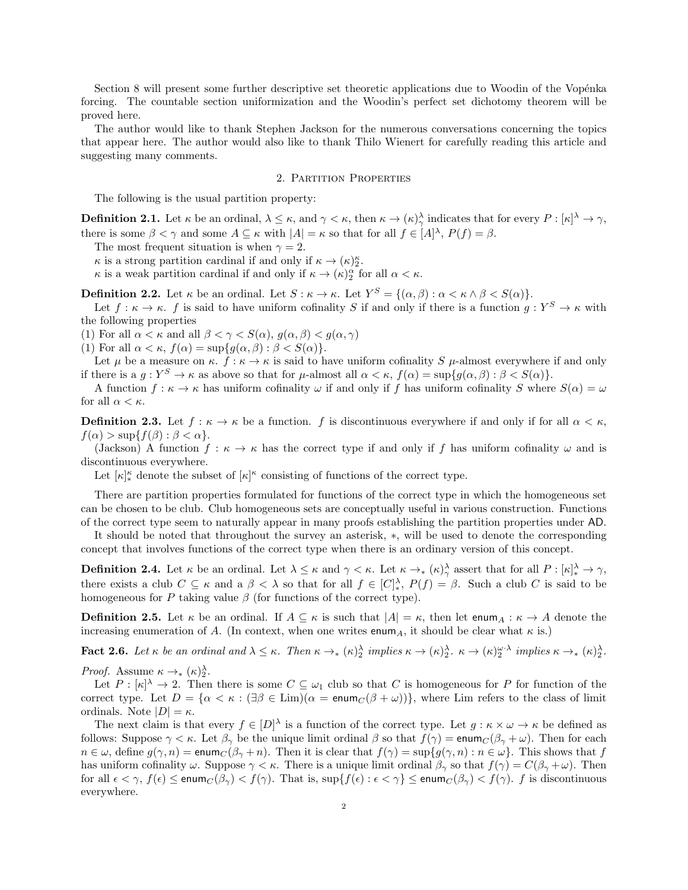Section 8 will present some further descriptive set theoretic applications due to Woodin of the Vopénka forcing. The countable section uniformization and the Woodin's perfect set dichotomy theorem will be proved here.

The author would like to thank Stephen Jackson for the numerous conversations concerning the topics that appear here. The author would also like to thank Thilo Wienert for carefully reading this article and suggesting many comments.

## 2. Partition Properties

The following is the usual partition property:

**Definition 2.1.** Let $\kappa$ be an ordinal, $\lambda \leq \kappa$, and $\gamma < \kappa$, then $\kappa \rightarrow (\kappa)^\lambda_\gamma$ indicates that for every $P : [\kappa]^\lambda \rightarrow \gamma$, there is some $\beta < \gamma$ and some $A \subseteq \kappa$ with $|A| = \kappa$ so that for all $f \in [A]^\lambda$, $P(f) = \beta$.

The most frequent situation is when $\gamma = 2$.

$\kappa$ is a strong partition cardinal if and only if $\kappa \rightarrow (\kappa)^\kappa_2$.

$\kappa$ is a weak partition cardinal if and only if $\kappa \rightarrow (\kappa)^\alpha_2$ for all $\alpha < \kappa$.

**Definition 2.2.** Let $\kappa$ be an ordinal. Let $S : \kappa \rightarrow \kappa$. Let $Y^S = \{(\alpha, \beta) : \alpha < \kappa \wedge \beta < S(\alpha)\}$.

Let $f : \kappa \rightarrow \kappa$. $f$ is said to have uniform cofinality $S$ if and only if there is a function $g : Y^S \rightarrow \kappa$ with the following properties

(1) For all $\alpha < \kappa$ and all $\beta < \gamma < S(\alpha)$, $g(\alpha, \beta) < g(\alpha, \gamma)$

(1) For all $\alpha < \kappa$, $f(\alpha) = \sup\{g(\alpha, \beta) : \beta < S(\alpha)\}$.

Let $\mu$ be a measure on $\kappa$. $f : \kappa \rightarrow \kappa$ is said to have uniform cofinality $S$ $\mu$-almost everywhere if and only if there is a $g : Y^S \rightarrow \kappa$ as above so that for $\mu$-almost all $\alpha < \kappa$, $f(\alpha) = \sup\{g(\alpha, \beta) : \beta < S(\alpha)\}$.

A function $f : \kappa \rightarrow \kappa$ has uniform cofinality $\omega$ if and only if $f$ has uniform cofinality $S$ where $S(\alpha) = \omega$ for all $\alpha < \kappa$.

**Definition 2.3.** Let $f : \kappa \rightarrow \kappa$ be a function. $f$ is discontinuous everywhere if and only if for all $\alpha < \kappa$, $f(\alpha) > \sup\{f(\beta) : \beta < \alpha\}$.

(Jackson) A function $f : \kappa \rightarrow \kappa$ has the correct type if and only if $f$ has uniform cofinality $\omega$ and is discontinuous everywhere.

Let $[\kappa]^\kappa_*$ denote the subset of $[\kappa]^\kappa$ consisting of functions of the correct type.

There are partition properties formulated for functions of the correct type in which the homogeneous set can be chosen to be club. Club homogeneous sets are conceptually useful in various construction. Functions of the correct type seem to naturally appear in many proofs establishing the partition properties under $\mathsf{AD}$.

It should be noted that throughout the survey an asterisk, $*$, will be used to denote the corresponding concept that involves functions of the correct type when there is an ordinary version of this concept.

**Definition 2.4.** Let $\kappa$ be an ordinal. Let $\lambda \leq \kappa$ and $\gamma < \kappa$. Let $\kappa \rightarrow_* (\kappa)^\lambda_\gamma$ assert that for all $P : [\kappa]^\lambda_* \rightarrow \gamma$, there exists a club $C \subseteq \kappa$ and a $\beta < \lambda$ so that for all $f \in [C]^\lambda_*$, $P(f) = \beta$. Such a club $C$ is said to be homogeneous for $P$ taking value $\beta$ (for functions of the correct type).

**Definition 2.5.** Let $\kappa$ be an ordinal. If $A \subseteq \kappa$ is such that $|A| = \kappa$, then let $\mathsf{enum}_A : \kappa \rightarrow A$ denote the increasing enumeration of $A$. (In context, when one writes $\mathsf{enum}_A$, it should be clear what $\kappa$ is.)

**Fact 2.6.** *Let $\kappa$ be an ordinal and $\lambda \leq \kappa$. Then $\kappa \rightarrow_* (\kappa)^\lambda_2$ implies $\kappa \rightarrow (\kappa)^\lambda_2$. $\kappa \rightarrow (\kappa)^{\omega \cdot \lambda}_2$ implies $\kappa \rightarrow_* (\kappa)^\lambda_2$.*

*Proof.* Assume $\kappa \rightarrow_* (\kappa)^\lambda_2$.

Let $P : [\kappa]^\lambda \rightarrow 2$. Then there is some $C \subseteq \omega_1$ club so that $C$ is homogeneous for $P$ for function of the correct type. Let $D = \{\alpha < \kappa : (\exists \beta \in \mathrm{Lim})(\alpha = \mathsf{enum}_C(\beta + \omega))\}$, where Lim refers to the class of limit ordinals. Note $|D| = \kappa$.

The next claim is that every $f \in [D]^\lambda$ is a function of the correct type. Let $g : \kappa \times \omega \rightarrow \kappa$ be defined as follows: Suppose $\gamma < \kappa$. Let $\beta_\gamma$ be the unique limit ordinal $\beta$ so that $f(\gamma) = \mathsf{enum}_C(\beta_\gamma + \omega)$. Then for each $n \in \omega$, define $g(\gamma, n) = \mathsf{enum}_C(\beta_\gamma + n)$. Then it is clear that $f(\gamma) = \sup\{g(\gamma, n) : n \in \omega\}$. This shows that $f$ has uniform cofinality $\omega$. Suppose $\gamma < \kappa$. There is a unique limit ordinal $\beta_\gamma$ so that $f(\gamma) = C(\beta_\gamma + \omega)$. Then for all $\epsilon < \gamma$, $f(\epsilon) \leq \mathsf{enum}_C(\beta_\gamma) < f(\gamma)$. That is, $\sup\{f(\epsilon) : \epsilon < \gamma\} \leq \mathsf{enum}_C(\beta_\gamma) < f(\gamma)$. $f$ is discontinuous everywhere.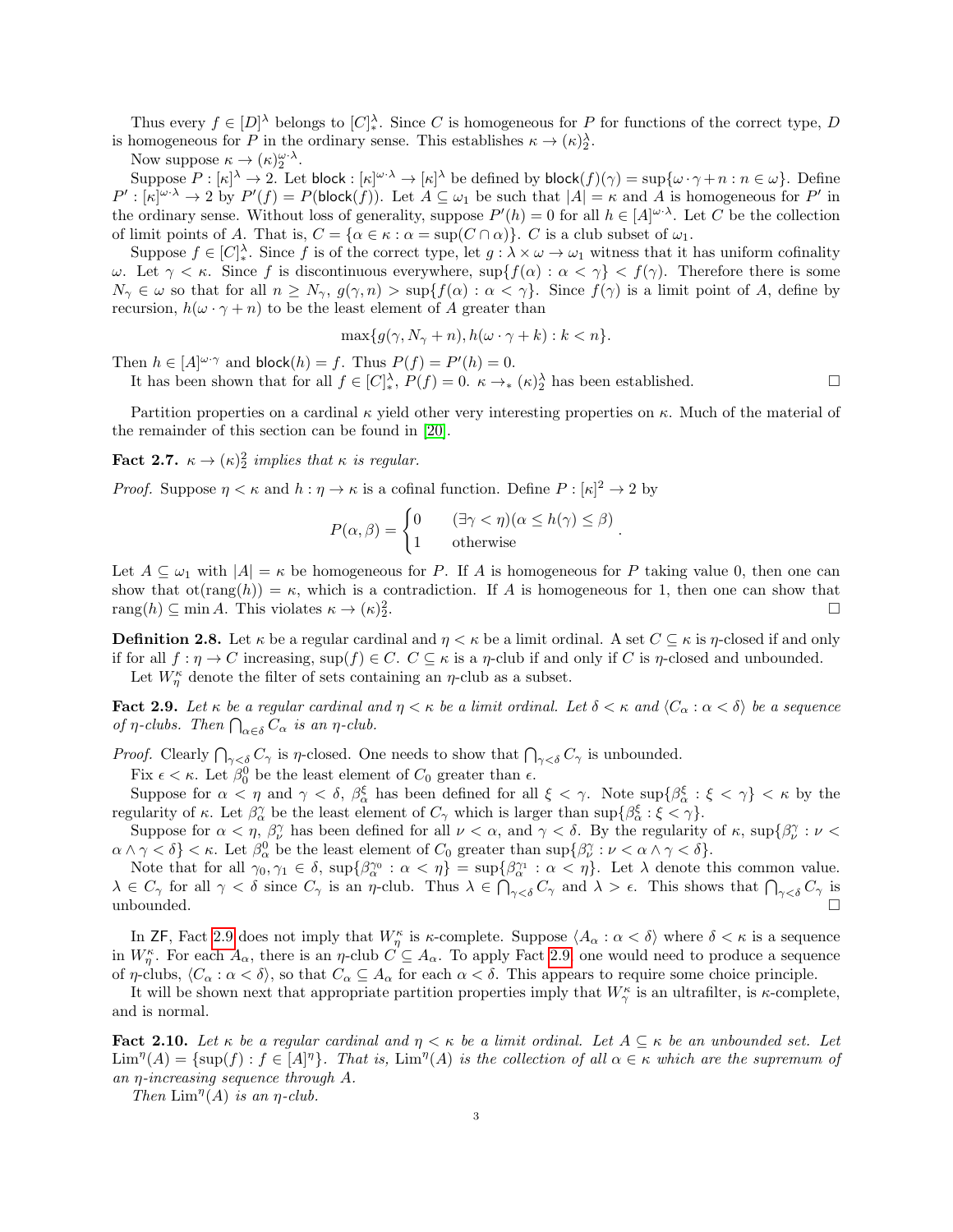Thus every $f \in [D]^\lambda$ belongs to $[C]^\lambda_*$. Since $C$ is homogeneous for $P$ for functions of the correct type, $D$ is homogeneous for $P$ in the ordinary sense. This establishes $\kappa \to (\kappa)^\lambda_2$.

Now suppose $\kappa \to (\kappa)^{\omega\cdot\lambda}_2$.

Suppose $P : [\kappa]^\lambda \to 2$. Let $\mathsf{block} : [\kappa]^{\omega\cdot\lambda} \to [\kappa]^\lambda$ be defined by $\mathsf{block}(f)(\gamma) = \sup\{\omega\cdot\gamma + n : n \in \omega\}$. Define $P' : [\kappa]^{\omega\cdot\lambda} \to 2$ by $P'(f) = P(\mathsf{block}(f))$. Let $A \subseteq \omega_1$ be such that $|A| = \kappa$ and $A$ is homogeneous for $P'$ in the ordinary sense. Without loss of generality, suppose $P'(h) = 0$ for all $h \in [A]^{\omega\cdot\lambda}$. Let $C$ be the collection of limit points of $A$. That is, $C = \{\alpha \in \kappa : \alpha = \sup(C \cap \alpha)\}$. $C$ is a club subset of $\omega_1$.

Suppose $f \in [C]^\lambda_*$. Since $f$ is of the correct type, let $g : \lambda \times \omega \to \omega_1$ witness that it has uniform cofinality $\omega$. Let $\gamma < \kappa$. Since $f$ is discontinuous everywhere, $\sup\{f(\alpha) : \alpha < \gamma\} < f(\gamma)$. Therefore there is some $N_\gamma \in \omega$ so that for all $n \geq N_\gamma$, $g(\gamma, n) > \sup\{f(\alpha) : \alpha < \gamma\}$. Since $f(\gamma)$ is a limit point of $A$, define by recursion, $h(\omega\cdot\gamma + n)$ to be the least element of $A$ greater than

$$\max\{g(\gamma, N_\gamma + n), h(\omega\cdot\gamma + k) : k < n\}.$$

Then $h \in [A]^{\omega\cdot\gamma}$ and $\mathsf{block}(h) = f$. Thus $P(f) = P'(h) = 0$.

It has been shown that for all $f \in [C]^\lambda_*$, $P(f) = 0$. $\kappa \to_* (\kappa)^\lambda_2$ has been established. □

Partition properties on a cardinal $\kappa$ yield other very interesting properties on $\kappa$. Much of the material of the remainder of this section can be found in [20].

**Fact 2.7.** *$\kappa \to (\kappa)^2_2$ implies that $\kappa$ is regular.*

*Proof.* Suppose $\eta < \kappa$ and $h : \eta \to \kappa$ is a cofinal function. Define $P : [\kappa]^2 \to 2$ by

$$P(\alpha, \beta) = \begin{cases} 0 & (\exists \gamma < \eta)(\alpha \leq h(\gamma) \leq \beta) \\ 1 & \text{otherwise} \end{cases}.$$

Let $A \subseteq \omega_1$ with $|A| = \kappa$ be homogeneous for $P$. If $A$ is homogeneous for $P$ taking value 0, then one can show that $\mathrm{ot}(\mathrm{rang}(h)) = \kappa$, which is a contradiction. If $A$ is homogeneous for 1, then one can show that $\mathrm{rang}(h) \subseteq \min A$. This violates $\kappa \to (\kappa)^2_2$. □

**Definition 2.8.** Let $\kappa$ be a regular cardinal and $\eta < \kappa$ be a limit ordinal. A set $C \subseteq \kappa$ is $\eta$-closed if and only if for all $f : \eta \to C$ increasing, $\sup(f) \in C$. $C \subseteq \kappa$ is a $\eta$-club if and only if $C$ is $\eta$-closed and unbounded.

Let $W^\kappa_\eta$ denote the filter of sets containing an $\eta$-club as a subset.

**Fact 2.9.** *Let $\kappa$ be a regular cardinal and $\eta < \kappa$ be a limit ordinal. Let $\delta < \kappa$ and $\langle C_\alpha : \alpha < \delta\rangle$ be a sequence of $\eta$-clubs. Then $\bigcap_{\alpha \in \delta} C_\alpha$ is an $\eta$-club.*

*Proof.* Clearly $\bigcap_{\gamma<\delta} C_\gamma$ is $\eta$-closed. One needs to show that $\bigcap_{\gamma<\delta} C_\gamma$ is unbounded.

Fix $\epsilon < \kappa$. Let $\beta^0_0$ be the least element of $C_0$ greater than $\epsilon$.

Suppose for $\alpha < \eta$ and $\gamma < \delta$, $\beta^\xi_\alpha$ has been defined for all $\xi < \gamma$. Note $\sup\{\beta^\xi_\alpha : \xi < \gamma\} < \kappa$ by the regularity of $\kappa$. Let $\beta^\gamma_\alpha$ be the least element of $C_\gamma$ which is larger than $\sup\{\beta^\xi_\alpha : \xi < \gamma\}$.

Suppose for $\alpha < \eta$, $\beta^\gamma_\nu$ has been defined for all $\nu < \alpha$, and $\gamma < \delta$. By the regularity of $\kappa$, $\sup\{\beta^\gamma_\nu : \nu < \alpha \wedge \gamma < \delta\} < \kappa$. Let $\beta^0_\alpha$ be the least element of $C_0$ greater than $\sup\{\beta^\gamma_\nu : \nu < \alpha \wedge \gamma < \delta\}$.

Note that for all $\gamma_0, \gamma_1 \in \delta$, $\sup\{\beta^{\gamma_0}_\alpha : \alpha < \eta\} = \sup\{\beta^{\gamma_1}_\alpha : \alpha < \eta\}$. Let $\lambda$ denote this common value. $\lambda \in C_\gamma$ for all $\gamma < \delta$ since $C_\gamma$ is an $\eta$-club. Thus $\lambda \in \bigcap_{\gamma<\delta} C_\gamma$ and $\lambda > \epsilon$. This shows that $\bigcap_{\gamma<\delta} C_\gamma$ is unbounded. □

In $\mathsf{ZF}$, Fact 2.9 does not imply that $W^\kappa_\eta$ is $\kappa$-complete. Suppose $\langle A_\alpha : \alpha < \delta\rangle$ where $\delta < \kappa$ is a sequence in $W^\kappa_\eta$. For each $A_\alpha$, there is an $\eta$-club $C \subseteq A_\alpha$. To apply Fact 2.9 one would need to produce a sequence of $\eta$-clubs, $\langle C_\alpha : \alpha < \delta\rangle$, so that $C_\alpha \subseteq A_\alpha$ for each $\alpha < \delta$. This appears to require some choice principle.

It will be shown next that appropriate partition properties imply that $W^\kappa_\gamma$ is an ultrafilter, is $\kappa$-complete, and is normal.

**Fact 2.10.** *Let $\kappa$ be a regular cardinal and $\eta < \kappa$ be a limit ordinal. Let $A \subseteq \kappa$ be an unbounded set. Let $\mathrm{Lim}^\eta(A) = \{\sup(f) : f \in [A]^\eta\}$. That is, $\mathrm{Lim}^\eta(A)$ is the collection of all $\alpha \in \kappa$ which are the supremum of an $\eta$-increasing sequence through $A$.*

*Then $\mathrm{Lim}^\eta(A)$ is an $\eta$-club.*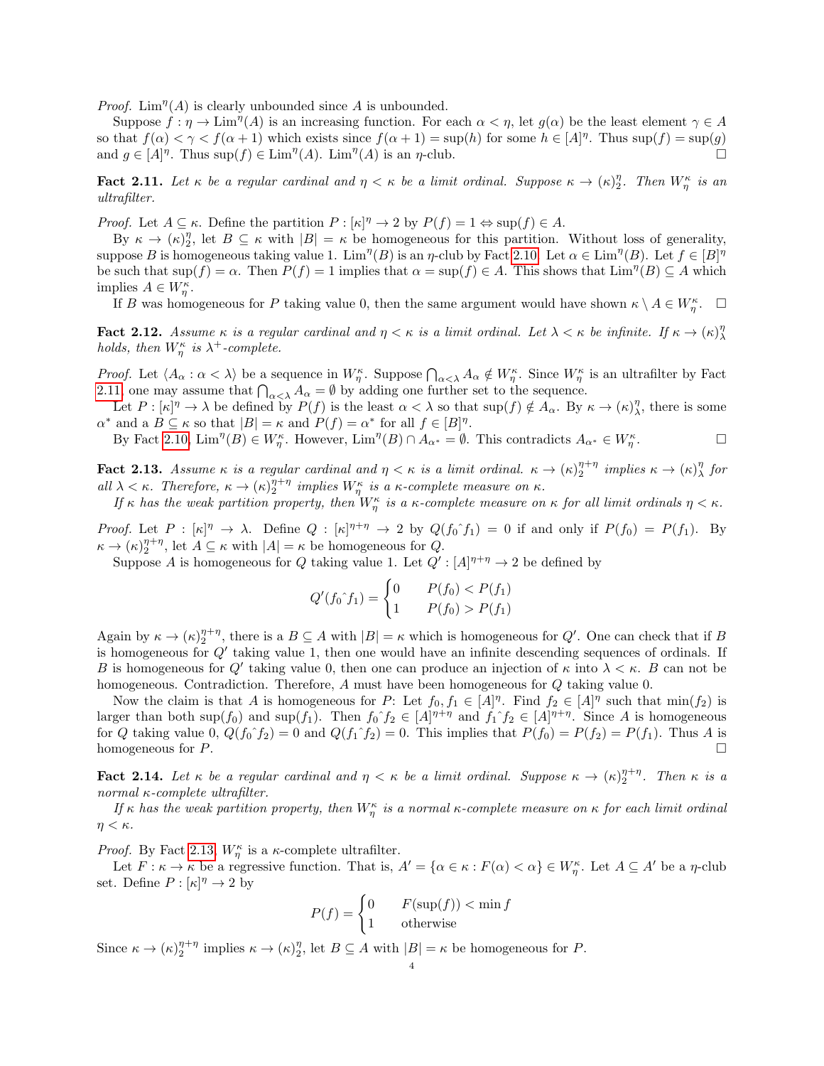*Proof.* $\text{Lim}^\eta(A)$ is clearly unbounded since $A$ is unbounded.

Suppose $f : \eta \to \text{Lim}^\eta(A)$ is an increasing function. For each $\alpha < \eta$, let $g(\alpha)$ be the least element $\gamma \in A$ so that $f(\alpha) < \gamma < f(\alpha + 1)$ which exists since $f(\alpha + 1) = \sup(h)$ for some $h \in [A]^\eta$. Thus $\sup(f) = \sup(g)$ and $g \in [A]^\eta$. Thus $\sup(f) \in \text{Lim}^\eta(A)$. $\text{Lim}^\eta(A)$ is an $\eta$-club. $\square$

**Fact 2.11.** *Let $\kappa$ be a regular cardinal and $\eta < \kappa$ be a limit ordinal. Suppose $\kappa \to (\kappa)^\eta_2$. Then $W^\kappa_\eta$ is an ultrafilter.*

*Proof.* Let $A \subseteq \kappa$. Define the partition $P : [\kappa]^\eta \to 2$ by $P(f) = 1 \Leftrightarrow \sup(f) \in A$.

By $\kappa \to (\kappa)^\eta_2$, let $B \subseteq \kappa$ with $|B| = \kappa$ be homogeneous for this partition. Without loss of generality, suppose $B$ is homogeneous taking value 1. $\text{Lim}^\eta(B)$ is an $\eta$-club by Fact 2.10. Let $\alpha \in \text{Lim}^\eta(B)$. Let $f \in [B]^\eta$ be such that $\sup(f) = \alpha$. Then $P(f) = 1$ implies that $\alpha = \sup(f) \in A$. This shows that $\text{Lim}^\eta(B) \subseteq A$ which implies $A \in W^\kappa_\eta$.

If $B$ was homogeneous for $P$ taking value 0, then the same argument would have shown $\kappa \setminus A \in W^\kappa_\eta$. $\square$

**Fact 2.12.** *Assume $\kappa$ is a regular cardinal and $\eta < \kappa$ is a limit ordinal. Let $\lambda < \kappa$ be infinite. If $\kappa \to (\kappa)^\eta_\lambda$ holds, then $W^\kappa_\eta$ is $\lambda^+$-complete.*

*Proof.* Let $\langle A_\alpha : \alpha < \lambda\rangle$ be a sequence in $W^\kappa_\eta$. Suppose $\bigcap_{\alpha<\lambda} A_\alpha \notin W^\kappa_\eta$. Since $W^\kappa_\eta$ is an ultrafilter by Fact 2.11, one may assume that $\bigcap_{\alpha<\lambda} A_\alpha = \emptyset$ by adding one further set to the sequence.

Let $P : [\kappa]^\eta \to \lambda$ be defined by $P(f)$ is the least $\alpha < \lambda$ so that $\sup(f) \notin A_\alpha$. By $\kappa \to (\kappa)^\eta_\lambda$, there is some $\alpha^*$ and a $B \subseteq \kappa$ so that $|B| = \kappa$ and $P(f) = \alpha^*$ for all $f \in [B]^\eta$.

By Fact 2.10, $\text{Lim}^\eta(B) \in W^\kappa_\eta$. However, $\text{Lim}^\eta(B) \cap A_{\alpha^*} = \emptyset$. This contradicts $A_{\alpha^*} \in W^\kappa_\eta$. $\square$

**Fact 2.13.** *Assume $\kappa$ is a regular cardinal and $\eta < \kappa$ is a limit ordinal. $\kappa \to (\kappa)^{\eta+\eta}_2$ implies $\kappa \to (\kappa)^\eta_\lambda$ for all $\lambda < \kappa$. Therefore, $\kappa \to (\kappa)^{\eta+\eta}_2$ implies $W^\kappa_\eta$ is a $\kappa$-complete measure on $\kappa$.*

*If $\kappa$ has the weak partition property, then $W^\kappa_\eta$ is a $\kappa$-complete measure on $\kappa$ for all limit ordinals $\eta < \kappa$.*

*Proof.* Let $P : [\kappa]^\eta \to \lambda$. Define $Q : [\kappa]^{\eta+\eta} \to 2$ by $Q(f_0 \hat{} f_1) = 0$ if and only if $P(f_0) = P(f_1)$. By $\kappa \to (\kappa)^{\eta+\eta}_2$, let $A \subseteq \kappa$ with $|A| = \kappa$ be homogeneous for $Q$.

Suppose $A$ is homogeneous for $Q$ taking value 1. Let $Q' : [A]^{\eta+\eta} \to 2$ be defined by

$$Q'(f_0 \hat{} f_1) = \begin{cases} 0 & P(f_0) < P(f_1) \\ 1 & P(f_0) > P(f_1) \end{cases}$$

Again by $\kappa \to (\kappa)^{\eta+\eta}_2$, there is a $B \subseteq A$ with $|B| = \kappa$ which is homogeneous for $Q'$. One can check that if $B$ is homogeneous for $Q'$ taking value 1, then one would have an infinite descending sequences of ordinals. If $B$ is homogeneous for $Q'$ taking value 0, then one can produce an injection of $\kappa$ into $\lambda < \kappa$. $B$ can not be homogeneous. Contradiction. Therefore, $A$ must have been homogeneous for $Q$ taking value 0.

Now the claim is that $A$ is homogeneous for $P$: Let $f_0, f_1 \in [A]^\eta$. Find $f_2 \in [A]^\eta$ such that $\min(f_2)$ is larger than both $\sup(f_0)$ and $\sup(f_1)$. Then $f_0 \hat{} f_2 \in [A]^{\eta+\eta}$ and $f_1 \hat{} f_2 \in [A]^{\eta+\eta}$. Since $A$ is homogeneous for $Q$ taking value 0, $Q(f_0 \hat{} f_2) = 0$ and $Q(f_1 \hat{} f_2) = 0$. This implies that $P(f_0) = P(f_2) = P(f_1)$. Thus $A$ is homogeneous for $P$. $\square$

**Fact 2.14.** *Let $\kappa$ be a regular cardinal and $\eta < \kappa$ be a limit ordinal. Suppose $\kappa \to (\kappa)^{\eta+\eta}_2$. Then $\kappa$ is a normal $\kappa$-complete ultrafilter.*

*If $\kappa$ has the weak partition property, then $W^\kappa_\eta$ is a normal $\kappa$-complete measure on $\kappa$ for each limit ordinal $\eta < \kappa$.*

*Proof.* By Fact 2.13, $W^\kappa_\eta$ is a $\kappa$-complete ultrafilter.

Let $F : \kappa \to \kappa$ be a regressive function. That is, $A' = \{\alpha \in \kappa : F(\alpha) < \alpha\} \in W^\kappa_\eta$. Let $A \subseteq A'$ be a $\eta$-club set. Define $P : [\kappa]^\eta \to 2$ by

$$P(f) = \begin{cases} 0 & F(\sup(f)) < \min f \\ 1 & \text{otherwise} \end{cases}$$

Since $\kappa \to (\kappa)^{\eta+\eta}_2$ implies $\kappa \to (\kappa)^\eta_2$, let $B \subseteq A$ with $|B| = \kappa$ be homogeneous for $P$.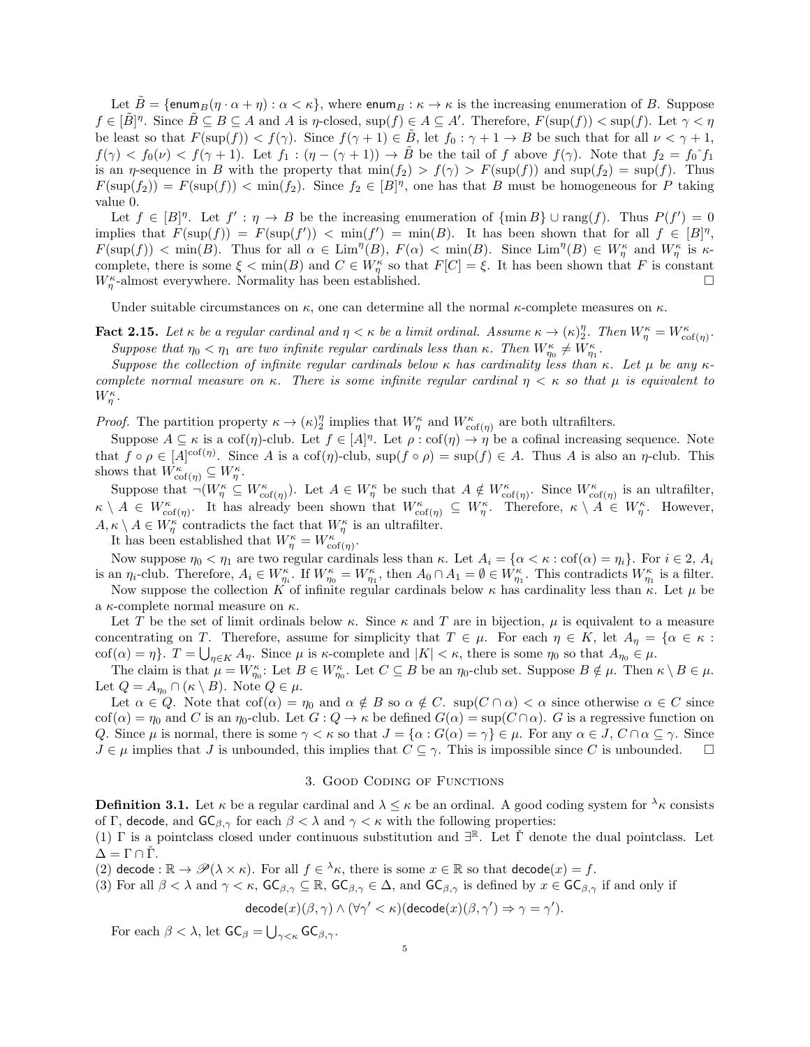Let $\tilde{B} = \{\mathsf{enum}_B(\eta \cdot \alpha + \eta) : \alpha < \kappa\}$, where $\mathsf{enum}_B : \kappa \to \kappa$ is the increasing enumeration of $B$. Suppose $f \in [\tilde{B}]^\eta$. Since $\tilde{B} \subseteq B \subseteq A$ and $A$ is $\eta$-closed, $\sup(f) \in A \subseteq A'$. Therefore, $F(\sup(f)) < \sup(f)$. Let $\gamma < \eta$ be least so that $F(\sup(f)) < f(\gamma)$. Since $f(\gamma+1) \in \tilde{B}$, let $f_0 : \gamma + 1 \to B$ be such that for all $\nu < \gamma + 1$, $f(\gamma) < f_0(\nu) < f(\gamma+1)$. Let $f_1 : (\eta - (\gamma+1)) \to \tilde{B}$ be the tail of $f$ above $f(\gamma)$. Note that $f_2 = f_0 \hat{\ } f_1$ is an $\eta$-sequence in $B$ with the property that $\min(f_2) > f(\gamma) > F(\sup(f))$ and $\sup(f_2) = \sup(f)$. Thus $F(\sup(f_2)) = F(\sup(f)) < \min(f_2)$. Since $f_2 \in [B]^\eta$, one has that $B$ must be homogeneous for $P$ taking value 0.

Let $f \in [B]^\eta$. Let $f' : \eta \to B$ be the increasing enumeration of $\{\min B\} \cup \mathrm{rang}(f)$. Thus $P(f') = 0$ implies that $F(\sup(f)) = F(\sup(f')) < \min(f') = \min(B)$. It has been shown that for all $f \in [B]^\eta$, $F(\sup(f)) < \min(B)$. Thus for all $\alpha \in \mathrm{Lim}^\eta(B)$, $F(\alpha) < \min(B)$. Since $\mathrm{Lim}^\eta(B) \in W^\kappa_\eta$ and $W^\kappa_\eta$ is $\kappa$-complete, there is some $\xi < \min(B)$ and $C \in W^\kappa_\eta$ so that $F[C] = \xi$. It has been shown that $F$ is constant $W^\kappa_\eta$-almost everywhere. Normality has been established. □

Under suitable circumstances on $\kappa$, one can determine all the normal $\kappa$-complete measures on $\kappa$.

**Fact 2.15.** *Let $\kappa$ be a regular cardinal and $\eta < \kappa$ be a limit ordinal. Assume $\kappa \to (\kappa)^\eta_2$. Then $W^\kappa_\eta = W^\kappa_{\mathrm{cof}(\eta)}$.*

*Suppose that $\eta_0 < \eta_1$ are two infinite regular cardinals less than $\kappa$. Then $W^\kappa_{\eta_0} \neq W^\kappa_{\eta_1}$.*

*Suppose the collection of infinite regular cardinals below $\kappa$ has cardinality less than $\kappa$. Let $\mu$ be any $\kappa$-complete normal measure on $\kappa$. There is some infinite regular cardinal $\eta < \kappa$ so that $\mu$ is equivalent to $W^\kappa_\eta$.*

*Proof.* The partition property $\kappa \to (\kappa)^\eta_2$ implies that $W^\kappa_\eta$ and $W^\kappa_{\mathrm{cof}(\eta)}$ are both ultrafilters.

Suppose $A \subseteq \kappa$ is a $\mathrm{cof}(\eta)$-club. Let $f \in [A]^\eta$. Let $\rho : \mathrm{cof}(\eta) \to \eta$ be a cofinal increasing sequence. Note that $f \circ \rho \in [A]^{\mathrm{cof}(\eta)}$. Since $A$ is a $\mathrm{cof}(\eta)$-club, $\sup(f \circ \rho) = \sup(f) \in A$. Thus $A$ is also an $\eta$-club. This shows that $W^\kappa_{\mathrm{cof}(\eta)} \subseteq W^\kappa_\eta$.

Suppose that $\neg(W^\kappa_\eta \subseteq W^\kappa_{\mathrm{cof}(\eta)})$. Let $A \in W^\kappa_\eta$ be such that $A \notin W^\kappa_{\mathrm{cof}(\eta)}$. Since $W^\kappa_{\mathrm{cof}(\eta)}$ is an ultrafilter, $\kappa \setminus A \in W^\kappa_{\mathrm{cof}(\eta)}$. It has already been shown that $W^\kappa_{\mathrm{cof}(\eta)} \subseteq W^\kappa_\eta$. Therefore, $\kappa \setminus A \in W^\kappa_\eta$. However, $A, \kappa \setminus A \in W^\kappa_\eta$ contradicts the fact that $W^\kappa_\eta$ is an ultrafilter.

It has been established that $W^\kappa_\eta = W^\kappa_{\mathrm{cof}(\eta)}$.

Now suppose $\eta_0 < \eta_1$ are two regular cardinals less than $\kappa$. Let $A_i = \{\alpha < \kappa : \mathrm{cof}(\alpha) = \eta_i\}$. For $i \in 2$, $A_i$ is an $\eta_i$-club. Therefore, $A_i \in W^\kappa_{\eta_i}$. If $W^\kappa_{\eta_0} = W^\kappa_{\eta_1}$, then $A_0 \cap A_1 = \emptyset \in W^\kappa_{\eta_1}$. This contradicts $W^\kappa_{\eta_1}$ is a filter.

Now suppose the collection $K$ of infinite regular cardinals below $\kappa$ has cardinality less than $\kappa$. Let $\mu$ be a $\kappa$-complete normal measure on $\kappa$.

Let $T$ be the set of limit ordinals below $\kappa$. Since $\kappa$ and $T$ are in bijection, $\mu$ is equivalent to a measure concentrating on $T$. Therefore, assume for simplicity that $T \in \mu$. For each $\eta \in K$, let $A_\eta = \{\alpha \in \kappa : \mathrm{cof}(\alpha) = \eta\}$. $T = \bigcup_{\eta \in K} A_\eta$. Since $\mu$ is $\kappa$-complete and $|K| < \kappa$, there is some $\eta_0$ so that $A_{\eta_0} \in \mu$.

The claim is that $\mu = W^\kappa_{\eta_0}$: Let $B \in W^\kappa_{\eta_0}$. Let $C \subseteq B$ be an $\eta_0$-club set. Suppose $B \notin \mu$. Then $\kappa \setminus B \in \mu$. Let $Q = A_{\eta_0} \cap (\kappa \setminus B)$. Note $Q \in \mu$.

Let $\alpha \in Q$. Note that $\mathrm{cof}(\alpha) = \eta_0$ and $\alpha \notin B$ so $\alpha \notin C$. $\sup(C \cap \alpha) < \alpha$ since otherwise $\alpha \in C$ since $\mathrm{cof}(\alpha) = \eta_0$ and $C$ is an $\eta_0$-club. Let $G : Q \to \kappa$ be defined $G(\alpha) = \sup(C \cap \alpha)$. $G$ is a regressive function on $Q$. Since $\mu$ is normal, there is some $\gamma < \kappa$ so that $J = \{\alpha : G(\alpha) = \gamma\} \in \mu$. For any $\alpha \in J$, $C \cap \alpha \subseteq \gamma$. Since $J \in \mu$ implies that $J$ is unbounded, this implies that $C \subseteq \gamma$. This is impossible since $C$ is unbounded. □

## 3. Good Coding of Functions

**Definition 3.1.** Let $\kappa$ be a regular cardinal and $\lambda \leq \kappa$ be an ordinal. A good coding system for ${}^\lambda\kappa$ consists of $\Gamma$, $\mathsf{decode}$, and $\mathsf{GC}_{\beta,\gamma}$ for each $\beta < \lambda$ and $\gamma < \kappa$ with the following properties:

(1) $\Gamma$ is a pointclass closed under continuous substitution and $\exists^\mathbb{R}$. Let $\check{\Gamma}$ denote the dual pointclass. Let $\Delta = \Gamma \cap \check{\Gamma}$.

(2) $\mathsf{decode} : \mathbb{R} \to \mathscr{P}(\lambda \times \kappa)$. For all $f \in {}^\lambda\kappa$, there is some $x \in \mathbb{R}$ so that $\mathsf{decode}(x) = f$.

(3) For all $\beta < \lambda$ and $\gamma < \kappa$, $\mathsf{GC}_{\beta,\gamma} \subseteq \mathbb{R}$, $\mathsf{GC}_{\beta,\gamma} \in \Delta$, and $\mathsf{GC}_{\beta,\gamma}$ is defined by $x \in \mathsf{GC}_{\beta,\gamma}$ if and only if

$$\mathsf{decode}(x)(\beta, \gamma) \wedge (\forall \gamma' < \kappa)(\mathsf{decode}(x)(\beta, \gamma') \Rightarrow \gamma = \gamma').$$

For each $\beta < \lambda$, let $\mathsf{GC}_\beta = \bigcup_{\gamma < \kappa} \mathsf{GC}_{\beta,\gamma}$.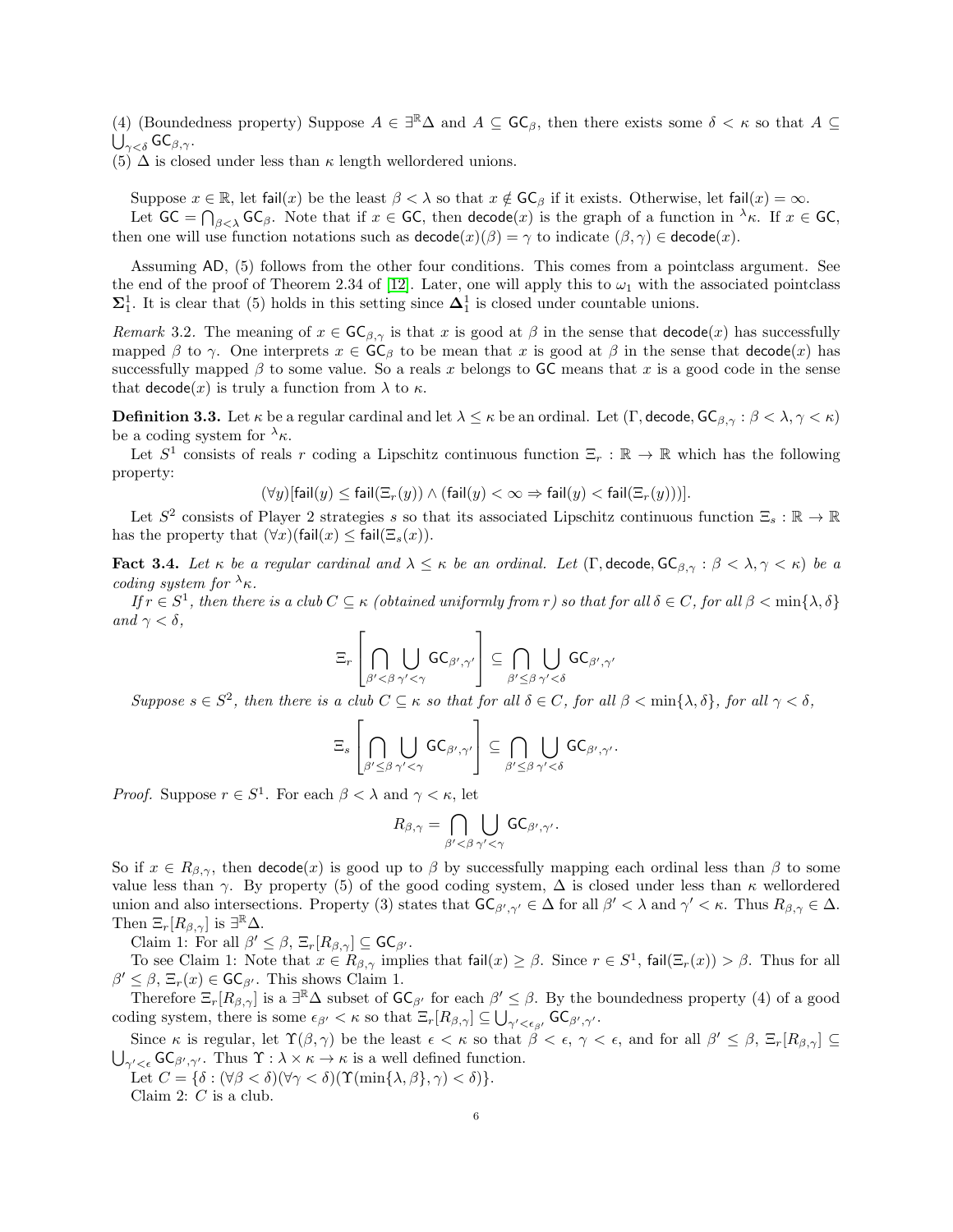(4) (Boundedness property) Suppose $A \in \exists^{\mathbb{R}}\Delta$ and $A \subseteq \mathsf{GC}_\beta$, then there exists some $\delta < \kappa$ so that $A \subseteq \bigcup_{\gamma<\delta} \mathsf{GC}_{\beta,\gamma}$.
(5) $\Delta$ is closed under less than $\kappa$ length wellordered unions.

Suppose $x \in \mathbb{R}$, let $\mathsf{fail}(x)$ be the least $\beta < \lambda$ so that $x \notin \mathsf{GC}_\beta$ if it exists. Otherwise, let $\mathsf{fail}(x) = \infty$.

Let $\mathsf{GC} = \bigcap_{\beta<\lambda} \mathsf{GC}_\beta$. Note that if $x \in \mathsf{GC}$, then $\mathsf{decode}(x)$ is the graph of a function in ${}^\lambda\kappa$. If $x \in \mathsf{GC}$, then one will use function notations such as $\mathsf{decode}(x)(\beta) = \gamma$ to indicate $(\beta, \gamma) \in \mathsf{decode}(x)$.

Assuming $\mathsf{AD}$, (5) follows from the other four conditions. This comes from a pointclass argument. See the end of the proof of Theorem 2.34 of [12]. Later, one will apply this to $\omega_1$ with the associated pointclass $\boldsymbol{\Sigma}^1_1$. It is clear that (5) holds in this setting since $\boldsymbol{\Delta}^1_1$ is closed under countable unions.

*Remark* 3.2. The meaning of $x \in \mathsf{GC}_{\beta,\gamma}$ is that $x$ is good at $\beta$ in the sense that $\mathsf{decode}(x)$ has successfully mapped $\beta$ to $\gamma$. One interprets $x \in \mathsf{GC}_\beta$ to be mean that $x$ is good at $\beta$ in the sense that $\mathsf{decode}(x)$ has successfully mapped $\beta$ to some value. So a reals $x$ belongs to $\mathsf{GC}$ means that $x$ is a good code in the sense that $\mathsf{decode}(x)$ is truly a function from $\lambda$ to $\kappa$.

**Definition 3.3.** Let $\kappa$ be a regular cardinal and let $\lambda \leq \kappa$ be an ordinal. Let $(\Gamma, \mathsf{decode}, \mathsf{GC}_{\beta,\gamma} : \beta < \lambda, \gamma < \kappa)$ be a coding system for ${}^\lambda\kappa$.

Let $S^1$ consists of reals $r$ coding a Lipschitz continuous function $\Xi_r : \mathbb{R} \to \mathbb{R}$ which has the following property:

$$(\forall y)[\mathsf{fail}(y) \leq \mathsf{fail}(\Xi_r(y)) \wedge (\mathsf{fail}(y) < \infty \Rightarrow \mathsf{fail}(y) < \mathsf{fail}(\Xi_r(y)))].$$

Let $S^2$ consists of Player 2 strategies $s$ so that its associated Lipschitz continuous function $\Xi_s : \mathbb{R} \to \mathbb{R}$ has the property that $(\forall x)(\mathsf{fail}(x) \leq \mathsf{fail}(\Xi_s(x)))$.

**Fact 3.4.** *Let $\kappa$ be a regular cardinal and $\lambda \leq \kappa$ be an ordinal. Let $(\Gamma, \mathsf{decode}, \mathsf{GC}_{\beta,\gamma} : \beta < \lambda, \gamma < \kappa)$ be a coding system for ${}^\lambda\kappa$.*

*If $r \in S^1$, then there is a club $C \subseteq \kappa$ (obtained uniformly from $r$) so that for all $\delta \in C$, for all $\beta < \min\{\lambda, \delta\}$ and $\gamma < \delta$,*

$$\Xi_r\left[\bigcap_{\beta'<\beta} \bigcup_{\gamma'<\gamma} \mathsf{GC}_{\beta',\gamma'}\right] \subseteq \bigcap_{\beta'\leq\beta} \bigcup_{\gamma'<\delta} \mathsf{GC}_{\beta',\gamma'}$$

*Suppose $s \in S^2$, then there is a club $C \subseteq \kappa$ so that for all $\delta \in C$, for all $\beta < \min\{\lambda, \delta\}$, for all $\gamma < \delta$,*

$$\Xi_s\left[\bigcap_{\beta'\leq\beta} \bigcup_{\gamma'<\gamma} \mathsf{GC}_{\beta',\gamma'}\right] \subseteq \bigcap_{\beta'\leq\beta} \bigcup_{\gamma'<\delta} \mathsf{GC}_{\beta',\gamma'}.$$

*Proof.* Suppose $r \in S^1$. For each $\beta < \lambda$ and $\gamma < \kappa$, let

$$R_{\beta,\gamma} = \bigcap_{\beta'<\beta} \bigcup_{\gamma'<\gamma} \mathsf{GC}_{\beta',\gamma'}.$$

So if $x \in R_{\beta,\gamma}$, then $\mathsf{decode}(x)$ is good up to $\beta$ by successfully mapping each ordinal less than $\beta$ to some value less than $\gamma$. By property (5) of the good coding system, $\Delta$ is closed under less than $\kappa$ wellordered union and also intersections. Property (3) states that $\mathsf{GC}_{\beta',\gamma'} \in \Delta$ for all $\beta' < \lambda$ and $\gamma' < \kappa$. Thus $R_{\beta,\gamma} \in \Delta$. Then $\Xi_r[R_{\beta,\gamma}]$ is $\exists^{\mathbb{R}}\Delta$.

Claim 1: For all $\beta' \leq \beta$, $\Xi_r[R_{\beta,\gamma}] \subseteq \mathsf{GC}_{\beta'}$.

To see Claim 1: Note that $x \in R_{\beta,\gamma}$ implies that $\mathsf{fail}(x) \geq \beta$. Since $r \in S^1$, $\mathsf{fail}(\Xi_r(x)) > \beta$. Thus for all $\beta' \leq \beta$, $\Xi_r(x) \in \mathsf{GC}_{\beta'}$. This shows Claim 1.

Therefore $\Xi_r[R_{\beta,\gamma}]$ is a $\exists^{\mathbb{R}}\Delta$ subset of $\mathsf{GC}_{\beta'}$ for each $\beta' \leq \beta$. By the boundedness property (4) of a good coding system, there is some $\epsilon_{\beta'} < \kappa$ so that $\Xi_r[R_{\beta,\gamma}] \subseteq \bigcup_{\gamma'<\epsilon_{\beta'}} \mathsf{GC}_{\beta',\gamma'}$.

Since $\kappa$ is regular, let $\Upsilon(\beta, \gamma)$ be the least $\epsilon < \kappa$ so that $\beta < \epsilon$, $\gamma < \epsilon$, and for all $\beta' \leq \beta$, $\Xi_r[R_{\beta,\gamma}] \subseteq \bigcup_{\gamma'<\epsilon} \mathsf{GC}_{\beta',\gamma'}$. Thus $\Upsilon : \lambda \times \kappa \to \kappa$ is a well defined function.

Let $C = \{\delta : (\forall \beta < \delta)(\forall \gamma < \delta)(\Upsilon(\min\{\lambda, \beta\}, \gamma) < \delta)\}$.

Claim 2: $C$ is a club.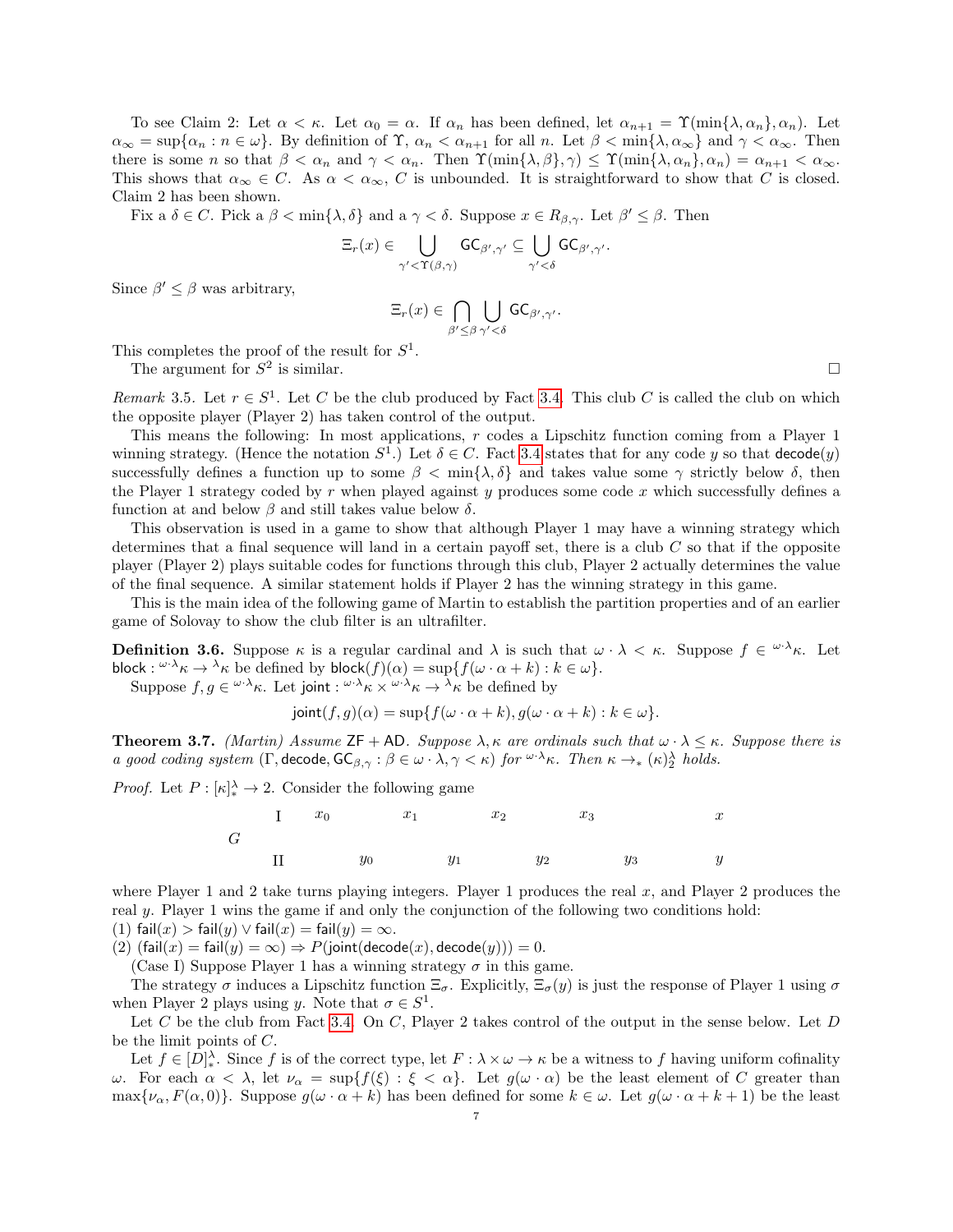To see Claim 2: Let $\alpha < \kappa$. Let $\alpha_0 = \alpha$. If $\alpha_n$ has been defined, let $\alpha_{n+1} = \Upsilon(\min\{\lambda, \alpha_n\}, \alpha_n)$. Let $\alpha_\infty = \sup\{\alpha_n : n \in \omega\}$. By definition of $\Upsilon$, $\alpha_n < \alpha_{n+1}$ for all $n$. Let $\beta < \min\{\lambda, \alpha_\infty\}$ and $\gamma < \alpha_\infty$. Then there is some $n$ so that $\beta < \alpha_n$ and $\gamma < \alpha_n$. Then $\Upsilon(\min\{\lambda, \beta\}, \gamma) \leq \Upsilon(\min\{\lambda, \alpha_n\}, \alpha_n) = \alpha_{n+1} < \alpha_\infty$. This shows that $\alpha_\infty \in C$. As $\alpha < \alpha_\infty$, $C$ is unbounded. It is straightforward to show that $C$ is closed. Claim 2 has been shown.

Fix a $\delta \in C$. Pick a $\beta < \min\{\lambda, \delta\}$ and a $\gamma < \delta$. Suppose $x \in R_{\beta,\gamma}$. Let $\beta' \leq \beta$. Then

$$\Xi_r(x) \in \bigcup_{\gamma' < \Upsilon(\beta,\gamma)} \mathsf{GC}_{\beta',\gamma'} \subseteq \bigcup_{\gamma' < \delta} \mathsf{GC}_{\beta',\gamma'}.$$

Since $\beta' \leq \beta$ was arbitrary,

$$\Xi_r(x) \in \bigcap_{\beta' \leq \beta} \bigcup_{\gamma' < \delta} \mathsf{GC}_{\beta',\gamma'}.$$

This completes the proof of the result for $S^1$.

The argument for $S^2$ is similar. □

*Remark* 3.5. Let $r \in S^1$. Let $C$ be the club produced by Fact 3.4. This club $C$ is called the club on which the opposite player (Player 2) has taken control of the output.

This means the following: In most applications, $r$ codes a Lipschitz function coming from a Player 1 winning strategy. (Hence the notation $S^1$.) Let $\delta \in C$. Fact 3.4 states that for any code $y$ so that $\mathsf{decode}(y)$ successfully defines a function up to some $\beta < \min\{\lambda, \delta\}$ and takes value some $\gamma$ strictly below $\delta$, then the Player 1 strategy coded by $r$ when played against $y$ produces some code $x$ which successfully defines a function at and below $\beta$ and still takes value below $\delta$.

This observation is used in a game to show that although Player 1 may have a winning strategy which determines that a final sequence will land in a certain payoff set, there is a club $C$ so that if the opposite player (Player 2) plays suitable codes for functions through this club, Player 2 actually determines the value of the final sequence. A similar statement holds if Player 2 has the winning strategy in this game.

This is the main idea of the following game of Martin to establish the partition properties and of an earlier game of Solovay to show the club filter is an ultrafilter.

**Definition 3.6.** Suppose $\kappa$ is a regular cardinal and $\lambda$ is such that $\omega \cdot \lambda < \kappa$. Suppose $f \in {}^{\omega\cdot\lambda}\kappa$. Let $\mathsf{block} : {}^{\omega\cdot\lambda}\kappa \to {}^{\lambda}\kappa$ be defined by $\mathsf{block}(f)(\alpha) = \sup\{f(\omega \cdot \alpha + k) : k \in \omega\}$.

Suppose $f, g \in {}^{\omega\cdot\lambda}\kappa$. Let $\mathsf{joint} : {}^{\omega\cdot\lambda}\kappa \times {}^{\omega\cdot\lambda}\kappa \to {}^{\lambda}\kappa$ be defined by

$$\mathsf{joint}(f, g)(\alpha) = \sup\{f(\omega \cdot \alpha + k), g(\omega \cdot \alpha + k) : k \in \omega\}.$$

**Theorem 3.7.** *(Martin) Assume* $\mathsf{ZF} + \mathsf{AD}$*. Suppose* $\lambda, \kappa$ *are ordinals such that* $\omega \cdot \lambda \leq \kappa$*. Suppose there is a good coding system* $(\Gamma, \mathsf{decode}, \mathsf{GC}_{\beta,\gamma} : \beta \in \omega \cdot \lambda, \gamma < \kappa)$ *for* ${}^{\omega\cdot\lambda}\kappa$*. Then* $\kappa \to_* (\kappa)^\lambda_2$ *holds.*

*Proof.* Let $P : [\kappa]^\lambda_* \to 2$. Consider the following game

$$\begin{array}{cccccccccccc} & \text{I} & x_0 & & x_1 & & x_2 & & x_3 & & & x \\ G & & & & & & & & & & & \\ & \text{II} & & y_0 & & y_1 & & y_2 & & y_3 & & y \end{array}$$

where Player 1 and 2 take turns playing integers. Player 1 produces the real $x$, and Player 2 produces the real $y$. Player 1 wins the game if and only the conjunction of the following two conditions hold:

(1) $\mathsf{fail}(x) > \mathsf{fail}(y) \vee \mathsf{fail}(x) = \mathsf{fail}(y) = \infty$.

(2) $(\mathsf{fail}(x) = \mathsf{fail}(y) = \infty) \Rightarrow P(\mathsf{joint}(\mathsf{decode}(x), \mathsf{decode}(y))) = 0$.

(Case I) Suppose Player 1 has a winning strategy $\sigma$ in this game.

The strategy $\sigma$ induces a Lipschitz function $\Xi_\sigma$. Explicitly, $\Xi_\sigma(y)$ is just the response of Player 1 using $\sigma$ when Player 2 plays using $y$. Note that $\sigma \in S^1$.

Let $C$ be the club from Fact 3.4. On $C$, Player 2 takes control of the output in the sense below. Let $D$ be the limit points of $C$.

Let $f \in [D]^\lambda_*$. Since $f$ is of the correct type, let $F : \lambda \times \omega \to \kappa$ be a witness to $f$ having uniform cofinality $\omega$. For each $\alpha < \lambda$, let $\nu_\alpha = \sup\{f(\xi) : \xi < \alpha\}$. Let $g(\omega \cdot \alpha)$ be the least element of $C$ greater than $\max\{\nu_\alpha, F(\alpha, 0)\}$. Suppose $g(\omega \cdot \alpha + k)$ has been defined for some $k \in \omega$. Let $g(\omega \cdot \alpha + k + 1)$ be the least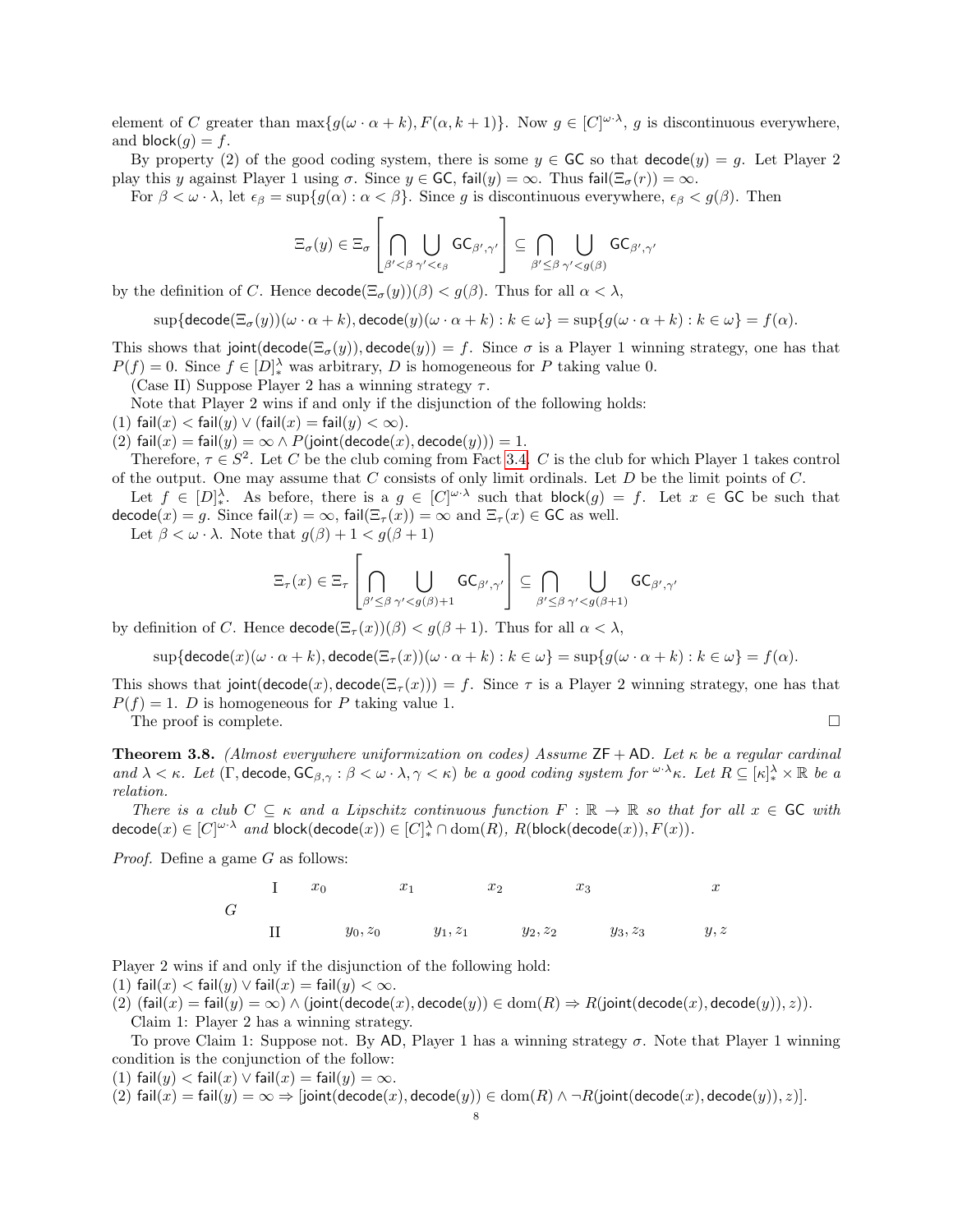element of $C$ greater than $\max\{g(\omega \cdot \alpha + k), F(\alpha, k+1)\}$. Now $g \in [C]^{\omega \cdot \lambda}$, $g$ is discontinuous everywhere, and $\mathsf{block}(g) = f$.

By property (2) of the good coding system, there is some $y \in \mathsf{GC}$ so that $\mathsf{decode}(y) = g$. Let Player 2 play this $y$ against Player 1 using $\sigma$. Since $y \in \mathsf{GC}$, $\mathsf{fail}(y) = \infty$. Thus $\mathsf{fail}(\Xi_\sigma(r)) = \infty$.

For $\beta < \omega \cdot \lambda$, let $\epsilon_\beta = \sup\{g(\alpha) : \alpha < \beta\}$. Since $g$ is discontinuous everywhere, $\epsilon_\beta < g(\beta)$. Then

$$\Xi_\sigma(y) \in \Xi_\sigma\left[\bigcap_{\beta' < \beta} \bigcup_{\gamma' < \epsilon_\beta} \mathsf{GC}_{\beta',\gamma'}\right] \subseteq \bigcap_{\beta' \leq \beta} \bigcup_{\gamma' < g(\beta)} \mathsf{GC}_{\beta',\gamma'}$$

by the definition of $C$. Hence $\mathsf{decode}(\Xi_\sigma(y))(\beta) < g(\beta)$. Thus for all $\alpha < \lambda$,

$$\sup\{\mathsf{decode}(\Xi_\sigma(y))(\omega \cdot \alpha + k), \mathsf{decode}(y)(\omega \cdot \alpha + k) : k \in \omega\} = \sup\{g(\omega \cdot \alpha + k) : k \in \omega\} = f(\alpha).$$

This shows that $\mathsf{joint}(\mathsf{decode}(\Xi_\sigma(y)), \mathsf{decode}(y)) = f$. Since $\sigma$ is a Player 1 winning strategy, one has that $P(f) = 0$. Since $f \in [D]^\lambda_*$ was arbitrary, $D$ is homogeneous for $P$ taking value 0.

(Case II) Suppose Player 2 has a winning strategy $\tau$.

Note that Player 2 wins if and only if the disjunction of the following holds:

(1) $\mathsf{fail}(x) < \mathsf{fail}(y) \vee (\mathsf{fail}(x) = \mathsf{fail}(y) < \infty)$.

(2) $\mathsf{fail}(x) = \mathsf{fail}(y) = \infty \wedge P(\mathsf{joint}(\mathsf{decode}(x), \mathsf{decode}(y))) = 1$.

Therefore, $\tau \in S^2$. Let $C$ be the club coming from Fact 3.4. $C$ is the club for which Player 1 takes control of the output. One may assume that $C$ consists of only limit ordinals. Let $D$ be the limit points of $C$.

Let $f \in [D]^\lambda_*$. As before, there is a $g \in [C]^{\omega \cdot \lambda}$ such that $\mathsf{block}(g) = f$. Let $x \in \mathsf{GC}$ be such that $\mathsf{decode}(x) = g$. Since $\mathsf{fail}(x) = \infty$, $\mathsf{fail}(\Xi_\tau(x)) = \infty$ and $\Xi_\tau(x) \in \mathsf{GC}$ as well.

Let $\beta < \omega \cdot \lambda$. Note that $g(\beta) + 1 < g(\beta + 1)$

$$\Xi_\tau(x) \in \Xi_\tau\left[\bigcap_{\beta' \leq \beta} \bigcup_{\gamma' < g(\beta)+1} \mathsf{GC}_{\beta',\gamma'}\right] \subseteq \bigcap_{\beta' \leq \beta} \bigcup_{\gamma' < g(\beta+1)} \mathsf{GC}_{\beta',\gamma'}$$

by definition of $C$. Hence $\mathsf{decode}(\Xi_\tau(x))(\beta) < g(\beta + 1)$. Thus for all $\alpha < \lambda$,

$$\sup\{\mathsf{decode}(x)(\omega \cdot \alpha + k), \mathsf{decode}(\Xi_\tau(x))(\omega \cdot \alpha + k) : k \in \omega\} = \sup\{g(\omega \cdot \alpha + k) : k \in \omega\} = f(\alpha).$$

This shows that $\mathsf{joint}(\mathsf{decode}(x), \mathsf{decode}(\Xi_\tau(x))) = f$. Since $\tau$ is a Player 2 winning strategy, one has that $P(f) = 1$. $D$ is homogeneous for $P$ taking value 1.

The proof is complete. $\square$

**Theorem 3.8.** *(Almost everywhere uniformization on codes) Assume $\mathsf{ZF} + \mathsf{AD}$. Let $\kappa$ be a regular cardinal and $\lambda < \kappa$. Let $(\Gamma, \mathsf{decode}, \mathsf{GC}_{\beta,\gamma} : \beta < \omega \cdot \lambda, \gamma < \kappa)$ be a good coding system for ${}^{\omega \cdot \lambda}\kappa$. Let $R \subseteq [\kappa]^\lambda_* \times \mathbb{R}$ be a relation.*

*There is a club $C \subseteq \kappa$ and a Lipschitz continuous function $F : \mathbb{R} \to \mathbb{R}$ so that for all $x \in \mathsf{GC}$ with $\mathsf{decode}(x) \in [C]^{\omega \cdot \lambda}$ and $\mathsf{block}(\mathsf{decode}(x)) \in [C]^\lambda_* \cap \mathrm{dom}(R)$, $R(\mathsf{block}(\mathsf{decode}(x)), F(x))$.*

*Proof.* Define a game $G$ as follows:

| | | | | | | | | | |
|---|---|---|---|---|---|---|---|---|---|
| | I | $x_0$ | | $x_1$ | | $x_2$ | | $x_3$ | $x$ |
| $G$ | | | | | | | | | |
| | II | | $y_0, z_0$ | | $y_1, z_1$ | | $y_2, z_2$ | $y_3, z_3$ | $y, z$ |

Player 2 wins if and only if the disjunction of the following hold:

(1) $\mathsf{fail}(x) < \mathsf{fail}(y) \vee \mathsf{fail}(x) = \mathsf{fail}(y) < \infty$.

(2) $(\mathsf{fail}(x) = \mathsf{fail}(y) = \infty) \wedge (\mathsf{joint}(\mathsf{decode}(x), \mathsf{decode}(y)) \in \mathrm{dom}(R) \Rightarrow R(\mathsf{joint}(\mathsf{decode}(x), \mathsf{decode}(y)), z))$.

Claim 1: Player 2 has a winning strategy.

To prove Claim 1: Suppose not. By AD, Player 1 has a winning strategy $\sigma$. Note that Player 1 winning condition is the conjunction of the follow:

(1) $\mathsf{fail}(y) < \mathsf{fail}(x) \vee \mathsf{fail}(x) = \mathsf{fail}(y) = \infty$.

(2) $\mathsf{fail}(x) = \mathsf{fail}(y) = \infty \Rightarrow [\mathsf{joint}(\mathsf{decode}(x), \mathsf{decode}(y)) \in \mathrm{dom}(R) \wedge \neg R(\mathsf{joint}(\mathsf{decode}(x), \mathsf{decode}(y)), z)]$.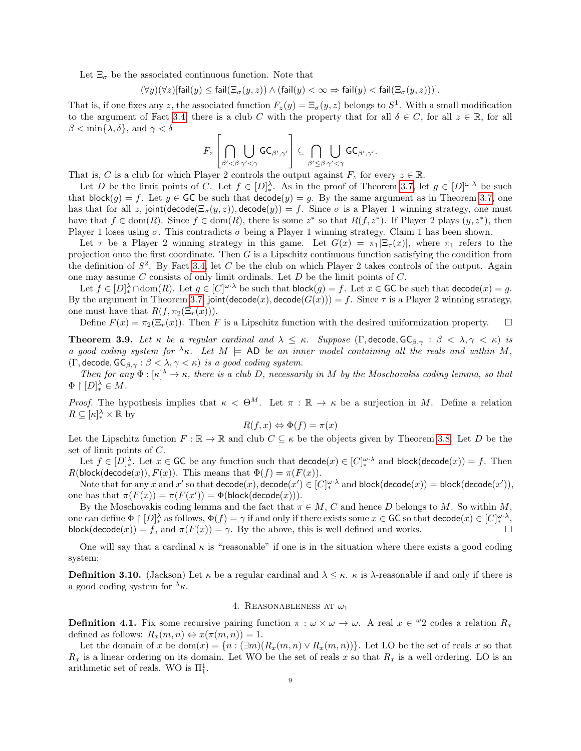Let $\Xi_\sigma$ be the associated continuous function. Note that

$$(\forall y)(\forall z)[\mathsf{fail}(y) \le \mathsf{fail}(\Xi_\sigma(y,z)) \wedge (\mathsf{fail}(y) < \infty \Rightarrow \mathsf{fail}(y) < \mathsf{fail}(\Xi_\sigma(y,z)))].$$

That is, if one fixes any $z$, the associated function $F_z(y) = \Xi_\sigma(y,z)$ belongs to $S^1$. With a small modification to the argument of Fact 3.4, there is a club $C$ with the property that for all $\delta \in C$, for all $z \in \mathbb{R}$, for all $\beta < \min\{\lambda, \delta\}$, and $\gamma < \delta$

$$F_z\left[\bigcap_{\beta' < \beta} \bigcup_{\gamma' < \gamma} \mathsf{GC}_{\beta',\gamma'}\right] \subseteq \bigcap_{\beta' \le \beta} \bigcup_{\gamma' < \gamma} \mathsf{GC}_{\beta',\gamma'}.$$

That is, $C$ is a club for which Player 2 controls the output against $F_z$ for every $z \in \mathbb{R}$.

Let $D$ be the limit points of $C$. Let $f \in [D]^\lambda_*$. As in the proof of Theorem 3.7, let $g \in [D]^{\omega\cdot\lambda}$ be such that $\mathsf{block}(g) = f$. Let $y \in \mathsf{GC}$ be such that $\mathsf{decode}(y) = g$. By the same argument as in Theorem 3.7, one has that for all $z$, $\mathsf{joint}(\mathsf{decode}(\Xi_\sigma(y,z)), \mathsf{decode}(y)) = f$. Since $\sigma$ is a Player 1 winning strategy, one must have that $f \in \mathrm{dom}(R)$. Since $f \in \mathrm{dom}(R)$, there is some $z^*$ so that $R(f, z^*)$. If Player 2 plays $(y, z^*)$, then Player 1 loses using $\sigma$. This contradicts $\sigma$ being a Player 1 winning strategy. Claim 1 has been shown.

Let $\tau$ be a Player 2 winning strategy in this game. Let $G(x) = \pi_1[\Xi_\tau(x)]$, where $\pi_1$ refers to the projection onto the first coordinate. Then $G$ is a Lipschitz continuous function satisfying the condition from the definition of $S^2$. By Fact 3.4, let $C$ be the club on which Player 2 takes controls of the output. Again one may assume $C$ consists of only limit ordinals. Let $D$ be the limit points of $C$.

Let $f \in [D]^\lambda_* \cap \mathrm{dom}(R)$. Let $g \in [C]^{\omega\cdot\lambda}$ be such that $\mathsf{block}(g) = f$. Let $x \in \mathsf{GC}$ be such that $\mathsf{decode}(x) = g$. By the argument in Theorem 3.7, $\mathsf{joint}(\mathsf{decode}(x), \mathsf{decode}(G(x))) = f$. Since $\tau$ is a Player 2 winning strategy, one must have that $R(f, \pi_2(\Xi_r(x)))$.

Define $F(x) = \pi_2(\Xi_r(x))$. Then $F$ is a Lipschitz function with the desired uniformization property. $\square$

**Theorem 3.9.** *Let $\kappa$ be a regular cardinal and $\lambda \le \kappa$. Suppose $(\Gamma, \mathsf{decode}, \mathsf{GC}_{\beta,\gamma} : \beta < \lambda, \gamma < \kappa)$ is a good coding system for ${}^\lambda\kappa$. Let $M \models \mathsf{AD}$ be an inner model containing all the reals and within $M$, $(\Gamma, \mathsf{decode}, \mathsf{GC}_{\beta,\gamma} : \beta < \lambda, \gamma < \kappa)$ is a good coding system.*

*Then for any $\Phi : [\kappa]^\lambda \to \kappa$, there is a club $D$, necessarily in $M$ by the Moschovakis coding lemma, so that $\Phi \restriction [D]^\lambda_* \in M$.*

*Proof.* The hypothesis implies that $\kappa < \Theta^M$. Let $\pi : \mathbb{R} \to \kappa$ be a surjection in $M$. Define a relation $R \subseteq [\kappa]^\lambda_* \times \mathbb{R}$ by

$$R(f,x) \Leftrightarrow \Phi(f) = \pi(x)$$

Let the Lipschitz function $F : \mathbb{R} \to \mathbb{R}$ and club $C \subseteq \kappa$ be the objects given by Theorem 3.8. Let $D$ be the set of limit points of $C$.

Let $f \in [D]^\lambda_*$. Let $x \in \mathsf{GC}$ be any function such that $\mathsf{decode}(x) \in [C]^{\omega\cdot\lambda}_*$ and $\mathsf{block}(\mathsf{decode}(x)) = f$. Then $R(\mathsf{block}(\mathsf{decode}(x)), F(x))$. This means that $\Phi(f) = \pi(F(x))$.

Note that for any $x$ and $x'$ so that $\mathsf{decode}(x), \mathsf{decode}(x') \in [C]^{\omega\cdot\lambda}_*$ and $\mathsf{block}(\mathsf{decode}(x)) = \mathsf{block}(\mathsf{decode}(x'))$, one has that $\pi(F(x)) = \pi(F(x')) = \Phi(\mathsf{block}(\mathsf{decode}(x)))$.

By the Moschovakis coding lemma and the fact that $\pi \in M$, $C$ and hence $D$ belongs to $M$. So within $M$, one can define $\Phi \restriction [D]^\lambda_*$ as follows, $\Phi(f) = \gamma$ if and only if there exists some $x \in \mathsf{GC}$ so that $\mathsf{decode}(x) \in [C]^{\omega\cdot\lambda}_*$, $\mathsf{block}(\mathsf{decode}(x)) = f$, and $\pi(F(x)) = \gamma$. By the above, this is well defined and works. $\square$

One will say that a cardinal $\kappa$ is "reasonable" if one is in the situation where there exists a good coding system:

**Definition 3.10.** (Jackson) Let $\kappa$ be a regular cardinal and $\lambda \le \kappa$. $\kappa$ is $\lambda$-reasonable if and only if there is a good coding system for ${}^\lambda\kappa$.

## 4. Reasonableness at $\omega_1$

**Definition 4.1.** Fix some recursive pairing function $\pi : \omega \times \omega \to \omega$. A real $x \in {}^\omega 2$ codes a relation $R_x$ defined as follows: $R_x(m,n) \Leftrightarrow x(\pi(m,n)) = 1$.

Let the domain of $x$ be $\mathrm{dom}(x) = \{n : (\exists m)(R_x(m,n) \vee R_x(m,n))\}$. Let $\mathsf{LO}$ be the set of reals $x$ so that $R_x$ is a linear ordering on its domain. Let $\mathsf{WO}$ be the set of reals $x$ so that $R_x$ is a well ordering. $\mathsf{LO}$ is an arithmetic set of reals. $\mathsf{WO}$ is $\Pi^1_1$.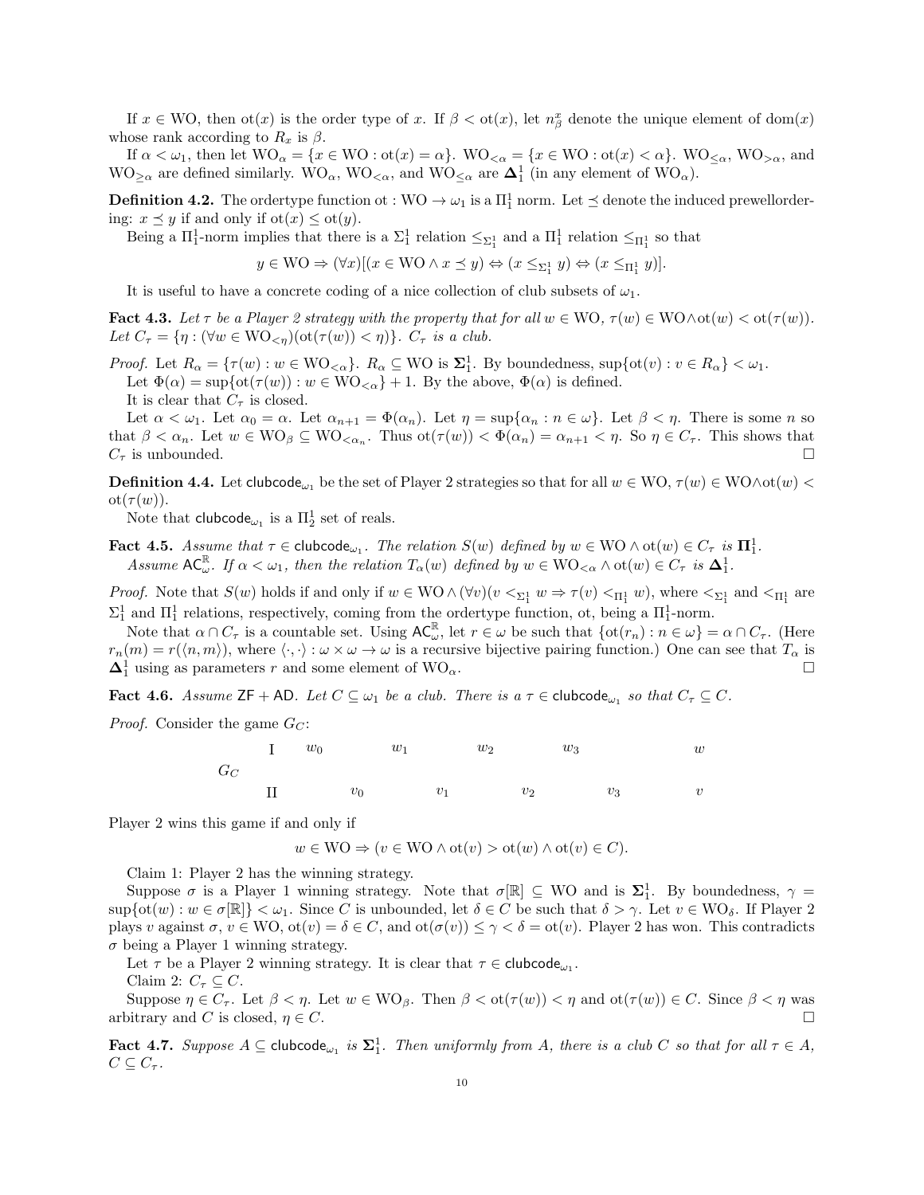If $x \in \text{WO}$, then $\text{ot}(x)$ is the order type of $x$. If $\beta < \text{ot}(x)$, let $n^x_\beta$ denote the unique element of $\text{dom}(x)$ whose rank according to $R_x$ is $\beta$.

If $\alpha < \omega_1$, then let $\text{WO}_\alpha = \{x \in \text{WO} : \text{ot}(x) = \alpha\}$. $\text{WO}_{<\alpha} = \{x \in \text{WO} : \text{ot}(x) < \alpha\}$. $\text{WO}_{\leq\alpha}$, $\text{WO}_{>\alpha}$, and $\text{WO}_{\geq\alpha}$ are defined similarly. $\text{WO}_\alpha$, $\text{WO}_{<\alpha}$, and $\text{WO}_{\leq\alpha}$ are $\boldsymbol{\Delta}^1_1$ (in any element of $\text{WO}_\alpha$).

**Definition 4.2.** The ordertype function $\text{ot} : \text{WO} \to \omega_1$ is a $\Pi^1_1$ norm. Let $\preceq$ denote the induced prewellordering: $x \preceq y$ if and only if $\text{ot}(x) \leq \text{ot}(y)$.

Being a $\Pi^1_1$-norm implies that there is a $\Sigma^1_1$ relation $\leq_{\Sigma^1_1}$ and a $\Pi^1_1$ relation $\leq_{\Pi^1_1}$ so that

$$y \in \text{WO} \Rightarrow (\forall x)[(x \in \text{WO} \wedge x \preceq y) \Leftrightarrow (x \leq_{\Sigma^1_1} y) \Leftrightarrow (x \leq_{\Pi^1_1} y)].$$

It is useful to have a concrete coding of a nice collection of club subsets of $\omega_1$.

**Fact 4.3.** *Let $\tau$ be a Player 2 strategy with the property that for all $w \in \text{WO}$, $\tau(w) \in \text{WO} \wedge \text{ot}(w) < \text{ot}(\tau(w))$. Let $C_\tau = \{\eta : (\forall w \in \text{WO}_{<\eta})(\text{ot}(\tau(w)) < \eta)\}$. $C_\tau$ is a club.*

*Proof.* Let $R_\alpha = \{\tau(w) : w \in \text{WO}_{<\alpha}\}$. $R_\alpha \subseteq \text{WO}$ is $\boldsymbol{\Sigma}^1_1$. By boundedness, $\sup\{\text{ot}(v) : v \in R_\alpha\} < \omega_1$.

Let $\Phi(\alpha) = \sup\{\text{ot}(\tau(w)) : w \in \text{WO}_{<\alpha}\} + 1$. By the above, $\Phi(\alpha)$ is defined.

It is clear that $C_\tau$ is closed.

Let $\alpha < \omega_1$. Let $\alpha_0 = \alpha$. Let $\alpha_{n+1} = \Phi(\alpha_n)$. Let $\eta = \sup\{\alpha_n : n \in \omega\}$. Let $\beta < \eta$. There is some $n$ so that $\beta < \alpha_n$. Let $w \in \text{WO}_\beta \subseteq \text{WO}_{<\alpha_n}$. Thus $\text{ot}(\tau(w)) < \Phi(\alpha_n) = \alpha_{n+1} < \eta$. So $\eta \in C_\tau$. This shows that $C_\tau$ is unbounded. $\square$

**Definition 4.4.** Let $\mathsf{clubcode}_{\omega_1}$ be the set of Player 2 strategies so that for all $w \in \text{WO}$, $\tau(w) \in \text{WO} \wedge \text{ot}(w) < \text{ot}(\tau(w))$.

Note that $\mathsf{clubcode}_{\omega_1}$ is a $\Pi^1_2$ set of reals.

**Fact 4.5.** *Assume that $\tau \in \mathsf{clubcode}_{\omega_1}$. The relation $S(w)$ defined by $w \in \text{WO} \wedge \text{ot}(w) \in C_\tau$ is $\boldsymbol{\Pi}^1_1$.*

*Assume $\mathsf{AC}^{\mathbb{R}}_\omega$. If $\alpha < \omega_1$, then the relation $T_\alpha(w)$ defined by $w \in \text{WO}_{<\alpha} \wedge \text{ot}(w) \in C_\tau$ is $\boldsymbol{\Delta}^1_1$.*

*Proof.* Note that $S(w)$ holds if and only if $w \in \text{WO} \wedge (\forall v)(v <_{\Sigma^1_1} w \Rightarrow \tau(v) <_{\Pi^1_1} w)$, where $<_{\Sigma^1_1}$ and $<_{\Pi^1_1}$ are $\Sigma^1_1$ and $\Pi^1_1$ relations, respectively, coming from the ordertype function, ot, being a $\Pi^1_1$-norm.

Note that $\alpha \cap C_\tau$ is a countable set. Using $\mathsf{AC}^{\mathbb{R}}_\omega$, let $r \in \omega$ be such that $\{\text{ot}(r_n) : n \in \omega\} = \alpha \cap C_\tau$. (Here $r_n(m) = r(\langle n, m\rangle)$, where $\langle\cdot,\cdot\rangle : \omega \times \omega \to \omega$ is a recursive bijective pairing function.) One can see that $T_\alpha$ is $\boldsymbol{\Delta}^1_1$ using as parameters $r$ and some element of $\text{WO}_\alpha$. $\square$

**Fact 4.6.** *Assume $\mathsf{ZF} + \mathsf{AD}$. Let $C \subseteq \omega_1$ be a club. There is a $\tau \in \mathsf{clubcode}_{\omega_1}$ so that $C_\tau \subseteq C$.*

*Proof.* Consider the game $G_C$:

$$\begin{array}{llllllllllll} & \text{I} & w_0 & & w_1 & & w_2 & & w_3 & & & w \\ G_C & & & & & & & & & & & \\ & \text{II} & & v_0 & & v_1 & & v_2 & & v_3 & & v \end{array}$$

Player 2 wins this game if and only if

$$w \in \text{WO} \Rightarrow (v \in \text{WO} \wedge \text{ot}(v) > \text{ot}(w) \wedge \text{ot}(v) \in C).$$

Claim 1: Player 2 has the winning strategy.

Suppose $\sigma$ is a Player 1 winning strategy. Note that $\sigma[\mathbb{R}] \subseteq \text{WO}$ and is $\boldsymbol{\Sigma}^1_1$. By boundedness, $\gamma = \sup\{\text{ot}(w) : w \in \sigma[\mathbb{R}]\} < \omega_1$. Since $C$ is unbounded, let $\delta \in C$ be such that $\delta > \gamma$. Let $v \in \text{WO}_\delta$. If Player 2 plays $v$ against $\sigma$, $v \in \text{WO}$, $\text{ot}(v) = \delta \in C$, and $\text{ot}(\sigma(v)) \leq \gamma < \delta = \text{ot}(v)$. Player 2 has won. This contradicts $\sigma$ being a Player 1 winning strategy.

Let $\tau$ be a Player 2 winning strategy. It is clear that $\tau \in \mathsf{clubcode}_{\omega_1}$.

Claim 2: $C_\tau \subseteq C$.

Suppose $\eta \in C_\tau$. Let $\beta < \eta$. Let $w \in \text{WO}_\beta$. Then $\beta < \text{ot}(\tau(w)) < \eta$ and $\text{ot}(\tau(w)) \in C$. Since $\beta < \eta$ was arbitrary and $C$ is closed, $\eta \in C$. $\square$

**Fact 4.7.** *Suppose $A \subseteq \mathsf{clubcode}_{\omega_1}$ is $\boldsymbol{\Sigma}^1_1$. Then uniformly from $A$, there is a club $C$ so that for all $\tau \in A$, $C \subseteq C_\tau$.*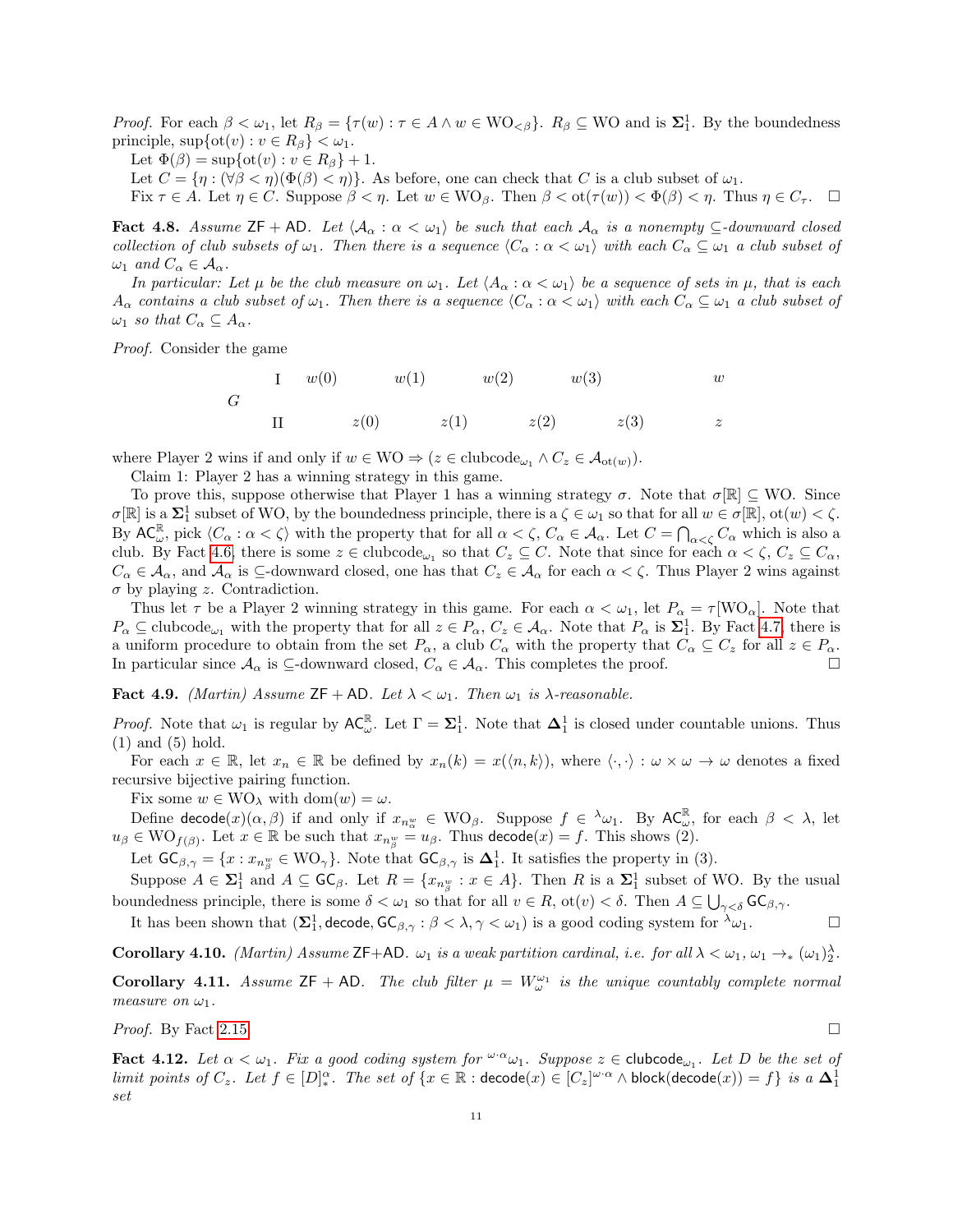*Proof.* For each $\beta < \omega_1$, let $R_\beta = \{\tau(w) : \tau \in A \wedge w \in \mathrm{WO}_{<\beta}\}$. $R_\beta \subseteq \mathrm{WO}$ and is $\boldsymbol{\Sigma}^1_1$. By the boundedness principle, $\sup\{\mathrm{ot}(v) : v \in R_\beta\} < \omega_1$.

Let $\Phi(\beta) = \sup\{\mathrm{ot}(v) : v \in R_\beta\} + 1$.

Let $C = \{\eta : (\forall \beta < \eta)(\Phi(\beta) < \eta)\}$. As before, one can check that $C$ is a club subset of $\omega_1$.

Fix $\tau \in A$. Let $\eta \in C$. Suppose $\beta < \eta$. Let $w \in \mathrm{WO}_\beta$. Then $\beta < \mathrm{ot}(\tau(w)) < \Phi(\beta) < \eta$. Thus $\eta \in C_\tau$. □

**Fact 4.8.** *Assume* $\mathsf{ZF} + \mathsf{AD}$*. Let* $\langle \mathcal{A}_\alpha : \alpha < \omega_1\rangle$ *be such that each* $\mathcal{A}_\alpha$ *is a nonempty* $\subseteq$*-downward closed collection of club subsets of* $\omega_1$*. Then there is a sequence* $\langle C_\alpha : \alpha < \omega_1\rangle$ *with each* $C_\alpha \subseteq \omega_1$ *a club subset of* $\omega_1$ *and* $C_\alpha \in \mathcal{A}_\alpha$*.*

*In particular: Let* $\mu$ *be the club measure on* $\omega_1$*. Let* $\langle A_\alpha : \alpha < \omega_1\rangle$ *be a sequence of sets in* $\mu$*, that is each* $A_\alpha$ *contains a club subset of* $\omega_1$*. Then there is a sequence* $\langle C_\alpha : \alpha < \omega_1\rangle$ *with each* $C_\alpha \subseteq \omega_1$ *a club subset of* $\omega_1$ *so that* $C_\alpha \subseteq A_\alpha$*.*

*Proof.* Consider the game

$$
G \quad \begin{array}{lccccccccc}
\mathrm{I} & w(0) & & w(1) & & w(2) & & w(3) & & w \\
\mathrm{II} & & z(0) & & z(1) & & z(2) & & z(3) & z
\end{array}
$$

where Player 2 wins if and only if $w \in \mathrm{WO} \Rightarrow (z \in \mathrm{clubcode}_{\omega_1} \wedge C_z \in \mathcal{A}_{\mathrm{ot}(w)})$.

Claim 1: Player 2 has a winning strategy in this game.

To prove this, suppose otherwise that Player 1 has a winning strategy $\sigma$. Note that $\sigma[\mathbb{R}] \subseteq \mathrm{WO}$. Since $\sigma[\mathbb{R}]$ is a $\boldsymbol{\Sigma}^1_1$ subset of WO, by the boundedness principle, there is a $\zeta \in \omega_1$ so that for all $w \in \sigma[\mathbb{R}]$, $\mathrm{ot}(w) < \zeta$. By $\mathsf{AC}^{\mathbb{R}}_\omega$, pick $\langle C_\alpha : \alpha < \zeta\rangle$ with the property that for all $\alpha < \zeta$, $C_\alpha \in \mathcal{A}_\alpha$. Let $C = \bigcap_{\alpha<\zeta} C_\alpha$ which is also a club. By Fact 4.6, there is some $z \in \mathrm{clubcode}_{\omega_1}$ so that $C_z \subseteq C$. Note that since for each $\alpha < \zeta$, $C_z \subseteq C_\alpha$, $C_\alpha \in \mathcal{A}_\alpha$, and $\mathcal{A}_\alpha$ is $\subseteq$-downward closed, one has that $C_z \in \mathcal{A}_\alpha$ for each $\alpha < \zeta$. Thus Player 2 wins against $\sigma$ by playing $z$. Contradiction.

Thus let $\tau$ be a Player 2 winning strategy in this game. For each $\alpha < \omega_1$, let $P_\alpha = \tau[\mathrm{WO}_\alpha]$. Note that $P_\alpha \subseteq \mathrm{clubcode}_{\omega_1}$ with the property that for all $z \in P_\alpha$, $C_z \in \mathcal{A}_\alpha$. Note that $P_\alpha$ is $\boldsymbol{\Sigma}^1_1$. By Fact 4.7, there is a uniform procedure to obtain from the set $P_\alpha$, a club $C_\alpha$ with the property that $C_\alpha \subseteq C_z$ for all $z \in P_\alpha$. In particular since $\mathcal{A}_\alpha$ is $\subseteq$-downward closed, $C_\alpha \in \mathcal{A}_\alpha$. This completes the proof. □

**Fact 4.9.** *(Martin) Assume* $\mathsf{ZF} + \mathsf{AD}$*. Let* $\lambda < \omega_1$*. Then* $\omega_1$ *is* $\lambda$*-reasonable.*

*Proof.* Note that $\omega_1$ is regular by $\mathsf{AC}^{\mathbb{R}}_\omega$. Let $\Gamma = \boldsymbol{\Sigma}^1_1$. Note that $\boldsymbol{\Delta}^1_1$ is closed under countable unions. Thus (1) and (5) hold.

For each $x \in \mathbb{R}$, let $x_n \in \mathbb{R}$ be defined by $x_n(k) = x(\langle n, k\rangle)$, where $\langle\cdot,\cdot\rangle : \omega \times \omega \to \omega$ denotes a fixed recursive bijective pairing function.

Fix some $w \in \mathrm{WO}_\lambda$ with $\mathrm{dom}(w) = \omega$.

Define $\mathsf{decode}(x)(\alpha, \beta)$ if and only if $x_{n^w_\alpha} \in \mathrm{WO}_\beta$. Suppose $f \in {}^\lambda\omega_1$. By $\mathsf{AC}^{\mathbb{R}}_\omega$, for each $\beta < \lambda$, let $u_\beta \in \mathrm{WO}_{f(\beta)}$. Let $x \in \mathbb{R}$ be such that $x_{n^w_\beta} = u_\beta$. Thus $\mathsf{decode}(x) = f$. This shows (2).

Let $\mathsf{GC}_{\beta,\gamma} = \{x : x_{n^w_\beta} \in \mathrm{WO}_\gamma\}$. Note that $\mathsf{GC}_{\beta,\gamma}$ is $\boldsymbol{\Delta}^1_1$. It satisfies the property in (3).

Suppose $A \in \boldsymbol{\Sigma}^1_1$ and $A \subseteq \mathsf{GC}_\beta$. Let $R = \{x_{n^w_\beta} : x \in A\}$. Then $R$ is a $\boldsymbol{\Sigma}^1_1$ subset of WO. By the usual boundedness principle, there is some $\delta < \omega_1$ so that for all $v \in R$, $\mathrm{ot}(v) < \delta$. Then $A \subseteq \bigcup_{\gamma<\delta} \mathsf{GC}_{\beta,\gamma}$.

It has been shown that $(\boldsymbol{\Sigma}^1_1, \mathsf{decode}, \mathsf{GC}_{\beta,\gamma} : \beta < \lambda, \gamma < \omega_1)$ is a good coding system for ${}^\lambda\omega_1$. □

**Corollary 4.10.** *(Martin) Assume* $\mathsf{ZF}$+$\mathsf{AD}$*.* $\omega_1$ *is a weak partition cardinal, i.e. for all* $\lambda < \omega_1$*,* $\omega_1 \to_* (\omega_1)^\lambda_2$*.*

**Corollary 4.11.** *Assume* $\mathsf{ZF} + \mathsf{AD}$*. The club filter* $\mu = W^{\omega_1}_\omega$ *is the unique countably complete normal measure on* $\omega_1$*.*

*Proof.* By Fact 2.15 □

**Fact 4.12.** *Let* $\alpha < \omega_1$*. Fix a good coding system for* ${}^{\omega\cdot\alpha}\omega_1$*. Suppose* $z \in \mathsf{clubcode}_{\omega_1}$*. Let* $D$ *be the set of limit points of* $C_z$*. Let* $f \in [D]^\alpha_*$*. The set of* $\{x \in \mathbb{R} : \mathsf{decode}(x) \in [C_z]^{\omega\cdot\alpha} \wedge \mathsf{block}(\mathsf{decode}(x)) = f\}$ *is a* $\boldsymbol{\Delta}^1_1$ *set*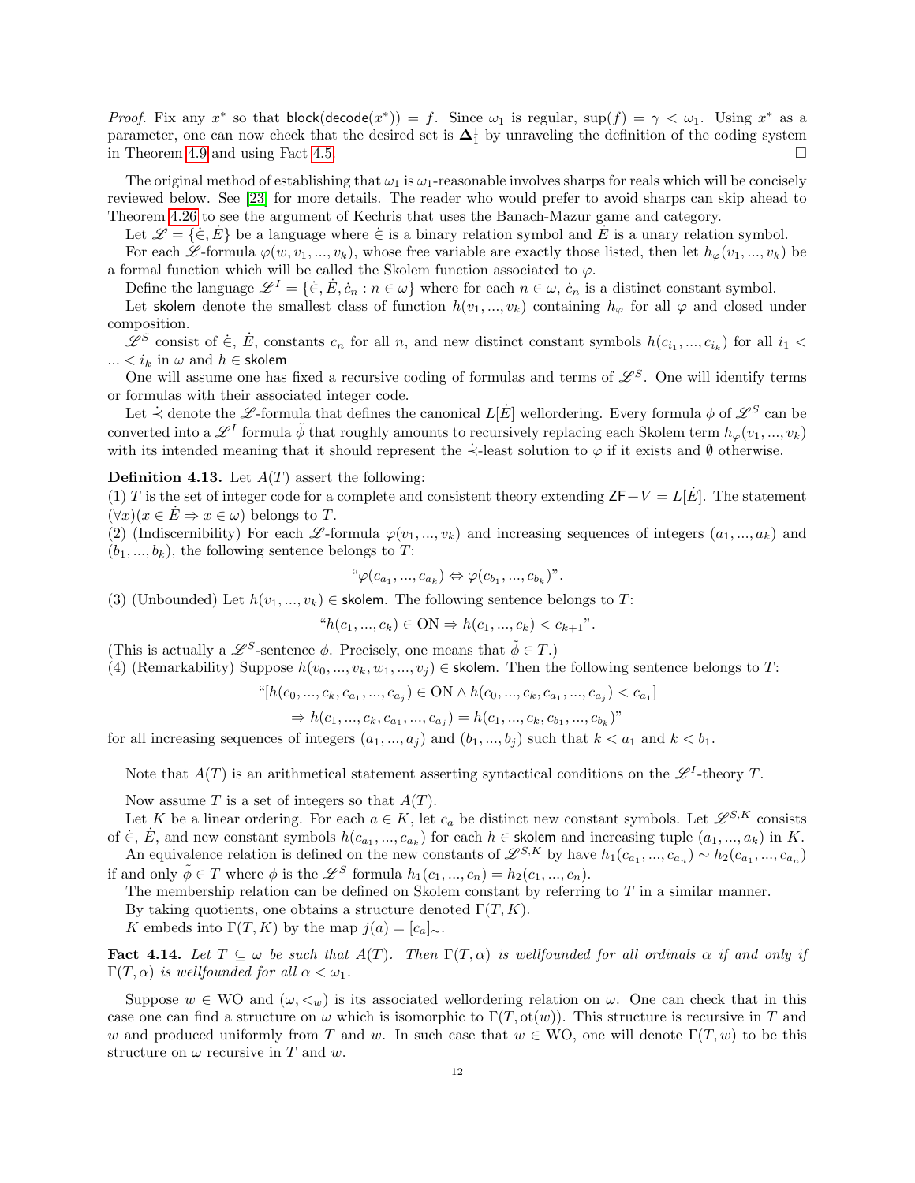*Proof.* Fix any $x^*$ so that $\mathsf{block}(\mathsf{decode}(x^*)) = f$. Since $\omega_1$ is regular, $\sup(f) = \gamma < \omega_1$. Using $x^*$ as a parameter, one can now check that the desired set is $\mathbf{\Delta}^1_1$ by unraveling the definition of the coding system in Theorem 4.9 and using Fact 4.5. □

The original method of establishing that $\omega_1$ is $\omega_1$-reasonable involves sharps for reals which will be concisely reviewed below. See [23] for more details. The reader who would prefer to avoid sharps can skip ahead to Theorem 4.26 to see the argument of Kechris that uses the Banach-Mazur game and category.

Let $\mathscr{L} = \{\dot{\in}, \dot{E}\}$ be a language where $\dot{\in}$ is a binary relation symbol and $\dot{E}$ is a unary relation symbol.

For each $\mathscr{L}$-formula $\varphi(w, v_1, ..., v_k)$, whose free variable are exactly those listed, then let $h_\varphi(v_1, ..., v_k)$ be a formal function which will be called the Skolem function associated to $\varphi$.

Define the language $\mathscr{L}^I = \{\dot{\in}, \dot{E}, \dot{c}_n : n \in \omega\}$ where for each $n \in \omega$, $\dot{c}_n$ is a distinct constant symbol.

Let $\mathsf{skolem}$ denote the smallest class of function $h(v_1, ..., v_k)$ containing $h_\varphi$ for all $\varphi$ and closed under composition.

$\mathscr{L}^S$ consist of $\dot{\in}$, $\dot{E}$, constants $c_n$ for all $n$, and new distinct constant symbols $h(c_{i_1}, ..., c_{i_k})$ for all $i_1 < ... < i_k$ in $\omega$ and $h \in \mathsf{skolem}$

One will assume one has fixed a recursive coding of formulas and terms of $\mathscr{L}^S$. One will identify terms or formulas with their associated integer code.

Let $\dot{\prec}$ denote the $\mathscr{L}$-formula that defines the canonical $L[\dot{E}]$ wellordering. Every formula $\phi$ of $\mathscr{L}^S$ can be converted into a $\mathscr{L}^I$ formula $\tilde{\phi}$ that roughly amounts to recursively replacing each Skolem term $h_\varphi(v_1, ..., v_k)$ with its intended meaning that it should represent the $\dot{\prec}$-least solution to $\varphi$ if it exists and $\emptyset$ otherwise.

**Definition 4.13.** Let $A(T)$ assert the following:
(1) $T$ is the set of integer code for a complete and consistent theory extending $\mathsf{ZF} + V = L[\dot{E}]$. The statement $(\forall x)(x \in \dot{E} \Rightarrow x \in \omega)$ belongs to $T$.
(2) (Indiscernibility) For each $\mathscr{L}$-formula $\varphi(v_1, ..., v_k)$ and increasing sequences of integers $(a_1, ..., a_k)$ and $(b_1, ..., b_k)$, the following sentence belongs to $T$:

$$\text{“}\varphi(c_{a_1}, ..., c_{a_k}) \Leftrightarrow \varphi(c_{b_1}, ..., c_{b_k})\text{”}.$$

(3) (Unbounded) Let $h(v_1, ..., v_k) \in \mathsf{skolem}$. The following sentence belongs to $T$:

$$\text{“}h(c_1, ..., c_k) \in \mathrm{ON} \Rightarrow h(c_1, ..., c_k) < c_{k+1}\text{”}.$$

(This is actually a $\mathscr{L}^S$-sentence $\phi$. Precisely, one means that $\tilde{\phi} \in T$.)
(4) (Remarkability) Suppose $h(v_0, ..., v_k, w_1, ..., w_j) \in \mathsf{skolem}$. Then the following sentence belongs to $T$:

$$\text{“}[h(c_0, ..., c_k, c_{a_1}, ..., c_{a_j}) \in \mathrm{ON} \wedge h(c_0, ..., c_k, c_{a_1}, ..., c_{a_j}) < c_{a_1}]$$

$$\Rightarrow h(c_1, ..., c_k, c_{a_1}, ..., c_{a_j}) = h(c_1, ..., c_k, c_{b_1}, ..., c_{b_k})\text{”}$$

for all increasing sequences of integers $(a_1, ..., a_j)$ and $(b_1, ..., b_j)$ such that $k < a_1$ and $k < b_1$.

Note that $A(T)$ is an arithmetical statement asserting syntactical conditions on the $\mathscr{L}^I$-theory $T$.

Now assume $T$ is a set of integers so that $A(T)$.

Let $K$ be a linear ordering. For each $a \in K$, let $c_a$ be distinct new constant symbols. Let $\mathscr{L}^{S,K}$ consists of $\dot{\in}$, $\dot{E}$, and new constant symbols $h(c_{a_1}, ..., c_{a_k})$ for each $h \in \mathsf{skolem}$ and increasing tuple $(a_1, ..., a_k)$ in $K$.

An equivalence relation is defined on the new constants of $\mathscr{L}^{S,K}$ by have $h_1(c_{a_1}, ..., c_{a_n}) \sim h_2(c_{a_1}, ..., c_{a_n})$ if and only $\tilde{\phi} \in T$ where $\phi$ is the $\mathscr{L}^S$ formula $h_1(c_1, ..., c_n) = h_2(c_1, ..., c_n)$.

The membership relation can be defined on Skolem constant by referring to $T$ in a similar manner.

By taking quotients, one obtains a structure denoted $\Gamma(T, K)$.

$K$ embeds into $\Gamma(T, K)$ by the map $j(a) = [c_a]_\sim$.

**Fact 4.14.** *Let $T \subseteq \omega$ be such that $A(T)$. Then $\Gamma(T, \alpha)$ is wellfounded for all ordinals $\alpha$ if and only if $\Gamma(T, \alpha)$ is wellfounded for all $\alpha < \omega_1$.*

Suppose $w \in \mathrm{WO}$ and $(\omega, <_w)$ is its associated wellordering relation on $\omega$. One can check that in this case one can find a structure on $\omega$ which is isomorphic to $\Gamma(T, \mathrm{ot}(w))$. This structure is recursive in $T$ and $w$ and produced uniformly from $T$ and $w$. In such case that $w \in \mathrm{WO}$, one will denote $\Gamma(T, w)$ to be this structure on $\omega$ recursive in $T$ and $w$.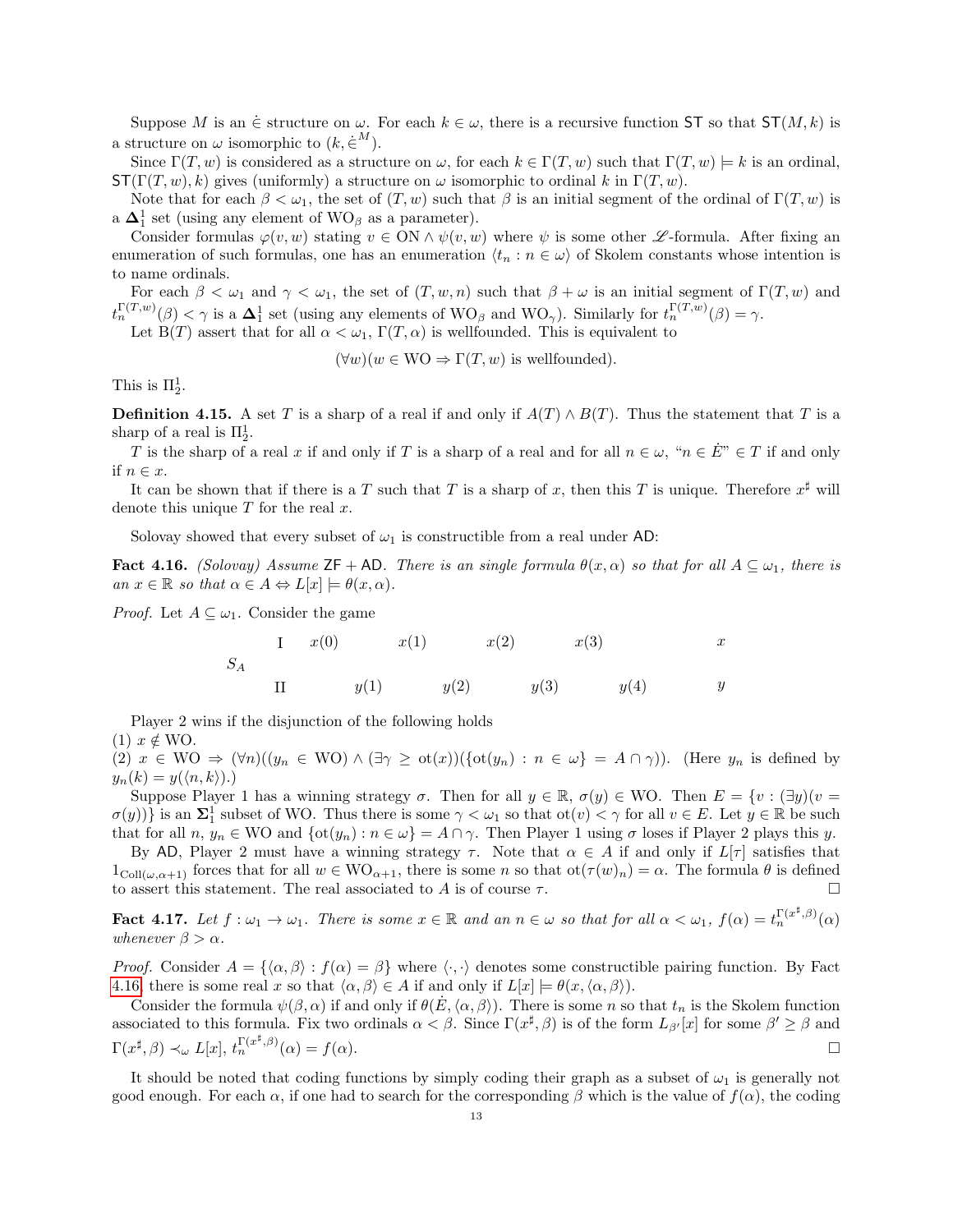Suppose $M$ is an $\dot{\in}$ structure on $\omega$. For each $k \in \omega$, there is a recursive function $\mathsf{ST}$ so that $\mathsf{ST}(M, k)$ is a structure on $\omega$ isomorphic to $(k, \dot{\in}^M)$.

Since $\Gamma(T, w)$ is considered as a structure on $\omega$, for each $k \in \Gamma(T, w)$ such that $\Gamma(T, w) \models k$ is an ordinal, $\mathsf{ST}(\Gamma(T, w), k)$ gives (uniformly) a structure on $\omega$ isomorphic to ordinal $k$ in $\Gamma(T, w)$.

Note that for each $\beta < \omega_1$, the set of $(T, w)$ such that $\beta$ is an initial segment of the ordinal of $\Gamma(T, w)$ is a $\boldsymbol{\Delta}^1_1$ set (using any element of $\mathrm{WO}_\beta$ as a parameter).

Consider formulas $\varphi(v, w)$ stating $v \in \mathrm{ON} \wedge \psi(v, w)$ where $\psi$ is some other $\mathscr{L}$-formula. After fixing an enumeration of such formulas, one has an enumeration $\langle t_n : n \in \omega\rangle$ of Skolem constants whose intention is to name ordinals.

For each $\beta < \omega_1$ and $\gamma < \omega_1$, the set of $(T, w, n)$ such that $\beta + \omega$ is an initial segment of $\Gamma(T, w)$ and $t_n^{\Gamma(T,w)}(\beta) < \gamma$ is a $\boldsymbol{\Delta}^1_1$ set (using any elements of $\mathrm{WO}_\beta$ and $\mathrm{WO}_\gamma$). Similarly for $t_n^{\Gamma(T,w)}(\beta) = \gamma$.

Let $\mathrm{B}(T)$ assert that for all $\alpha < \omega_1$, $\Gamma(T, \alpha)$ is wellfounded. This is equivalent to

$$(\forall w)(w \in \mathrm{WO} \Rightarrow \Gamma(T, w) \text{ is wellfounded}).$$

This is $\Pi^1_2$.

**Definition 4.15.** A set $T$ is a sharp of a real if and only if $A(T) \wedge B(T)$. Thus the statement that $T$ is a sharp of a real is $\Pi^1_2$.

$T$ is the sharp of a real $x$ if and only if $T$ is a sharp of a real and for all $n \in \omega$, "$n \in \dot{E}$" $\in T$ if and only if $n \in x$.

It can be shown that if there is a $T$ such that $T$ is a sharp of $x$, then this $T$ is unique. Therefore $x^\sharp$ will denote this unique $T$ for the real $x$.

Solovay showed that every subset of $\omega_1$ is constructible from a real under $\mathsf{AD}$:

**Fact 4.16.** *(Solovay) Assume $\mathsf{ZF} + \mathsf{AD}$. There is an single formula $\theta(x, \alpha)$ so that for all $A \subseteq \omega_1$, there is an $x \in \mathbb{R}$ so that $\alpha \in A \Leftrightarrow L[x] \models \theta(x, \alpha)$.*

*Proof.* Let $A \subseteq \omega_1$. Consider the game

$$\begin{array}{cccccccccccc} & \mathrm{I} & x(0) & & x(1) & & x(2) & & x(3) & & & x \\ S_A & & & & & & & & & & & \\ & \mathrm{II} & & y(1) & & y(2) & & y(3) & & y(4) & & y \end{array}$$

Player 2 wins if the disjunction of the following holds
(1) $x \notin \mathrm{WO}$.
(2) $x \in \mathrm{WO} \Rightarrow (\forall n)((y_n \in \mathrm{WO}) \wedge (\exists \gamma \geq \mathrm{ot}(x))(\{\mathrm{ot}(y_n) : n \in \omega\} = A \cap \gamma))$. (Here $y_n$ is defined by $y_n(k) = y(\langle n, k\rangle)$.)

Suppose Player 1 has a winning strategy $\sigma$. Then for all $y \in \mathbb{R}$, $\sigma(y) \in \mathrm{WO}$. Then $E = \{v : (\exists y)(v = \sigma(y))\}$ is an $\boldsymbol{\Sigma}^1_1$ subset of WO. Thus there is some $\gamma < \omega_1$ so that $\mathrm{ot}(v) < \gamma$ for all $v \in E$. Let $y \in \mathbb{R}$ be such that for all $n$, $y_n \in \mathrm{WO}$ and $\{\mathrm{ot}(y_n) : n \in \omega\} = A \cap \gamma$. Then Player 1 using $\sigma$ loses if Player 2 plays this $y$.

By $\mathsf{AD}$, Player 2 must have a winning strategy $\tau$. Note that $\alpha \in A$ if and only if $L[\tau]$ satisfies that $1_{\mathrm{Coll}(\omega, \alpha+1)}$ forces that for all $w \in \mathrm{WO}_{\alpha+1}$, there is some $n$ so that $\mathrm{ot}(\tau(w)_n) = \alpha$. The formula $\theta$ is defined to assert this statement. The real associated to $A$ is of course $\tau$. □

**Fact 4.17.** *Let $f : \omega_1 \to \omega_1$. There is some $x \in \mathbb{R}$ and an $n \in \omega$ so that for all $\alpha < \omega_1$, $f(\alpha) = t_n^{\Gamma(x^\sharp, \beta)}(\alpha)$ whenever $\beta > \alpha$.*

*Proof.* Consider $A = \{\langle \alpha, \beta\rangle : f(\alpha) = \beta\}$ where $\langle \cdot, \cdot\rangle$ denotes some constructible pairing function. By Fact 4.16, there is some real $x$ so that $\langle \alpha, \beta\rangle \in A$ if and only if $L[x] \models \theta(x, \langle \alpha, \beta\rangle)$.

Consider the formula $\psi(\beta, \alpha)$ if and only if $\theta(\dot{E}, \langle \alpha, \beta\rangle)$. There is some $n$ so that $t_n$ is the Skolem function associated to this formula. Fix two ordinals $\alpha < \beta$. Since $\Gamma(x^\sharp, \beta)$ is of the form $L_{\beta'}[x]$ for some $\beta' \geq \beta$ and $\Gamma(x^\sharp, \beta) \prec_\omega L[x]$, $t_n^{\Gamma(x^\sharp, \beta)}(\alpha) = f(\alpha)$. □

It should be noted that coding functions by simply coding their graph as a subset of $\omega_1$ is generally not good enough. For each $\alpha$, if one had to search for the corresponding $\beta$ which is the value of $f(\alpha)$, the coding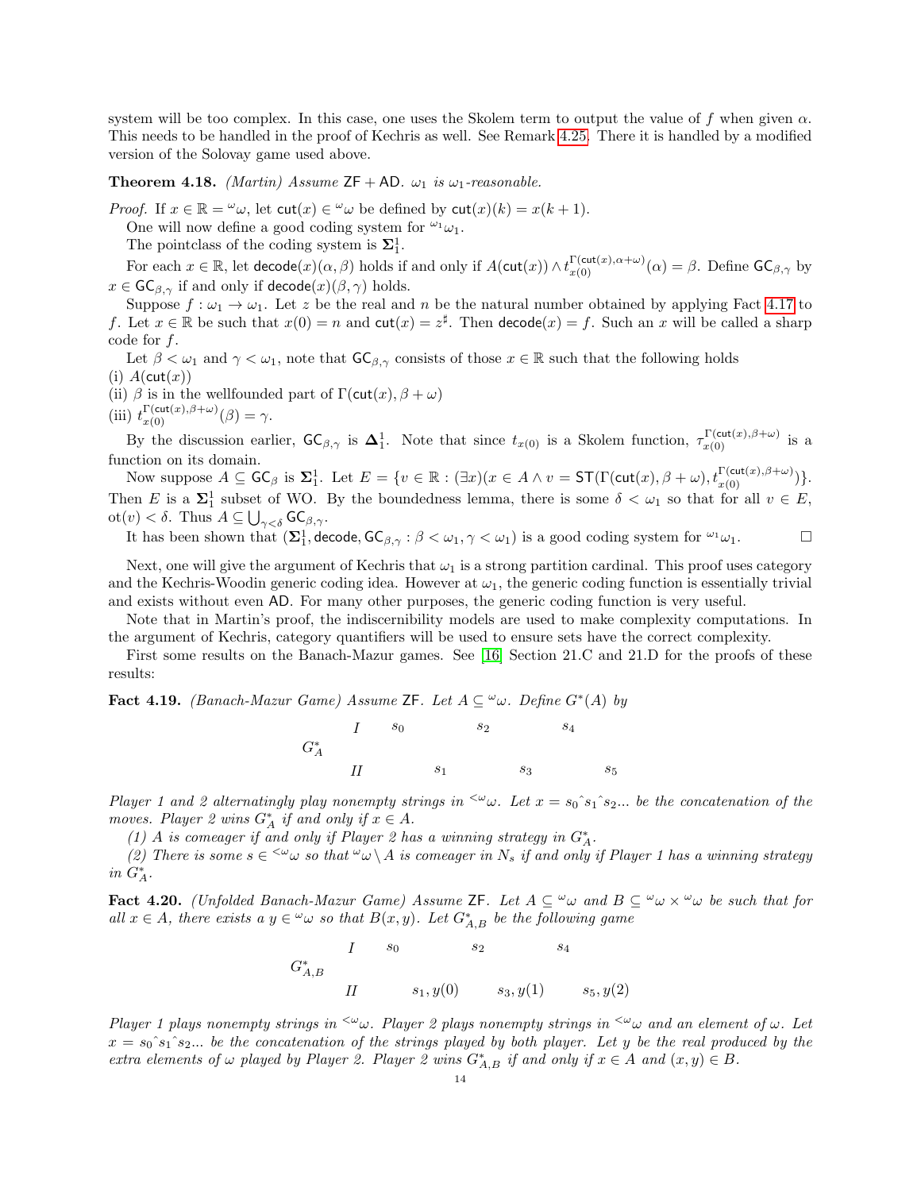system will be too complex. In this case, one uses the Skolem term to output the value of $f$ when given $\alpha$. This needs to be handled in the proof of Kechris as well. See Remark 4.25. There it is handled by a modified version of the Solovay game used above.

**Theorem 4.18.** *(Martin) Assume* $\mathsf{ZF} + \mathsf{AD}$. $\omega_1$ *is* $\omega_1$*-reasonable.*

*Proof.* If $x \in \mathbb{R} = {}^\omega\omega$, let $\mathsf{cut}(x) \in {}^\omega\omega$ be defined by $\mathsf{cut}(x)(k) = x(k+1)$.

One will now define a good coding system for ${}^{\omega_1}\omega_1$.

The pointclass of the coding system is $\mathbf{\Sigma}^1_1$.

For each $x \in \mathbb{R}$, let $\mathsf{decode}(x)(\alpha, \beta)$ holds if and only if $A(\mathsf{cut}(x)) \wedge t_{x(0)}^{\Gamma(\mathsf{cut}(x), \alpha+\omega)}(\alpha) = \beta$. Define $\mathsf{GC}_{\beta,\gamma}$ by $x \in \mathsf{GC}_{\beta,\gamma}$ if and only if $\mathsf{decode}(x)(\beta,\gamma)$ holds.

Suppose $f : \omega_1 \to \omega_1$. Let $z$ be the real and $n$ be the natural number obtained by applying Fact 4.17 to $f$. Let $x \in \mathbb{R}$ be such that $x(0) = n$ and $\mathsf{cut}(x) = z^\sharp$. Then $\mathsf{decode}(x) = f$. Such an $x$ will be called a sharp code for $f$.

Let $\beta < \omega_1$ and $\gamma < \omega_1$, note that $\mathsf{GC}_{\beta,\gamma}$ consists of those $x \in \mathbb{R}$ such that the following holds
(i) $A(\mathsf{cut}(x))$
(ii) $\beta$ is in the wellfounded part of $\Gamma(\mathsf{cut}(x), \beta + \omega)$
(iii) $t_{x(0)}^{\Gamma(\mathsf{cut}(x), \beta+\omega)}(\beta) = \gamma$.

By the discussion earlier, $\mathsf{GC}_{\beta,\gamma}$ is $\mathbf{\Delta}^1_1$. Note that since $t_{x(0)}$ is a Skolem function, $\tau_{x(0)}^{\Gamma(\mathsf{cut}(x),\beta+\omega)}$ is a function on its domain.

Now suppose $A \subseteq \mathsf{GC}_\beta$ is $\mathbf{\Sigma}^1_1$. Let $E = \{v \in \mathbb{R} : (\exists x)(x \in A \wedge v = \mathsf{ST}(\Gamma(\mathsf{cut}(x), \beta + \omega), t_{x(0)}^{\Gamma(\mathsf{cut}(x),\beta+\omega)})\}$. Then $E$ is a $\mathbf{\Sigma}^1_1$ subset of WO. By the boundedness lemma, there is some $\delta < \omega_1$ so that for all $v \in E$, $\mathrm{ot}(v) < \delta$. Thus $A \subseteq \bigcup_{\gamma < \delta} \mathsf{GC}_{\beta,\gamma}$.

It has been shown that $(\mathbf{\Sigma}^1_1, \mathsf{decode}, \mathsf{GC}_{\beta,\gamma} : \beta < \omega_1, \gamma < \omega_1)$ is a good coding system for ${}^{\omega_1}\omega_1$. $\square$

Next, one will give the argument of Kechris that $\omega_1$ is a strong partition cardinal. This proof uses category and the Kechris-Woodin generic coding idea. However at $\omega_1$, the generic coding function is essentially trivial and exists without even AD. For many other purposes, the generic coding function is very useful.

Note that in Martin's proof, the indiscernibility models are used to make complexity computations. In the argument of Kechris, category quantifiers will be used to ensure sets have the correct complexity.

First some results on the Banach-Mazur games. See [16] Section 21.C and 21.D for the proofs of these results:

**Fact 4.19.** *(Banach-Mazur Game) Assume* $\mathsf{ZF}$. *Let* $A \subseteq {}^\omega\omega$. *Define* $G^*(A)$ *by*

$$G^*_A \qquad \begin{array}{llllll} I & s_0 & & s_2 & & s_4 \\ II & & s_1 & & s_3 & & s_5 \end{array}$$

*Player 1 and 2 alternatingly play nonempty strings in* ${}^{<\omega}\omega$. *Let* $x = s_0\hat{\ }s_1\hat{\ }s_2...$ *be the concatenation of the moves. Player 2 wins* $G^*_A$ *if and only if* $x \in A$.

*(1)* $A$ *is comeager if and only if Player 2 has a winning strategy in* $G^*_A$.

*(2) There is some* $s \in {}^{<\omega}\omega$ *so that* ${}^\omega\omega \setminus A$ *is comeager in* $N_s$ *if and only if Player 1 has a winning strategy in* $G^*_A$.

**Fact 4.20.** *(Unfolded Banach-Mazur Game) Assume* $\mathsf{ZF}$. *Let* $A \subseteq {}^\omega\omega$ *and* $B \subseteq {}^\omega\omega \times {}^\omega\omega$ *be such that for all* $x \in A$, *there exists a* $y \in {}^\omega\omega$ *so that* $B(x, y)$. *Let* $G^*_{A,B}$ *be the following game*

$$G^*_{A,B} \qquad \begin{array}{llllll} I & s_0 & & s_2 & & s_4 \\ II & & s_1, y(0) & & s_3, y(1) & & s_5, y(2) \end{array}$$

*Player 1 plays nonempty strings in* ${}^{<\omega}\omega$. *Player 2 plays nonempty strings in* ${}^{<\omega}\omega$ *and an element of* $\omega$. *Let* $x = s_0\hat{\ }s_1\hat{\ }s_2...$ *be the concatenation of the strings played by both player. Let* $y$ *be the real produced by the extra elements of* $\omega$ *played by Player 2. Player 2 wins* $G^*_{A,B}$ *if and only if* $x \in A$ *and* $(x, y) \in B$.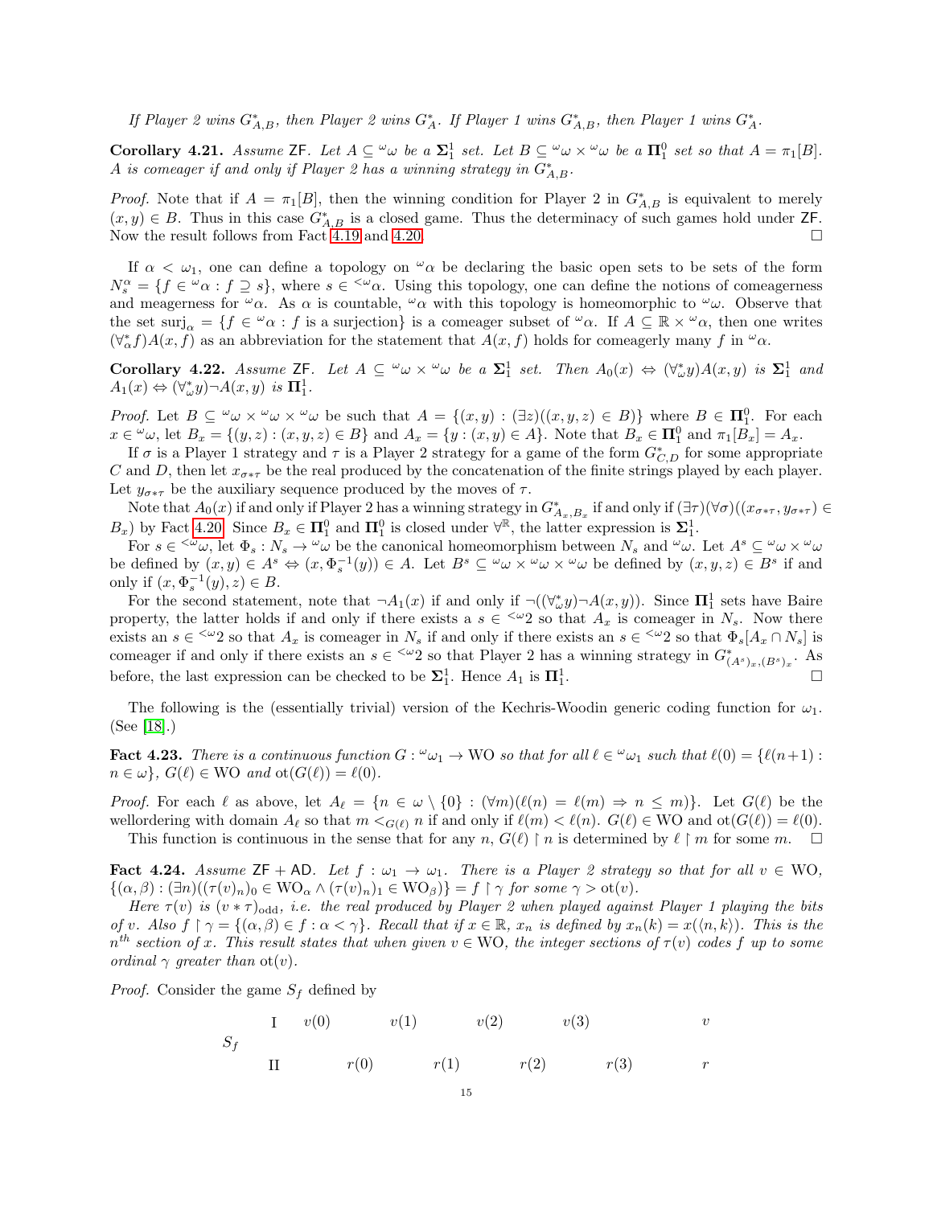*If Player 2 wins $G^*_{A,B}$, then Player 2 wins $G^*_A$. If Player 1 wins $G^*_{A,B}$, then Player 1 wins $G^*_A$.*

**Corollary 4.21.** *Assume* ZF. *Let $A \subseteq {}^\omega\omega$ be a $\mathbf{\Sigma}^1_1$ set. Let $B \subseteq {}^\omega\omega \times {}^\omega\omega$ be a $\mathbf{\Pi}^0_1$ set so that $A = \pi_1[B]$. $A$ is comeager if and only if Player 2 has a winning strategy in $G^*_{A,B}$.*

*Proof.* Note that if $A = \pi_1[B]$, then the winning condition for Player 2 in $G^*_{A,B}$ is equivalent to merely $(x, y) \in B$. Thus in this case $G^*_{A,B}$ is a closed game. Thus the determinacy of such games hold under ZF. Now the result follows from Fact 4.19 and 4.20. $\square$

If $\alpha < \omega_1$, one can define a topology on ${}^\omega\alpha$ be declaring the basic open sets to be sets of the form $N^\alpha_s = \{f \in {}^\omega\alpha : f \supseteq s\}$, where $s \in {}^{<\omega}\alpha$. Using this topology, one can define the notions of comeagerness and meagerness for ${}^\omega\alpha$. As $\alpha$ is countable, ${}^\omega\alpha$ with this topology is homeomorphic to ${}^\omega\omega$. Observe that the set $\text{surj}_\alpha = \{f \in {}^\omega\alpha : f \text{ is a surjection}\}$ is a comeager subset of ${}^\omega\alpha$. If $A \subseteq \mathbb{R} \times {}^\omega\alpha$, then one writes $(\forall^*_\alpha f)A(x, f)$ as an abbreviation for the statement that $A(x, f)$ holds for comeagerly many $f$ in ${}^\omega\alpha$.

**Corollary 4.22.** *Assume* ZF. *Let $A \subseteq {}^\omega\omega \times {}^\omega\omega$ be a $\mathbf{\Sigma}^1_1$ set. Then $A_0(x) \Leftrightarrow (\forall^*_\omega y)A(x, y)$ is $\mathbf{\Sigma}^1_1$ and $A_1(x) \Leftrightarrow (\forall^*_\omega y)\neg A(x, y)$ is $\mathbf{\Pi}^1_1$.*

*Proof.* Let $B \subseteq {}^\omega\omega \times {}^\omega\omega \times {}^\omega\omega$ be such that $A = \{(x, y) : (\exists z)((x, y, z) \in B)\}$ where $B \in \mathbf{\Pi}^0_1$. For each $x \in {}^\omega\omega$, let $B_x = \{(y, z) : (x, y, z) \in B\}$ and $A_x = \{y : (x, y) \in A\}$. Note that $B_x \in \mathbf{\Pi}^0_1$ and $\pi_1[B_x] = A_x$.

If $\sigma$ is a Player 1 strategy and $\tau$ is a Player 2 strategy for a game of the form $G^*_{C,D}$ for some appropriate $C$ and $D$, then let $x_{\sigma*\tau}$ be the real produced by the concatenation of the finite strings played by each player. Let $y_{\sigma*\tau}$ be the auxiliary sequence produced by the moves of $\tau$.

Note that $A_0(x)$ if and only if Player 2 has a winning strategy in $G^*_{A_x,B_x}$ if and only if $(\exists\tau)(\forall\sigma)((x_{\sigma*\tau}, y_{\sigma*\tau}) \in B_x)$ by Fact 4.20. Since $B_x \in \mathbf{\Pi}^0_1$ and $\mathbf{\Pi}^0_1$ is closed under $\forall^{\mathbb{R}}$, the latter expression is $\mathbf{\Sigma}^1_1$.

For $s \in {}^{<\omega}\omega$, let $\Phi_s : N_s \to {}^\omega\omega$ be the canonical homeomorphism between $N_s$ and ${}^\omega\omega$. Let $A^s \subseteq {}^\omega\omega \times {}^\omega\omega$ be defined by $(x, y) \in A^s \Leftrightarrow (x, \Phi_s^{-1}(y)) \in A$. Let $B^s \subseteq {}^\omega\omega \times {}^\omega\omega \times {}^\omega\omega$ be defined by $(x, y, z) \in B^s$ if and only if $(x, \Phi_s^{-1}(y), z) \in B$.

For the second statement, note that $\neg A_1(x)$ if and only if $\neg((\forall^*_\omega y)\neg A(x, y))$. Since $\mathbf{\Pi}^1_1$ sets have Baire property, the latter holds if and only if there exists a $s \in {}^{<\omega}2$ so that $A_x$ is comeager in $N_s$. Now there exists an $s \in {}^{<\omega}2$ so that $A_x$ is comeager in $N_s$ if and only if there exists an $s \in {}^{<\omega}2$ so that $\Phi_s[A_x \cap N_s]$ is comeager if and only if there exists an $s \in {}^{<\omega}2$ so that Player 2 has a winning strategy in $G^*_{(A^s)_x,(B^s)_x}$. As before, the last expression can be checked to be $\mathbf{\Sigma}^1_1$. Hence $A_1$ is $\mathbf{\Pi}^1_1$. $\square$

The following is the (essentially trivial) version of the Kechris-Woodin generic coding function for $\omega_1$. (See [18].)

**Fact 4.23.** *There is a continuous function $G : {}^\omega\omega_1 \to \text{WO}$ so that for all $\ell \in {}^\omega\omega_1$ such that $\ell(0) = \{\ell(n+1) : n \in \omega\}$, $G(\ell) \in \text{WO}$ and $\text{ot}(G(\ell)) = \ell(0)$.*

*Proof.* For each $\ell$ as above, let $A_\ell = \{n \in \omega \setminus \{0\} : (\forall m)(\ell(n) = \ell(m) \Rightarrow n \leq m)\}$. Let $G(\ell)$ be the wellordering with domain $A_\ell$ so that $m <_{G(\ell)} n$ if and only if $\ell(m) < \ell(n)$. $G(\ell) \in \text{WO}$ and $\text{ot}(G(\ell)) = \ell(0)$.

This function is continuous in the sense that for any $n$, $G(\ell) \upharpoonright n$ is determined by $\ell \upharpoonright m$ for some $m$. $\square$

**Fact 4.24.** *Assume* ZF + AD. *Let $f : \omega_1 \to \omega_1$. There is a Player 2 strategy so that for all $v \in \text{WO}$, $\{(\alpha, \beta) : (\exists n)((\tau(v)_n)_0 \in \text{WO}_\alpha \wedge (\tau(v)_n)_1 \in \text{WO}_\beta)\} = f \upharpoonright \gamma$ for some $\gamma > \text{ot}(v)$.*

*Here $\tau(v)$ is $(v * \tau)_{\text{odd}}$, i.e. the real produced by Player 2 when played against Player 1 playing the bits of $v$. Also $f \upharpoonright \gamma = \{(\alpha, \beta) \in f : \alpha < \gamma\}$. Recall that if $x \in \mathbb{R}$, $x_n$ is defined by $x_n(k) = x(\langle n, k\rangle)$. This is the $n^{th}$ section of $x$. This result states that when given $v \in \text{WO}$, the integer sections of $\tau(v)$ codes $f$ up to some ordinal $\gamma$ greater than $\text{ot}(v)$.*

*Proof.* Consider the game $S_f$ defined by

$$
S_f \quad
\begin{array}{l|ccccccccccc}
\text{I} & v(0) & & v(1) & & v(2) & & v(3) & & & & v \\
\text{II} & & r(0) & & r(1) & & r(2) & & r(3) & & & r
\end{array}
$$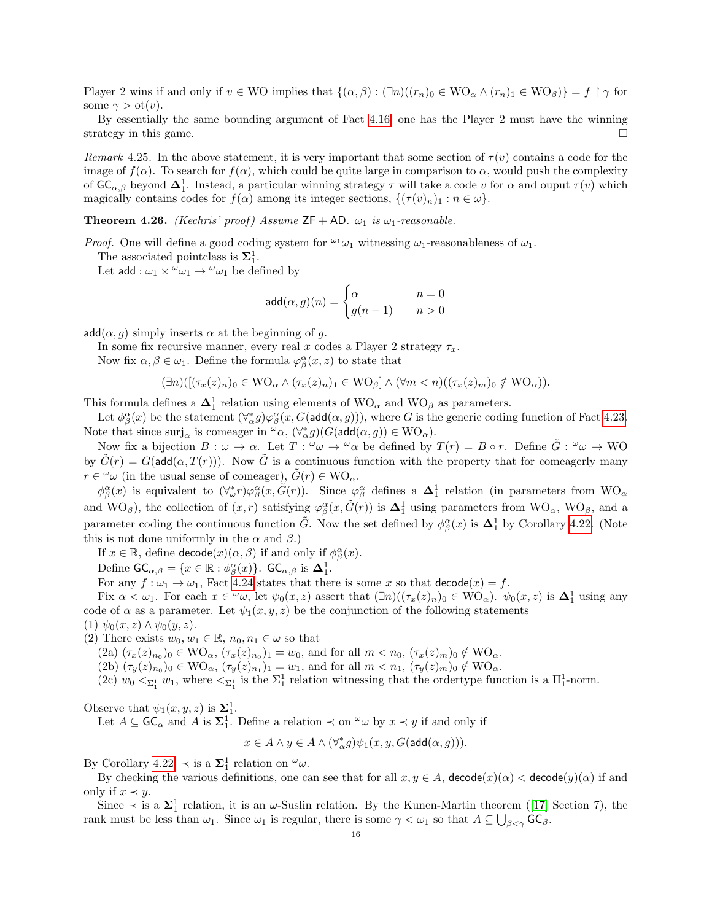Player 2 wins if and only if $v \in \mathrm{WO}$ implies that $\{(\alpha, \beta) : (\exists n)((r_n)_0 \in \mathrm{WO}_\alpha \wedge (r_n)_1 \in \mathrm{WO}_\beta)\} = f \upharpoonright \gamma$ for some $\gamma > \mathrm{ot}(v)$.

By essentially the same bounding argument of Fact 4.16, one has the Player 2 must have the winning strategy in this game. □

*Remark* 4.25. In the above statement, it is very important that some section of $\tau(v)$ contains a code for the image of $f(\alpha)$. To search for $f(\alpha)$, which could be quite large in comparison to $\alpha$, would push the complexity of $\mathsf{GC}_{\alpha,\beta}$ beyond $\boldsymbol{\Delta}^1_1$. Instead, a particular winning strategy $\tau$ will take a code $v$ for $\alpha$ and ouput $\tau(v)$ which magically contains codes for $f(\alpha)$ among its integer sections, $\{(\tau(v)_n)_1 : n \in \omega\}$.

**Theorem 4.26.** *(Kechris' proof) Assume* $\mathsf{ZF} + \mathsf{AD}$. $\omega_1$ *is* $\omega_1$*-reasonable.*

*Proof.* One will define a good coding system for ${}^{\omega_1}\omega_1$ witnessing $\omega_1$-reasonableness of $\omega_1$.

The associated pointclass is $\boldsymbol{\Sigma}^1_1$.

Let $\mathsf{add} : \omega_1 \times {}^\omega\omega_1 \to {}^\omega\omega_1$ be defined by

$$\mathsf{add}(\alpha, g)(n) = \begin{cases} \alpha & n = 0 \\ g(n-1) & n > 0 \end{cases}$$

$\mathsf{add}(\alpha, g)$ simply inserts $\alpha$ at the beginning of $g$.

In some fix recursive manner, every real $x$ codes a Player 2 strategy $\tau_x$.

Now fix $\alpha, \beta \in \omega_1$. Define the formula $\varphi^\alpha_\beta(x, z)$ to state that

$$(\exists n)([(\tau_x(z)_n)_0 \in \mathrm{WO}_\alpha \wedge (\tau_x(z)_n)_1 \in \mathrm{WO}_\beta] \wedge (\forall m < n)((\tau_x(z)_m)_0 \notin \mathrm{WO}_\alpha)).$$

This formula defines a $\boldsymbol{\Delta}^1_1$ relation using elements of $\mathrm{WO}_\alpha$ and $\mathrm{WO}_\beta$ as parameters.

Let $\phi^\alpha_\beta(x)$ be the statement $(\forall^*_\alpha g)\varphi^\alpha_\beta(x, G(\mathsf{add}(\alpha, g)))$, where $G$ is the generic coding function of Fact 4.23. Note that since $\mathrm{surj}_\alpha$ is comeager in ${}^\omega\alpha$, $(\forall^*_\alpha g)(G(\mathsf{add}(\alpha, g)) \in \mathrm{WO}_\alpha)$.

Now fix a bijection $B : \omega \to \alpha$. Let $T : {}^\omega\omega \to {}^\omega\alpha$ be defined by $T(r) = B \circ r$. Define $\tilde{G} : {}^\omega\omega \to \mathrm{WO}$ by $\tilde{G}(r) = G(\mathsf{add}(\alpha, T(r)))$. Now $\tilde{G}$ is a continuous function with the property that for comeagerly many $r \in {}^\omega\omega$ (in the usual sense of comeager), $\tilde{G}(r) \in \mathrm{WO}_\alpha$.

$\phi^\alpha_\beta(x)$ is equivalent to $(\forall^*_\omega r)\varphi^\alpha_\beta(x, \tilde{G}(r))$. Since $\varphi^\alpha_\beta$ defines a $\boldsymbol{\Delta}^1_1$ relation (in parameters from $\mathrm{WO}_\alpha$ and $\mathrm{WO}_\beta$), the collection of $(x, r)$ satisfying $\varphi^\alpha_\beta(x, \tilde{G}(r))$ is $\boldsymbol{\Delta}^1_1$ using parameters from $\mathrm{WO}_\alpha$, $\mathrm{WO}_\beta$, and a parameter coding the continuous function $\tilde{G}$. Now the set defined by $\phi^\alpha_\beta(x)$ is $\boldsymbol{\Delta}^1_1$ by Corollary 4.22. (Note this is not done uniformly in the $\alpha$ and $\beta$.)

If $x \in \mathbb{R}$, define $\mathsf{decode}(x)(\alpha, \beta)$ if and only if $\phi^\alpha_\beta(x)$.

Define $\mathsf{GC}_{\alpha,\beta} = \{x \in \mathbb{R} : \phi^\alpha_\beta(x)\}$. $\mathsf{GC}_{\alpha,\beta}$ is $\boldsymbol{\Delta}^1_1$.

For any $f : \omega_1 \to \omega_1$, Fact 4.24 states that there is some $x$ so that $\mathsf{decode}(x) = f$.

Fix $\alpha < \omega_1$. For each $x \in {}^\omega\omega$, let $\psi_0(x, z)$ assert that $(\exists n)((\tau_x(z)_n)_0 \in \mathrm{WO}_\alpha)$. $\psi_0(x, z)$ is $\boldsymbol{\Delta}^1_1$ using any code of $\alpha$ as a parameter. Let $\psi_1(x, y, z)$ be the conjunction of the following statements

(1) $\psi_0(x, z) \wedge \psi_0(y, z)$.

(2) There exists $w_0, w_1 \in \mathbb{R}$, $n_0, n_1 \in \omega$ so that

 (2a) $(\tau_x(z)_{n_0})_0 \in \mathrm{WO}_\alpha$, $(\tau_x(z)_{n_0})_1 = w_0$, and for all $m < n_0$, $(\tau_x(z)_m)_0 \notin \mathrm{WO}_\alpha$.

 (2b) $(\tau_y(z)_{n_0})_0 \in \mathrm{WO}_\alpha$, $(\tau_y(z)_{n_1})_1 = w_1$, and for all $m < n_1$, $(\tau_y(z)_m)_0 \notin \mathrm{WO}_\alpha$.

 (2c) $w_0 <_{\Sigma^1_1} w_1$, where $<_{\Sigma^1_1}$ is the $\Sigma^1_1$ relation witnessing that the ordertype function is a $\Pi^1_1$-norm.

Observe that $\psi_1(x, y, z)$ is $\boldsymbol{\Sigma}^1_1$.

Let $A \subseteq \mathsf{GC}_\alpha$ and $A$ is $\boldsymbol{\Sigma}^1_1$. Define a relation $\prec$ on ${}^\omega\omega$ by $x \prec y$ if and only if

$$x \in A \wedge y \in A \wedge (\forall^*_\alpha g)\psi_1(x, y, G(\mathsf{add}(\alpha, g))).$$

By Corollary 4.22, $\prec$ is a $\boldsymbol{\Sigma}^1_1$ relation on ${}^\omega\omega$.

By checking the various definitions, one can see that for all $x, y \in A$, $\mathsf{decode}(x)(\alpha) < \mathsf{decode}(y)(\alpha)$ if and only if $x \prec y$.

Since $\prec$ is a $\boldsymbol{\Sigma}^1_1$ relation, it is an $\omega$-Suslin relation. By the Kunen-Martin theorem ([17] Section 7), the rank must be less than $\omega_1$. Since $\omega_1$ is regular, there is some $\gamma < \omega_1$ so that $A \subseteq \bigcup_{\beta < \gamma} \mathsf{GC}_\beta$.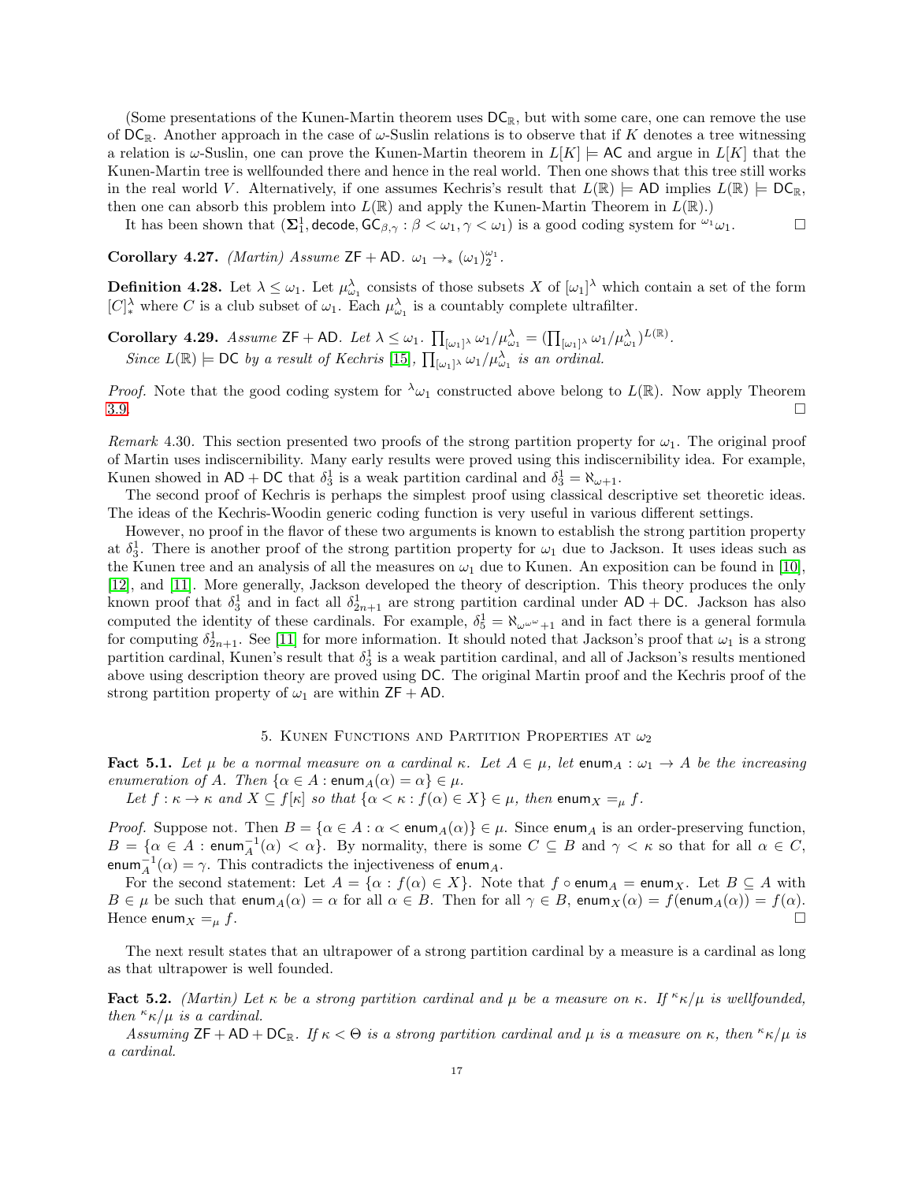(Some presentations of the Kunen-Martin theorem uses $\mathsf{DC}_{\mathbb{R}}$, but with some care, one can remove the use of $\mathsf{DC}_{\mathbb{R}}$. Another approach in the case of $\omega$-Suslin relations is to observe that if $K$ denotes a tree witnessing a relation is $\omega$-Suslin, one can prove the Kunen-Martin theorem in $L[K] \models \mathsf{AC}$ and argue in $L[K]$ that the Kunen-Martin tree is wellfounded there and hence in the real world. Then one shows that this tree still works in the real world $V$. Alternatively, if one assumes Kechris's result that $L(\mathbb{R}) \models \mathsf{AD}$ implies $L(\mathbb{R}) \models \mathsf{DC}_{\mathbb{R}}$, then one can absorb this problem into $L(\mathbb{R})$ and apply the Kunen-Martin Theorem in $L(\mathbb{R})$.)

It has been shown that $(\mathbf{\Sigma}^1_1, \mathsf{decode}, \mathsf{GC}_{\beta,\gamma} : \beta < \omega_1, \gamma < \omega_1)$ is a good coding system for ${}^{\omega_1}\omega_1$. $\square$

**Corollary 4.27.** *(Martin) Assume $\mathsf{ZF} + \mathsf{AD}$. $\omega_1 \rightarrow_* (\omega_1)^{\omega_1}_2$.*

**Definition 4.28.** Let $\lambda \leq \omega_1$. Let $\mu^\lambda_{\omega_1}$ consists of those subsets $X$ of $[\omega_1]^\lambda$ which contain a set of the form $[C]^\lambda_*$ where $C$ is a club subset of $\omega_1$. Each $\mu^\lambda_{\omega_1}$ is a countably complete ultrafilter.

**Corollary 4.29.** *Assume $\mathsf{ZF} + \mathsf{AD}$. Let $\lambda \leq \omega_1$. $\prod_{[\omega_1]^\lambda} \omega_1/\mu^\lambda_{\omega_1} = (\prod_{[\omega_1]^\lambda} \omega_1/\mu^\lambda_{\omega_1})^{L(\mathbb{R})}$.*

*Since $L(\mathbb{R}) \models \mathsf{DC}$ by a result of Kechris [15], $\prod_{[\omega_1]^\lambda} \omega_1/\mu^\lambda_{\omega_1}$ is an ordinal.*

*Proof.* Note that the good coding system for ${}^\lambda\omega_1$ constructed above belong to $L(\mathbb{R})$. Now apply Theorem 3.9. $\square$

*Remark* 4.30. This section presented two proofs of the strong partition property for $\omega_1$. The original proof of Martin uses indiscernibility. Many early results were proved using this indiscernibility idea. For example, Kunen showed in $\mathsf{AD} + \mathsf{DC}$ that $\delta^1_3$ is a weak partition cardinal and $\delta^1_3 = \aleph_{\omega+1}$.

The second proof of Kechris is perhaps the simplest proof using classical descriptive set theoretic ideas. The ideas of the Kechris-Woodin generic coding function is very useful in various different settings.

However, no proof in the flavor of these two arguments is known to establish the strong partition property at $\delta^1_3$. There is another proof of the strong partition property for $\omega_1$ due to Jackson. It uses ideas such as the Kunen tree and an analysis of all the measures on $\omega_1$ due to Kunen. An exposition can be found in [10], [12], and [11]. More generally, Jackson developed the theory of description. This theory produces the only known proof that $\delta^1_3$ and in fact all $\delta^1_{2n+1}$ are strong partition cardinal under $\mathsf{AD} + \mathsf{DC}$. Jackson has also computed the identity of these cardinals. For example, $\delta^1_5 = \aleph_{\omega^{\omega^\omega}+1}$ and in fact there is a general formula for computing $\delta^1_{2n+1}$. See [11] for more information. It should noted that Jackson's proof that $\omega_1$ is a strong partition cardinal, Kunen's result that $\delta^1_3$ is a weak partition cardinal, and all of Jackson's results mentioned above using description theory are proved using $\mathsf{DC}$. The original Martin proof and the Kechris proof of the strong partition property of $\omega_1$ are within $\mathsf{ZF} + \mathsf{AD}$.

## 5. Kunen Functions and Partition Properties at $\omega_2$

**Fact 5.1.** *Let $\mu$ be a normal measure on a cardinal $\kappa$. Let $A \in \mu$, let $\mathsf{enum}_A : \omega_1 \to A$ be the increasing enumeration of $A$. Then $\{\alpha \in A : \mathsf{enum}_A(\alpha) = \alpha\} \in \mu$.*

*Let $f : \kappa \to \kappa$ and $X \subseteq f[\kappa]$ so that $\{\alpha < \kappa : f(\alpha) \in X\} \in \mu$, then $\mathsf{enum}_X =_\mu f$.*

*Proof.* Suppose not. Then $B = \{\alpha \in A : \alpha < \mathsf{enum}_A(\alpha)\} \in \mu$. Since $\mathsf{enum}_A$ is an order-preserving function, $B = \{\alpha \in A : \mathsf{enum}_A^{-1}(\alpha) < \alpha\}$. By normality, there is some $C \subseteq B$ and $\gamma < \kappa$ so that for all $\alpha \in C$, $\mathsf{enum}_A^{-1}(\alpha) = \gamma$. This contradicts the injectiveness of $\mathsf{enum}_A$.

For the second statement: Let $A = \{\alpha : f(\alpha) \in X\}$. Note that $f \circ \mathsf{enum}_A = \mathsf{enum}_X$. Let $B \subseteq A$ with $B \in \mu$ be such that $\mathsf{enum}_A(\alpha) = \alpha$ for all $\alpha \in B$. Then for all $\gamma \in B$, $\mathsf{enum}_X(\alpha) = f(\mathsf{enum}_A(\alpha)) = f(\alpha)$. Hence $\mathsf{enum}_X =_\mu f$. $\square$

The next result states that an ultrapower of a strong partition cardinal by a measure is a cardinal as long as that ultrapower is well founded.

**Fact 5.2.** *(Martin) Let $\kappa$ be a strong partition cardinal and $\mu$ be a measure on $\kappa$. If ${}^\kappa\kappa/\mu$ is wellfounded, then ${}^\kappa\kappa/\mu$ is a cardinal.*

*Assuming $\mathsf{ZF} + \mathsf{AD} + \mathsf{DC}_{\mathbb{R}}$. If $\kappa < \Theta$ is a strong partition cardinal and $\mu$ is a measure on $\kappa$, then ${}^\kappa\kappa/\mu$ is a cardinal.*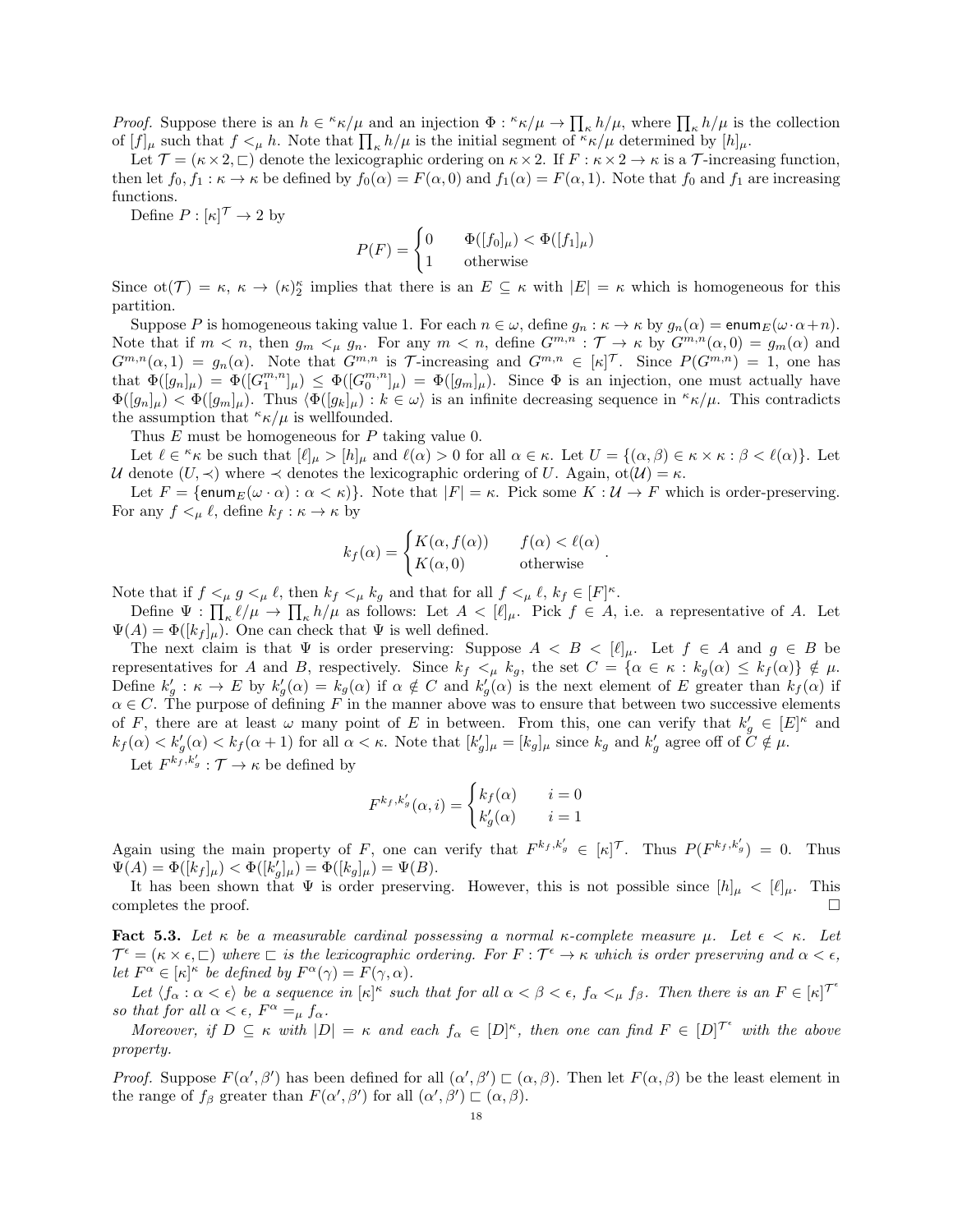*Proof.* Suppose there is an $h \in {}^\kappa\kappa/\mu$ and an injection $\Phi : {}^\kappa\kappa/\mu \to \prod_\kappa h/\mu$, where $\prod_\kappa h/\mu$ is the collection of $[f]_\mu$ such that $f <_\mu h$. Note that $\prod_\kappa h/\mu$ is the initial segment of ${}^\kappa\kappa/\mu$ determined by $[h]_\mu$.

Let $\mathcal{T} = (\kappa \times 2, \sqsubset)$ denote the lexicographic ordering on $\kappa \times 2$. If $F : \kappa \times 2 \to \kappa$ is a $\mathcal{T}$-increasing function, then let $f_0, f_1 : \kappa \to \kappa$ be defined by $f_0(\alpha) = F(\alpha, 0)$ and $f_1(\alpha) = F(\alpha, 1)$. Note that $f_0$ and $f_1$ are increasing functions.

Define $P : [\kappa]^{\mathcal{T}} \to 2$ by

$$P(F) = \begin{cases} 0 & \Phi([f_0]_\mu) < \Phi([f_1]_\mu) \\ 1 & \text{otherwise} \end{cases}$$

Since $\text{ot}(\mathcal{T}) = \kappa$, $\kappa \to (\kappa)^\kappa_2$ implies that there is an $E \subseteq \kappa$ with $|E| = \kappa$ which is homogeneous for this partition.

Suppose $P$ is homogeneous taking value 1. For each $n \in \omega$, define $g_n : \kappa \to \kappa$ by $g_n(\alpha) = \mathsf{enum}_E(\omega \cdot \alpha + n)$. Note that if $m < n$, then $g_m <_\mu g_n$. For any $m < n$, define $G^{m,n} : \mathcal{T} \to \kappa$ by $G^{m,n}(\alpha, 0) = g_m(\alpha)$ and $G^{m,n}(\alpha, 1) = g_n(\alpha)$. Note that $G^{m,n}$ is $\mathcal{T}$-increasing and $G^{m,n} \in [\kappa]^{\mathcal{T}}$. Since $P(G^{m,n}) = 1$, one has that $\Phi([g_n]_\mu) = \Phi([G^{m,n}_1]_\mu) \le \Phi([G^{m,n}_0]_\mu) = \Phi([g_m]_\mu)$. Since $\Phi$ is an injection, one must actually have $\Phi([g_n]_\mu) < \Phi([g_m]_\mu)$. Thus $\langle \Phi([g_k]_\mu) : k \in \omega \rangle$ is an infinite decreasing sequence in ${}^\kappa\kappa/\mu$. This contradicts the assumption that ${}^\kappa\kappa/\mu$ is wellfounded.

Thus $E$ must be homogeneous for $P$ taking value 0.

Let $\ell \in {}^\kappa\kappa$ be such that $[\ell]_\mu > [h]_\mu$ and $\ell(\alpha) > 0$ for all $\alpha \in \kappa$. Let $U = \{(\alpha, \beta) \in \kappa \times \kappa : \beta < \ell(\alpha)\}$. Let $\mathcal{U}$ denote $(U, \prec)$ where $\prec$ denotes the lexicographic ordering of $U$. Again, $\text{ot}(\mathcal{U}) = \kappa$.

Let $F = \{\mathsf{enum}_E(\omega \cdot \alpha) : \alpha < \kappa)\}$. Note that $|F| = \kappa$. Pick some $K : \mathcal{U} \to F$ which is order-preserving. For any $f <_\mu \ell$, define $k_f : \kappa \to \kappa$ by

$$k_f(\alpha) = \begin{cases} K(\alpha, f(\alpha)) & f(\alpha) < \ell(\alpha) \\ K(\alpha, 0) & \text{otherwise} \end{cases}.$$

Note that if $f <_\mu g <_\mu \ell$, then $k_f <_\mu k_g$ and that for all $f <_\mu \ell$, $k_f \in [F]^\kappa$.

Define $\Psi : \prod_\kappa \ell/\mu \to \prod_\kappa h/\mu$ as follows: Let $A < [\ell]_\mu$. Pick $f \in A$, i.e. a representative of $A$. Let $\Psi(A) = \Phi([k_f]_\mu)$. One can check that $\Psi$ is well defined.

The next claim is that $\Psi$ is order preserving: Suppose $A < B < [\ell]_\mu$. Let $f \in A$ and $g \in B$ be representatives for $A$ and $B$, respectively. Since $k_f <_\mu k_g$, the set $C = \{\alpha \in \kappa : k_g(\alpha) \le k_f(\alpha)\} \notin \mu$. Define $k'_g : \kappa \to E$ by $k'_g(\alpha) = k_g(\alpha)$ if $\alpha \notin C$ and $k'_g(\alpha)$ is the next element of $E$ greater than $k_f(\alpha)$ if $\alpha \in C$. The purpose of defining $F$ in the manner above was to ensure that between two successive elements of $F$, there are at least $\omega$ many point of $E$ in between. From this, one can verify that $k'_g \in [E]^\kappa$ and $k_f(\alpha) < k'_g(\alpha) < k_f(\alpha + 1)$ for all $\alpha < \kappa$. Note that $[k'_g]_\mu = [k_g]_\mu$ since $k_g$ and $k'_g$ agree off of $C \notin \mu$.

Let $F^{k_f, k'_g} : \mathcal{T} \to \kappa$ be defined by

$$F^{k_f, k'_g}(\alpha, i) = \begin{cases} k_f(\alpha) & i = 0 \\ k'_g(\alpha) & i = 1 \end{cases}$$

Again using the main property of $F$, one can verify that $F^{k_f, k'_g} \in [\kappa]^{\mathcal{T}}$. Thus $P(F^{k_f, k'_g}) = 0$. Thus $\Psi(A) = \Phi([k_f]_\mu) < \Phi([k'_g]_\mu) = \Phi([k_g]_\mu) = \Psi(B)$.

It has been shown that $\Psi$ is order preserving. However, this is not possible since $[h]_\mu < [\ell]_\mu$. This completes the proof. $\square$

**Fact 5.3.** *Let $\kappa$ be a measurable cardinal possessing a normal $\kappa$-complete measure $\mu$. Let $\epsilon < \kappa$. Let $\mathcal{T}^\epsilon = (\kappa \times \epsilon, \sqsubset)$ where $\sqsubset$ is the lexicographic ordering. For $F : \mathcal{T}^\epsilon \to \kappa$ which is order preserving and $\alpha < \epsilon$, let $F^\alpha \in [\kappa]^\kappa$ be defined by $F^\alpha(\gamma) = F(\gamma, \alpha)$.*

*Let $\langle f_\alpha : \alpha < \epsilon \rangle$ be a sequence in $[\kappa]^\kappa$ such that for all $\alpha < \beta < \epsilon$, $f_\alpha <_\mu f_\beta$. Then there is an $F \in [\kappa]^{\mathcal{T}^\epsilon}$ so that for all $\alpha < \epsilon$, $F^\alpha =_\mu f_\alpha$.*

*Moreover, if $D \subseteq \kappa$ with $|D| = \kappa$ and each $f_\alpha \in [D]^\kappa$, then one can find $F \in [D]^{\mathcal{T}^\epsilon}$ with the above property.*

*Proof.* Suppose $F(\alpha', \beta')$ has been defined for all $(\alpha', \beta') \sqsubset (\alpha, \beta)$. Then let $F(\alpha, \beta)$ be the least element in the range of $f_\beta$ greater than $F(\alpha', \beta')$ for all $(\alpha', \beta') \sqsubset (\alpha, \beta)$.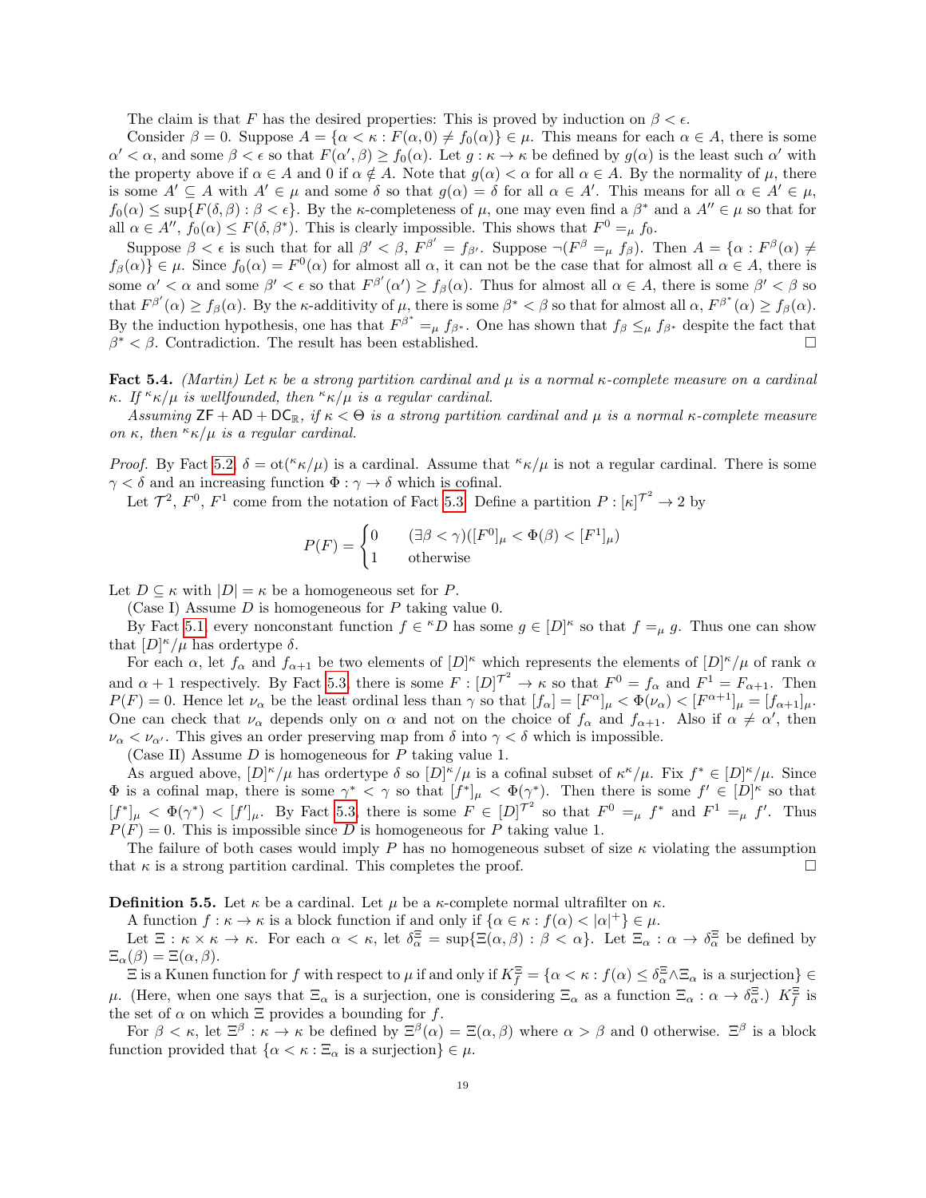The claim is that $F$ has the desired properties: This is proved by induction on $\beta < \epsilon$.

Consider $\beta = 0$. Suppose $A = \{\alpha < \kappa : F(\alpha, 0) \neq f_0(\alpha)\} \in \mu$. This means for each $\alpha \in A$, there is some $\alpha' < \alpha$, and some $\beta < \epsilon$ so that $F(\alpha', \beta) \geq f_0(\alpha)$. Let $g : \kappa \to \kappa$ be defined by $g(\alpha)$ is the least such $\alpha'$ with the property above if $\alpha \in A$ and 0 if $\alpha \notin A$. Note that $g(\alpha) < \alpha$ for all $\alpha \in A$. By the normality of $\mu$, there is some $A' \subseteq A$ with $A' \in \mu$ and some $\delta$ so that $g(\alpha) = \delta$ for all $\alpha \in A'$. This means for all $\alpha \in A' \in \mu$, $f_0(\alpha) \leq \sup\{F(\delta, \beta) : \beta < \epsilon\}$. By the $\kappa$-completeness of $\mu$, one may even find a $\beta^*$ and a $A'' \in \mu$ so that for all $\alpha \in A''$, $f_0(\alpha) \leq F(\delta, \beta^*)$. This is clearly impossible. This shows that $F^0 =_\mu f_0$.

Suppose $\beta < \epsilon$ is such that for all $\beta' < \beta$, $F^{\beta'} = f_{\beta'}$. Suppose $\neg(F^\beta =_\mu f_\beta)$. Then $A = \{\alpha : F^\beta(\alpha) \neq f_\beta(\alpha)\} \in \mu$. Since $f_0(\alpha) = F^0(\alpha)$ for almost all $\alpha$, it can not be the case that for almost all $\alpha \in A$, there is some $\alpha' < \alpha$ and some $\beta' < \epsilon$ so that $F^{\beta'}(\alpha') \geq f_\beta(\alpha)$. Thus for almost all $\alpha \in A$, there is some $\beta' < \beta$ so that $F^{\beta'}(\alpha) \geq f_\beta(\alpha)$. By the $\kappa$-additivity of $\mu$, there is some $\beta^* < \beta$ so that for almost all $\alpha$, $F^{\beta^*}(\alpha) \geq f_\beta(\alpha)$. By the induction hypothesis, one has that $F^{\beta^*} =_\mu f_{\beta^*}$. One has shown that $f_\beta \leq_\mu f_{\beta^*}$ despite the fact that $\beta^* < \beta$. Contradiction. The result has been established. □

**Fact 5.4.** *(Martin) Let $\kappa$ be a strong partition cardinal and $\mu$ is a normal $\kappa$-complete measure on a cardinal $\kappa$. If ${}^\kappa\kappa/\mu$ is wellfounded, then ${}^\kappa\kappa/\mu$ is a regular cardinal.*

*Assuming $\mathsf{ZF} + \mathsf{AD} + \mathsf{DC}_\mathbb{R}$, if $\kappa < \Theta$ is a strong partition cardinal and $\mu$ is a normal $\kappa$-complete measure on $\kappa$, then ${}^\kappa\kappa/\mu$ is a regular cardinal.*

*Proof.* By Fact 5.2, $\delta = \text{ot}({}^\kappa\kappa/\mu)$ is a cardinal. Assume that ${}^\kappa\kappa/\mu$ is not a regular cardinal. There is some $\gamma < \delta$ and an increasing function $\Phi : \gamma \to \delta$ which is cofinal.

Let $\mathcal{T}^2$, $F^0$, $F^1$ come from the notation of Fact 5.3. Define a partition $P : [\kappa]^{\mathcal{T}^2} \to 2$ by

$$P(F) = \begin{cases} 0 & (\exists \beta < \gamma)([F^0]_\mu < \Phi(\beta) < [F^1]_\mu) \\ 1 & \text{otherwise} \end{cases}$$

Let $D \subseteq \kappa$ with $|D| = \kappa$ be a homogeneous set for $P$.

(Case I) Assume $D$ is homogeneous for $P$ taking value 0.

By Fact 5.1, every nonconstant function $f \in {}^\kappa D$ has some $g \in [D]^\kappa$ so that $f =_\mu g$. Thus one can show that $[D]^\kappa/\mu$ has ordertype $\delta$.

For each $\alpha$, let $f_\alpha$ and $f_{\alpha+1}$ be two elements of $[D]^\kappa$ which represents the elements of $[D]^\kappa/\mu$ of rank $\alpha$ and $\alpha + 1$ respectively. By Fact 5.3, there is some $F : [D]^{\mathcal{T}^2} \to \kappa$ so that $F^0 = f_\alpha$ and $F^1 = F_{\alpha+1}$. Then $P(F) = 0$. Hence let $\nu_\alpha$ be the least ordinal less than $\gamma$ so that $[f_\alpha] = [F^\alpha]_\mu < \Phi(\nu_\alpha) < [F^{\alpha+1}]_\mu = [f_{\alpha+1}]_\mu$. One can check that $\nu_\alpha$ depends only on $\alpha$ and not on the choice of $f_\alpha$ and $f_{\alpha+1}$. Also if $\alpha \neq \alpha'$, then $\nu_\alpha < \nu_{\alpha'}$. This gives an order preserving map from $\delta$ into $\gamma < \delta$ which is impossible.

(Case II) Assume $D$ is homogeneous for $P$ taking value 1.

As argued above, $[D]^\kappa/\mu$ has ordertype $\delta$ so $[D]^\kappa/\mu$ is a cofinal subset of $\kappa^\kappa/\mu$. Fix $f^* \in [D]^\kappa/\mu$. Since $\Phi$ is a cofinal map, there is some $\gamma^* < \gamma$ so that $[f^*]_\mu < \Phi(\gamma^*)$. Then there is some $f' \in [D]^\kappa$ so that $[f^*]_\mu < \Phi(\gamma^*) < [f']_\mu$. By Fact 5.3, there is some $F \in [D]^{\mathcal{T}^2}$ so that $F^0 =_\mu f^*$ and $F^1 =_\mu f'$. Thus $P(F) = 0$. This is impossible since $D$ is homogeneous for $P$ taking value 1.

The failure of both cases would imply $P$ has no homogeneous subset of size $\kappa$ violating the assumption that $\kappa$ is a strong partition cardinal. This completes the proof. □

**Definition 5.5.** Let $\kappa$ be a cardinal. Let $\mu$ be a $\kappa$-complete normal ultrafilter on $\kappa$.

A function $f : \kappa \to \kappa$ is a block function if and only if $\{\alpha \in \kappa : f(\alpha) < |\alpha|^+\} \in \mu$.

Let $\Xi : \kappa \times \kappa \to \kappa$. For each $\alpha < \kappa$, let $\delta^\Xi_\alpha = \sup\{\Xi(\alpha, \beta) : \beta < \alpha\}$. Let $\Xi_\alpha : \alpha \to \delta^\Xi_\alpha$ be defined by $\Xi_\alpha(\beta) = \Xi(\alpha, \beta)$.

$\Xi$ is a Kunen function for $f$ with respect to $\mu$ if and only if $K^\Xi_f = \{\alpha < \kappa : f(\alpha) \leq \delta^\Xi_\alpha \wedge \Xi_\alpha \text{ is a surjection}\} \in \mu$. (Here, when one says that $\Xi_\alpha$ is a surjection, one is considering $\Xi_\alpha$ as a function $\Xi_\alpha : \alpha \to \delta^\Xi_\alpha$.) $K^\Xi_f$ is the set of $\alpha$ on which $\Xi$ provides a bounding for $f$.

For $\beta < \kappa$, let $\Xi^\beta : \kappa \to \kappa$ be defined by $\Xi^\beta(\alpha) = \Xi(\alpha, \beta)$ where $\alpha > \beta$ and 0 otherwise. $\Xi^\beta$ is a block function provided that $\{\alpha < \kappa : \Xi_\alpha \text{ is a surjection}\} \in \mu$.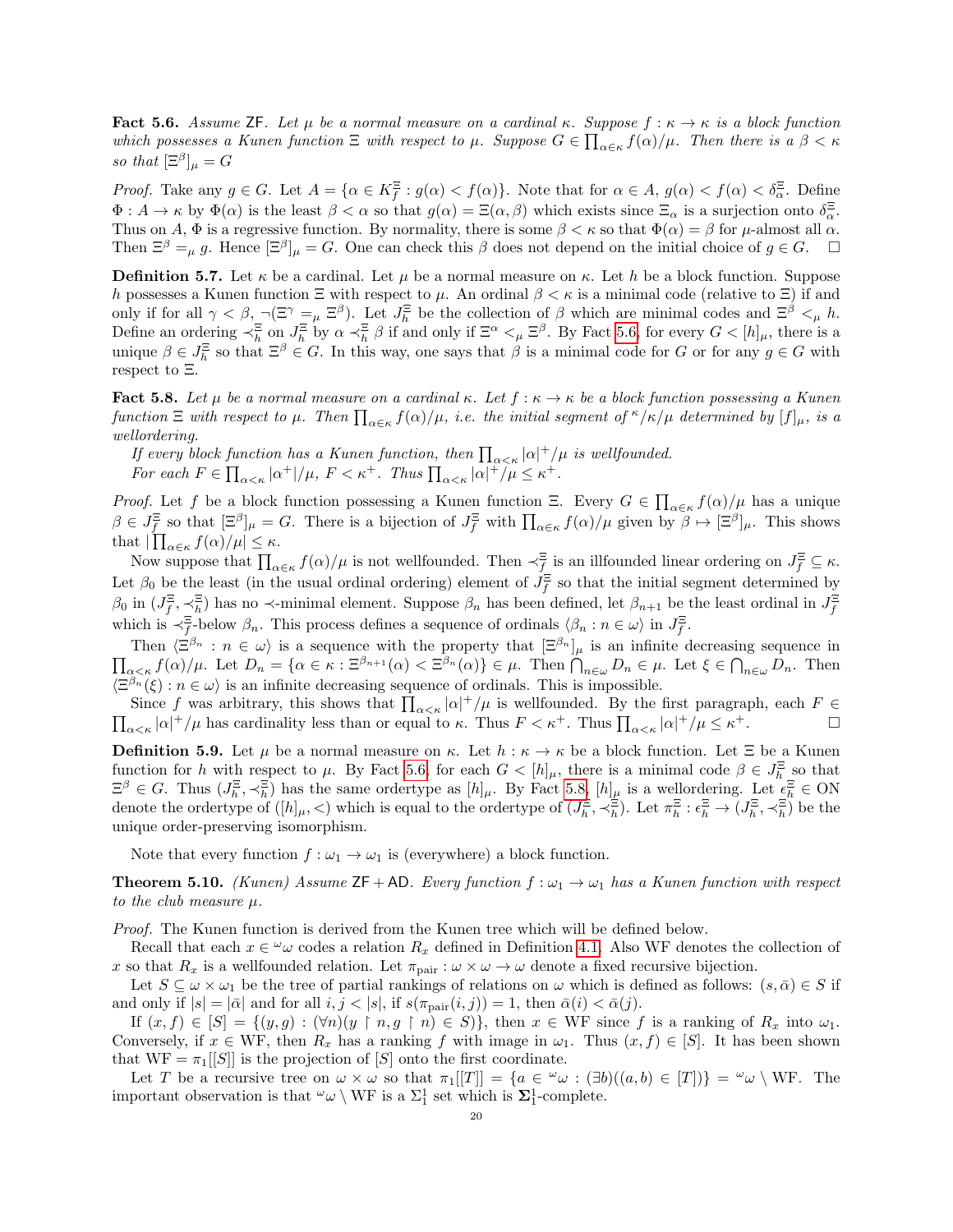**Fact 5.6.** *Assume* $\mathsf{ZF}$*. Let* $\mu$ *be a normal measure on a cardinal* $\kappa$*. Suppose* $f : \kappa \to \kappa$ *is a block function which possesses a Kunen function* $\Xi$ *with respect to* $\mu$*. Suppose* $G \in \prod_{\alpha \in \kappa} f(\alpha)/\mu$*. Then there is a* $\beta < \kappa$ *so that* $[\Xi^\beta]_\mu = G$

*Proof.* Take any $g \in G$. Let $A = \{\alpha \in K_f^\Xi : g(\alpha) < f(\alpha)\}$. Note that for $\alpha \in A$, $g(\alpha) < f(\alpha) < \delta_\alpha^\Xi$. Define $\Phi : A \to \kappa$ by $\Phi(\alpha)$ is the least $\beta < \alpha$ so that $g(\alpha) = \Xi(\alpha, \beta)$ which exists since $\Xi_\alpha$ is a surjection onto $\delta_\alpha^\Xi$. Thus on $A$, $\Phi$ is a regressive function. By normality, there is some $\beta < \kappa$ so that $\Phi(\alpha) = \beta$ for $\mu$-almost all $\alpha$. Then $\Xi^\beta =_\mu g$. Hence $[\Xi^\beta]_\mu = G$. One can check this $\beta$ does not depend on the initial choice of $g \in G$. $\square$

**Definition 5.7.** Let $\kappa$ be a cardinal. Let $\mu$ be a normal measure on $\kappa$. Let $h$ be a block function. Suppose $h$ possesses a Kunen function $\Xi$ with respect to $\mu$. An ordinal $\beta < \kappa$ is a minimal code (relative to $\Xi$) if and only if for all $\gamma < \beta$, $\neg(\Xi^\gamma =_\mu \Xi^\beta)$. Let $J_h^\Xi$ be the collection of $\beta$ which are minimal codes and $\Xi^\beta <_\mu h$. Define an ordering $\prec_h^\Xi$ on $J_h^\Xi$ by $\alpha \prec_h^\Xi \beta$ if and only if $\Xi^\alpha <_\mu \Xi^\beta$. By Fact 5.6, for every $G < [h]_\mu$, there is a unique $\beta \in J_h^\Xi$ so that $\Xi^\beta \in G$. In this way, one says that $\beta$ is a minimal code for $G$ or for any $g \in G$ with respect to $\Xi$.

**Fact 5.8.** *Let* $\mu$ *be a normal measure on a cardinal* $\kappa$*. Let* $f : \kappa \to \kappa$ *be a block function possessing a Kunen function* $\Xi$ *with respect to* $\mu$*. Then* $\prod_{\alpha \in \kappa} f(\alpha)/\mu$*, i.e. the initial segment of* ${}^\kappa\kappa/\mu$ *determined by* $[f]_\mu$*, is a wellordering.*

*If every block function has a Kunen function, then* $\prod_{\alpha < \kappa} |\alpha|^+/\mu$ *is wellfounded.*

*For each* $F \in \prod_{\alpha < \kappa} |\alpha^+|/\mu$*,* $F < \kappa^+$*. Thus* $\prod_{\alpha < \kappa} |\alpha|^+/\mu \leq \kappa^+$*.*

*Proof.* Let $f$ be a block function possessing a Kunen function $\Xi$. Every $G \in \prod_{\alpha \in \kappa} f(\alpha)/\mu$ has a unique $\beta \in J_f^\Xi$ so that $[\Xi^\beta]_\mu = G$. There is a bijection of $J_f^\Xi$ with $\prod_{\alpha \in \kappa} f(\alpha)/\mu$ given by $\beta \mapsto [\Xi^\beta]_\mu$. This shows that $|\prod_{\alpha \in \kappa} f(\alpha)/\mu| \leq \kappa$.

Now suppose that $\prod_{\alpha \in \kappa} f(\alpha)/\mu$ is not wellfounded. Then $\prec_f^\Xi$ is an illfounded linear ordering on $J_f^\Xi \subseteq \kappa$. Let $\beta_0$ be the least (in the usual ordinal ordering) element of $J_f^\Xi$ so that the initial segment determined by $\beta_0$ in $(J_f^\Xi, \prec_h^\Xi)$ has no $\prec$-minimal element. Suppose $\beta_n$ has been defined, let $\beta_{n+1}$ be the least ordinal in $J_f^\Xi$ which is $\prec_f^\Xi$-below $\beta_n$. This process defines a sequence of ordinals $\langle \beta_n : n \in \omega \rangle$ in $J_f^\Xi$.

Then $\langle \Xi^{\beta_n} : n \in \omega \rangle$ is a sequence with the property that $[\Xi^{\beta_n}]_\mu$ is an infinite decreasing sequence in $\prod_{\alpha < \kappa} f(\alpha)/\mu$. Let $D_n = \{\alpha \in \kappa : \Xi^{\beta_{n+1}}(\alpha) < \Xi^{\beta_n}(\alpha)\} \in \mu$. Then $\bigcap_{n \in \omega} D_n \in \mu$. Let $\xi \in \bigcap_{n \in \omega} D_n$. Then $\langle \Xi^{\beta_n}(\xi) : n \in \omega \rangle$ is an infinite decreasing sequence of ordinals. This is impossible.

Since $f$ was arbitrary, this shows that $\prod_{\alpha < \kappa} |\alpha|^+/\mu$ is wellfounded. By the first paragraph, each $F \in \prod_{\alpha < \kappa} |\alpha|^+/\mu$ has cardinality less than or equal to $\kappa$. Thus $F < \kappa^+$. Thus $\prod_{\alpha < \kappa} |\alpha|^+/\mu \leq \kappa^+$. $\square$

**Definition 5.9.** Let $\mu$ be a normal measure on $\kappa$. Let $h : \kappa \to \kappa$ be a block function. Let $\Xi$ be a Kunen function for $h$ with respect to $\mu$. By Fact 5.6, for each $G < [h]_\mu$, there is a minimal code $\beta \in J_h^\Xi$ so that $\Xi^\beta \in G$. Thus $(J_h^\Xi, \prec_h^\Xi)$ has the same ordertype as $[h]_\mu$. By Fact 5.8, $[h]_\mu$ is a wellordering. Let $\epsilon_h^\Xi \in \mathrm{ON}$ denote the ordertype of $([h]_\mu, <)$ which is equal to the ordertype of $(J_h^\Xi, \prec_h^\Xi)$. Let $\pi_h^\Xi : \epsilon_h^\Xi \to (J_h^\Xi, \prec_h^\Xi)$ be the unique order-preserving isomorphism.

Note that every function $f : \omega_1 \to \omega_1$ is (everywhere) a block function.

**Theorem 5.10.** *(Kunen) Assume* $\mathsf{ZF} + \mathsf{AD}$*. Every function* $f : \omega_1 \to \omega_1$ *has a Kunen function with respect to the club measure* $\mu$*.*

*Proof.* The Kunen function is derived from the Kunen tree which will be defined below.

Recall that each $x \in {}^\omega\omega$ codes a relation $R_x$ defined in Definition 4.1. Also WF denotes the collection of $x$ so that $R_x$ is a wellfounded relation. Let $\pi_{\text{pair}} : \omega \times \omega \to \omega$ denote a fixed recursive bijection.

Let $S \subseteq \omega \times \omega_1$ be the tree of partial rankings of relations on $\omega$ which is defined as follows: $(s, \bar{\alpha}) \in S$ if and only if $|s| = |\bar{\alpha}|$ and for all $i, j < |s|$, if $s(\pi_{\text{pair}}(i,j)) = 1$, then $\bar{\alpha}(i) < \bar{\alpha}(j)$.

If $(x, f) \in [S] = \{(y, g) : (\forall n)(y \upharpoonright n, g \upharpoonright n) \in S)\}$, then $x \in \mathrm{WF}$ since $f$ is a ranking of $R_x$ into $\omega_1$. Conversely, if $x \in \mathrm{WF}$, then $R_x$ has a ranking $f$ with image in $\omega_1$. Thus $(x, f) \in [S]$. It has been shown that $\mathrm{WF} = \pi_1[[S]]$ is the projection of $[S]$ onto the first coordinate.

Let $T$ be a recursive tree on $\omega \times \omega$ so that $\pi_1[[T]] = \{a \in {}^\omega\omega : (\exists b)((a, b) \in [T])\} = {}^\omega\omega \setminus \mathrm{WF}$. The important observation is that ${}^\omega\omega \setminus \mathrm{WF}$ is a $\Sigma_1^1$ set which is $\boldsymbol{\Sigma}_1^1$-complete.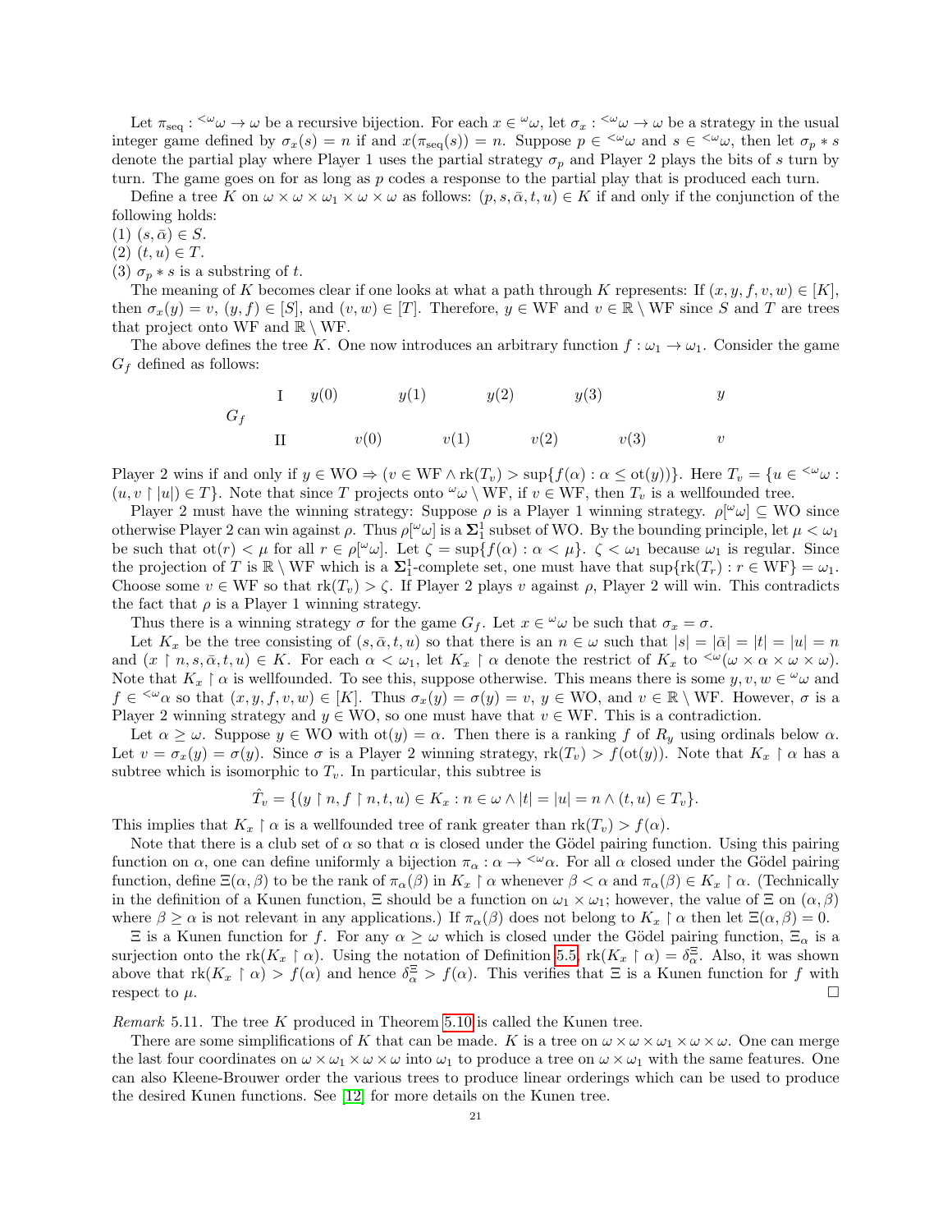Let $\pi_{\text{seq}} : {}^{<\omega}\omega \to \omega$ be a recursive bijection. For each $x \in {}^{\omega}\omega$, let $\sigma_x : {}^{<\omega}\omega \to \omega$ be a strategy in the usual integer game defined by $\sigma_x(s) = n$ if and $x(\pi_{\text{seq}}(s)) = n$. Suppose $p \in {}^{<\omega}\omega$ and $s \in {}^{<\omega}\omega$, then let $\sigma_p * s$ denote the partial play where Player 1 uses the partial strategy $\sigma_p$ and Player 2 plays the bits of $s$ turn by turn. The game goes on for as long as $p$ codes a response to the partial play that is produced each turn.

Define a tree $K$ on $\omega \times \omega \times \omega_1 \times \omega \times \omega$ as follows: $(p, s, \bar{\alpha}, t, u) \in K$ if and only if the conjunction of the following holds:
(1) $(s, \bar{\alpha}) \in S$.
(2) $(t, u) \in T$.
(3) $\sigma_p * s$ is a substring of $t$.

The meaning of $K$ becomes clear if one looks at what a path through $K$ represents: If $(x, y, f, v, w) \in [K]$, then $\sigma_x(y) = v$, $(y, f) \in [S]$, and $(v, w) \in [T]$. Therefore, $y \in \text{WF}$ and $v \in \mathbb{R} \setminus \text{WF}$ since $S$ and $T$ are trees that project onto WF and $\mathbb{R} \setminus \text{WF}$.

The above defines the tree $K$. One now introduces an arbitrary function $f : \omega_1 \to \omega_1$. Consider the game $G_f$ defined as follows:

$$
G_f \qquad
\begin{array}{llllllllll}
\text{I} & y(0) & & y(1) & & y(2) & & y(3) & & y \\
\text{II} & & v(0) & & v(1) & & v(2) & & v(3) & v
\end{array}
$$

Player 2 wins if and only if $y \in \text{WO} \Rightarrow (v \in \text{WF} \wedge \text{rk}(T_v) > \sup\{f(\alpha) : \alpha \leq \text{ot}(y)\})$. Here $T_v = \{u \in {}^{<\omega}\omega : (u, v \upharpoonright |u|) \in T\}$. Note that since $T$ projects onto ${}^{\omega}\omega \setminus \text{WF}$, if $v \in \text{WF}$, then $T_v$ is a wellfounded tree.

Player 2 must have the winning strategy: Suppose $\rho$ is a Player 1 winning strategy. $\rho[{}^{\omega}\omega] \subseteq \text{WO}$ since otherwise Player 2 can win against $\rho$. Thus $\rho[{}^{\omega}\omega]$ is a $\mathbf{\Sigma}^1_1$ subset of WO. By the bounding principle, let $\mu < \omega_1$ be such that $\text{ot}(r) < \mu$ for all $r \in \rho[{}^{\omega}\omega]$. Let $\zeta = \sup\{f(\alpha) : \alpha < \mu\}$. $\zeta < \omega_1$ because $\omega_1$ is regular. Since the projection of $T$ is $\mathbb{R} \setminus \text{WF}$ which is a $\mathbf{\Sigma}^1_1$-complete set, one must have that $\sup\{\text{rk}(T_r) : r \in \text{WF}\} = \omega_1$. Choose some $v \in \text{WF}$ so that $\text{rk}(T_v) > \zeta$. If Player 2 plays $v$ against $\rho$, Player 2 will win. This contradicts the fact that $\rho$ is a Player 1 winning strategy.

Thus there is a winning strategy $\sigma$ for the game $G_f$. Let $x \in {}^{\omega}\omega$ be such that $\sigma_x = \sigma$.

Let $K_x$ be the tree consisting of $(s, \bar{\alpha}, t, u)$ so that there is an $n \in \omega$ such that $|s| = |\bar{\alpha}| = |t| = |u| = n$ and $(x \upharpoonright n, s, \bar{\alpha}, t, u) \in K$. For each $\alpha < \omega_1$, let $K_x \upharpoonright \alpha$ denote the restrict of $K_x$ to ${}^{<\omega}(\omega \times \alpha \times \omega \times \omega)$. Note that $K_x \upharpoonright \alpha$ is wellfounded. To see this, suppose otherwise. This means there is some $y, v, w \in {}^{\omega}\omega$ and $f \in {}^{<\omega}\alpha$ so that $(x, y, f, v, w) \in [K]$. Thus $\sigma_x(y) = \sigma(y) = v$, $y \in \text{WO}$, and $v \in \mathbb{R} \setminus \text{WF}$. However, $\sigma$ is a Player 2 winning strategy and $y \in \text{WO}$, so one must have that $v \in \text{WF}$. This is a contradiction.

Let $\alpha \geq \omega$. Suppose $y \in \text{WO}$ with $\text{ot}(y) = \alpha$. Then there is a ranking $f$ of $R_y$ using ordinals below $\alpha$. Let $v = \sigma_x(y) = \sigma(y)$. Since $\sigma$ is a Player 2 winning strategy, $\text{rk}(T_v) > f(\text{ot}(y))$. Note that $K_x \upharpoonright \alpha$ has a subtree which is isomorphic to $T_v$. In particular, this subtree is

$$\hat{T}_v = \{(y \upharpoonright n, f \upharpoonright n, t, u) \in K_x : n \in \omega \wedge |t| = |u| = n \wedge (t, u) \in T_v\}.$$

This implies that $K_x \upharpoonright \alpha$ is a wellfounded tree of rank greater than $\text{rk}(T_v) > f(\alpha)$.

Note that there is a club set of $\alpha$ so that $\alpha$ is closed under the Gödel pairing function. Using this pairing function on $\alpha$, one can define uniformly a bijection $\pi_\alpha : \alpha \to {}^{<\omega}\alpha$. For all $\alpha$ closed under the Gödel pairing function, define $\Xi(\alpha, \beta)$ to be the rank of $\pi_\alpha(\beta)$ in $K_x \upharpoonright \alpha$ whenever $\beta < \alpha$ and $\pi_\alpha(\beta) \in K_x \upharpoonright \alpha$. (Technically in the definition of a Kunen function, $\Xi$ should be a function on $\omega_1 \times \omega_1$; however, the value of $\Xi$ on $(\alpha, \beta)$ where $\beta \geq \alpha$ is not relevant in any applications.) If $\pi_\alpha(\beta)$ does not belong to $K_x \upharpoonright \alpha$ then let $\Xi(\alpha, \beta) = 0$.

$\Xi$ is a Kunen function for $f$. For any $\alpha \geq \omega$ which is closed under the Gödel pairing function, $\Xi_\alpha$ is a surjection onto the $\text{rk}(K_x \upharpoonright \alpha)$. Using the notation of Definition 5.5, $\text{rk}(K_x \upharpoonright \alpha) = \delta^{\Xi}_\alpha$. Also, it was shown above that $\text{rk}(K_x \upharpoonright \alpha) > f(\alpha)$ and hence $\delta^{\Xi}_\alpha > f(\alpha)$. This verifies that $\Xi$ is a Kunen function for $f$ with respect to $\mu$. □

*Remark* 5.11. The tree $K$ produced in Theorem 5.10 is called the Kunen tree.

There are some simplifications of $K$ that can be made. $K$ is a tree on $\omega \times \omega \times \omega_1 \times \omega \times \omega$. One can merge the last four coordinates on $\omega \times \omega_1 \times \omega \times \omega$ into $\omega_1$ to produce a tree on $\omega \times \omega_1$ with the same features. One can also Kleene-Brouwer order the various trees to produce linear orderings which can be used to produce the desired Kunen functions. See [12] for more details on the Kunen tree.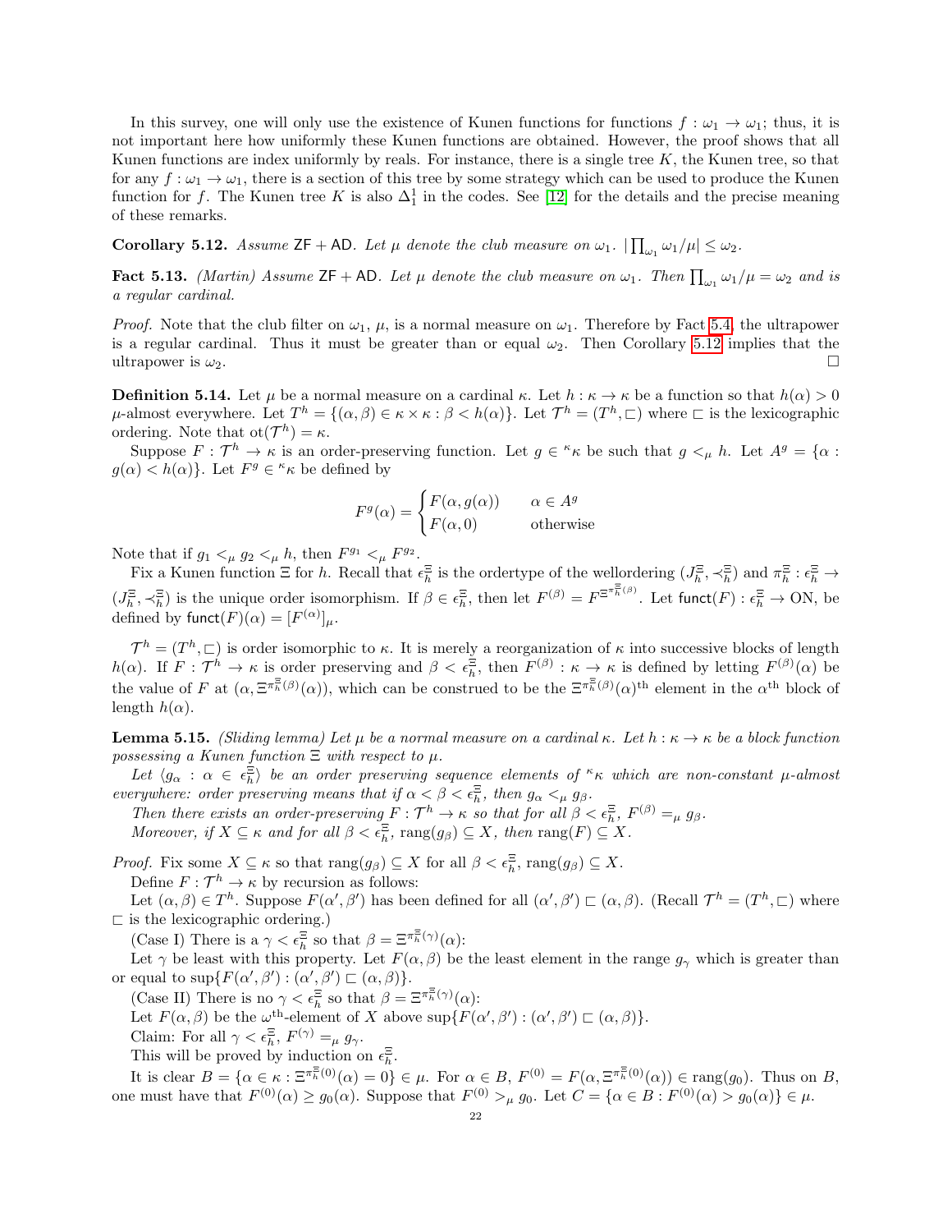In this survey, one will only use the existence of Kunen functions for functions $f : \omega_1 \to \omega_1$; thus, it is not important here how uniformly these Kunen functions are obtained. However, the proof shows that all Kunen functions are index uniformly by reals. For instance, there is a single tree $K$, the Kunen tree, so that for any $f : \omega_1 \to \omega_1$, there is a section of this tree by some strategy which can be used to produce the Kunen function for $f$. The Kunen tree $K$ is also $\Delta^1_1$ in the codes. See [12] for the details and the precise meaning of these remarks.

**Corollary 5.12.** *Assume* $\mathsf{ZF} + \mathsf{AD}$*. Let* $\mu$ *denote the club measure on* $\omega_1$*.* $|\prod_{\omega_1} \omega_1/\mu| \leq \omega_2$*.*

**Fact 5.13.** *(Martin) Assume* $\mathsf{ZF} + \mathsf{AD}$*. Let* $\mu$ *denote the club measure on* $\omega_1$*. Then* $\prod_{\omega_1} \omega_1/\mu = \omega_2$ *and is a regular cardinal.*

*Proof.* Note that the club filter on $\omega_1$, $\mu$, is a normal measure on $\omega_1$. Therefore by Fact 5.4, the ultrapower is a regular cardinal. Thus it must be greater than or equal $\omega_2$. Then Corollary 5.12 implies that the ultrapower is $\omega_2$. □

**Definition 5.14.** Let $\mu$ be a normal measure on a cardinal $\kappa$. Let $h : \kappa \to \kappa$ be a function so that $h(\alpha) > 0$ $\mu$-almost everywhere. Let $T^h = \{(\alpha, \beta) \in \kappa \times \kappa : \beta < h(\alpha)\}$. Let $\mathcal{T}^h = (T^h, \sqsubset)$ where $\sqsubset$ is the lexicographic ordering. Note that $\text{ot}(\mathcal{T}^h) = \kappa$.

Suppose $F : \mathcal{T}^h \to \kappa$ is an order-preserving function. Let $g \in {}^\kappa\kappa$ be such that $g <_\mu h$. Let $A^g = \{\alpha : g(\alpha) < h(\alpha)\}$. Let $F^g \in {}^\kappa\kappa$ be defined by

$$F^g(\alpha) = \begin{cases} F(\alpha, g(\alpha)) & \alpha \in A^g \\ F(\alpha, 0) & \text{otherwise} \end{cases}$$

Note that if $g_1 <_\mu g_2 <_\mu h$, then $F^{g_1} <_\mu F^{g_2}$.

Fix a Kunen function $\Xi$ for $h$. Recall that $\epsilon^{\Xi}_h$ is the ordertype of the wellordering $(J^{\Xi}_h, \prec^{\Xi}_h)$ and $\pi^{\Xi}_h : \epsilon^{\Xi}_h \to (J^{\Xi}_h, \prec^{\Xi}_h)$ is the unique order isomorphism. If $\beta \in \epsilon^{\Xi}_h$, then let $F^{(\beta)} = F^{\Xi^{\pi^{\Xi}_h(\beta)}}$. Let $\mathsf{funct}(F) : \epsilon^{\Xi}_h \to \text{ON}$, be defined by $\mathsf{funct}(F)(\alpha) = [F^{(\alpha)}]_\mu$.

$\mathcal{T}^h = (T^h, \sqsubset)$ is order isomorphic to $\kappa$. It is merely a reorganization of $\kappa$ into successive blocks of length $h(\alpha)$. If $F : \mathcal{T}^h \to \kappa$ is order preserving and $\beta < \epsilon^{\Xi}_h$, then $F^{(\beta)} : \kappa \to \kappa$ is defined by letting $F^{(\beta)}(\alpha)$ be the value of $F$ at $(\alpha, \Xi^{\pi^{\Xi}_h(\beta)}(\alpha))$, which can be construed to be the $\Xi^{\pi^{\Xi}_h(\beta)}(\alpha)^{\text{th}}$ element in the $\alpha^{\text{th}}$ block of length $h(\alpha)$.

**Lemma 5.15.** *(Sliding lemma) Let* $\mu$ *be a normal measure on a cardinal* $\kappa$*. Let* $h : \kappa \to \kappa$ *be a block function possessing a Kunen function* $\Xi$ *with respect to* $\mu$*.*

*Let* $\langle g_\alpha : \alpha \in \epsilon^{\Xi}_h \rangle$ *be an order preserving sequence elements of* ${}^\kappa\kappa$ *which are non-constant* $\mu$*-almost everywhere: order preserving means that if* $\alpha < \beta < \epsilon^{\Xi}_h$*, then* $g_\alpha <_\mu g_\beta$*.*

*Then there exists an order-preserving* $F : \mathcal{T}^h \to \kappa$ *so that for all* $\beta < \epsilon^{\Xi}_h$*,* $F^{(\beta)} =_\mu g_\beta$*.*

*Moreover, if* $X \subseteq \kappa$ *and for all* $\beta < \epsilon^{\Xi}_h$*,* $\text{rang}(g_\beta) \subseteq X$*, then* $\text{rang}(F) \subseteq X$*.*

*Proof.* Fix some $X \subseteq \kappa$ so that $\text{rang}(g_\beta) \subseteq X$ for all $\beta < \epsilon^{\Xi}_h$, $\text{rang}(g_\beta) \subseteq X$.

Define $F : \mathcal{T}^h \to \kappa$ by recursion as follows:

Let $(\alpha, \beta) \in T^h$. Suppose $F(\alpha', \beta')$ has been defined for all $(\alpha', \beta') \sqsubset (\alpha, \beta)$. (Recall $\mathcal{T}^h = (T^h, \sqsubset)$ where $\sqsubset$ is the lexicographic ordering.)

(Case I) There is a $\gamma < \epsilon^{\Xi}_h$ so that $\beta = \Xi^{\pi^{\Xi}_h(\gamma)}(\alpha)$:

Let $\gamma$ be least with this property. Let $F(\alpha, \beta)$ be the least element in the range $g_\gamma$ which is greater than or equal to $\sup\{F(\alpha', \beta') : (\alpha', \beta') \sqsubset (\alpha, \beta)\}$.

(Case II) There is no $\gamma < \epsilon^{\Xi}_h$ so that $\beta = \Xi^{\pi^{\Xi}_h(\gamma)}(\alpha)$:

Let $F(\alpha, \beta)$ be the $\omega^{\text{th}}$-element of $X$ above $\sup\{F(\alpha', \beta') : (\alpha', \beta') \sqsubset (\alpha, \beta)\}$.

Claim: For all $\gamma < \epsilon^{\Xi}_h$, $F^{(\gamma)} =_\mu g_\gamma$.

This will be proved by induction on $\epsilon^{\Xi}_h$.

It is clear $B = \{\alpha \in \kappa : \Xi^{\pi^{\Xi}_h(0)}(\alpha) = 0\} \in \mu$. For $\alpha \in B$, $F^{(0)} = F(\alpha, \Xi^{\pi^{\Xi}_h(0)}(\alpha)) \in \text{rang}(g_0)$. Thus on $B$, one must have that $F^{(0)}(\alpha) \geq g_0(\alpha)$. Suppose that $F^{(0)} >_\mu g_0$. Let $C = \{\alpha \in B : F^{(0)}(\alpha) > g_0(\alpha)\} \in \mu$.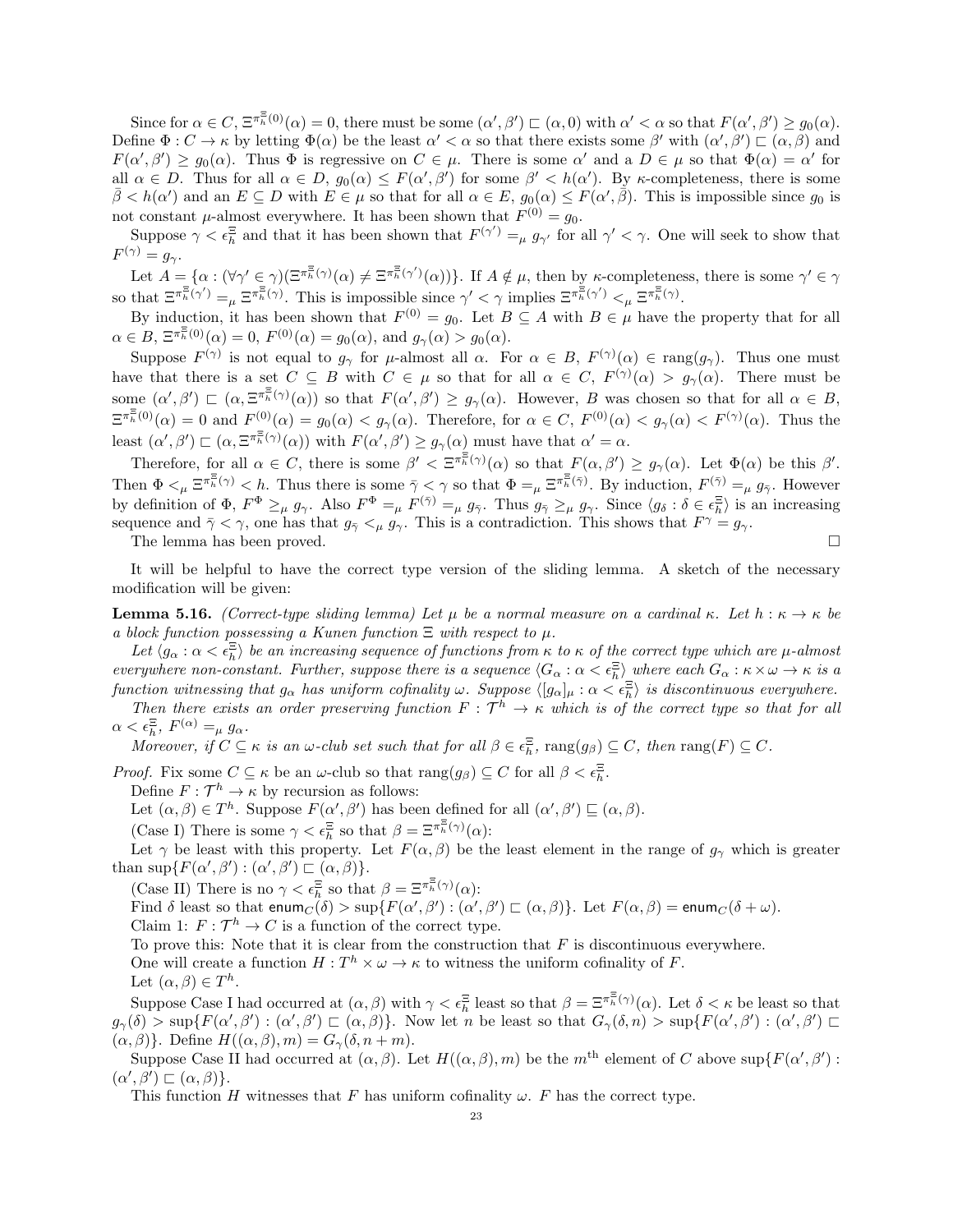Since for $\alpha \in C$, $\Xi^{\pi_h^{\Xi}(0)}(\alpha) = 0$, there must be some $(\alpha', \beta') \sqsubset (\alpha, 0)$ with $\alpha' < \alpha$ so that $F(\alpha', \beta') \geq g_0(\alpha)$. Define $\Phi : C \to \kappa$ by letting $\Phi(\alpha)$ be the least $\alpha' < \alpha$ so that there exists some $\beta'$ with $(\alpha', \beta') \sqsubset (\alpha, \beta)$ and $F(\alpha', \beta') \geq g_0(\alpha)$. Thus $\Phi$ is regressive on $C \in \mu$. There is some $\alpha'$ and a $D \in \mu$ so that $\Phi(\alpha) = \alpha'$ for all $\alpha \in D$. Thus for all $\alpha \in D$, $g_0(\alpha) \leq F(\alpha', \beta')$ for some $\beta' < h(\alpha')$. By $\kappa$-completeness, there is some $\bar{\beta} < h(\alpha')$ and an $E \subseteq D$ with $E \in \mu$ so that for all $\alpha \in E$, $g_0(\alpha) \leq F(\alpha', \bar{\beta})$. This is impossible since $g_0$ is not constant $\mu$-almost everywhere. It has been shown that $F^{(0)} = g_0$.

Suppose $\gamma < \epsilon_h^{\Xi}$ and that it has been shown that $F^{(\gamma')} =_\mu g_{\gamma'}$ for all $\gamma' < \gamma$. One will seek to show that $F^{(\gamma)} = g_\gamma$.

Let $A = \{\alpha : (\forall \gamma' \in \gamma)(\Xi^{\pi_h^{\Xi}(\gamma)}(\alpha) \neq \Xi^{\pi_h^{\Xi}(\gamma')}(\alpha))\}$. If $A \notin \mu$, then by $\kappa$-completeness, there is some $\gamma' \in \gamma$ so that $\Xi^{\pi_h^{\Xi}(\gamma')} =_\mu \Xi^{\pi_h^{\Xi}(\gamma)}$. This is impossible since $\gamma' < \gamma$ implies $\Xi^{\pi_h^{\Xi}(\gamma')} <_\mu \Xi^{\pi_h^{\Xi}(\gamma)}$.

By induction, it has been shown that $F^{(0)} = g_0$. Let $B \subseteq A$ with $B \in \mu$ have the property that for all $\alpha \in B$, $\Xi^{\pi_h^{\Xi}(0)}(\alpha) = 0$, $F^{(0)}(\alpha) = g_0(\alpha)$, and $g_\gamma(\alpha) > g_0(\alpha)$.

Suppose $F^{(\gamma)}$ is not equal to $g_\gamma$ for $\mu$-almost all $\alpha$. For $\alpha \in B$, $F^{(\gamma)}(\alpha) \in \mathrm{rang}(g_\gamma)$. Thus one must have that there is a set $C \subseteq B$ with $C \in \mu$ so that for all $\alpha \in C$, $F^{(\gamma)}(\alpha) > g_\gamma(\alpha)$. There must be some $(\alpha', \beta') \sqsubset (\alpha, \Xi^{\pi_h^{\Xi}(\gamma)}(\alpha))$ so that $F(\alpha', \beta') \geq g_\gamma(\alpha)$. However, $B$ was chosen so that for all $\alpha \in B$, $\Xi^{\pi_h^{\Xi}(0)}(\alpha) = 0$ and $F^{(0)}(\alpha) = g_0(\alpha) < g_\gamma(\alpha)$. Therefore, for $\alpha \in C$, $F^{(0)}(\alpha) < g_\gamma(\alpha) < F^{(\gamma)}(\alpha)$. Thus the least $(\alpha', \beta') \sqsubset (\alpha, \Xi^{\pi_h^{\Xi}(\gamma)}(\alpha))$ with $F(\alpha', \beta') \geq g_\gamma(\alpha)$ must have that $\alpha' = \alpha$.

Therefore, for all $\alpha \in C$, there is some $\beta' < \Xi^{\pi_h^{\Xi}(\gamma)}(\alpha)$ so that $F(\alpha, \beta') \geq g_\gamma(\alpha)$. Let $\Phi(\alpha)$ be this $\beta'$. Then $\Phi <_\mu \Xi^{\pi_h^{\Xi}(\gamma)} < h$. Thus there is some $\bar{\gamma} < \gamma$ so that $\Phi =_\mu \Xi^{\pi_h^{\Xi}(\bar{\gamma})}$. By induction, $F^{(\bar{\gamma})} =_\mu g_{\bar{\gamma}}$. However by definition of $\Phi$, $F^{\Phi} \geq_\mu g_\gamma$. Also $F^{\Phi} =_\mu F^{(\bar{\gamma})} =_\mu g_{\bar{\gamma}}$. Thus $g_{\bar{\gamma}} \geq_\mu g_\gamma$. Since $\langle g_\delta : \delta \in \epsilon_h^{\Xi} \rangle$ is an increasing sequence and $\bar{\gamma} < \gamma$, one has that $g_{\bar{\gamma}} <_\mu g_\gamma$. This is a contradiction. This shows that $F^{\gamma} = g_\gamma$.

The lemma has been proved. □

It will be helpful to have the correct type version of the sliding lemma. A sketch of the necessary modification will be given:

**Lemma 5.16.** *(Correct-type sliding lemma) Let $\mu$ be a normal measure on a cardinal $\kappa$. Let $h : \kappa \to \kappa$ be a block function possessing a Kunen function $\Xi$ with respect to $\mu$.*

*Let $\langle g_\alpha : \alpha < \epsilon_h^{\Xi} \rangle$ be an increasing sequence of functions from $\kappa$ to $\kappa$ of the correct type which are $\mu$-almost everywhere non-constant. Further, suppose there is a sequence $\langle G_\alpha : \alpha < \epsilon_h^{\Xi} \rangle$ where each $G_\alpha : \kappa \times \omega \to \kappa$ is a function witnessing that $g_\alpha$ has uniform cofinality $\omega$. Suppose $\langle [g_\alpha]_\mu : \alpha < \epsilon_h^{\Xi} \rangle$ is discontinuous everywhere.*

*Then there exists an order preserving function $F : \mathcal{T}^h \to \kappa$ which is of the correct type so that for all $\alpha < \epsilon_h^{\Xi}$, $F^{(\alpha)} =_\mu g_\alpha$.*

*Moreover, if $C \subseteq \kappa$ is an $\omega$-club set such that for all $\beta \in \epsilon_h^{\Xi}$, $\mathrm{rang}(g_\beta) \subseteq C$, then $\mathrm{rang}(F) \subseteq C$.*

*Proof.* Fix some $C \subseteq \kappa$ be an $\omega$-club so that $\mathrm{rang}(g_\beta) \subseteq C$ for all $\beta < \epsilon_h^{\Xi}$.

Define $F : \mathcal{T}^h \to \kappa$ by recursion as follows:

Let $(\alpha, \beta) \in T^h$. Suppose $F(\alpha', \beta')$ has been defined for all $(\alpha', \beta') \sqsubseteq (\alpha, \beta)$.

(Case I) There is some $\gamma < \epsilon_h^{\Xi}$ so that $\beta = \Xi^{\pi_h^{\Xi}(\gamma)}(\alpha)$:

Let $\gamma$ be least with this property. Let $F(\alpha, \beta)$ be the least element in the range of $g_\gamma$ which is greater than $\sup\{F(\alpha', \beta') : (\alpha', \beta') \sqsubset (\alpha, \beta)\}$.

(Case II) There is no $\gamma < \epsilon_h^{\Xi}$ so that $\beta = \Xi^{\pi_h^{\Xi}(\gamma)}(\alpha)$:

Find $\delta$ least so that $\mathsf{enum}_C(\delta) > \sup\{F(\alpha', \beta') : (\alpha', \beta') \sqsubset (\alpha, \beta)\}$. Let $F(\alpha, \beta) = \mathsf{enum}_C(\delta + \omega)$.

Claim 1: $F : \mathcal{T}^h \to C$ is a function of the correct type.

To prove this: Note that it is clear from the construction that $F$ is discontinuous everywhere.

One will create a function $H : T^h \times \omega \to \kappa$ to witness the uniform cofinality of $F$.

Let $(\alpha, \beta) \in T^h$.

Suppose Case I had occurred at $(\alpha, \beta)$ with $\gamma < \epsilon_h^{\Xi}$ least so that $\beta = \Xi^{\pi_h^{\Xi}(\gamma)}(\alpha)$. Let $\delta < \kappa$ be least so that $g_\gamma(\delta) > \sup\{F(\alpha', \beta') : (\alpha', \beta') \sqsubset (\alpha, \beta)\}$. Now let $n$ be least so that $G_\gamma(\delta, n) > \sup\{F(\alpha', \beta') : (\alpha', \beta') \sqsubset (\alpha, \beta)\}$. Define $H((\alpha, \beta), m) = G_\gamma(\delta, n + m)$.

Suppose Case II had occurred at $(\alpha, \beta)$. Let $H((\alpha, \beta), m)$ be the $m^{\text{th}}$ element of $C$ above $\sup\{F(\alpha', \beta') : (\alpha', \beta') \sqsubset (\alpha, \beta)\}$.

This function $H$ witnesses that $F$ has uniform cofinality $\omega$. $F$ has the correct type.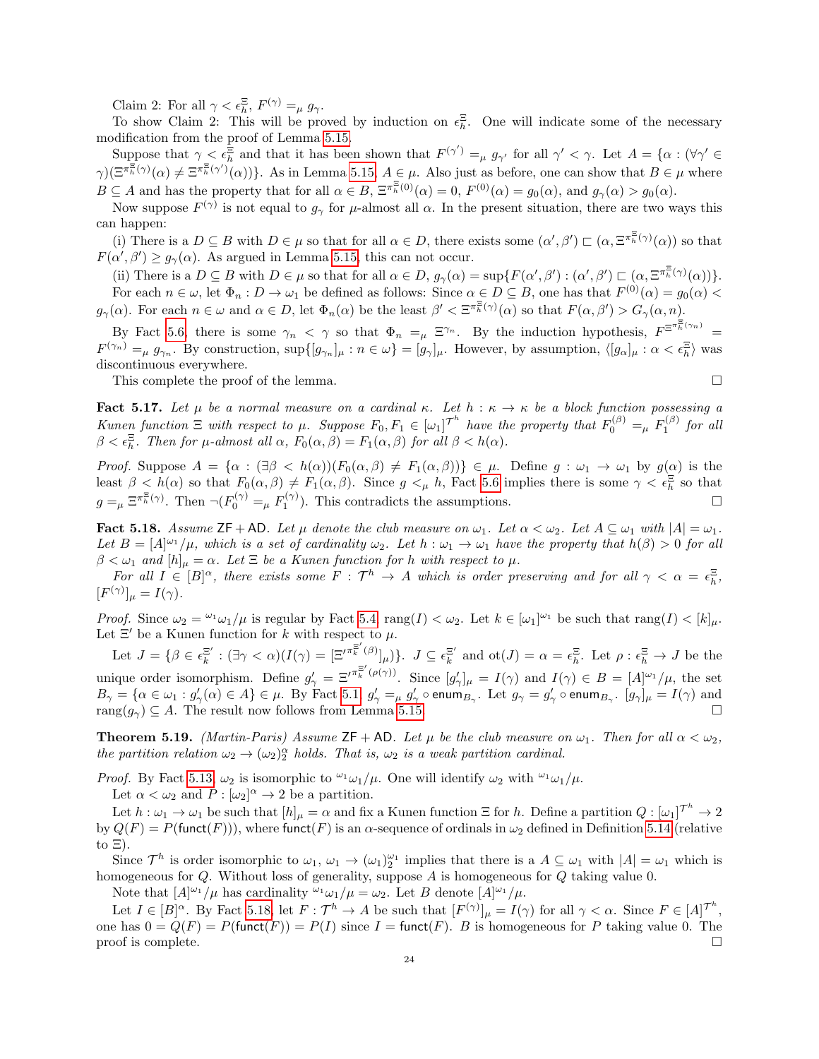Claim 2: For all $\gamma < \epsilon^\Xi_h$, $F^{(\gamma)} =_\mu g_\gamma$.

To show Claim 2: This will be proved by induction on $\epsilon^\Xi_h$. One will indicate some of the necessary modification from the proof of Lemma 5.15.

Suppose that $\gamma < \epsilon^\Xi_h$ and that it has been shown that $F^{(\gamma')} =_\mu g_{\gamma'}$ for all $\gamma' < \gamma$. Let $A = \{\alpha : (\forall \gamma' \in \gamma)(\Xi^{\pi^\Xi_h(\gamma)}(\alpha) \neq \Xi^{\pi^\Xi_h(\gamma')}(\alpha))\}$. As in Lemma 5.15, $A \in \mu$. Also just as before, one can show that $B \in \mu$ where $B \subseteq A$ and has the property that for all $\alpha \in B$, $\Xi^{\pi^\Xi_h(0)}(\alpha) = 0$, $F^{(0)}(\alpha) = g_0(\alpha)$, and $g_\gamma(\alpha) > g_0(\alpha)$.

Now suppose $F^{(\gamma)}$ is not equal to $g_\gamma$ for $\mu$-almost all $\alpha$. In the present situation, there are two ways this can happen:

(i) There is a $D \subseteq B$ with $D \in \mu$ so that for all $\alpha \in D$, there exists some $(\alpha', \beta') \sqsubset (\alpha, \Xi^{\pi^\Xi_h(\gamma)}(\alpha))$ so that $F(\alpha', \beta') \geq g_\gamma(\alpha)$. As argued in Lemma 5.15, this can not occur.

(ii) There is a $D \subseteq B$ with $D \in \mu$ so that for all $\alpha \in D$, $g_\gamma(\alpha) = \sup\{F(\alpha', \beta') : (\alpha', \beta') \sqsubset (\alpha, \Xi^{\pi^\Xi_h(\gamma)}(\alpha))\}$.

For each $n \in \omega$, let $\Phi_n : D \to \omega_1$ be defined as follows: Since $\alpha \in D \subseteq B$, one has that $F^{(0)}(\alpha) = g_0(\alpha) < g_\gamma(\alpha)$. For each $n \in \omega$ and $\alpha \in D$, let $\Phi_n(\alpha)$ be the least $\beta' < \Xi^{\pi^\Xi_h(\gamma)}(\alpha)$ so that $F(\alpha, \beta') > G_\gamma(\alpha, n)$.

By Fact 5.6, there is some $\gamma_n < \gamma$ so that $\Phi_n =_\mu \Xi^{\gamma_n}$. By the induction hypothesis, $F^{\Xi^{\pi^\Xi_h(\gamma_n)}} = F^{(\gamma_n)} =_\mu g_{\gamma_n}$. By construction, $\sup\{[g_{\gamma_n}]_\mu : n \in \omega\} = [g_\gamma]_\mu$. However, by assumption, $\langle [g_\alpha]_\mu : \alpha < \epsilon^\Xi_h \rangle$ was discontinuous everywhere.

This complete the proof of the lemma. $\square$

**Fact 5.17.** *Let $\mu$ be a normal measure on a cardinal $\kappa$. Let $h : \kappa \to \kappa$ be a block function possessing a Kunen function $\Xi$ with respect to $\mu$. Suppose $F_0, F_1 \in [\omega_1]^{\mathcal{T}^h}$ have the property that $F_0^{(\beta)} =_\mu F_1^{(\beta)}$ for all $\beta < \epsilon^\Xi_h$. Then for $\mu$-almost all $\alpha$, $F_0(\alpha, \beta) = F_1(\alpha, \beta)$ for all $\beta < h(\alpha)$.*

*Proof.* Suppose $A = \{\alpha : (\exists \beta < h(\alpha))(F_0(\alpha, \beta) \neq F_1(\alpha, \beta))\} \in \mu$. Define $g : \omega_1 \to \omega_1$ by $g(\alpha)$ is the least $\beta < h(\alpha)$ so that $F_0(\alpha, \beta) \neq F_1(\alpha, \beta)$. Since $g <_\mu h$, Fact 5.6 implies there is some $\gamma < \epsilon^\Xi_h$ so that $g =_\mu \Xi^{\pi^\Xi_h(\gamma)}$. Then $\neg(F_0^{(\gamma)} =_\mu F_1^{(\gamma)})$. This contradicts the assumptions. $\square$

**Fact 5.18.** *Assume $\mathsf{ZF} + \mathsf{AD}$. Let $\mu$ denote the club measure on $\omega_1$. Let $\alpha < \omega_2$. Let $A \subseteq \omega_1$ with $|A| = \omega_1$. Let $B = [A]^{\omega_1}/\mu$, which is a set of cardinality $\omega_2$. Let $h : \omega_1 \to \omega_1$ have the property that $h(\beta) > 0$ for all $\beta < \omega_1$ and $[h]_\mu = \alpha$. Let $\Xi$ be a Kunen function for $h$ with respect to $\mu$.*

*For all $I \in [B]^\alpha$, there exists some $F : \mathcal{T}^h \to A$ which is order preserving and for all $\gamma < \alpha = \epsilon^\Xi_h$, $[F^{(\gamma)}]_\mu = I(\gamma)$.*

*Proof.* Since $\omega_2 = {}^{\omega_1}\omega_1/\mu$ is regular by Fact 5.4, $\text{rang}(I) < \omega_2$. Let $k \in [\omega_1]^{\omega_1}$ be such that $\text{rang}(I) < [k]_\mu$. Let $\Xi'$ be a Kunen function for $k$ with respect to $\mu$.

Let $J = \{\beta \in \epsilon^{\Xi'}_k : (\exists \gamma < \alpha)(I(\gamma) = [\Xi'^{\pi^{\Xi'}_k(\beta)}]_\mu)\}$. $J \subseteq \epsilon^{\Xi'}_k$ and $\text{ot}(J) = \alpha = \epsilon^\Xi_h$. Let $\rho : \epsilon^\Xi_h \to J$ be the unique order isomorphism. Define $g'_\gamma = \Xi'^{\pi^{\Xi'}_k(\rho(\gamma))}$. Since $[g'_\gamma]_\mu = I(\gamma)$ and $I(\gamma) \in B = [A]^{\omega_1}/\mu$, the set $B_\gamma = \{\alpha \in \omega_1 : g'_\gamma(\alpha) \in A\} \in \mu$. By Fact 5.1, $g'_\gamma =_\mu g'_\gamma \circ \mathsf{enum}_{B_\gamma}$. Let $g_\gamma = g'_\gamma \circ \mathsf{enum}_{B_\gamma}$. $[g_\gamma]_\mu = I(\gamma)$ and $\text{rang}(g_\gamma) \subseteq A$. The result now follows from Lemma 5.15. $\square$

**Theorem 5.19.** *(Martin-Paris) Assume $\mathsf{ZF} + \mathsf{AD}$. Let $\mu$ be the club measure on $\omega_1$. Then for all $\alpha < \omega_2$, the partition relation $\omega_2 \to (\omega_2)^\alpha_2$ holds. That is, $\omega_2$ is a weak partition cardinal.*

*Proof.* By Fact 5.13, $\omega_2$ is isomorphic to ${}^{\omega_1}\omega_1/\mu$. One will identify $\omega_2$ with ${}^{\omega_1}\omega_1/\mu$.

Let $\alpha < \omega_2$ and $P : [\omega_2]^\alpha \to 2$ be a partition.

Let $h : \omega_1 \to \omega_1$ be such that $[h]_\mu = \alpha$ and fix a Kunen function $\Xi$ for $h$. Define a partition $Q : [\omega_1]^{\mathcal{T}^h} \to 2$ by $Q(F) = P(\mathsf{funct}(F)))$, where $\mathsf{funct}(F)$ is an $\alpha$-sequence of ordinals in $\omega_2$ defined in Definition 5.14 (relative to $\Xi$).

Since $\mathcal{T}^h$ is order isomorphic to $\omega_1$, $\omega_1 \to (\omega_1)^{\omega_1}_2$ implies that there is a $A \subseteq \omega_1$ with $|A| = \omega_1$ which is homogeneous for $Q$. Without loss of generality, suppose $A$ is homogeneous for $Q$ taking value 0.

Note that $[A]^{\omega_1}/\mu$ has cardinality ${}^{\omega_1}\omega_1/\mu = \omega_2$. Let $B$ denote $[A]^{\omega_1}/\mu$.

Let $I \in [B]^\alpha$. By Fact 5.18, let $F : \mathcal{T}^h \to A$ be such that $[F^{(\gamma)}]_\mu = I(\gamma)$ for all $\gamma < \alpha$. Since $F \in [A]^{\mathcal{T}^h}$, one has $0 = Q(F) = P(\mathsf{funct}(F)) = P(I)$ since $I = \mathsf{funct}(F)$. $B$ is homogeneous for $P$ taking value 0. The proof is complete. $\square$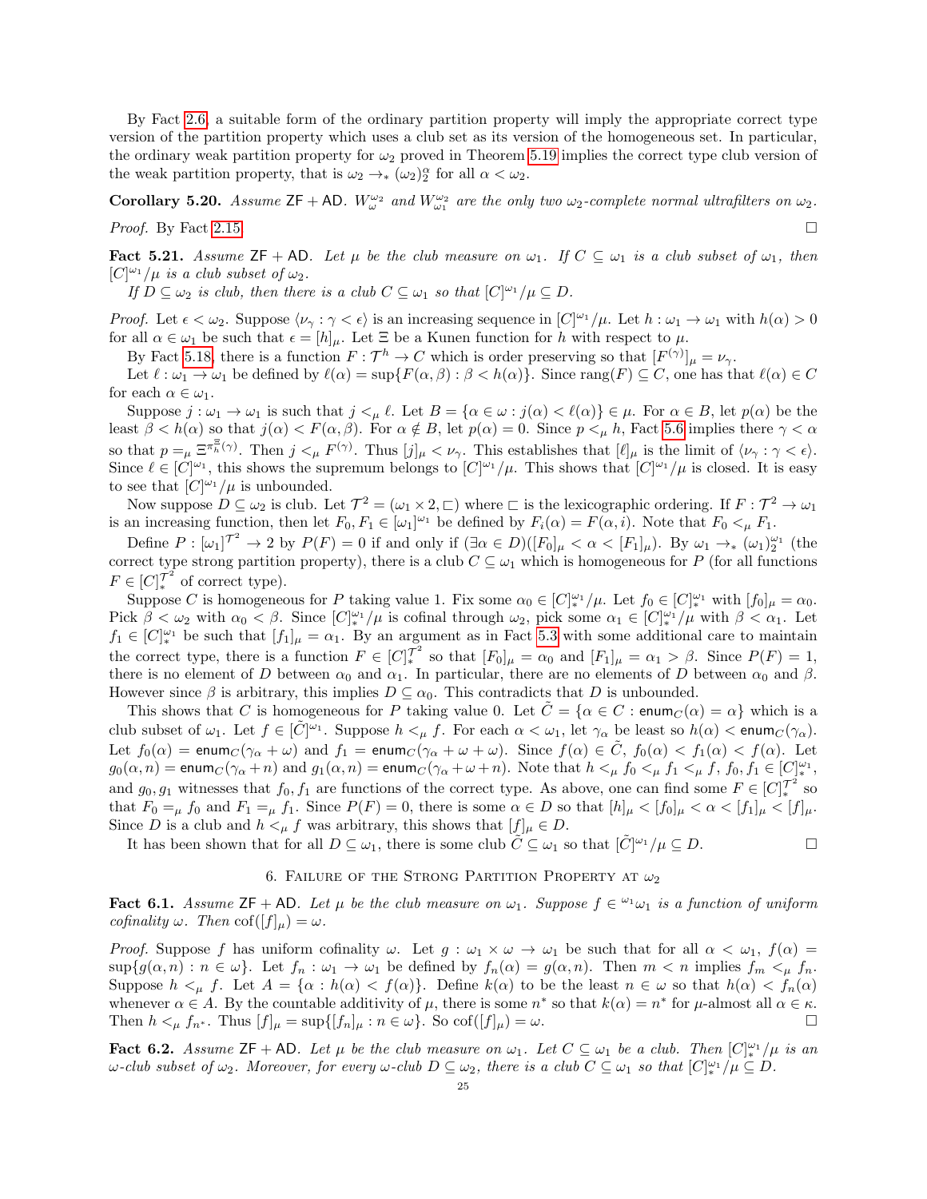By Fact 2.6, a suitable form of the ordinary partition property will imply the appropriate correct type version of the partition property which uses a club set as its version of the homogeneous set. In particular, the ordinary weak partition property for $\omega_2$ proved in Theorem 5.19 implies the correct type club version of the weak partition property, that is $\omega_2 \to_* (\omega_2)^\alpha_2$ for all $\alpha < \omega_2$.

**Corollary 5.20.** *Assume* $\mathsf{ZF} + \mathsf{AD}$. $W^{\omega_2}_\omega$ *and* $W^{\omega_2}_{\omega_1}$ *are the only two* $\omega_2$*-complete normal ultrafilters on* $\omega_2$.

*Proof.* By Fact 2.15. □

**Fact 5.21.** *Assume* $\mathsf{ZF} + \mathsf{AD}$. *Let* $\mu$ *be the club measure on* $\omega_1$. *If* $C \subseteq \omega_1$ *is a club subset of* $\omega_1$, *then* $[C]^{\omega_1}/\mu$ *is a club subset of* $\omega_2$.

*If* $D \subseteq \omega_2$ *is club, then there is a club* $C \subseteq \omega_1$ *so that* $[C]^{\omega_1}/\mu \subseteq D$.

*Proof.* Let $\epsilon < \omega_2$. Suppose $\langle \nu_\gamma : \gamma < \epsilon\rangle$ is an increasing sequence in $[C]^{\omega_1}_*/\mu$. Let $h : \omega_1 \to \omega_1$ with $h(\alpha) > 0$ for all $\alpha \in \omega_1$ be such that $\epsilon = [h]_\mu$. Let $\Xi$ be a Kunen function for $h$ with respect to $\mu$.

By Fact 5.18, there is a function $F : \mathcal{T}^h \to C$ which is order preserving so that $[F^{(\gamma)}]_\mu = \nu_\gamma$.

Let $\ell : \omega_1 \to \omega_1$ be defined by $\ell(\alpha) = \sup\{F(\alpha, \beta) : \beta < h(\alpha)\}$. Since $\text{rang}(F) \subseteq C$, one has that $\ell(\alpha) \in C$ for each $\alpha \in \omega_1$.

Suppose $j : \omega_1 \to \omega_1$ is such that $j <_\mu \ell$. Let $B = \{\alpha \in \omega : j(\alpha) < \ell(\alpha)\} \in \mu$. For $\alpha \in B$, let $p(\alpha)$ be the least $\beta < h(\alpha)$ so that $j(\alpha) < F(\alpha, \beta)$. For $\alpha \notin B$, let $p(\alpha) = 0$. Since $p <_\mu h$, Fact 5.6 implies there $\gamma < \alpha$ so that $p =_\mu \Xi^{\pi^{\Xi}_h(\gamma)}$. Then $j <_\mu F^{(\gamma)}$. Thus $[j]_\mu < \nu_\gamma$. This establishes that $[\ell]_\mu$ is the limit of $\langle \nu_\gamma : \gamma < \epsilon\rangle$. Since $\ell \in [C]^{\omega_1}$, this shows the supremum belongs to $[C]^{\omega_1}/\mu$. This shows that $[C]^{\omega_1}/\mu$ is closed. It is easy to see that $[C]^{\omega_1}/\mu$ is unbounded.

Now suppose $D \subseteq \omega_2$ is club. Let $\mathcal{T}^2 = (\omega_1 \times 2, \sqsubset)$ where $\sqsubset$ is the lexicographic ordering. If $F : \mathcal{T}^2 \to \omega_1$ is an increasing function, then let $F_0, F_1 \in [\omega_1]^{\omega_1}$ be defined by $F_i(\alpha) = F(\alpha, i)$. Note that $F_0 <_\mu F_1$.

Define $P : [\omega_1]^{\mathcal{T}^2} \to 2$ by $P(F) = 0$ if and only if $(\exists \alpha \in D)([F_0]_\mu < \alpha < [F_1]_\mu)$. By $\omega_1 \to_* (\omega_1)^{\omega_1}_2$ (the correct type strong partition property), there is a club $C \subseteq \omega_1$ which is homogeneous for $P$ (for all functions $F \in [C]^{\mathcal{T}^2}_*$ of correct type).

Suppose $C$ is homogeneous for $P$ taking value 1. Fix some $\alpha_0 \in [C]^{\omega_1}_*/\mu$. Let $f_0 \in [C]^{\omega_1}_*$ with $[f_0]_\mu = \alpha_0$. Pick $\beta < \omega_2$ with $\alpha_0 < \beta$. Since $[C]^{\omega_1}_*/\mu$ is cofinal through $\omega_2$, pick some $\alpha_1 \in [C]^{\omega_1}_*/\mu$ with $\beta < \alpha_1$. Let $f_1 \in [C]^{\omega_1}_*$ be such that $[f_1]_\mu = \alpha_1$. By an argument as in Fact 5.3 with some additional care to maintain the correct type, there is a function $F \in [C]^{\mathcal{T}^2}_*$ so that $[F_0]_\mu = \alpha_0$ and $[F_1]_\mu = \alpha_1 > \beta$. Since $P(F) = 1$, there is no element of $D$ between $\alpha_0$ and $\alpha_1$. In particular, there are no elements of $D$ between $\alpha_0$ and $\beta$. However since $\beta$ is arbitrary, this implies $D \subseteq \alpha_0$. This contradicts that $D$ is unbounded.

This shows that $C$ is homogeneous for $P$ taking value 0. Let $\tilde{C} = \{\alpha \in C : \mathsf{enum}_C(\alpha) = \alpha\}$ which is a club subset of $\omega_1$. Let $f \in [\tilde{C}]^{\omega_1}$. Suppose $h <_\mu f$. For each $\alpha < \omega_1$, let $\gamma_\alpha$ be least so $h(\alpha) < \mathsf{enum}_C(\gamma_\alpha)$. Let $f_0(\alpha) = \mathsf{enum}_C(\gamma_\alpha + \omega)$ and $f_1 = \mathsf{enum}_C(\gamma_\alpha + \omega + \omega)$. Since $f(\alpha) \in \tilde{C}$, $f_0(\alpha) < f_1(\alpha) < f(\alpha)$. Let $g_0(\alpha, n) = \mathsf{enum}_C(\gamma_\alpha + n)$ and $g_1(\alpha, n) = \mathsf{enum}_C(\gamma_\alpha + \omega + n)$. Note that $h <_\mu f_0 <_\mu f_1 <_\mu f$, $f_0, f_1 \in [C]^{\omega_1}_*$, and $g_0, g_1$ witnesses that $f_0, f_1$ are functions of the correct type. As above, one can find some $F \in [C]^{\mathcal{T}^2}_*$ so that $F_0 =_\mu f_0$ and $F_1 =_\mu f_1$. Since $P(F) = 0$, there is some $\alpha \in D$ so that $[h]_\mu < [f_0]_\mu < \alpha < [f_1]_\mu < [f]_\mu$. Since $D$ is a club and $h <_\mu f$ was arbitrary, this shows that $[f]_\mu \in D$.

It has been shown that for all $D \subseteq \omega_1$, there is some club $\tilde{C} \subseteq \omega_1$ so that $[\tilde{C}]^{\omega_1}/\mu \subseteq D$. □

## 6. Failure of the Strong Partition Property at $\omega_2$

**Fact 6.1.** *Assume* $\mathsf{ZF} + \mathsf{AD}$. *Let* $\mu$ *be the club measure on* $\omega_1$. *Suppose* $f \in {}^{\omega_1}\omega_1$ *is a function of uniform cofinality* $\omega$. *Then* $\text{cof}([f]_\mu) = \omega$.

*Proof.* Suppose $f$ has uniform cofinality $\omega$. Let $g : \omega_1 \times \omega \to \omega_1$ be such that for all $\alpha < \omega_1$, $f(\alpha) = \sup\{g(\alpha, n) : n \in \omega\}$. Let $f_n : \omega_1 \to \omega_1$ be defined by $f_n(\alpha) = g(\alpha, n)$. Then $m < n$ implies $f_m <_\mu f_n$. Suppose $h <_\mu f$. Let $A = \{\alpha : h(\alpha) < f(\alpha)\}$. Define $k(\alpha)$ to be the least $n \in \omega$ so that $h(\alpha) < f_n(\alpha)$ whenever $\alpha \in A$. By the countable additivity of $\mu$, there is some $n^*$ so that $k(\alpha) = n^*$ for $\mu$-almost all $\alpha \in \kappa$. Then $h <_\mu f_{n^*}$. Thus $[f]_\mu = \sup\{[f_n]_\mu : n \in \omega\}$. So $\text{cof}([f]_\mu) = \omega$. □

**Fact 6.2.** *Assume* $\mathsf{ZF} + \mathsf{AD}$. *Let* $\mu$ *be the club measure on* $\omega_1$. *Let* $C \subseteq \omega_1$ *be a club. Then* $[C]^{\omega_1}_*/\mu$ *is an* $\omega$*-club subset of* $\omega_2$. *Moreover, for every* $\omega$*-club* $D \subseteq \omega_2$, *there is a club* $C \subseteq \omega_1$ *so that* $[C]^{\omega_1}_*/\mu \subseteq D$.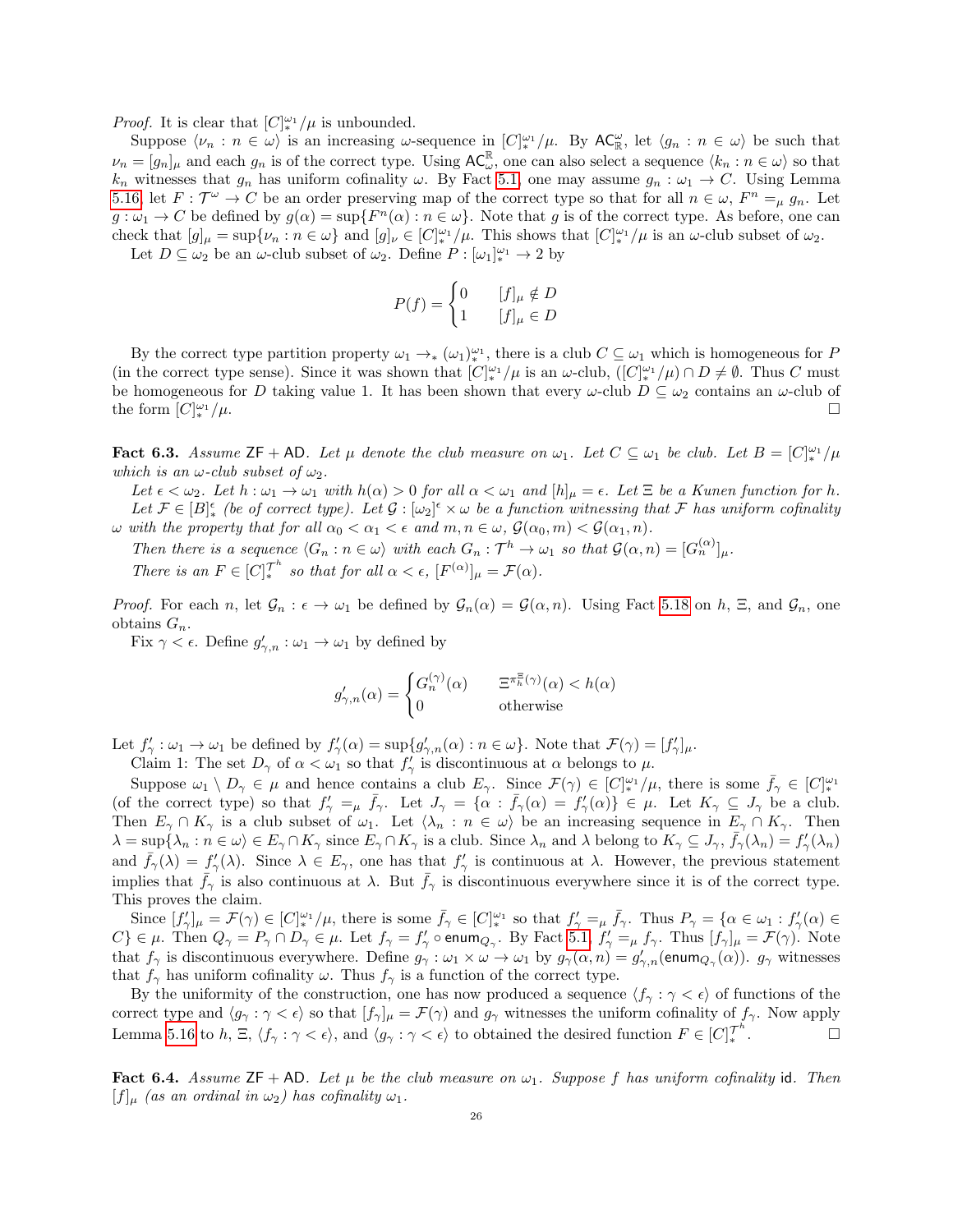*Proof.* It is clear that $[C]^{\omega_1}_*/\mu$ is unbounded.

Suppose $\langle \nu_n : n \in \omega\rangle$ is an increasing $\omega$-sequence in $[C]^{\omega_1}_*/\mu$. By $\mathsf{AC}^\omega_\mathbb{R}$, let $\langle g_n : n \in \omega\rangle$ be such that $\nu_n = [g_n]_\mu$ and each $g_n$ is of the correct type. Using $\mathsf{AC}^\mathbb{R}_\omega$, one can also select a sequence $\langle k_n : n \in \omega\rangle$ so that $k_n$ witnesses that $g_n$ has uniform cofinality $\omega$. By Fact 5.1, one may assume $g_n : \omega_1 \to C$. Using Lemma 5.16, let $F : \mathcal{T}^\omega \to C$ be an order preserving map of the correct type so that for all $n \in \omega$, $F^n =_\mu g_n$. Let $g : \omega_1 \to C$ be defined by $g(\alpha) = \sup\{F^n(\alpha) : n \in \omega\}$. Note that $g$ is of the correct type. As before, one can check that $[g]_\mu = \sup\{\nu_n : n \in \omega\}$ and $[g]_\nu \in [C]^{\omega_1}_*/\mu$. This shows that $[C]^{\omega_1}_*/\mu$ is an $\omega$-club subset of $\omega_2$.

Let $D \subseteq \omega_2$ be an $\omega$-club subset of $\omega_2$. Define $P : [\omega_1]^{\omega_1}_* \to 2$ by

$$P(f) = \begin{cases} 0 & [f]_\mu \notin D \\ 1 & [f]_\mu \in D \end{cases}$$

By the correct type partition property $\omega_1 \to_* (\omega_1)^{\omega_1}_*$, there is a club $C \subseteq \omega_1$ which is homogeneous for $P$ (in the correct type sense). Since it was shown that $[C]^{\omega_1}_*/\mu$ is an $\omega$-club, $([C]^{\omega_1}_*/\mu) \cap D \neq \emptyset$. Thus $C$ must be homogeneous for $D$ taking value 1. It has been shown that every $\omega$-club $D \subseteq \omega_2$ contains an $\omega$-club of the form $[C]^{\omega_1}_*/\mu$. $\square$

**Fact 6.3.** *Assume* $\mathsf{ZF} + \mathsf{AD}$. *Let* $\mu$ *denote the club measure on* $\omega_1$. *Let* $C \subseteq \omega_1$ *be club. Let* $B = [C]^{\omega_1}_*/\mu$ *which is an* $\omega$*-club subset of* $\omega_2$.

*Let* $\epsilon < \omega_2$. *Let* $h : \omega_1 \to \omega_1$ *with* $h(\alpha) > 0$ *for all* $\alpha < \omega_1$ *and* $[h]_\mu = \epsilon$. *Let* $\Xi$ *be a Kunen function for* $h$.

*Let* $\mathcal{F} \in [B]^\epsilon_*$ *(be of correct type). Let* $\mathcal{G} : [\omega_2]^\epsilon \times \omega$ *be a function witnessing that* $\mathcal{F}$ *has uniform cofinality* $\omega$ *with the property that for all* $\alpha_0 < \alpha_1 < \epsilon$ *and* $m, n \in \omega$, $\mathcal{G}(\alpha_0, m) < \mathcal{G}(\alpha_1, n)$.

*Then there is a sequence* $\langle G_n : n \in \omega\rangle$ *with each* $G_n : \mathcal{T}^h \to \omega_1$ *so that* $\mathcal{G}(\alpha, n) = [G_n^{(\alpha)}]_\mu$.

*There is an* $F \in [C]^{\mathcal{T}^h}_*$ *so that for all* $\alpha < \epsilon$, $[F^{(\alpha)}]_\mu = \mathcal{F}(\alpha)$.

*Proof.* For each $n$, let $\mathcal{G}_n : \epsilon \to \omega_1$ be defined by $\mathcal{G}_n(\alpha) = \mathcal{G}(\alpha, n)$. Using Fact 5.18 on $h$, $\Xi$, and $\mathcal{G}_n$, one obtains $G_n$.

Fix $\gamma < \epsilon$. Define $g'_{\gamma,n} : \omega_1 \to \omega_1$ by defined by

$$g'_{\gamma,n}(\alpha) = \begin{cases} G_n^{(\gamma)}(\alpha) & \Xi^{\pi^\Xi_h(\gamma)}(\alpha) < h(\alpha) \\ 0 & \text{otherwise} \end{cases}$$

Let $f'_\gamma : \omega_1 \to \omega_1$ be defined by $f'_\gamma(\alpha) = \sup\{g'_{\gamma,n}(\alpha) : n \in \omega\}$. Note that $\mathcal{F}(\gamma) = [f'_\gamma]_\mu$.

Claim 1: The set $D_\gamma$ of $\alpha < \omega_1$ so that $f'_\gamma$ is discontinuous at $\alpha$ belongs to $\mu$.

Suppose $\omega_1 \setminus D_\gamma \in \mu$ and hence contains a club $E_\gamma$. Since $\mathcal{F}(\gamma) \in [C]^{\omega_1}_*/\mu$, there is some $\bar{f}_\gamma \in [C]^{\omega_1}_*$ (of the correct type) so that $f'_\gamma =_\mu \bar{f}_\gamma$. Let $J_\gamma = \{\alpha : \bar{f}_\gamma(\alpha) = f'_\gamma(\alpha)\} \in \mu$. Let $K_\gamma \subseteq J_\gamma$ be a club. Then $E_\gamma \cap K_\gamma$ is a club subset of $\omega_1$. Let $\langle \lambda_n : n \in \omega\rangle$ be an increasing sequence in $E_\gamma \cap K_\gamma$. Then $\lambda = \sup\{\lambda_n : n \in \omega\rangle \in E_\gamma \cap K_\gamma$ since $E_\gamma \cap K_\gamma$ is a club. Since $\lambda_n$ and $\lambda$ belong to $K_\gamma \subseteq J_\gamma$, $\bar{f}_\gamma(\lambda_n) = f'_\gamma(\lambda_n)$ and $\bar{f}_\gamma(\lambda) = f'_\gamma(\lambda)$. Since $\lambda \in E_\gamma$, one has that $f'_\gamma$ is continuous at $\lambda$. However, the previous statement implies that $\bar{f}_\gamma$ is also continuous at $\lambda$. But $\bar{f}_\gamma$ is discontinuous everywhere since it is of the correct type. This proves the claim.

Since $[f'_\gamma]_\mu = \mathcal{F}(\gamma) \in [C]^{\omega_1}_*/\mu$, there is some $\bar{f}_\gamma \in [C]^{\omega_1}_*$ so that $f'_\gamma =_\mu \bar{f}_\gamma$. Thus $P_\gamma = \{\alpha \in \omega_1 : f'_\gamma(\alpha) \in C\} \in \mu$. Then $Q_\gamma = P_\gamma \cap D_\gamma \in \mu$. Let $f_\gamma = f'_\gamma \circ \mathsf{enum}_{Q_\gamma}$. By Fact 5.1, $f'_\gamma =_\mu f_\gamma$. Thus $[f_\gamma]_\mu = \mathcal{F}(\gamma)$. Note that $f_\gamma$ is discontinuous everywhere. Define $g_\gamma : \omega_1 \times \omega \to \omega_1$ by $g_\gamma(\alpha, n) = g'_{\gamma,n}(\mathsf{enum}_{Q_\gamma}(\alpha))$. $g_\gamma$ witnesses that $f_\gamma$ has uniform cofinality $\omega$. Thus $f_\gamma$ is a function of the correct type.

By the uniformity of the construction, one has now produced a sequence $\langle f_\gamma : \gamma < \epsilon\rangle$ of functions of the correct type and $\langle g_\gamma : \gamma < \epsilon\rangle$ so that $[f_\gamma]_\mu = \mathcal{F}(\gamma)$ and $g_\gamma$ witnesses the uniform cofinality of $f_\gamma$. Now apply Lemma 5.16 to $h$, $\Xi$, $\langle f_\gamma : \gamma < \epsilon\rangle$, and $\langle g_\gamma : \gamma < \epsilon\rangle$ to obtained the desired function $F \in [C]^{\mathcal{T}^h}_*$. $\square$

**Fact 6.4.** *Assume* $\mathsf{ZF} + \mathsf{AD}$. *Let* $\mu$ *be the club measure on* $\omega_1$. *Suppose* $f$ *has uniform cofinality* $\mathsf{id}$. *Then* $[f]_\mu$ *(as an ordinal in* $\omega_2$*) has cofinality* $\omega_1$.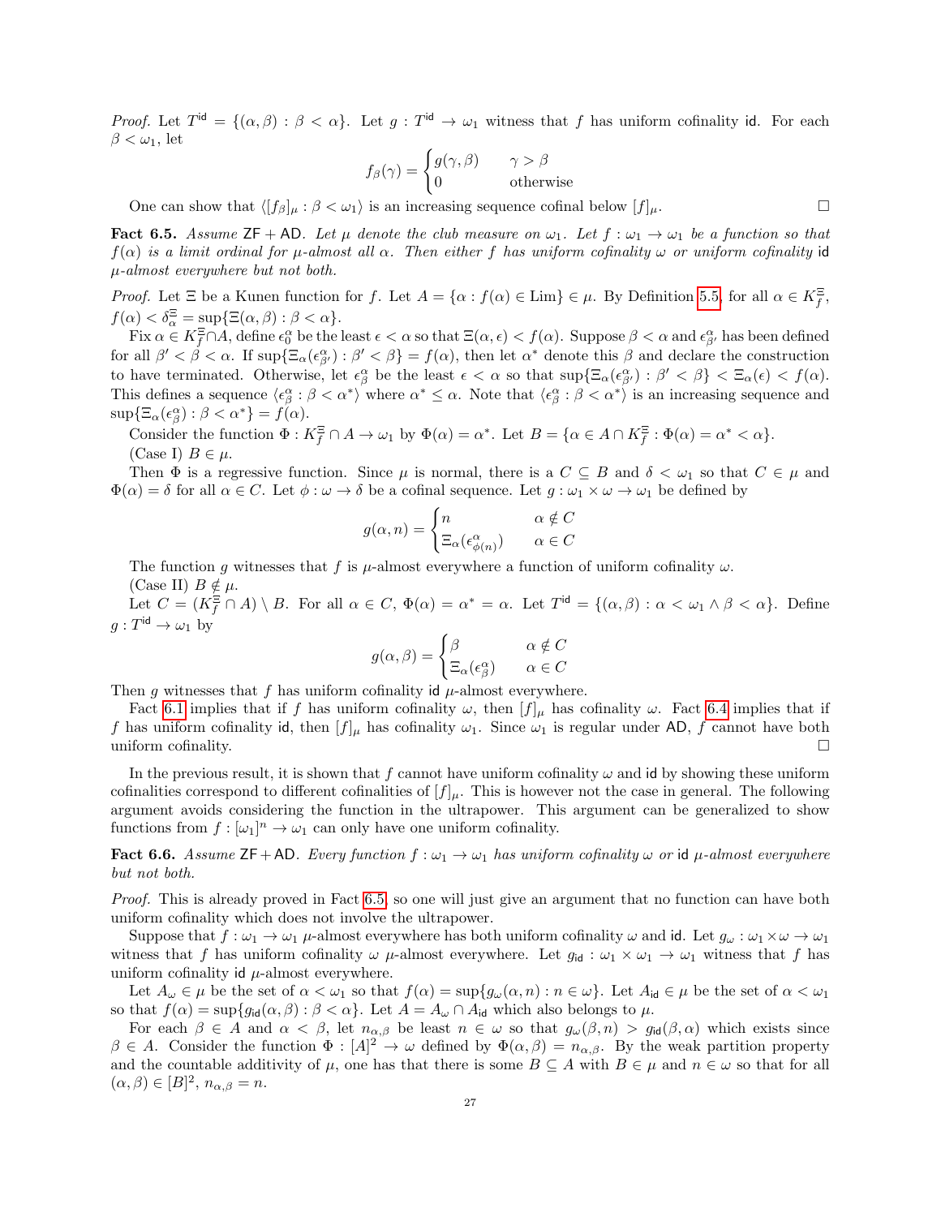*Proof.* Let $T^{\mathsf{id}} = \{(\alpha, \beta) : \beta < \alpha\}$. Let $g : T^{\mathsf{id}} \to \omega_1$ witness that $f$ has uniform cofinality $\mathsf{id}$. For each $\beta < \omega_1$, let

$$f_\beta(\gamma) = \begin{cases} g(\gamma, \beta) & \gamma > \beta \\ 0 & \text{otherwise} \end{cases}$$

One can show that $\langle [f_\beta]_\mu : \beta < \omega_1 \rangle$ is an increasing sequence cofinal below $[f]_\mu$. □

**Fact 6.5.** *Assume* $\mathsf{ZF} + \mathsf{AD}$*. Let $\mu$ denote the club measure on $\omega_1$. Let $f : \omega_1 \to \omega_1$ be a function so that $f(\alpha)$ is a limit ordinal for $\mu$-almost all $\alpha$. Then either $f$ has uniform cofinality $\omega$ or uniform cofinality* $\mathsf{id}$ *$\mu$-almost everywhere but not both.*

*Proof.* Let $\Xi$ be a Kunen function for $f$. Let $A = \{\alpha : f(\alpha) \in \mathrm{Lim}\} \in \mu$. By Definition 5.5, for all $\alpha \in K_f^\Xi$, $f(\alpha) < \delta_\alpha^\Xi = \sup\{\Xi(\alpha, \beta) : \beta < \alpha\}$.

Fix $\alpha \in K_f^\Xi \cap A$, define $\epsilon_0^\alpha$ be the least $\epsilon < \alpha$ so that $\Xi(\alpha, \epsilon) < f(\alpha)$. Suppose $\beta < \alpha$ and $\epsilon_{\beta'}^\alpha$ has been defined for all $\beta' < \beta < \alpha$. If $\sup\{\Xi_\alpha(\epsilon_{\beta'}^\alpha) : \beta' < \beta\} = f(\alpha)$, then let $\alpha^*$ denote this $\beta$ and declare the construction to have terminated. Otherwise, let $\epsilon_\beta^\alpha$ be the least $\epsilon < \alpha$ so that $\sup\{\Xi_\alpha(\epsilon_{\beta'}^\alpha) : \beta' < \beta\} < \Xi_\alpha(\epsilon) < f(\alpha)$. This defines a sequence $\langle \epsilon_\beta^\alpha : \beta < \alpha^* \rangle$ where $\alpha^* \leq \alpha$. Note that $\langle \epsilon_\beta^\alpha : \beta < \alpha^* \rangle$ is an increasing sequence and $\sup\{\Xi_\alpha(\epsilon_\beta^\alpha) : \beta < \alpha^*\} = f(\alpha)$.

Consider the function $\Phi : K_f^\Xi \cap A \to \omega_1$ by $\Phi(\alpha) = \alpha^*$. Let $B = \{\alpha \in A \cap K_f^\Xi : \Phi(\alpha) = \alpha^* < \alpha\}$.

(Case I) $B \in \mu$.

Then $\Phi$ is a regressive function. Since $\mu$ is normal, there is a $C \subseteq B$ and $\delta < \omega_1$ so that $C \in \mu$ and $\Phi(\alpha) = \delta$ for all $\alpha \in C$. Let $\phi : \omega \to \delta$ be a cofinal sequence. Let $g : \omega_1 \times \omega \to \omega_1$ be defined by

$$g(\alpha, n) = \begin{cases} n & \alpha \notin C \\ \Xi_\alpha(\epsilon_{\phi(n)}^\alpha) & \alpha \in C \end{cases}$$

The function $g$ witnesses that $f$ is $\mu$-almost everywhere a function of uniform cofinality $\omega$.

(Case II) $B \notin \mu$.

Let $C = (K_f^\Xi \cap A) \setminus B$. For all $\alpha \in C$, $\Phi(\alpha) = \alpha^* = \alpha$. Let $T^{\mathsf{id}} = \{(\alpha, \beta) : \alpha < \omega_1 \wedge \beta < \alpha\}$. Define $g : T^{\mathsf{id}} \to \omega_1$ by

$$g(\alpha, \beta) = \begin{cases} \beta & \alpha \notin C \\ \Xi_\alpha(\epsilon_\beta^\alpha) & \alpha \in C \end{cases}$$

Then $g$ witnesses that $f$ has uniform cofinality $\mathsf{id}$ $\mu$-almost everywhere.

Fact 6.1 implies that if $f$ has uniform cofinality $\omega$, then $[f]_\mu$ has cofinality $\omega$. Fact 6.4 implies that if $f$ has uniform cofinality $\mathsf{id}$, then $[f]_\mu$ has cofinality $\omega_1$. Since $\omega_1$ is regular under $\mathsf{AD}$, $f$ cannot have both uniform cofinality. □

In the previous result, it is shown that $f$ cannot have uniform cofinality $\omega$ and $\mathsf{id}$ by showing these uniform cofinalities correspond to different cofinalities of $[f]_\mu$. This is however not the case in general. The following argument avoids considering the function in the ultrapower. This argument can be generalized to show functions from $f : [\omega_1]^n \to \omega_1$ can only have one uniform cofinality.

**Fact 6.6.** *Assume* $\mathsf{ZF} + \mathsf{AD}$*. Every function $f : \omega_1 \to \omega_1$ has uniform cofinality $\omega$ or* $\mathsf{id}$ *$\mu$-almost everywhere but not both.*

*Proof.* This is already proved in Fact 6.5, so one will just give an argument that no function can have both uniform cofinality which does not involve the ultrapower.

Suppose that $f : \omega_1 \to \omega_1$ $\mu$-almost everywhere has both uniform cofinality $\omega$ and $\mathsf{id}$. Let $g_\omega : \omega_1 \times \omega \to \omega_1$ witness that $f$ has uniform cofinality $\omega$ $\mu$-almost everywhere. Let $g_{\mathsf{id}} : \omega_1 \times \omega_1 \to \omega_1$ witness that $f$ has uniform cofinality $\mathsf{id}$ $\mu$-almost everywhere.

Let $A_\omega \in \mu$ be the set of $\alpha < \omega_1$ so that $f(\alpha) = \sup\{g_\omega(\alpha, n) : n \in \omega\}$. Let $A_{\mathsf{id}} \in \mu$ be the set of $\alpha < \omega_1$ so that $f(\alpha) = \sup\{g_{\mathsf{id}}(\alpha, \beta) : \beta < \alpha\}$. Let $A = A_\omega \cap A_{\mathsf{id}}$ which also belongs to $\mu$.

For each $\beta \in A$ and $\alpha < \beta$, let $n_{\alpha,\beta}$ be least $n \in \omega$ so that $g_\omega(\beta, n) > g_{\mathsf{id}}(\beta, \alpha)$ which exists since $\beta \in A$. Consider the function $\Phi : [A]^2 \to \omega$ defined by $\Phi(\alpha, \beta) = n_{\alpha,\beta}$. By the weak partition property and the countable additivity of $\mu$, one has that there is some $B \subseteq A$ with $B \in \mu$ and $n \in \omega$ so that for all $(\alpha, \beta) \in [B]^2$, $n_{\alpha,\beta} = n$.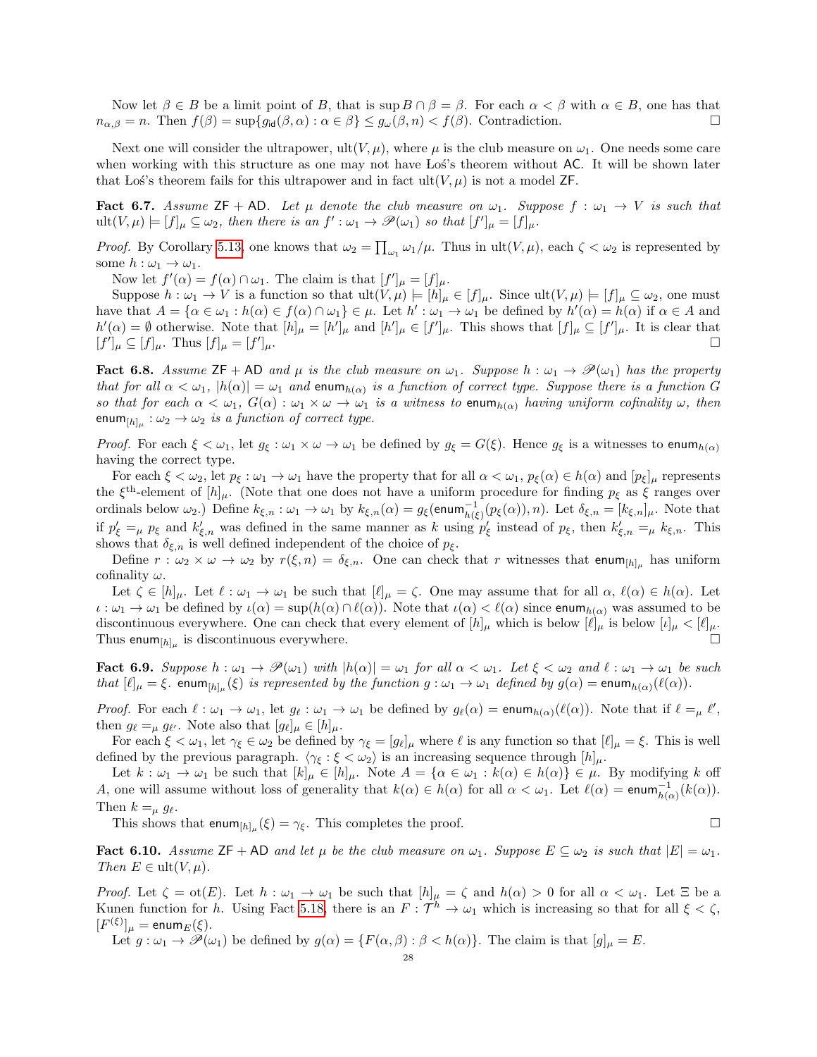Now let $\beta \in B$ be a limit point of $B$, that is $\sup B \cap \beta = \beta$. For each $\alpha < \beta$ with $\alpha \in B$, one has that $n_{\alpha,\beta} = n$. Then $f(\beta) = \sup\{g_{\mathsf{id}}(\beta, \alpha) : \alpha \in \beta\} \leq g_\omega(\beta, n) < f(\beta)$. Contradiction. ☐

Next one will consider the ultrapower, $\mathrm{ult}(V, \mu)$, where $\mu$ is the club measure on $\omega_1$. One needs some care when working with this structure as one may not have Łoś's theorem without $\mathsf{AC}$. It will be shown later that Łoś's theorem fails for this ultrapower and in fact $\mathrm{ult}(V, \mu)$ is not a model $\mathsf{ZF}$.

**Fact 6.7.** *Assume $\mathsf{ZF} + \mathsf{AD}$. Let $\mu$ denote the club measure on $\omega_1$. Suppose $f : \omega_1 \to V$ is such that $\mathrm{ult}(V, \mu) \models [f]_\mu \subseteq \omega_2$, then there is an $f' : \omega_1 \to \mathscr{P}(\omega_1)$ so that $[f']_\mu = [f]_\mu$.*

*Proof.* By Corollary 5.13, one knows that $\omega_2 = \prod_{\omega_1} \omega_1/\mu$. Thus in $\mathrm{ult}(V, \mu)$, each $\zeta < \omega_2$ is represented by some $h : \omega_1 \to \omega_1$.

Now let $f'(\alpha) = f(\alpha) \cap \omega_1$. The claim is that $[f']_\mu = [f]_\mu$.

Suppose $h : \omega_1 \to V$ is a function so that $\mathrm{ult}(V, \mu) \models [h]_\mu \in [f]_\mu$. Since $\mathrm{ult}(V, \mu) \models [f]_\mu \subseteq \omega_2$, one must have that $A = \{\alpha \in \omega_1 : h(\alpha) \in f(\alpha) \cap \omega_1\} \in \mu$. Let $h' : \omega_1 \to \omega_1$ be defined by $h'(\alpha) = h(\alpha)$ if $\alpha \in A$ and $h'(\alpha) = \emptyset$ otherwise. Note that $[h]_\mu = [h']_\mu$ and $[h']_\mu \in [f']_\mu$. This shows that $[f]_\mu \subseteq [f']_\mu$. It is clear that $[f']_\mu \subseteq [f]_\mu$. Thus $[f]_\mu = [f']_\mu$. ☐

**Fact 6.8.** *Assume $\mathsf{ZF} + \mathsf{AD}$ and $\mu$ is the club measure on $\omega_1$. Suppose $h : \omega_1 \to \mathscr{P}(\omega_1)$ has the property that for all $\alpha < \omega_1$, $|h(\alpha)| = \omega_1$ and $\mathsf{enum}_{h(\alpha)}$ is a function of correct type. Suppose there is a function $G$ so that for each $\alpha < \omega_1$, $G(\alpha) : \omega_1 \times \omega \to \omega_1$ is a witness to $\mathsf{enum}_{h(\alpha)}$ having uniform cofinality $\omega$, then $\mathsf{enum}_{[h]_\mu} : \omega_2 \to \omega_2$ is a function of correct type.*

*Proof.* For each $\xi < \omega_1$, let $g_\xi : \omega_1 \times \omega \to \omega_1$ be defined by $g_\xi = G(\xi)$. Hence $g_\xi$ is a witnesses to $\mathsf{enum}_{h(\alpha)}$ having the correct type.

For each $\xi < \omega_2$, let $p_\xi : \omega_1 \to \omega_1$ have the property that for all $\alpha < \omega_1$, $p_\xi(\alpha) \in h(\alpha)$ and $[p_\xi]_\mu$ represents the $\xi^{\text{th}}$-element of $[h]_\mu$. (Note that one does not have a uniform procedure for finding $p_\xi$ as $\xi$ ranges over ordinals below $\omega_2$.) Define $k_{\xi,n} : \omega_1 \to \omega_1$ by $k_{\xi,n}(\alpha) = g_\xi(\mathsf{enum}^{-1}_{h(\xi)}(p_\xi(\alpha)), n)$. Let $\delta_{\xi,n} = [k_{\xi,n}]_\mu$. Note that if $p'_\xi =_\mu p_\xi$ and $k'_{\xi,n}$ was defined in the same manner as $k$ using $p'_\xi$ instead of $p_\xi$, then $k'_{\xi,n} =_\mu k_{\xi,n}$. This shows that $\delta_{\xi,n}$ is well defined independent of the choice of $p_\xi$.

Define $r : \omega_2 \times \omega \to \omega_2$ by $r(\xi, n) = \delta_{\xi,n}$. One can check that $r$ witnesses that $\mathsf{enum}_{[h]_\mu}$ has uniform cofinality $\omega$.

Let $\zeta \in [h]_\mu$. Let $\ell : \omega_1 \to \omega_1$ be such that $[\ell]_\mu = \zeta$. One may assume that for all $\alpha$, $\ell(\alpha) \in h(\alpha)$. Let $\iota : \omega_1 \to \omega_1$ be defined by $\iota(\alpha) = \sup(h(\alpha) \cap \ell(\alpha))$. Note that $\iota(\alpha) < \ell(\alpha)$ since $\mathsf{enum}_{h(\alpha)}$ was assumed to be discontinuous everywhere. One can check that every element of $[h]_\mu$ which is below $[\ell]_\mu$ is below $[\iota]_\mu < [\ell]_\mu$. Thus $\mathsf{enum}_{[h]_\mu}$ is discontinuous everywhere. ☐

**Fact 6.9.** *Suppose $h : \omega_1 \to \mathscr{P}(\omega_1)$ with $|h(\alpha)| = \omega_1$ for all $\alpha < \omega_1$. Let $\xi < \omega_2$ and $\ell : \omega_1 \to \omega_1$ be such that $[\ell]_\mu = \xi$. $\mathsf{enum}_{[h]_\mu}(\xi)$ is represented by the function $g : \omega_1 \to \omega_1$ defined by $g(\alpha) = \mathsf{enum}_{h(\alpha)}(\ell(\alpha))$.*

*Proof.* For each $\ell : \omega_1 \to \omega_1$, let $g_\ell : \omega_1 \to \omega_1$ be defined by $g_\ell(\alpha) = \mathsf{enum}_{h(\alpha)}(\ell(\alpha))$. Note that if $\ell =_\mu \ell'$, then $g_\ell =_\mu g_{\ell'}$. Note also that $[g_\ell]_\mu \in [h]_\mu$.

For each $\xi < \omega_1$, let $\gamma_\xi \in \omega_2$ be defined by $\gamma_\xi = [g_\ell]_\mu$ where $\ell$ is any function so that $[\ell]_\mu = \xi$. This is well defined by the previous paragraph. $\langle \gamma_\xi : \xi < \omega_2 \rangle$ is an increasing sequence through $[h]_\mu$.

Let $k : \omega_1 \to \omega_1$ be such that $[k]_\mu \in [h]_\mu$. Note $A = \{\alpha \in \omega_1 : k(\alpha) \in h(\alpha)\} \in \mu$. By modifying $k$ off $A$, one will assume without loss of generality that $k(\alpha) \in h(\alpha)$ for all $\alpha < \omega_1$. Let $\ell(\alpha) = \mathsf{enum}^{-1}_{h(\alpha)}(k(\alpha))$. Then $k =_\mu g_\ell$.

This shows that $\mathsf{enum}_{[h]_\mu}(\xi) = \gamma_\xi$. This completes the proof. ☐

**Fact 6.10.** *Assume $\mathsf{ZF} + \mathsf{AD}$ and let $\mu$ be the club measure on $\omega_1$. Suppose $E \subseteq \omega_2$ is such that $|E| = \omega_1$. Then $E \in \mathrm{ult}(V, \mu)$.*

*Proof.* Let $\zeta = \mathrm{ot}(E)$. Let $h : \omega_1 \to \omega_1$ be such that $[h]_\mu = \zeta$ and $h(\alpha) > 0$ for all $\alpha < \omega_1$. Let $\Xi$ be a Kunen function for $h$. Using Fact 5.18, there is an $F : \mathcal{T}^h \to \omega_1$ which is increasing so that for all $\xi < \zeta$, $[F^{(\xi)}]_\mu = \mathsf{enum}_E(\xi)$.

Let $g : \omega_1 \to \mathscr{P}(\omega_1)$ be defined by $g(\alpha) = \{F(\alpha, \beta) : \beta < h(\alpha)\}$. The claim is that $[g]_\mu = E$.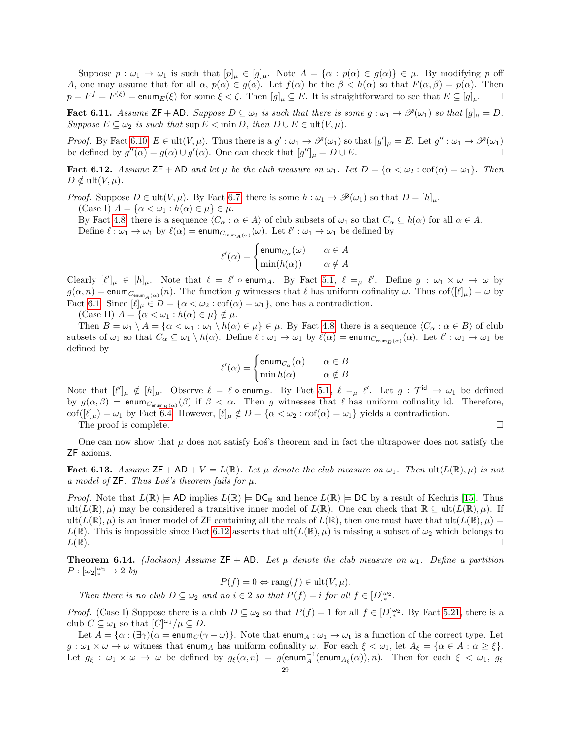Suppose $p : \omega_1 \to \omega_1$ is such that $[p]_\mu \in [g]_\mu$. Note $A = \{\alpha : p(\alpha) \in g(\alpha)\} \in \mu$. By modifying $p$ off $A$, one may assume that for all $\alpha$, $p(\alpha) \in g(\alpha)$. Let $f(\alpha)$ be the $\beta < h(\alpha)$ so that $F(\alpha, \beta) = p(\alpha)$. Then $p = F^f = F^{(\xi)} = \mathsf{enum}_E(\xi)$ for some $\xi < \zeta$. Then $[g]_\mu \subseteq E$. It is straightforward to see that $E \subseteq [g]_\mu$. $\square$

**Fact 6.11.** *Assume* $\mathsf{ZF} + \mathsf{AD}$*. Suppose* $D \subseteq \omega_2$ *is such that there is some* $g : \omega_1 \to \mathscr{P}(\omega_1)$ *so that* $[g]_\mu = D$*. Suppose* $E \subseteq \omega_2$ *is such that* $\sup E < \min D$*, then* $D \cup E \in \mathrm{ult}(V, \mu)$*.*

*Proof.* By Fact 6.10, $E \in \mathrm{ult}(V, \mu)$. Thus there is a $g' : \omega_1 \to \mathscr{P}(\omega_1)$ so that $[g']_\mu = E$. Let $g'' : \omega_1 \to \mathscr{P}(\omega_1)$ be defined by $g''(\alpha) = g(\alpha) \cup g'(\alpha)$. One can check that $[g'']_\mu = D \cup E$. $\square$

**Fact 6.12.** *Assume* $\mathsf{ZF} + \mathsf{AD}$ *and let* $\mu$ *be the club measure on* $\omega_1$*. Let* $D = \{\alpha < \omega_2 : \mathrm{cof}(\alpha) = \omega_1\}$*. Then* $D \notin \mathrm{ult}(V, \mu)$*.*

*Proof.* Suppose $D \in \mathrm{ult}(V, \mu)$. By Fact 6.7, there is some $h : \omega_1 \to \mathscr{P}(\omega_1)$ so that $D = [h]_\mu$.

(Case I) $A = \{\alpha < \omega_1 : h(\alpha) \in \mu\} \in \mu$.

By Fact 4.8, there is a sequence $\langle C_\alpha : \alpha \in A\rangle$ of club subsets of $\omega_1$ so that $C_\alpha \subseteq h(\alpha)$ for all $\alpha \in A$. Define $\ell : \omega_1 \to \omega_1$ by $\ell(\alpha) = \mathsf{enum}_{C_{\mathsf{enum}_A(\alpha)}}(\omega)$. Let $\ell' : \omega_1 \to \omega_1$ be defined by

$$\ell'(\alpha) = \begin{cases} \mathsf{enum}_{C_\alpha}(\omega) & \alpha \in A \\ \min(h(\alpha)) & \alpha \notin A \end{cases}$$

Clearly $[\ell']_\mu \in [h]_\mu$. Note that $\ell = \ell' \circ \mathsf{enum}_A$. By Fact 5.1, $\ell =_\mu \ell'$. Define $g : \omega_1 \times \omega \to \omega$ by $g(\alpha, n) = \mathsf{enum}_{C_{\mathsf{enum}_A(\alpha)}}(n)$. The function $g$ witnesses that $\ell$ has uniform cofinality $\omega$. Thus $\mathrm{cof}([\ell]_\mu) = \omega$ by Fact 6.1. Since $[\ell]_\mu \in D = \{\alpha < \omega_2 : \mathrm{cof}(\alpha) = \omega_1\}$, one has a contradiction.

(Case II) $A = \{\alpha < \omega_1 : h(\alpha) \in \mu\} \notin \mu$.

Then $B = \omega_1 \setminus A = \{\alpha < \omega_1 : \omega_1 \setminus h(\alpha) \in \mu\} \in \mu$. By Fact 4.8, there is a sequence $\langle C_\alpha : \alpha \in B\rangle$ of club subsets of $\omega_1$ so that $C_\alpha \subseteq \omega_1 \setminus h(\alpha)$. Define $\ell : \omega_1 \to \omega_1$ by $\ell(\alpha) = \mathsf{enum}_{C_{\mathsf{enum}_B(\alpha)}}(\alpha)$. Let $\ell' : \omega_1 \to \omega_1$ be defined by

$$\ell'(\alpha) = \begin{cases} \mathsf{enum}_{C_\alpha}(\alpha) & \alpha \in B \\ \min h(\alpha) & \alpha \notin B \end{cases}$$

Note that $[\ell']_\mu \notin [h]_\mu$. Observe $\ell = \ell \circ \mathsf{enum}_B$. By Fact 5.1, $\ell =_\mu \ell'$. Let $g : \mathcal{T}^{\mathsf{id}} \to \omega_1$ be defined by $g(\alpha, \beta) = \mathsf{enum}_{C_{\mathsf{enum}_B(\alpha)}}(\beta)$ if $\beta < \alpha$. Then $g$ witnesses that $\ell$ has uniform cofinality id. Therefore, $\mathrm{cof}([\ell]_\mu) = \omega_1$ by Fact 6.4. However, $[\ell]_\mu \notin D = \{\alpha < \omega_2 : \mathrm{cof}(\alpha) = \omega_1\}$ yields a contradiction.

The proof is complete. $\square$

One can now show that $\mu$ does not satisfy Łoś's theorem and in fact the ultrapower does not satisfy the $\mathsf{ZF}$ axioms.

**Fact 6.13.** *Assume* $\mathsf{ZF} + \mathsf{AD} + V = L(\mathbb{R})$*. Let* $\mu$ *denote the club measure on* $\omega_1$*. Then* $\mathrm{ult}(L(\mathbb{R}), \mu)$ *is not a model of* $\mathsf{ZF}$*. Thus Łoś's theorem fails for* $\mu$*.*

*Proof.* Note that $L(\mathbb{R}) \models \mathsf{AD}$ implies $L(\mathbb{R}) \models \mathsf{DC}_\mathbb{R}$ and hence $L(\mathbb{R}) \models \mathsf{DC}$ by a result of Kechris [15]. Thus $\mathrm{ult}(L(\mathbb{R}), \mu)$ may be considered a transitive inner model of $L(\mathbb{R})$. One can check that $\mathbb{R} \subseteq \mathrm{ult}(L(\mathbb{R}), \mu)$. If $\mathrm{ult}(L(\mathbb{R}), \mu)$ is an inner model of $\mathsf{ZF}$ containing all the reals of $L(\mathbb{R})$, then one must have that $\mathrm{ult}(L(\mathbb{R}), \mu) = L(\mathbb{R})$. This is impossible since Fact 6.12 asserts that $\mathrm{ult}(L(\mathbb{R}), \mu)$ is missing a subset of $\omega_2$ which belongs to $L(\mathbb{R})$. $\square$

**Theorem 6.14.** *(Jackson) Assume* $\mathsf{ZF} + \mathsf{AD}$*. Let* $\mu$ *denote the club measure on* $\omega_1$*. Define a partition* $P : [\omega_2]^{\omega_2}_* \to 2$ *by*

$$P(f) = 0 \Leftrightarrow \mathrm{rang}(f) \in \mathrm{ult}(V, \mu).$$

*Then there is no club* $D \subseteq \omega_2$ *and no* $i \in 2$ *so that* $P(f) = i$ *for all* $f \in [D]^{\omega_2}_*$*.*

*Proof.* (Case I) Suppose there is a club $D \subseteq \omega_2$ so that $P(f) = 1$ for all $f \in [D]^{\omega_2}_*$. By Fact 5.21, there is a club $C \subseteq \omega_1$ so that $[C]^{\omega_1}/\mu \subseteq D$.

Let $A = \{\alpha : (\exists \gamma)(\alpha = \mathsf{enum}_C(\gamma + \omega)\}$. Note that $\mathsf{enum}_A : \omega_1 \to \omega_1$ is a function of the correct type. Let $g : \omega_1 \times \omega \to \omega$ witness that $\mathsf{enum}_A$ has uniform cofinality $\omega$. For each $\xi < \omega_1$, let $A_\xi = \{\alpha \in A : \alpha \geq \xi\}$. Let $g_\xi : \omega_1 \times \omega \to \omega$ be defined by $g_\xi(\alpha, n) = g(\mathsf{enum}_A^{-1}(\mathsf{enum}_{A_\xi}(\alpha)), n)$. Then for each $\xi < \omega_1$, $g_\xi$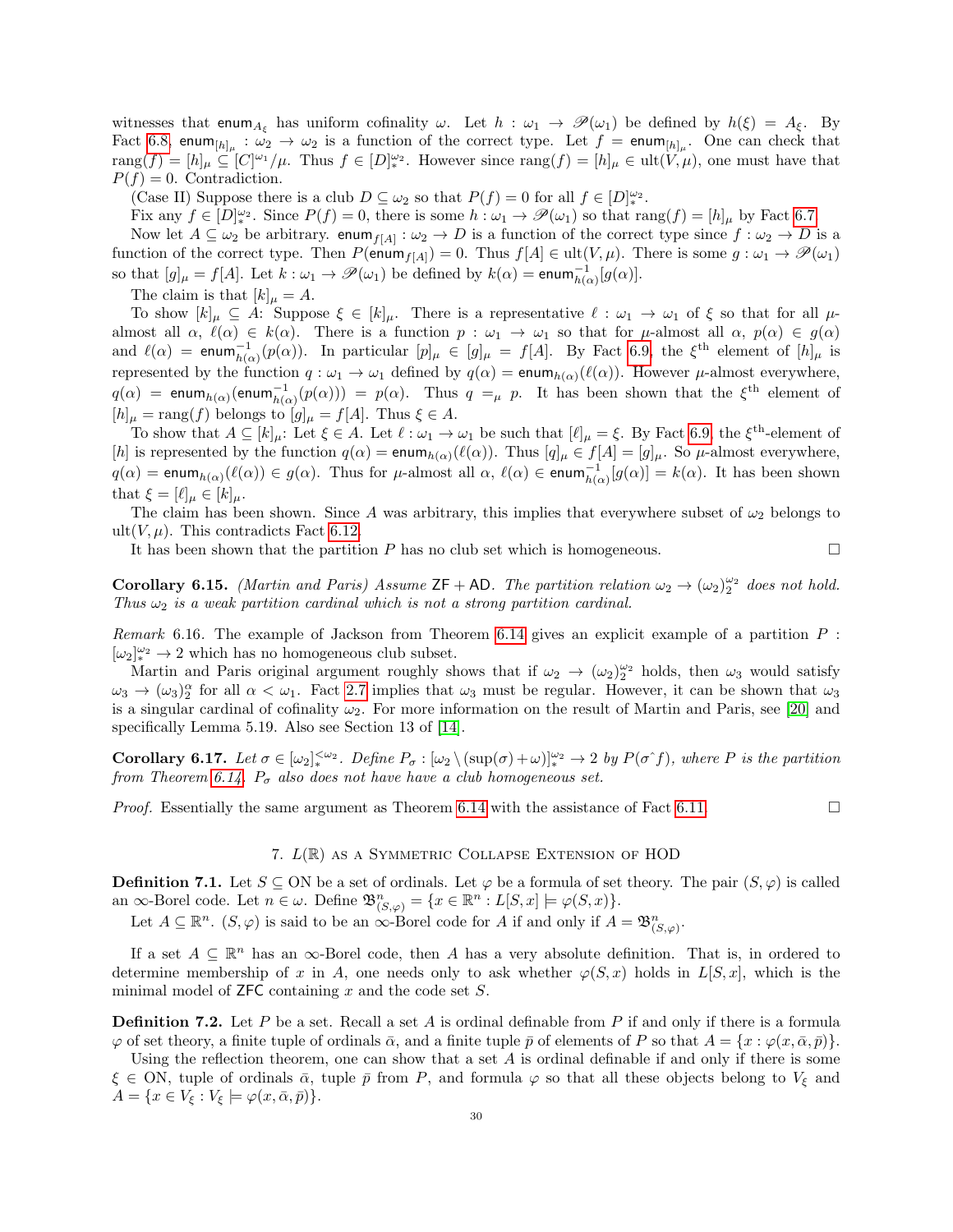witnesses that $\mathsf{enum}_{A_\xi}$ has uniform cofinality $\omega$. Let $h : \omega_1 \to \mathscr{P}(\omega_1)$ be defined by $h(\xi) = A_\xi$. By Fact 6.8, $\mathsf{enum}_{[h]_\mu} : \omega_2 \to \omega_2$ is a function of the correct type. Let $f = \mathsf{enum}_{[h]_\mu}$. One can check that $\text{rang}(f) = [h]_\mu \subseteq [C]^{\omega_1}/\mu$. Thus $f \in [D]^{\omega_2}_*$. However since $\text{rang}(f) = [h]_\mu \in \text{ult}(V, \mu)$, one must have that $P(f) = 0$. Contradiction.

(Case II) Suppose there is a club $D \subseteq \omega_2$ so that $P(f) = 0$ for all $f \in [D]^{\omega_2}_*$.

Fix any $f \in [D]^{\omega_2}_*$. Since $P(f) = 0$, there is some $h : \omega_1 \to \mathscr{P}(\omega_1)$ so that $\text{rang}(f) = [h]_\mu$ by Fact 6.7.

Now let $A \subseteq \omega_2$ be arbitrary. $\mathsf{enum}_{f[A]} : \omega_2 \to D$ is a function of the correct type since $f : \omega_2 \to D$ is a function of the correct type. Then $P(\mathsf{enum}_{f[A]}) = 0$. Thus $f[A] \in \text{ult}(V, \mu)$. There is some $g : \omega_1 \to \mathscr{P}(\omega_1)$ so that $[g]_\mu = f[A]$. Let $k : \omega_1 \to \mathscr{P}(\omega_1)$ be defined by $k(\alpha) = \mathsf{enum}_{h(\alpha)}^{-1}[g(\alpha)]$.

The claim is that $[k]_\mu = A$.

To show $[k]_\mu \subseteq A$: Suppose $\xi \in [k]_\mu$. There is a representative $\ell : \omega_1 \to \omega_1$ of $\xi$ so that for all $\mu$-almost all $\alpha$, $\ell(\alpha) \in k(\alpha)$. There is a function $p : \omega_1 \to \omega_1$ so that for $\mu$-almost all $\alpha$, $p(\alpha) \in g(\alpha)$ and $\ell(\alpha) = \mathsf{enum}_{h(\alpha)}^{-1}(p(\alpha))$. In particular $[p]_\mu \in [g]_\mu = f[A]$. By Fact 6.9, the $\xi^{\text{th}}$ element of $[h]_\mu$ is represented by the function $q : \omega_1 \to \omega_1$ defined by $q(\alpha) = \mathsf{enum}_{h(\alpha)}(\ell(\alpha))$. However $\mu$-almost everywhere, $q(\alpha) = \mathsf{enum}_{h(\alpha)}(\mathsf{enum}_{h(\alpha)}^{-1}(p(\alpha))) = p(\alpha)$. Thus $q =_\mu p$. It has been shown that the $\xi^{\text{th}}$ element of $[h]_\mu = \text{rang}(f)$ belongs to $[g]_\mu = f[A]$. Thus $\xi \in A$.

To show that $A \subseteq [k]_\mu$: Let $\xi \in A$. Let $\ell : \omega_1 \to \omega_1$ be such that $[\ell]_\mu = \xi$. By Fact 6.9, the $\xi^{\text{th}}$-element of $[h]$ is represented by the function $q(\alpha) = \mathsf{enum}_{h(\alpha)}(\ell(\alpha))$. Thus $[q]_\mu \in f[A] = [g]_\mu$. So $\mu$-almost everywhere, $q(\alpha) = \mathsf{enum}_{h(\alpha)}(\ell(\alpha)) \in g(\alpha)$. Thus for $\mu$-almost all $\alpha$, $\ell(\alpha) \in \mathsf{enum}_{h(\alpha)}^{-1}[g(\alpha)] = k(\alpha)$. It has been shown that $\xi = [\ell]_\mu \in [k]_\mu$.

The claim has been shown. Since $A$ was arbitrary, this implies that everywhere subset of $\omega_2$ belongs to $\text{ult}(V, \mu)$. This contradicts Fact 6.12.

It has been shown that the partition $P$ has no club set which is homogeneous. $\square$

**Corollary 6.15.** *(Martin and Paris) Assume $\mathsf{ZF} + \mathsf{AD}$. The partition relation $\omega_2 \to (\omega_2)^{\omega_2}_2$ does not hold. Thus $\omega_2$ is a weak partition cardinal which is not a strong partition cardinal.*

*Remark* 6.16. The example of Jackson from Theorem 6.14 gives an explicit example of a partition $P : [\omega_2]^{\omega_2}_* \to 2$ which has no homogeneous club subset.

Martin and Paris original argument roughly shows that if $\omega_2 \to (\omega_2)^{\omega_2}_2$ holds, then $\omega_3$ would satisfy $\omega_3 \to (\omega_3)^\alpha_2$ for all $\alpha < \omega_1$. Fact 2.7 implies that $\omega_3$ must be regular. However, it can be shown that $\omega_3$ is a singular cardinal of cofinality $\omega_2$. For more information on the result of Martin and Paris, see [20] and specifically Lemma 5.19. Also see Section 13 of [14].

**Corollary 6.17.** *Let $\sigma \in [\omega_2]^{<\omega_2}_*$. Define $P_\sigma : [\omega_2 \setminus (\sup(\sigma) + \omega)]^{\omega_2}_* \to 2$ by $P(\sigma \hat{\ } f)$, where $P$ is the partition from Theorem 6.14. $P_\sigma$ also does not have have a club homogeneous set.*

*Proof.* Essentially the same argument as Theorem 6.14 with the assistance of Fact 6.11. $\square$

## 7. $L(\mathbb{R})$ as a Symmetric Collapse Extension of HOD

**Definition 7.1.** Let $S \subseteq \text{ON}$ be a set of ordinals. Let $\varphi$ be a formula of set theory. The pair $(S, \varphi)$ is called an $\infty$-Borel code. Let $n \in \omega$. Define $\mathfrak{B}^n_{(S,\varphi)} = \{x \in \mathbb{R}^n : L[S, x] \models \varphi(S, x)\}$.

Let $A \subseteq \mathbb{R}^n$. $(S, \varphi)$ is said to be an $\infty$-Borel code for $A$ if and only if $A = \mathfrak{B}^n_{(S,\varphi)}$.

If a set $A \subseteq \mathbb{R}^n$ has an $\infty$-Borel code, then $A$ has a very absolute definition. That is, in ordered to determine membership of $x$ in $A$, one needs only to ask whether $\varphi(S, x)$ holds in $L[S, x]$, which is the minimal model of $\mathsf{ZFC}$ containing $x$ and the code set $S$.

**Definition 7.2.** Let $P$ be a set. Recall a set $A$ is ordinal definable from $P$ if and only if there is a formula $\varphi$ of set theory, a finite tuple of ordinals $\bar{\alpha}$, and a finite tuple $\bar{p}$ of elements of $P$ so that $A = \{x : \varphi(x, \bar{\alpha}, \bar{p})\}$.

Using the reflection theorem, one can show that a set $A$ is ordinal definable if and only if there is some $\xi \in \text{ON}$, tuple of ordinals $\bar{\alpha}$, tuple $\bar{p}$ from $P$, and formula $\varphi$ so that all these objects belong to $V_\xi$ and $A = \{x \in V_\xi : V_\xi \models \varphi(x, \bar{\alpha}, \bar{p})\}$.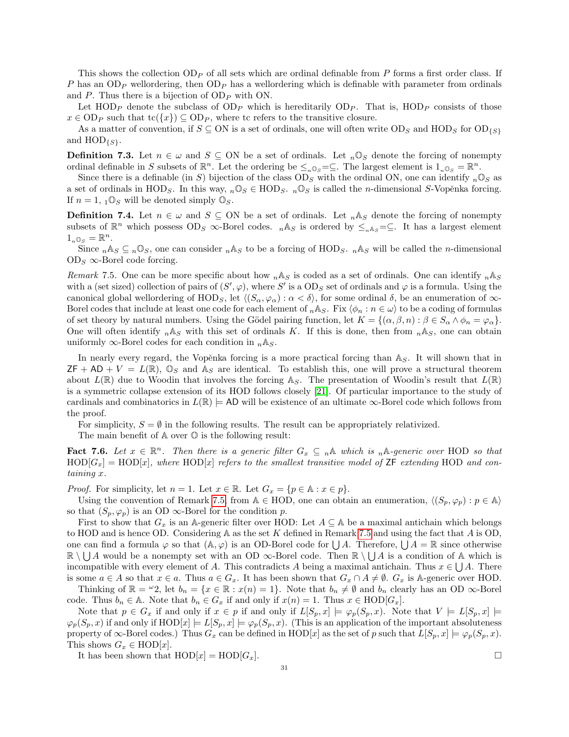This shows the collection $\text{OD}_P$ of all sets which are ordinal definable from $P$ forms a first order class. If $P$ has an $\text{OD}_P$ wellordering, then $\text{OD}_P$ has a wellordering which is definable with parameter from ordinals and $P$. Thus there is a bijection of $\text{OD}_P$ with ON.

Let $\text{HOD}_P$ denote the subclass of $\text{OD}_P$ which is hereditarily $\text{OD}_P$. That is, $\text{HOD}_P$ consists of those $x \in \text{OD}_P$ such that $\text{tc}(\{x\}) \subseteq \text{OD}_P$, where tc refers to the transitive closure.

As a matter of convention, if $S \subseteq \text{ON}$ is a set of ordinals, one will often write $\text{OD}_S$ and $\text{HOD}_S$ for $\text{OD}_{\{S\}}$ and $\text{HOD}_{\{S\}}$.

**Definition 7.3.** Let $n \in \omega$ and $S \subseteq \text{ON}$ be a set of ordinals. Let ${}_n\mathbb{O}_S$ denote the forcing of nonempty ordinal definable in $S$ subsets of $\mathbb{R}^n$. Let the ordering be $\leq_{{}_n\mathbb{O}_S} = \subseteq$. The largest element is $1_{{}_n\mathbb{O}_S} = \mathbb{R}^n$.

Since there is a definable (in $S$) bijection of the class $\text{OD}_S$ with the ordinal ON, one can identify ${}_n\mathbb{O}_S$ as a set of ordinals in $\text{HOD}_S$. In this way, ${}_n\mathbb{O}_S \in \text{HOD}_S$. ${}_n\mathbb{O}_S$ is called the $n$-dimensional $S$-Vopěnka forcing. If $n = 1$, ${}_1\mathbb{O}_S$ will be denoted simply $\mathbb{O}_S$.

**Definition 7.4.** Let $n \in \omega$ and $S \subseteq \text{ON}$ be a set of ordinals. Let ${}_n\mathbb{A}_S$ denote the forcing of nonempty subsets of $\mathbb{R}^n$ which possess $\text{OD}_S$ $\infty$-Borel codes. ${}_n\mathbb{A}_S$ is ordered by $\leq_{{}_n\mathbb{A}_S} = \subseteq$. It has a largest element $1_{{}_n\mathbb{O}_S} = \mathbb{R}^n$.

Since ${}_n\mathbb{A}_S \subseteq {}_n\mathbb{O}_S$, one can consider ${}_n\mathbb{A}_S$ to be a forcing of $\text{HOD}_S$. ${}_n\mathbb{A}_S$ will be called the $n$-dimensional $\text{OD}_S$ $\infty$-Borel code forcing.

*Remark* 7.5. One can be more specific about how ${}_n\mathbb{A}_S$ is coded as a set of ordinals. One can identify ${}_n\mathbb{A}_S$ with a (set sized) collection of pairs of $(S', \varphi)$, where $S'$ is a $\text{OD}_S$ set of ordinals and $\varphi$ is a formula. Using the canonical global wellordering of $\text{HOD}_S$, let $\langle (S_\alpha, \varphi_\alpha) : \alpha < \delta \rangle$, for some ordinal $\delta$, be an enumeration of $\infty$-Borel codes that include at least one code for each element of ${}_n\mathbb{A}_S$. Fix $\langle \phi_n : n \in \omega \rangle$ to be a coding of formulas of set theory by natural numbers. Using the Gödel pairing function, let $K = \{(\alpha, \beta, n) : \beta \in S_\alpha \wedge \phi_n = \varphi_\alpha\}$. One will often identify ${}_n\mathbb{A}_S$ with this set of ordinals $K$. If this is done, then from ${}_n\mathbb{A}_S$, one can obtain uniformly $\infty$-Borel codes for each condition in ${}_n\mathbb{A}_S$.

In nearly every regard, the Vopěnka forcing is a more practical forcing than $\mathbb{A}_S$. It will shown that in $\mathsf{ZF} + \mathsf{AD} + V = L(\mathbb{R})$, $\mathbb{O}_S$ and $\mathbb{A}_S$ are identical. To establish this, one will prove a structural theorem about $L(\mathbb{R})$ due to Woodin that involves the forcing $\mathbb{A}_S$. The presentation of Woodin's result that $L(\mathbb{R})$ is a symmetric collapse extension of its HOD follows closely [21]. Of particular importance to the study of cardinals and combinatorics in $L(\mathbb{R}) \models \mathsf{AD}$ will be existence of an ultimate $\infty$-Borel code which follows from the proof.

For simplicity, $S = \emptyset$ in the following results. The result can be appropriately relativized.

The main benefit of $\mathbb{A}$ over $\mathbb{O}$ is the following result:

**Fact 7.6.** *Let $x \in \mathbb{R}^n$. Then there is a generic filter $G_x \subseteq {}_n\mathbb{A}$ which is ${}_n\mathbb{A}$-generic over* HOD *so that* $\text{HOD}[G_x] = \text{HOD}[x]$*, where* $\text{HOD}[x]$ *refers to the smallest transitive model of* $\mathsf{ZF}$ *extending* HOD *and containing $x$.*

*Proof.* For simplicity, let $n = 1$. Let $x \in \mathbb{R}$. Let $G_x = \{p \in \mathbb{A} : x \in p\}$.

Using the convention of Remark 7.5, from $\mathbb{A} \in \text{HOD}$, one can obtain an enumeration, $\langle (S_p, \varphi_p) : p \in \mathbb{A} \rangle$ so that $(S_p, \varphi_p)$ is an OD $\infty$-Borel for the condition $p$.

First to show that $G_x$ is an $\mathbb{A}$-generic filter over HOD: Let $A \subseteq \mathbb{A}$ be a maximal antichain which belongs to HOD and is hence OD. Considering $\mathbb{A}$ as the set $K$ defined in Remark 7.5 and using the fact that $A$ is OD, one can find a formula $\varphi$ so that $(\mathbb{A}, \varphi)$ is an OD-Borel code for $\bigcup A$. Therefore, $\bigcup A = \mathbb{R}$ since otherwise $\mathbb{R} \setminus \bigcup A$ would be a nonempty set with an OD $\infty$-Borel code. Then $\mathbb{R} \setminus \bigcup A$ is a condition of $\mathbb{A}$ which is incompatible with every element of $A$. This contradicts $A$ being a maximal antichain. Thus $x \in \bigcup A$. There is some $a \in A$ so that $x \in a$. Thus $a \in G_x$. It has been shown that $G_x \cap A \neq \emptyset$. $G_x$ is $\mathbb{A}$-generic over HOD.

Thinking of $\mathbb{R} = {}^\omega 2$, let $b_n = \{x \in \mathbb{R} : x(n) = 1\}$. Note that $b_n \neq \emptyset$ and $b_n$ clearly has an OD $\infty$-Borel code. Thus $b_n \in \mathbb{A}$. Note that $b_n \in G_x$ if and only if $x(n) = 1$. Thus $x \in \text{HOD}[G_x]$.

Note that $p \in G_x$ if and only if $x \in p$ if and only if $L[S_p, x] \models \varphi_p(S_p, x)$. Note that $V \models L[S_p, x] \models \varphi_p(S_p, x)$ if and only if $\text{HOD}[x] \models L[S_p, x] \models \varphi_p(S_p, x)$. (This is an application of the important absoluteness property of $\infty$-Borel codes.) Thus $G_x$ can be defined in $\text{HOD}[x]$ as the set of $p$ such that $L[S_p, x] \models \varphi_p(S_p, x)$. This shows $G_x \in \text{HOD}[x]$.

It has been shown that $\text{HOD}[x] = \text{HOD}[G_x]$. $\square$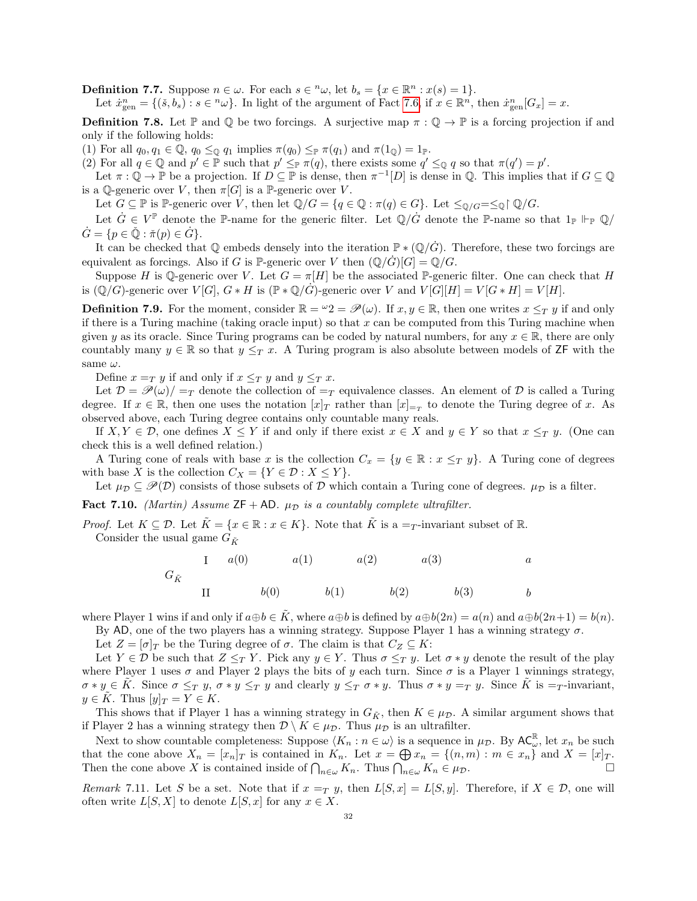**Definition 7.7.** Suppose $n \in \omega$. For each $s \in {}^n\omega$, let $b_s = \{x \in \mathbb{R}^n : x(s) = 1\}$.

Let $\dot{x}^n_{\text{gen}} = \{(\check{s}, b_s) : s \in {}^n\omega\}$. In light of the argument of Fact 7.6, if $x \in \mathbb{R}^n$, then $\dot{x}^n_{\text{gen}}[G_x] = x$.

**Definition 7.8.** Let $\mathbb{P}$ and $\mathbb{Q}$ be two forcings. A surjective map $\pi : \mathbb{Q} \to \mathbb{P}$ is a forcing projection if and only if the following holds:
(1) For all $q_0, q_1 \in \mathbb{Q}$, $q_0 \leq_{\mathbb{Q}} q_1$ implies $\pi(q_0) \leq_{\mathbb{P}} \pi(q_1)$ and $\pi(1_{\mathbb{Q}}) = 1_{\mathbb{P}}$.
(2) For all $q \in \mathbb{Q}$ and $p' \in \mathbb{P}$ such that $p' \leq_{\mathbb{P}} \pi(q)$, there exists some $q' \leq_{\mathbb{Q}} q$ so that $\pi(q') = p'$.

Let $\pi : \mathbb{Q} \to \mathbb{P}$ be a projection. If $D \subseteq \mathbb{P}$ is dense, then $\pi^{-1}[D]$ is dense in $\mathbb{Q}$. This implies that if $G \subseteq \mathbb{Q}$ is a $\mathbb{Q}$-generic over $V$, then $\pi[G]$ is a $\mathbb{P}$-generic over $V$.

Let $G \subseteq \mathbb{P}$ is $\mathbb{P}$-generic over $V$, then let $\mathbb{Q}/G = \{q \in \mathbb{Q} : \pi(q) \in G\}$. Let $\leq_{\mathbb{Q}/G} = \leq_{\mathbb{Q}} \restriction \mathbb{Q}/G$.

Let $\dot{G} \in V^{\mathbb{P}}$ denote the $\mathbb{P}$-name for the generic filter. Let $\mathbb{Q}/\dot{G}$ denote the $\mathbb{P}$-name so that $1_{\mathbb{P}} \Vdash_{\mathbb{P}} \mathbb{Q}/\dot{G} = \{p \in \check{\mathbb{Q}} : \check{\pi}(p) \in \dot{G}\}$.

It can be checked that $\mathbb{Q}$ embeds densely into the iteration $\mathbb{P} * (\mathbb{Q}/\dot{G})$. Therefore, these two forcings are equivalent as forcings. Also if $G$ is $\mathbb{P}$-generic over $V$ then $(\mathbb{Q}/\dot{G})[G] = \mathbb{Q}/G$.

Suppose $H$ is $\mathbb{Q}$-generic over $V$. Let $G = \pi[H]$ be the associated $\mathbb{P}$-generic filter. One can check that $H$ is $(\mathbb{Q}/G)$-generic over $V[G]$, $G * H$ is $(\mathbb{P} * \mathbb{Q}/\dot{G})$-generic over $V$ and $V[G][H] = V[G * H] = V[H]$.

**Definition 7.9.** For the moment, consider $\mathbb{R} = {}^\omega 2 = \mathscr{P}(\omega)$. If $x, y \in \mathbb{R}$, then one writes $x \leq_T y$ if and only if there is a Turing machine (taking oracle input) so that $x$ can be computed from this Turing machine when given $y$ as its oracle. Since Turing programs can be coded by natural numbers, for any $x \in \mathbb{R}$, there are only countably many $y \in \mathbb{R}$ so that $y \leq_T x$. A Turing program is also absolute between models of $\mathsf{ZF}$ with the same $\omega$.

Define $x =_T y$ if and only if $x \leq_T y$ and $y \leq_T x$.

Let $\mathcal{D} = \mathscr{P}(\omega)/=_T$ denote the collection of $=_T$ equivalence classes. An element of $\mathcal{D}$ is called a Turing degree. If $x \in \mathbb{R}$, then one uses the notation $[x]_T$ rather than $[x]_{=_T}$ to denote the Turing degree of $x$. As observed above, each Turing degree contains only countable many reals.

If $X, Y \in \mathcal{D}$, one defines $X \leq Y$ if and only if there exist $x \in X$ and $y \in Y$ so that $x \leq_T y$. (One can check this is a well defined relation.)

A Turing cone of reals with base $x$ is the collection $C_x = \{y \in \mathbb{R} : x \leq_T y\}$. A Turing cone of degrees with base $X$ is the collection $C_X = \{Y \in \mathcal{D} : X \leq Y\}$.

Let $\mu_{\mathcal{D}} \subseteq \mathscr{P}(\mathcal{D})$ consists of those subsets of $\mathcal{D}$ which contain a Turing cone of degrees. $\mu_{\mathcal{D}}$ is a filter.

**Fact 7.10.** *(Martin) Assume $\mathsf{ZF} + \mathsf{AD}$. $\mu_{\mathcal{D}}$ is a countably complete ultrafilter.*

*Proof.* Let $K \subseteq \mathcal{D}$. Let $\tilde{K} = \{x \in \mathbb{R} : x \in K\}$. Note that $\tilde{K}$ is a $=_T$-invariant subset of $\mathbb{R}$.

Consider the usual game $G_{\tilde{K}}$

$$
G_{\tilde{K}} \quad
\begin{array}{lccccccccc}
\text{I} & a(0) & & a(1) & & a(2) & & a(3) & & a \\
\text{II} & & b(0) & & b(1) & & b(2) & & b(3) & b
\end{array}
$$

where Player 1 wins if and only if $a \oplus b \in \tilde{K}$, where $a \oplus b$ is defined by $a \oplus b(2n) = a(n)$ and $a \oplus b(2n+1) = b(n)$.

By $\mathsf{AD}$, one of the two players has a winning strategy. Suppose Player 1 has a winning strategy $\sigma$.

Let $Z = [\sigma]_T$ be the Turing degree of $\sigma$. The claim is that $C_Z \subseteq K$:

Let $Y \in \mathcal{D}$ be such that $Z \leq_T Y$. Pick any $y \in Y$. Thus $\sigma \leq_T y$. Let $\sigma * y$ denote the result of the play where Player 1 uses $\sigma$ and Player 2 plays the bits of $y$ each turn. Since $\sigma$ is a Player 1 winnings strategy, $\sigma * y \in \tilde{K}$. Since $\sigma \leq_T y$, $\sigma * y \leq_T y$ and clearly $y \leq_T \sigma * y$. Thus $\sigma * y =_T y$. Since $\tilde{K}$ is $=_T$-invariant, $y \in \tilde{K}$. Thus $[y]_T = Y \in K$.

This shows that if Player 1 has a winning strategy in $G_{\tilde{K}}$, then $K \in \mu_{\mathcal{D}}$. A similar argument shows that if Player 2 has a winning strategy then $\mathcal{D} \setminus K \in \mu_{\mathcal{D}}$. Thus $\mu_{\mathcal{D}}$ is an ultrafilter.

Next to show countable completeness: Suppose $\langle K_n : n \in \omega \rangle$ is a sequence in $\mu_{\mathcal{D}}$. By $\mathsf{AC}^{\mathbb{R}}_\omega$, let $x_n$ be such that the cone above $X_n = [x_n]_T$ is contained in $K_n$. Let $x = \bigoplus x_n = \{(n, m) : m \in x_n\}$ and $X = [x]_T$. Then the cone above $X$ is contained inside of $\bigcap_{n \in \omega} K_n$. Thus $\bigcap_{n \in \omega} K_n \in \mu_{\mathcal{D}}$. □

*Remark* 7.11. Let $S$ be a set. Note that if $x =_T y$, then $L[S, x] = L[S, y]$. Therefore, if $X \in \mathcal{D}$, one will often write $L[S, X]$ to denote $L[S, x]$ for any $x \in X$.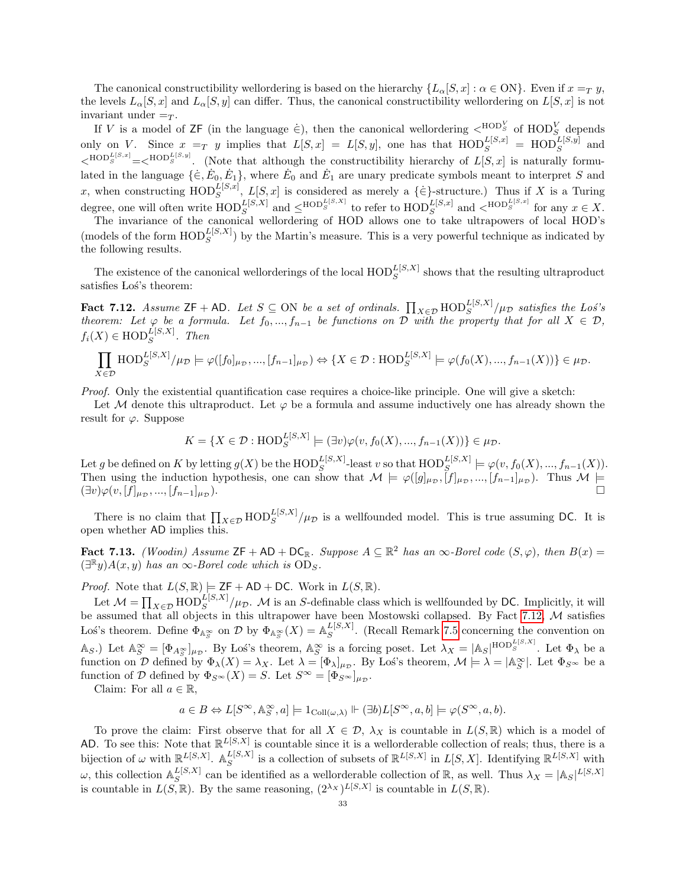The canonical constructibility wellordering is based on the hierarchy $\{L_\alpha[S,x] : \alpha \in \mathrm{ON}\}$. Even if $x =_T y$, the levels $L_\alpha[S,x]$ and $L_\alpha[S,y]$ can differ. Thus, the canonical constructibility wellordering on $L[S,x]$ is not invariant under $=_T$.

If $V$ is a model of $\mathsf{ZF}$ (in the language $\dot{\in}$), then the canonical wellordering $<^{\mathrm{HOD}_S^V}$ of $\mathrm{HOD}_S^V$ depends only on $V$. Since $x =_T y$ implies that $L[S,x] = L[S,y]$, one has that $\mathrm{HOD}_S^{L[S,x]} = \mathrm{HOD}_S^{L[S,y]}$ and $<^{\mathrm{HOD}_S^{L[S,x]}} = <^{\mathrm{HOD}_S^{L[S,y]}}$. (Note that although the constructibility hierarchy of $L[S,x]$ is naturally formulated in the language $\{\dot{\in}, \dot{E}_0, \dot{E}_1\}$, where $\dot{E}_0$ and $\dot{E}_1$ are unary predicate symbols meant to interpret $S$ and $x$, when constructing $\mathrm{HOD}_S^{L[S,x]}$, $L[S,x]$ is considered as merely a $\{\dot{\in}\}$-structure.) Thus if $X$ is a Turing degree, one will often write $\mathrm{HOD}_S^{L[S,X]}$ and $\leq^{\mathrm{HOD}_S^{L[S,X]}}$ to refer to $\mathrm{HOD}_S^{L[S,x]}$ and $<^{\mathrm{HOD}_S^{L[S,x]}}$ for any $x \in X$.

The invariance of the canonical wellordering of HOD allows one to take ultrapowers of local HOD's (models of the form $\mathrm{HOD}_S^{L[S,X]}$) by the Martin's measure. This is a very powerful technique as indicated by the following results.

The existence of the canonical wellorderings of the local $\mathrm{HOD}_S^{L[S,X]}$ shows that the resulting ultraproduct satisfies Łoś's theorem:

**Fact 7.12.** *Assume $\mathsf{ZF} + \mathsf{AD}$. Let $S \subseteq \mathrm{ON}$ be a set of ordinals. $\prod_{X \in \mathcal{D}} \mathrm{HOD}_S^{L[S,X]}/\mu_{\mathcal{D}}$ satisfies the Łoś's theorem: Let $\varphi$ be a formula. Let $f_0, ..., f_{n-1}$ be functions on $\mathcal{D}$ with the property that for all $X \in \mathcal{D}$, $f_i(X) \in \mathrm{HOD}_S^{L[S,X]}$. Then*

$$\prod_{X \in \mathcal{D}} \mathrm{HOD}_S^{L[S,X]}/\mu_{\mathcal{D}} \models \varphi([f_0]_{\mu_{\mathcal{D}}}, ..., [f_{n-1}]_{\mu_{\mathcal{D}}}) \Leftrightarrow \{X \in \mathcal{D} : \mathrm{HOD}_S^{L[S,X]} \models \varphi(f_0(X), ..., f_{n-1}(X))\} \in \mu_{\mathcal{D}}.$$

*Proof.* Only the existential quantification case requires a choice-like principle. One will give a sketch:

Let $\mathcal{M}$ denote this ultraproduct. Let $\varphi$ be a formula and assume inductively one has already shown the result for $\varphi$. Suppose

$$K = \{X \in \mathcal{D} : \mathrm{HOD}_S^{L[S,X]} \models (\exists v)\varphi(v, f_0(X), ..., f_{n-1}(X))\} \in \mu_{\mathcal{D}}.$$

Let $g$ be defined on $K$ by letting $g(X)$ be the $\mathrm{HOD}_S^{L[S,X]}$-least $v$ so that $\mathrm{HOD}_S^{L[S,X]} \models \varphi(v, f_0(X), ..., f_{n-1}(X))$. Then using the induction hypothesis, one can show that $\mathcal{M} \models \varphi([g]_{\mu_{\mathcal{D}}}, [f]_{\mu_{\mathcal{D}}}, ..., [f_{n-1}]_{\mu_{\mathcal{D}}})$. Thus $\mathcal{M} \models (\exists v)\varphi(v, [f]_{\mu_{\mathcal{D}}}, ..., [f_{n-1}]_{\mu_{\mathcal{D}}})$. $\square$

There is no claim that $\prod_{X \in \mathcal{D}} \mathrm{HOD}_S^{L[S,X]}/\mu_{\mathcal{D}}$ is a wellfounded model. This is true assuming $\mathsf{DC}$. It is open whether $\mathsf{AD}$ implies this.

**Fact 7.13.** *(Woodin) Assume $\mathsf{ZF} + \mathsf{AD} + \mathsf{DC}_{\mathbb{R}}$. Suppose $A \subseteq \mathbb{R}^2$ has an $\infty$-Borel code $(S, \varphi)$, then $B(x) = (\exists^{\mathbb{R}} y)A(x,y)$ has an $\infty$-Borel code which is $\mathrm{OD}_S$.*

*Proof.* Note that $L(S,\mathbb{R}) \models \mathsf{ZF} + \mathsf{AD} + \mathsf{DC}$. Work in $L(S,\mathbb{R})$.

Let $\mathcal{M} = \prod_{X \in \mathcal{D}} \mathrm{HOD}_S^{L[S,X]}/\mu_{\mathcal{D}}$. $\mathcal{M}$ is an $S$-definable class which is wellfounded by $\mathsf{DC}$. Implicitly, it will be assumed that all objects in this ultrapower have been Mostowski collapsed. By Fact 7.12, $\mathcal{M}$ satisfies Łoś's theorem. Define $\Phi_{\mathbb{A}_S^\infty}$ on $\mathcal{D}$ by $\Phi_{\mathbb{A}_S^\infty}(X) = \mathbb{A}_S^{L[S,X]}$. (Recall Remark 7.5 concerning the convention on $\mathbb{A}_S$.) Let $\mathbb{A}_S^\infty = [\Phi_{A_S^\infty}]_{\mu_{\mathcal{D}}}$. By Łoś's theorem, $\mathbb{A}_S^\infty$ is a forcing poset. Let $\lambda_X = |\mathbb{A}_S|^{\mathrm{HOD}_S^{L[S,X]}}$. Let $\Phi_\lambda$ be a function on $\mathcal{D}$ defined by $\Phi_\lambda(X) = \lambda_X$. Let $\lambda = [\Phi_\lambda]_{\mu_{\mathcal{D}}}$. By Łoś's theorem, $\mathcal{M} \models \lambda = |\mathbb{A}_S^\infty|$. Let $\Phi_{S^\infty}$ be a function of $\mathcal{D}$ defined by $\Phi_{S^\infty}(X) = S$. Let $S^\infty = [\Phi_{S^\infty}]_{\mu_{\mathcal{D}}}$.

Claim: For all $a \in \mathbb{R}$,

$$a \in B \Leftrightarrow L[S^\infty, \mathbb{A}_S^\infty, a] \models 1_{\mathrm{Coll}(\omega,\lambda)} \Vdash (\exists b) L[S^\infty, a, b] \models \varphi(S^\infty, a, b).$$

To prove the claim: First observe that for all $X \in \mathcal{D}$, $\lambda_X$ is countable in $L(S,\mathbb{R})$ which is a model of $\mathsf{AD}$. To see this: Note that $\mathbb{R}^{L[S,X]}$ is countable since it is a wellorderable collection of reals; thus, there is a bijection of $\omega$ with $\mathbb{R}^{L[S,X]}$. $\mathbb{A}_S^{L[S,X]}$ is a collection of subsets of $\mathbb{R}^{L[S,X]}$ in $L[S,X]$. Identifying $\mathbb{R}^{L[S,X]}$ with $\omega$, this collection $\mathbb{A}_S^{L[S,X]}$ can be identified as a wellorderable collection of $\mathbb{R}$, as well. Thus $\lambda_X = |\mathbb{A}_S|^{L[S,X]}$ is countable in $L(S,\mathbb{R})$. By the same reasoning, $(2^{\lambda_X})^{L[S,X]}$ is countable in $L(S,\mathbb{R})$.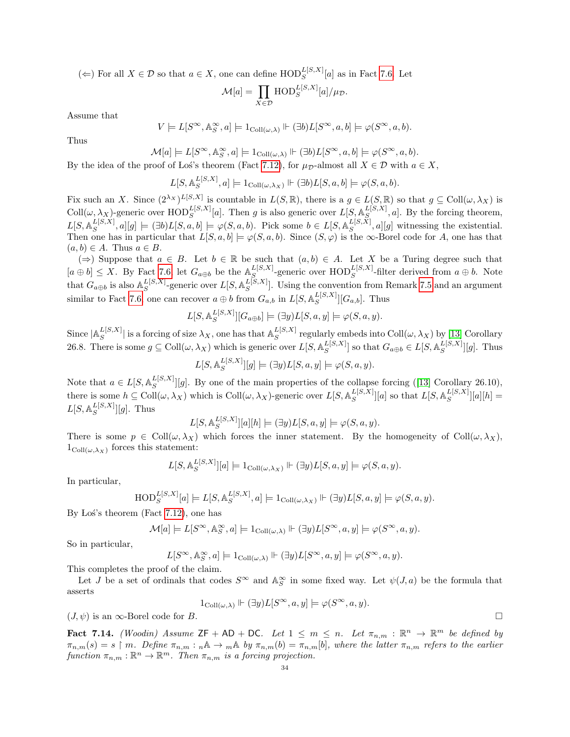($\Leftarrow$) For all $X \in \mathcal{D}$ so that $a \in X$, one can define $\text{HOD}_S^{L[S,X]}[a]$ as in Fact 7.6. Let

$$\mathcal{M}[a] = \prod_{X \in \mathcal{D}} \text{HOD}_S^{L[S,X]}[a]/\mu_{\mathcal{D}}.$$

Assume that

$$V \models L[S^\infty, \mathbb{A}_S^\infty, a] \models 1_{\text{Coll}(\omega,\lambda)} \Vdash (\exists b) L[S^\infty, a, b] \models \varphi(S^\infty, a, b).$$

Thus

$$\mathcal{M}[a] \models L[S^\infty, \mathbb{A}_S^\infty, a] \models 1_{\text{Coll}(\omega,\lambda)} \Vdash (\exists b) L[S^\infty, a, b] \models \varphi(S^\infty, a, b).$$

By the idea of the proof of Łoś's theorem (Fact 7.12), for $\mu_{\mathcal{D}}$-almost all $X \in \mathcal{D}$ with $a \in X$,

$$L[S, \mathbb{A}_S^{L[S,X]}, a] \models 1_{\text{Coll}(\omega,\lambda_X)} \Vdash (\exists b) L[S, a, b] \models \varphi(S, a, b).$$

Fix such an $X$. Since $(2^{\lambda_X})^{L[S,X]}$ is countable in $L(S, \mathbb{R})$, there is a $g \in L(S, \mathbb{R})$ so that $g \subseteq \text{Coll}(\omega, \lambda_X)$ is $\text{Coll}(\omega, \lambda_X)$-generic over $\text{HOD}_S^{L[S,X]}[a]$. Then $g$ is also generic over $L[S, \mathbb{A}_S^{L[S,X]}, a]$. By the forcing theorem, $L[S, \mathbb{A}_S^{L[S,X]}, a][g] \models (\exists b) L[S, a, b] \models \varphi(S, a, b)$. Pick some $b \in L[S, \mathbb{A}_S^{L[S,X]}, a][g]$ witnessing the existential. Then one has in particular that $L[S, a, b] \models \varphi(S, a, b)$. Since $(S, \varphi)$ is the $\infty$-Borel code for $A$, one has that $(a, b) \in A$. Thus $a \in B$.

($\Rightarrow$) Suppose that $a \in B$. Let $b \in \mathbb{R}$ be such that $(a, b) \in A$. Let $X$ be a Turing degree such that $[a \oplus b] \leq X$. By Fact 7.6 let $G_{a \oplus b}$ be the $\mathbb{A}_S^{L[S,X]}$-generic over $\text{HOD}_S^{L[S,X]}$-filter derived from $a \oplus b$. Note that $G_{a \oplus b}$ is also $\mathbb{A}_S^{L[S,X]}$-generic over $L[S, \mathbb{A}_S^{L[S,X]}]$. Using the convention from Remark 7.5 and an argument similar to Fact 7.6, one can recover $a \oplus b$ from $G_{a,b}$ in $L[S, \mathbb{A}_S^{L[S,X]}][G_{a,b}]$. Thus

$$L[S, \mathbb{A}_S^{L[S,X]}][G_{a \oplus b}] \models (\exists y) L[S, a, y] \models \varphi(S, a, y).$$

Since $|\mathbb{A}_S^{L[S,X]}|$ is a forcing of size $\lambda_X$, one has that $\mathbb{A}_S^{L[S,X]}$ regularly embeds into $\text{Coll}(\omega, \lambda_X)$ by [13] Corollary 26.8. There is some $g \subseteq \text{Coll}(\omega, \lambda_X)$ which is generic over $L[S, \mathbb{A}_S^{L[S,X]}]$ so that $G_{a \oplus b} \in L[S, \mathbb{A}_S^{L[S,X]}][g]$. Thus

$$L[S, \mathbb{A}_S^{L[S,X]}][g] \models (\exists y) L[S, a, y] \models \varphi(S, a, y).$$

Note that $a \in L[S, \mathbb{A}_S^{L[S,X]}][g]$. By one of the main properties of the collapse forcing ([13] Corollary 26.10), there is some $h \subseteq \text{Coll}(\omega, \lambda_X)$ which is $\text{Coll}(\omega, \lambda_X)$-generic over $L[S, \mathbb{A}_S^{L[S,X]}][a]$ so that $L[S, \mathbb{A}_S^{L[S,X]}][a][h] = L[S, \mathbb{A}_S^{L[S,X]}][g]$. Thus

$$L[S, \mathbb{A}_S^{L[S,X]}][a][h] \models (\exists y) L[S, a, y] \models \varphi(S, a, y).$$

There is some $p \in \text{Coll}(\omega, \lambda_X)$ which forces the inner statement. By the homogeneity of $\text{Coll}(\omega, \lambda_X)$, $1_{\text{Coll}(\omega,\lambda_X)}$ forces this statement:

$$L[S, \mathbb{A}_S^{L[S,X]}][a] \models 1_{\text{Coll}(\omega,\lambda_X)} \Vdash (\exists y) L[S, a, y] \models \varphi(S, a, y).$$

In particular,

$$\text{HOD}_S^{L[S,X]}[a] \models L[S, \mathbb{A}_S^{L[S,X]}, a] \models 1_{\text{Coll}(\omega,\lambda_X)} \Vdash (\exists y) L[S, a, y] \models \varphi(S, a, y).$$

By Łoś's theorem (Fact 7.12), one has

$$\mathcal{M}[a] \models L[S^\infty, \mathbb{A}_S^\infty, a] \models 1_{\text{Coll}(\omega,\lambda)} \Vdash (\exists y) L[S^\infty, a, y] \models \varphi(S^\infty, a, y).$$

So in particular,

$$L[S^\infty, \mathbb{A}_S^\infty, a] \models 1_{\text{Coll}(\omega,\lambda)} \Vdash (\exists y) L[S^\infty, a, y] \models \varphi(S^\infty, a, y).$$

This completes the proof of the claim.

Let $J$ be a set of ordinals that codes $S^\infty$ and $\mathbb{A}_S^\infty$ in some fixed way. Let $\psi(J, a)$ be the formula that asserts

$$1_{\text{Coll}(\omega,\lambda)} \Vdash (\exists y) L[S^\infty, a, y] \models \varphi(S^\infty, a, y).$$

$(J, \psi)$ is an $\infty$-Borel code for $B$. $\square$

**Fact 7.14.** *(Woodin) Assume* $\mathsf{ZF} + \mathsf{AD} + \mathsf{DC}$*. Let* $1 \leq m \leq n$*. Let* $\pi_{n,m} : \mathbb{R}^n \to \mathbb{R}^m$ *be defined by* $\pi_{n,m}(s) = s \upharpoonright m$*. Define* $\pi_{n,m} : {}_n\mathbb{A} \to {}_m\mathbb{A}$ *by* $\pi_{n,m}(b) = \pi_{n,m}[b]$*, where the latter* $\pi_{n,m}$ *refers to the earlier function* $\pi_{n,m} : \mathbb{R}^n \to \mathbb{R}^m$*. Then* $\pi_{n,m}$ *is a forcing projection.*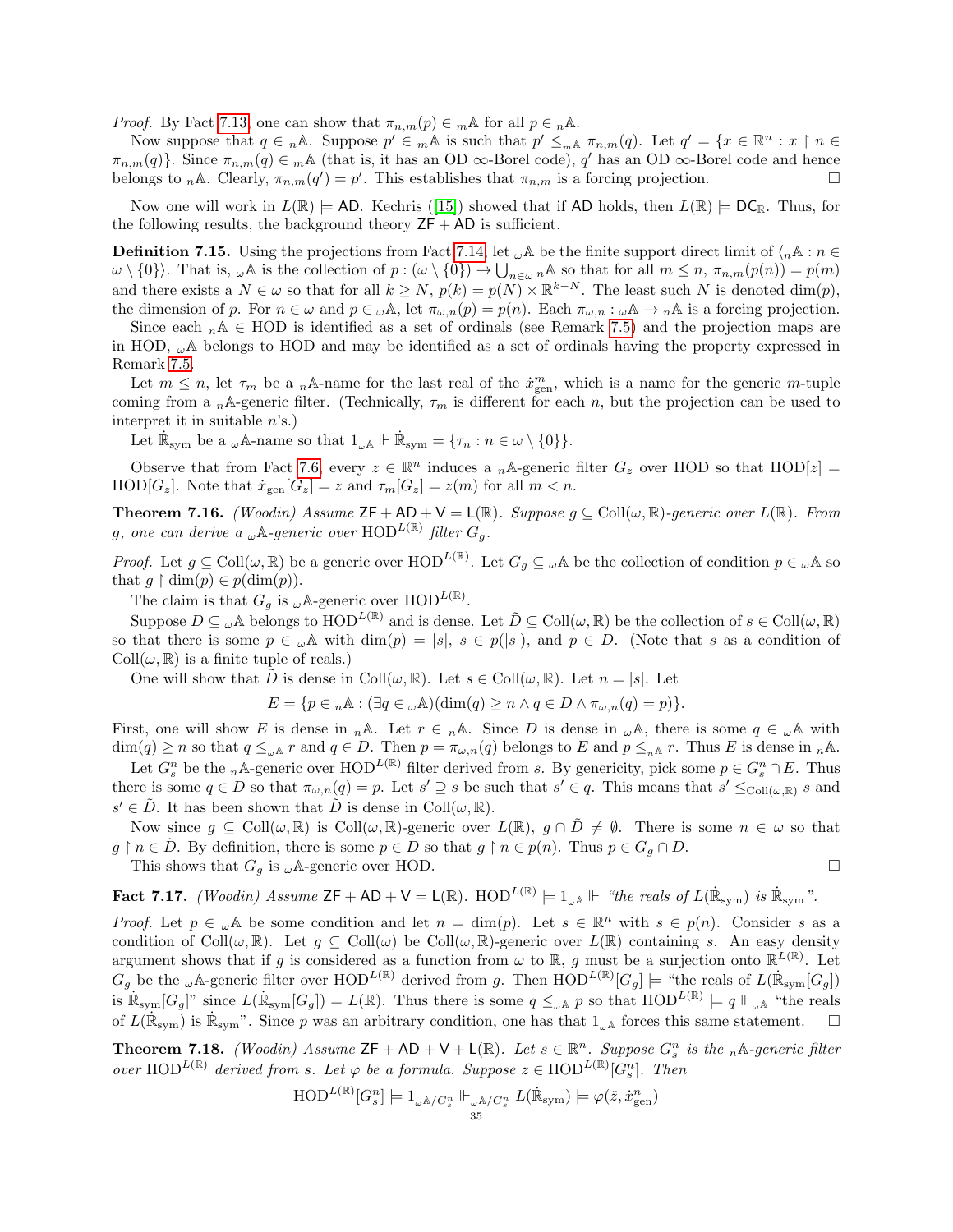*Proof.* By Fact 7.13, one can show that $\pi_{n,m}(p) \in {}_m\mathbb{A}$ for all $p \in {}_n\mathbb{A}$.

Now suppose that $q \in {}_n\mathbb{A}$. Suppose $p' \in {}_m\mathbb{A}$ is such that $p' \leq_{{}_m\mathbb{A}} \pi_{n,m}(q)$. Let $q' = \{x \in \mathbb{R}^n : x \upharpoonright n \in \pi_{n,m}(q)\}$. Since $\pi_{n,m}(q) \in {}_m\mathbb{A}$ (that is, it has an OD $\infty$-Borel code), $q'$ has an OD $\infty$-Borel code and hence belongs to ${}_n\mathbb{A}$. Clearly, $\pi_{n,m}(q') = p'$. This establishes that $\pi_{n,m}$ is a forcing projection. $\square$

Now one will work in $L(\mathbb{R}) \models \mathsf{AD}$. Kechris ([15]) showed that if $\mathsf{AD}$ holds, then $L(\mathbb{R}) \models \mathsf{DC}_{\mathbb{R}}$. Thus, for the following results, the background theory $\mathsf{ZF} + \mathsf{AD}$ is sufficient.

**Definition 7.15.** Using the projections from Fact 7.14, let ${}_\omega\mathbb{A}$ be the finite support direct limit of $\langle {}_n\mathbb{A} : n \in \omega \setminus \{0\}\rangle$. That is, ${}_\omega\mathbb{A}$ is the collection of $p : (\omega \setminus \{0\}) \to \bigcup_{n\in\omega} {}_n\mathbb{A}$ so that for all $m \leq n$, $\pi_{n,m}(p(n)) = p(m)$ and there exists a $N \in \omega$ so that for all $k \geq N$, $p(k) = p(N) \times \mathbb{R}^{k-N}$. The least such $N$ is denoted $\dim(p)$, the dimension of $p$. For $n \in \omega$ and $p \in {}_\omega\mathbb{A}$, let $\pi_{\omega,n}(p) = p(n)$. Each $\pi_{\omega,n} : {}_\omega\mathbb{A} \to {}_n\mathbb{A}$ is a forcing projection.

Since each ${}_n\mathbb{A} \in \text{HOD}$ is identified as a set of ordinals (see Remark 7.5) and the projection maps are in HOD, ${}_\omega\mathbb{A}$ belongs to HOD and may be identified as a set of ordinals having the property expressed in Remark 7.5.

Let $m \leq n$, let $\tau_m$ be a ${}_n\mathbb{A}$-name for the last real of the $\dot{x}^m_{\text{gen}}$, which is a name for the generic $m$-tuple coming from a ${}_n\mathbb{A}$-generic filter. (Technically, $\tau_m$ is different for each $n$, but the projection can be used to interpret it in suitable $n$'s.)

Let $\dot{\mathbb{R}}_{\text{sym}}$ be a ${}_\omega\mathbb{A}$-name so that $1_{{}_\omega\mathbb{A}} \Vdash \dot{\mathbb{R}}_{\text{sym}} = \{\tau_n : n \in \omega \setminus \{0\}\}$.

Observe that from Fact 7.6, every $z \in \mathbb{R}^n$ induces a ${}_n\mathbb{A}$-generic filter $G_z$ over HOD so that $\text{HOD}[z] = \text{HOD}[G_z]$. Note that $\dot{x}_{\text{gen}}[G_z] = z$ and $\tau_m[G_z] = z(m)$ for all $m < n$.

**Theorem 7.16.** *(Woodin) Assume $\mathsf{ZF} + \mathsf{AD} + \mathsf{V} = \mathsf{L}(\mathbb{R})$. Suppose $g \subseteq \text{Coll}(\omega, \mathbb{R})$-generic over $L(\mathbb{R})$. From $g$, one can derive a ${}_\omega\mathbb{A}$-generic over $\text{HOD}^{L(\mathbb{R})}$ filter $G_g$.*

*Proof.* Let $g \subseteq \text{Coll}(\omega, \mathbb{R})$ be a generic over $\text{HOD}^{L(\mathbb{R})}$. Let $G_g \subseteq {}_\omega\mathbb{A}$ be the collection of condition $p \in {}_\omega\mathbb{A}$ so that $g \upharpoonright \dim(p) \in p(\dim(p))$.

The claim is that $G_g$ is ${}_\omega\mathbb{A}$-generic over $\text{HOD}^{L(\mathbb{R})}$.

Suppose $D \subseteq {}_\omega\mathbb{A}$ belongs to $\text{HOD}^{L(\mathbb{R})}$ and is dense. Let $\tilde{D} \subseteq \text{Coll}(\omega, \mathbb{R})$ be the collection of $s \in \text{Coll}(\omega, \mathbb{R})$ so that there is some $p \in {}_\omega\mathbb{A}$ with $\dim(p) = |s|$, $s \in p(|s|)$, and $p \in D$. (Note that $s$ as a condition of $\text{Coll}(\omega, \mathbb{R})$ is a finite tuple of reals.)

One will show that $\tilde{D}$ is dense in $\text{Coll}(\omega, \mathbb{R})$. Let $s \in \text{Coll}(\omega, \mathbb{R})$. Let $n = |s|$. Let

$$E = \{p \in {}_n\mathbb{A} : (\exists q \in {}_\omega\mathbb{A})(\dim(q) \geq n \wedge q \in D \wedge \pi_{\omega,n}(q) = p)\}.$$

First, one will show $E$ is dense in ${}_n\mathbb{A}$. Let $r \in {}_n\mathbb{A}$. Since $D$ is dense in ${}_\omega\mathbb{A}$, there is some $q \in {}_\omega\mathbb{A}$ with $\dim(q) \geq n$ so that $q \leq_{{}_\omega\mathbb{A}} r$ and $q \in D$. Then $p = \pi_{\omega,n}(q)$ belongs to $E$ and $p \leq_{{}_n\mathbb{A}} r$. Thus $E$ is dense in ${}_n\mathbb{A}$.

Let $G^n_s$ be the ${}_n\mathbb{A}$-generic over $\text{HOD}^{L(\mathbb{R})}$ filter derived from $s$. By genericity, pick some $p \in G^n_s \cap E$. Thus there is some $q \in D$ so that $\pi_{\omega,n}(q) = p$. Let $s' \supseteq s$ be such that $s' \in q$. This means that $s' \leq_{\text{Coll}(\omega,\mathbb{R})} s$ and $s' \in \tilde{D}$. It has been shown that $\tilde{D}$ is dense in $\text{Coll}(\omega, \mathbb{R})$.

Now since $g \subseteq \text{Coll}(\omega, \mathbb{R})$ is $\text{Coll}(\omega, \mathbb{R})$-generic over $L(\mathbb{R})$, $g \cap \tilde{D} \neq \emptyset$. There is some $n \in \omega$ so that $g \upharpoonright n \in \tilde{D}$. By definition, there is some $p \in D$ so that $g \upharpoonright n \in p(n)$. Thus $p \in G_g \cap D$.

This shows that $G_g$ is ${}_\omega\mathbb{A}$-generic over HOD. $\square$

**Fact 7.17.** *(Woodin) Assume $\mathsf{ZF} + \mathsf{AD} + \mathsf{V} = \mathsf{L}(\mathbb{R})$. $\text{HOD}^{L(\mathbb{R})} \models 1_{{}_\omega\mathbb{A}} \Vdash$ "the reals of $L(\dot{\mathbb{R}}_{\text{sym}})$ is $\dot{\mathbb{R}}_{\text{sym}}$".*

*Proof.* Let $p \in {}_\omega\mathbb{A}$ be some condition and let $n = \dim(p)$. Let $s \in \mathbb{R}^n$ with $s \in p(n)$. Consider $s$ as a condition of $\text{Coll}(\omega, \mathbb{R})$. Let $g \subseteq \text{Coll}(\omega)$ be $\text{Coll}(\omega, \mathbb{R})$-generic over $L(\mathbb{R})$ containing $s$. An easy density argument shows that if $g$ is considered as a function from $\omega$ to $\mathbb{R}$, $g$ must be a surjection onto $\mathbb{R}^{L(\mathbb{R})}$. Let $G_g$ be the ${}_\omega\mathbb{A}$-generic filter over $\text{HOD}^{L(\mathbb{R})}$ derived from $g$. Then $\text{HOD}^{L(\mathbb{R})}[G_g] \models$ "the reals of $L(\dot{\mathbb{R}}_{\text{sym}}[G_g])$ is $\dot{\mathbb{R}}_{\text{sym}}[G_g]$" since $L(\dot{\mathbb{R}}_{\text{sym}}[G_g]) = L(\mathbb{R})$. Thus there is some $q \leq_{{}_\omega\mathbb{A}} p$ so that $\text{HOD}^{L(\mathbb{R})} \models q \Vdash_{{}_\omega\mathbb{A}}$ "the reals of $L(\dot{\mathbb{R}}_{\text{sym}})$ is $\dot{\mathbb{R}}_{\text{sym}}$". Since $p$ was an arbitrary condition, one has that $1_{{}_\omega\mathbb{A}}$ forces this same statement. $\square$

**Theorem 7.18.** *(Woodin) Assume $\mathsf{ZF} + \mathsf{AD} + \mathsf{V} + \mathsf{L}(\mathbb{R})$. Let $s \in \mathbb{R}^n$. Suppose $G^n_s$ is the ${}_n\mathbb{A}$-generic filter over $\text{HOD}^{L(\mathbb{R})}$ derived from $s$. Let $\varphi$ be a formula. Suppose $z \in \text{HOD}^{L(\mathbb{R})}[G^n_s]$. Then*

$$\text{HOD}^{L(\mathbb{R})}[G^n_s] \models 1_{{}_\omega\mathbb{A}/G^n_s} \Vdash_{{}_\omega\mathbb{A}/G^n_s} L(\dot{\mathbb{R}}_{\text{sym}}) \models \varphi(\check{z}, \dot{x}^n_{\text{gen}})$$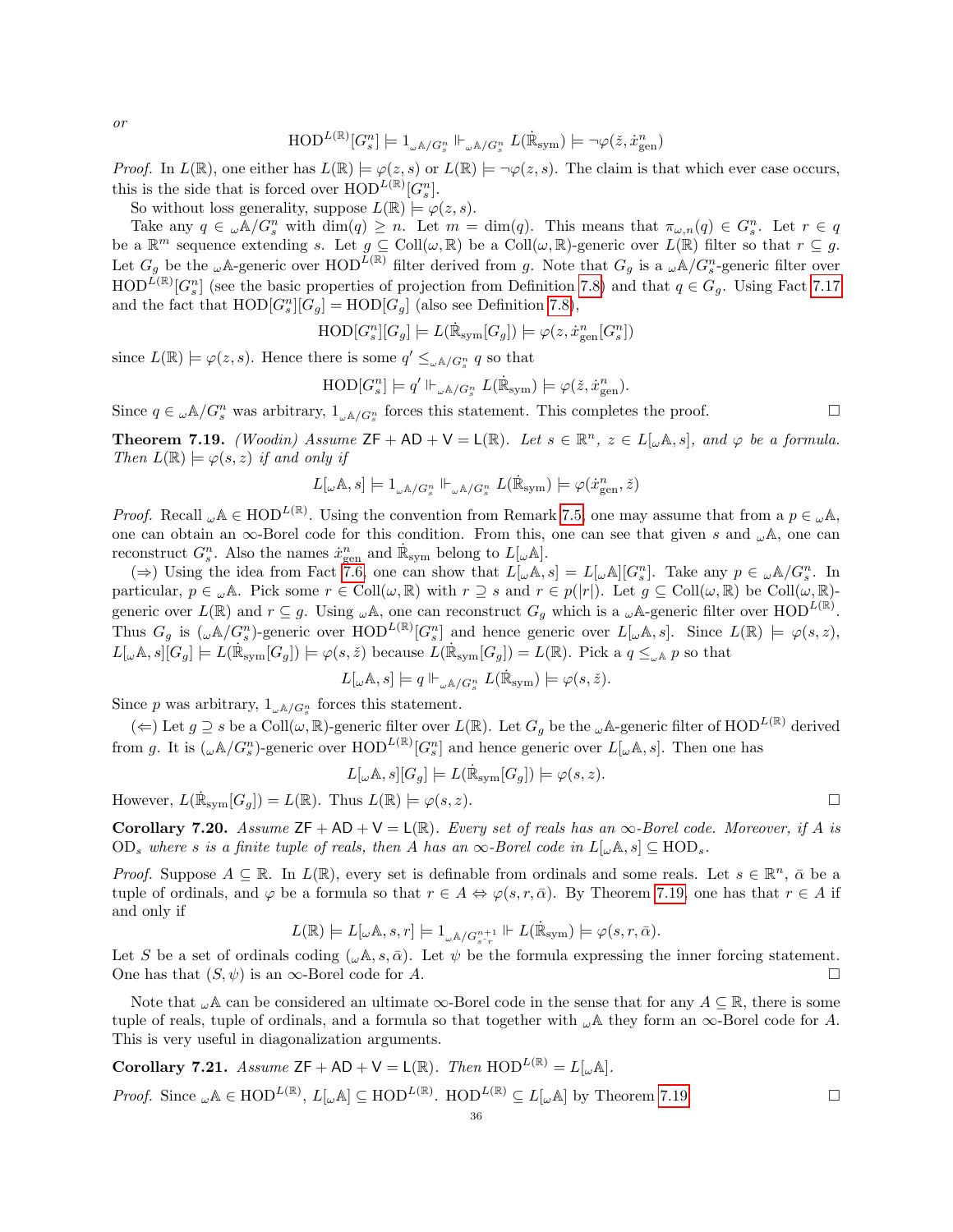*or*

$$\mathrm{HOD}^{L(\mathbb{R})}[G_s^n] \models 1_{{}_\omega\mathbb{A}/G_s^n} \Vdash_{{}_\omega\mathbb{A}/G_s^n} L(\dot{\mathbb{R}}_{\mathrm{sym}}) \models \neg\varphi(\check{z}, \dot{x}_{\mathrm{gen}}^n)$$

*Proof.* In $L(\mathbb{R})$, one either has $L(\mathbb{R}) \models \varphi(z, s)$ or $L(\mathbb{R}) \models \neg\varphi(z, s)$. The claim is that which ever case occurs, this is the side that is forced over $\mathrm{HOD}^{L(\mathbb{R})}[G_s^n]$.

So without loss generality, suppose $L(\mathbb{R}) \models \varphi(z, s)$.

Take any $q \in {}_\omega\mathbb{A}/G_s^n$ with $\dim(q) \geq n$. Let $m = \dim(q)$. This means that $\pi_{\omega,n}(q) \in G_s^n$. Let $r \in q$ be a $\mathbb{R}^m$ sequence extending $s$. Let $g \subseteq \mathrm{Coll}(\omega, \mathbb{R})$ be a $\mathrm{Coll}(\omega, \mathbb{R})$-generic over $L(\mathbb{R})$ filter so that $r \subseteq g$. Let $G_g$ be the ${}_\omega\mathbb{A}$-generic over $\mathrm{HOD}^{L(\mathbb{R})}$ filter derived from $g$. Note that $G_g$ is a ${}_\omega\mathbb{A}/G_s^n$-generic filter over $\mathrm{HOD}^{L(\mathbb{R})}[G_s^n]$ (see the basic properties of projection from Definition 7.8) and that $q \in G_g$. Using Fact 7.17 and the fact that $\mathrm{HOD}[G_s^n][G_g] = \mathrm{HOD}[G_g]$ (also see Definition 7.8),

$$\mathrm{HOD}[G_s^n][G_g] \models L(\dot{\mathbb{R}}_{\mathrm{sym}}[G_g]) \models \varphi(z, \dot{x}_{\mathrm{gen}}^n[G_s^n])$$

since $L(\mathbb{R}) \models \varphi(z, s)$. Hence there is some $q' \leq_{{}_\omega\mathbb{A}/G_s^n} q$ so that

$$\mathrm{HOD}[G_s^n] \models q' \Vdash_{{}_\omega\mathbb{A}/G_s^n} L(\dot{\mathbb{R}}_{\mathrm{sym}}) \models \varphi(\check{z}, \dot{x}_{\mathrm{gen}}^n).$$

Since $q \in {}_\omega\mathbb{A}/G_s^n$ was arbitrary, $1_{{}_\omega\mathbb{A}/G_s^n}$ forces this statement. This completes the proof. $\square$

**Theorem 7.19.** *(Woodin) Assume* $\mathsf{ZF} + \mathsf{AD} + \mathsf{V} = \mathsf{L}(\mathbb{R})$*. Let* $s \in \mathbb{R}^n$*,* $z \in L[{}_\omega\mathbb{A}, s]$*, and* $\varphi$ *be a formula. Then* $L(\mathbb{R}) \models \varphi(s, z)$ *if and only if*

$$L[{}_\omega\mathbb{A}, s] \models 1_{{}_\omega\mathbb{A}/G_s^n} \Vdash_{{}_\omega\mathbb{A}/G_s^n} L(\dot{\mathbb{R}}_{\mathrm{sym}}) \models \varphi(\dot{x}_{\mathrm{gen}}^n, \check{z})$$

*Proof.* Recall ${}_\omega\mathbb{A} \in \mathrm{HOD}^{L(\mathbb{R})}$. Using the convention from Remark 7.5, one may assume that from a $p \in {}_\omega\mathbb{A}$, one can obtain an $\infty$-Borel code for this condition. From this, one can see that given $s$ and ${}_\omega\mathbb{A}$, one can reconstruct $G_s^n$. Also the names $\dot{x}_{\mathrm{gen}}^n$ and $\dot{\mathbb{R}}_{\mathrm{sym}}$ belong to $L[{}_\omega\mathbb{A}]$.

($\Rightarrow$) Using the idea from Fact 7.6, one can show that $L[{}_\omega\mathbb{A}, s] = L[{}_\omega\mathbb{A}][G_s^n]$. Take any $p \in {}_\omega\mathbb{A}/G_s^n$. In particular, $p \in {}_\omega\mathbb{A}$. Pick some $r \in \mathrm{Coll}(\omega, \mathbb{R})$ with $r \supseteq s$ and $r \in p(|r|)$. Let $g \subseteq \mathrm{Coll}(\omega, \mathbb{R})$ be $\mathrm{Coll}(\omega, \mathbb{R})$-generic over $L(\mathbb{R})$ and $r \subseteq g$. Using ${}_\omega\mathbb{A}$, one can reconstruct $G_g$ which is a ${}_\omega\mathbb{A}$-generic filter over $\mathrm{HOD}^{L(\mathbb{R})}$. Thus $G_g$ is $({}_\omega\mathbb{A}/G_s^n)$-generic over $\mathrm{HOD}^{L(\mathbb{R})}[G_s^n]$ and hence generic over $L[{}_\omega\mathbb{A}, s]$. Since $L(\mathbb{R}) \models \varphi(s, z)$, $L[{}_\omega\mathbb{A}, s][G_g] \models L(\dot{\mathbb{R}}_{\mathrm{sym}}[G_g]) \models \varphi(s, \check{z})$ because $L(\dot{\mathbb{R}}_{\mathrm{sym}}[G_g]) = L(\mathbb{R})$. Pick a $q \leq_{{}_\omega\mathbb{A}} p$ so that

$$L[{}_\omega\mathbb{A}, s] \models q \Vdash_{{}_\omega\mathbb{A}/G_s^n} L(\dot{\mathbb{R}}_{\mathrm{sym}}) \models \varphi(s, \check{z}).$$

Since $p$ was arbitrary, $1_{{}_\omega\mathbb{A}/G_s^n}$ forces this statement.

($\Leftarrow$) Let $g \supseteq s$ be a $\mathrm{Coll}(\omega, \mathbb{R})$-generic filter over $L(\mathbb{R})$. Let $G_g$ be the ${}_\omega\mathbb{A}$-generic filter of $\mathrm{HOD}^{L(\mathbb{R})}$ derived from $g$. It is $({}_\omega\mathbb{A}/G_s^n)$-generic over $\mathrm{HOD}^{L(\mathbb{R})}[G_s^n]$ and hence generic over $L[{}_\omega\mathbb{A}, s]$. Then one has

$$L[{}_\omega\mathbb{A}, s][G_g] \models L(\dot{\mathbb{R}}_{\mathrm{sym}}[G_g]) \models \varphi(s, z).$$

However, $L(\dot{\mathbb{R}}_{\mathrm{sym}}[G_g]) = L(\mathbb{R})$. Thus $L(\mathbb{R}) \models \varphi(s, z)$. $\square$

**Corollary 7.20.** *Assume* $\mathsf{ZF} + \mathsf{AD} + \mathsf{V} = \mathsf{L}(\mathbb{R})$*. Every set of reals has an* $\infty$*-Borel code. Moreover, if* $A$ *is* $\mathrm{OD}_s$ *where* $s$ *is a finite tuple of reals, then* $A$ *has an* $\infty$*-Borel code in* $L[{}_\omega\mathbb{A}, s] \subseteq \mathrm{HOD}_s$*.*

*Proof.* Suppose $A \subseteq \mathbb{R}$. In $L(\mathbb{R})$, every set is definable from ordinals and some reals. Let $s \in \mathbb{R}^n$, $\bar{\alpha}$ be a tuple of ordinals, and $\varphi$ be a formula so that $r \in A \Leftrightarrow \varphi(s, r, \bar{\alpha})$. By Theorem 7.19, one has that $r \in A$ if and only if

$$L(\mathbb{R}) \models L[{}_\omega\mathbb{A}, s, r] \models 1_{{}_\omega\mathbb{A}/G_{s\hat{\ }r}^{n+1}} \Vdash L(\dot{\mathbb{R}}_{\mathrm{sym}}) \models \varphi(s, r, \bar{\alpha}).$$

Let $S$ be a set of ordinals coding $({}_\omega\mathbb{A}, s, \bar{\alpha})$. Let $\psi$ be the formula expressing the inner forcing statement. One has that $(S, \psi)$ is an $\infty$-Borel code for $A$. $\square$

Note that ${}_\omega\mathbb{A}$ can be considered an ultimate $\infty$-Borel code in the sense that for any $A \subseteq \mathbb{R}$, there is some tuple of reals, tuple of ordinals, and a formula so that together with ${}_\omega\mathbb{A}$ they form an $\infty$-Borel code for $A$. This is very useful in diagonalization arguments.

**Corollary 7.21.** *Assume* $\mathsf{ZF} + \mathsf{AD} + \mathsf{V} = \mathsf{L}(\mathbb{R})$*. Then* $\mathrm{HOD}^{L(\mathbb{R})} = L[{}_\omega\mathbb{A}]$*.*

*Proof.* Since ${}_\omega\mathbb{A} \in \mathrm{HOD}^{L(\mathbb{R})}$, $L[{}_\omega\mathbb{A}] \subseteq \mathrm{HOD}^{L(\mathbb{R})}$. $\mathrm{HOD}^{L(\mathbb{R})} \subseteq L[{}_\omega\mathbb{A}]$ by Theorem 7.19. $\square$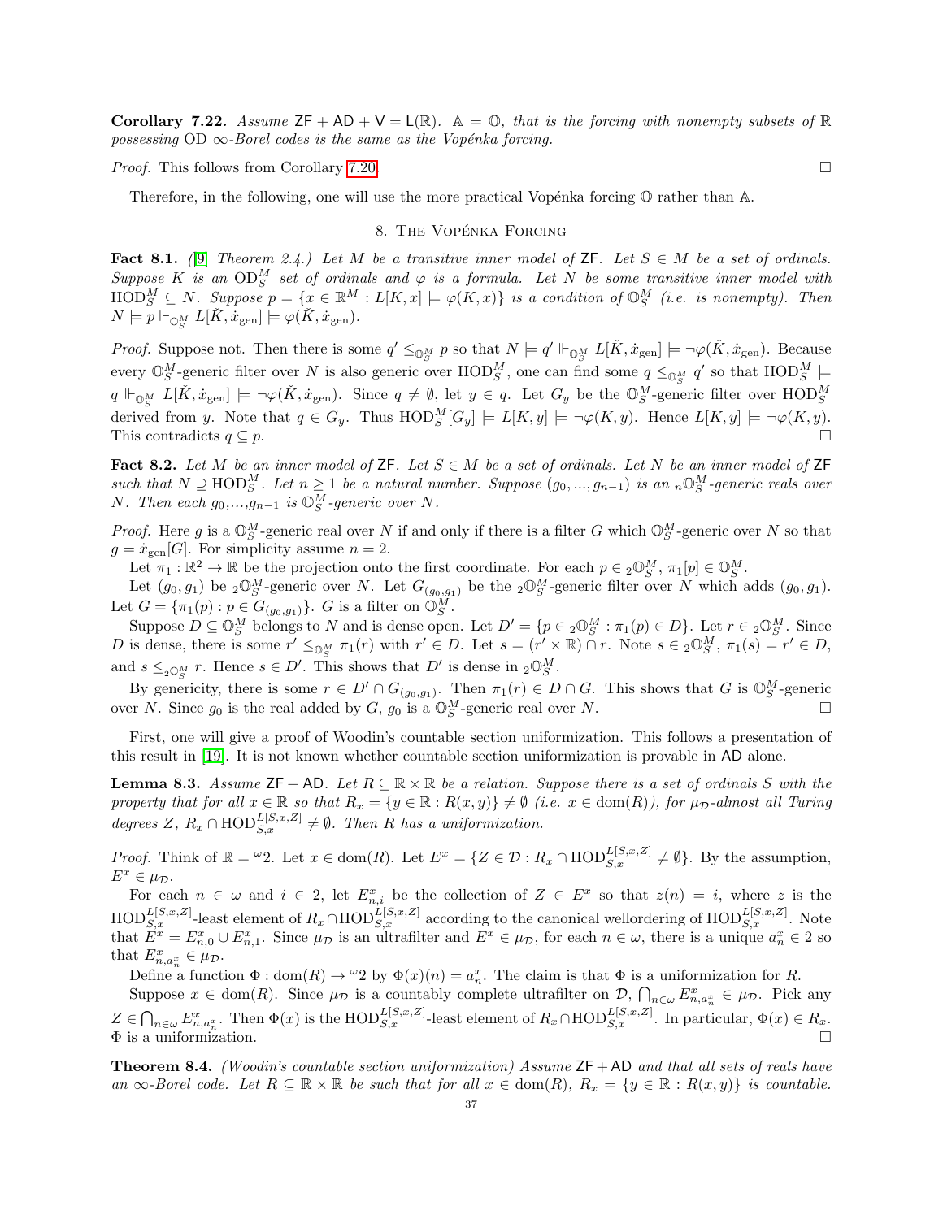**Corollary 7.22.** *Assume* $\mathsf{ZF} + \mathsf{AD} + \mathsf{V} = \mathsf{L}(\mathbb{R})$. $\mathbb{A} = \mathbb{O}$*, that is the forcing with nonempty subsets of* $\mathbb{R}$ *possessing* OD $\infty$*-Borel codes is the same as the Vopěnka forcing.*

*Proof.* This follows from Corollary 7.20. □

Therefore, in the following, one will use the more practical Vopěnka forcing $\mathbb{O}$ rather than $\mathbb{A}$.

## 8. The Vopěnka Forcing

**Fact 8.1.** *([9] Theorem 2.4.) Let* $M$ *be a transitive inner model of* $\mathsf{ZF}$*. Let* $S \in M$ *be a set of ordinals. Suppose* $K$ *is an* $\mathrm{OD}_S^M$ *set of ordinals and* $\varphi$ *is a formula. Let* $N$ *be some transitive inner model with* $\mathrm{HOD}_S^M \subseteq N$*. Suppose* $p = \{x \in \mathbb{R}^M : L[K,x] \models \varphi(K,x)\}$ *is a condition of* $\mathbb{O}_S^M$ *(i.e. is nonempty). Then* $N \models p \Vdash_{\mathbb{O}_S^M} L[\check{K}, \dot{x}_{\mathrm{gen}}] \models \varphi(\check{K}, \dot{x}_{\mathrm{gen}})$.

*Proof.* Suppose not. Then there is some $q' \leq_{\mathbb{O}_S^M} p$ so that $N \models q' \Vdash_{\mathbb{O}_S^M} L[\check{K}, \dot{x}_{\mathrm{gen}}] \models \neg\varphi(\check{K}, \dot{x}_{\mathrm{gen}})$. Because every $\mathbb{O}_S^M$-generic filter over $N$ is also generic over $\mathrm{HOD}_S^M$, one can find some $q \leq_{\mathbb{O}_S^M} q'$ so that $\mathrm{HOD}_S^M \models q \Vdash_{\mathbb{O}_S^M} L[\check{K}, \dot{x}_{\mathrm{gen}}] \models \neg\varphi(\check{K}, \dot{x}_{\mathrm{gen}})$. Since $q \neq \emptyset$, let $y \in q$. Let $G_y$ be the $\mathbb{O}_S^M$-generic filter over $\mathrm{HOD}_S^M$ derived from $y$. Note that $q \in G_y$. Thus $\mathrm{HOD}_S^M[G_y] \models L[K,y] \models \neg\varphi(K,y)$. Hence $L[K,y] \models \neg\varphi(K,y)$. This contradicts $q \subseteq p$. □

**Fact 8.2.** *Let* $M$ *be an inner model of* $\mathsf{ZF}$*. Let* $S \in M$ *be a set of ordinals. Let* $N$ *be an inner model of* $\mathsf{ZF}$ *such that* $N \supseteq \mathrm{HOD}_S^M$*. Let* $n \geq 1$ *be a natural number. Suppose* $(g_0, ..., g_{n-1})$ *is an* ${}_n\mathbb{O}_S^M$*-generic reals over* $N$*. Then each* $g_0, ..., g_{n-1}$ *is* $\mathbb{O}_S^M$*-generic over* $N$*.*

*Proof.* Here $g$ is a $\mathbb{O}_S^M$-generic real over $N$ if and only if there is a filter $G$ which $\mathbb{O}_S^M$-generic over $N$ so that $g = \dot{x}_{\mathrm{gen}}[G]$. For simplicity assume $n = 2$.

Let $\pi_1 : \mathbb{R}^2 \to \mathbb{R}$ be the projection onto the first coordinate. For each $p \in {}_2\mathbb{O}_S^M$, $\pi_1[p] \in \mathbb{O}_S^M$.

Let $(g_0, g_1)$ be ${}_2\mathbb{O}_S^M$-generic over $N$. Let $G_{(g_0,g_1)}$ be the ${}_2\mathbb{O}_S^M$-generic filter over $N$ which adds $(g_0, g_1)$. Let $G = \{\pi_1(p) : p \in G_{(g_0,g_1)}\}$. $G$ is a filter on $\mathbb{O}_S^M$.

Suppose $D \subseteq \mathbb{O}_S^M$ belongs to $N$ and is dense open. Let $D' = \{p \in {}_2\mathbb{O}_S^M : \pi_1(p) \in D\}$. Let $r \in {}_2\mathbb{O}_S^M$. Since $D$ is dense, there is some $r' \leq_{\mathbb{O}_S^M} \pi_1(r)$ with $r' \in D$. Let $s = (r' \times \mathbb{R}) \cap r$. Note $s \in {}_2\mathbb{O}_S^M$, $\pi_1(s) = r' \in D$, and $s \leq_{{}_2\mathbb{O}_S^M} r$. Hence $s \in D'$. This shows that $D'$ is dense in ${}_2\mathbb{O}_S^M$.

By genericity, there is some $r \in D' \cap G_{(g_0,g_1)}$. Then $\pi_1(r) \in D \cap G$. This shows that $G$ is $\mathbb{O}_S^M$-generic over $N$. Since $g_0$ is the real added by $G$, $g_0$ is a $\mathbb{O}_S^M$-generic real over $N$. □

First, one will give a proof of Woodin's countable section uniformization. This follows a presentation of this result in [19]. It is not known whether countable section uniformization is provable in $\mathsf{AD}$ alone.

**Lemma 8.3.** *Assume* $\mathsf{ZF} + \mathsf{AD}$*. Let* $R \subseteq \mathbb{R} \times \mathbb{R}$ *be a relation. Suppose there is a set of ordinals* $S$ *with the property that for all* $x \in \mathbb{R}$ *so that* $R_x = \{y \in \mathbb{R} : R(x,y)\} \neq \emptyset$ *(i.e.* $x \in \mathrm{dom}(R)$*), for* $\mu_{\mathcal{D}}$*-almost all Turing degrees* $Z$*,* $R_x \cap \mathrm{HOD}_{S,x}^{L[S,x,Z]} \neq \emptyset$*. Then* $R$ *has a uniformization.*

*Proof.* Think of $\mathbb{R} = {}^\omega 2$. Let $x \in \mathrm{dom}(R)$. Let $E^x = \{Z \in \mathcal{D} : R_x \cap \mathrm{HOD}_{S,x}^{L[S,x,Z]} \neq \emptyset\}$. By the assumption, $E^x \in \mu_{\mathcal{D}}$.

For each $n \in \omega$ and $i \in 2$, let $E_{n,i}^x$ be the collection of $Z \in E^x$ so that $z(n) = i$, where $z$ is the $\mathrm{HOD}_{S,x}^{L[S,x,Z]}$-least element of $R_x \cap \mathrm{HOD}_{S,x}^{L[S,x,Z]}$ according to the canonical wellordering of $\mathrm{HOD}_{S,x}^{L[S,x,Z]}$. Note that $E^x = E_{n,0}^x \cup E_{n,1}^x$. Since $\mu_{\mathcal{D}}$ is an ultrafilter and $E^x \in \mu_{\mathcal{D}}$, for each $n \in \omega$, there is a unique $a_n^x \in 2$ so that $E_{n,a_n^x}^x \in \mu_{\mathcal{D}}$.

Define a function $\Phi : \mathrm{dom}(R) \to {}^\omega 2$ by $\Phi(x)(n) = a_n^x$. The claim is that $\Phi$ is a uniformization for $R$.

Suppose $x \in \mathrm{dom}(R)$. Since $\mu_{\mathcal{D}}$ is a countably complete ultrafilter on $\mathcal{D}$, $\bigcap_{n\in\omega} E_{n,a_n^x}^x \in \mu_{\mathcal{D}}$. Pick any $Z \in \bigcap_{n\in\omega} E_{n,a_n^x}^x$. Then $\Phi(x)$ is the $\mathrm{HOD}_{S,x}^{L[S,x,Z]}$-least element of $R_x \cap \mathrm{HOD}_{S,x}^{L[S,x,Z]}$. In particular, $\Phi(x) \in R_x$. $\Phi$ is a uniformization. □

**Theorem 8.4.** *(Woodin's countable section uniformization) Assume* $\mathsf{ZF} + \mathsf{AD}$ *and that all sets of reals have an* $\infty$*-Borel code. Let* $R \subseteq \mathbb{R} \times \mathbb{R}$ *be such that for all* $x \in \mathrm{dom}(R)$*,* $R_x = \{y \in \mathbb{R} : R(x,y)\}$ *is countable.*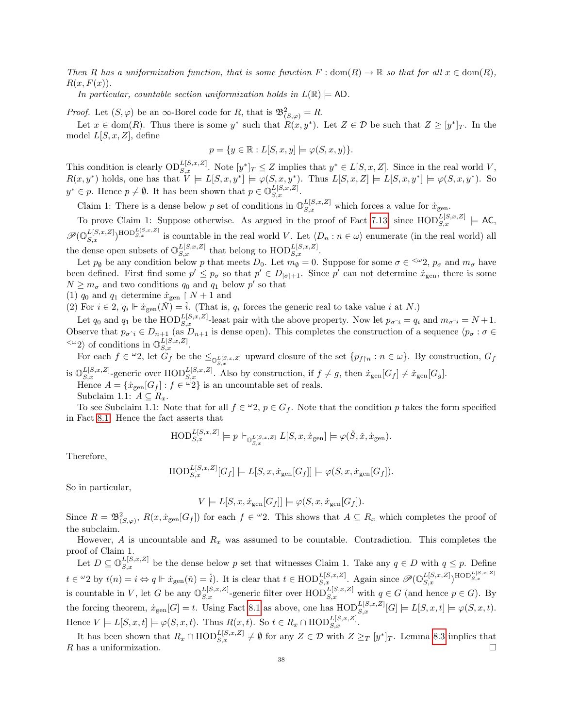*Then $R$ has a uniformization function, that is some function $F : \mathrm{dom}(R) \to \mathbb{R}$ so that for all $x \in \mathrm{dom}(R)$, $R(x, F(x))$.*

*In particular, countable section uniformization holds in $L(\mathbb{R}) \models \mathsf{AD}$.*

*Proof.* Let $(S, \varphi)$ be an $\infty$-Borel code for $R$, that is $\mathfrak{B}^2_{(S,\varphi)} = R$.

Let $x \in \mathrm{dom}(R)$. Thus there is some $y^*$ such that $R(x, y^*)$. Let $Z \in \mathcal{D}$ be such that $Z \geq [y^*]_T$. In the model $L[S, x, Z]$, define

$$p = \{y \in \mathbb{R} : L[S, x, y] \models \varphi(S, x, y)\}.$$

This condition is clearly $\mathrm{OD}^{L[S,x,Z]}_{S,x}$. Note $[y^*]_T \leq Z$ implies that $y^* \in L[S, x, Z]$. Since in the real world $V$, $R(x, y^*)$ holds, one has that $V \models L[S, x, y^*] \models \varphi(S, x, y^*)$. Thus $L[S, x, Z] \models L[S, x, y^*] \models \varphi(S, x, y^*)$. So $y^* \in p$. Hence $p \neq \emptyset$. It has been shown that $p \in \mathbb{O}^{L[S,x,Z]}_{S,x}$.

Claim 1: There is a dense below $p$ set of conditions in $\mathbb{O}^{L[S,x,Z]}_{S,x}$ which forces a value for $\dot{x}_{\mathrm{gen}}$.

To prove Claim 1: Suppose otherwise. As argued in the proof of Fact 7.13, since $\mathrm{HOD}^{L[S,x,Z]}_{S,x} \models \mathsf{AC}$, $\mathscr{P}(\mathbb{O}^{L[S,x,Z]}_{S,x})^{\mathrm{HOD}^{L[S,x,Z]}_{S,x}}$ is countable in the real world $V$. Let $\langle D_n : n \in \omega\rangle$ enumerate (in the real world) all the dense open subsets of $\mathbb{O}^{L[S,x,Z]}_{S,x}$ that belong to $\mathrm{HOD}^{L[S,x,Z]}_{S,x}$.

Let $p_\emptyset$ be any condition below $p$ that meets $D_0$. Let $m_\emptyset = 0$. Suppose for some $\sigma \in {}^{<\omega}2$, $p_\sigma$ and $m_\sigma$ have been defined. First find some $p' \leq p_\sigma$ so that $p' \in D_{|\sigma|+1}$. Since $p'$ can not determine $\dot{x}_{\mathrm{gen}}$, there is some $N \geq m_\sigma$ and two conditions $q_0$ and $q_1$ below $p'$ so that
(1) $q_0$ and $q_1$ determine $\dot{x}_{\mathrm{gen}} \upharpoonright N + 1$ and
(2) For $i \in 2$, $q_i \Vdash \dot{x}_{\mathrm{gen}}(\check{N}) = \check{i}$. (That is, $q_i$ forces the generic real to take value $i$ at $N$.)

Let $q_0$ and $q_1$ be the $\mathrm{HOD}^{L[S,x,Z]}_{S,x}$-least pair with the above property. Now let $p_{\sigma\hat{}i} = q_i$ and $m_{\sigma\hat{}i} = N+1$. Observe that $p_{\sigma\hat{}i} \in D_{n+1}$ (as $D_{n+1}$ is dense open). This completes the construction of a sequence $\langle p_\sigma : \sigma \in {}^{<\omega}2\rangle$ of conditions in $\mathbb{O}^{L[S,x,Z]}_{S,x}$.

For each $f \in {}^\omega 2$, let $G_f$ be the $\leq_{\mathbb{O}^{L[S,x,Z]}_{S,x}}$ upward closure of the set $\{p_{f\upharpoonright n} : n \in \omega\}$. By construction, $G_f$ is $\mathbb{O}^{L[S,x,Z]}_{S,x}$-generic over $\mathrm{HOD}^{L[S,x,Z]}_{S,x}$. Also by construction, if $f \neq g$, then $\dot{x}_{\mathrm{gen}}[G_f] \neq \dot{x}_{\mathrm{gen}}[G_g]$.

Hence $A = \{\dot{x}_{\mathrm{gen}}[G_f] : f \in {}^\omega 2\}$ is an uncountable set of reals.

Subclaim 1.1: $A \subseteq R_x$.

To see Subclaim 1.1: Note that for all $f \in {}^\omega 2$, $p \in G_f$. Note that the condition $p$ takes the form specified in Fact 8.1. Hence the fact asserts that

$$\mathrm{HOD}^{L[S,x,Z]}_{S,x} \models p \Vdash_{\mathbb{O}^{L[S,x,Z]}_{S,x}} L[S, x, \dot{x}_{\mathrm{gen}}] \models \varphi(\check{S}, \check{x}, \dot{x}_{\mathrm{gen}}).$$

Therefore,

$$\mathrm{HOD}^{L[S,x,Z]}_{S,x}[G_f] \models L[S, x, \dot{x}_{\mathrm{gen}}[G_f]] \models \varphi(S, x, \dot{x}_{\mathrm{gen}}[G_f]).$$

So in particular,

$$V \models L[S, x, \dot{x}_{\mathrm{gen}}[G_f]] \models \varphi(S, x, \dot{x}_{\mathrm{gen}}[G_f]).$$

Since $R = \mathfrak{B}^2_{(S,\varphi)}$, $R(x, \dot{x}_{\mathrm{gen}}[G_f])$ for each $f \in {}^\omega 2$. This shows that $A \subseteq R_x$ which completes the proof of the subclaim.

However, $A$ is uncountable and $R_x$ was assumed to be countable. Contradiction. This completes the proof of Claim 1.

Let $D \subseteq \mathbb{O}^{L[S,x,Z]}_{S,x}$ be the dense below $p$ set that witnesses Claim 1. Take any $q \in D$ with $q \leq p$. Define $t \in {}^\omega 2$ by $t(n) = i \Leftrightarrow q \Vdash \dot{x}_{\mathrm{gen}}(\check{n}) = \check{i})$. It is clear that $t \in \mathrm{HOD}^{L[S,x,Z]}_{S,x}$. Again since $\mathscr{P}(\mathbb{O}^{L[S,x,Z]}_{S,x})^{\mathrm{HOD}^{L[S,x,Z]}_{S,x}}$ is countable in $V$, let $G$ be any $\mathbb{O}^{L[S,x,Z]}_{S,x}$-generic filter over $\mathrm{HOD}^{L[S,x,Z]}_{S,x}$ with $q \in G$ (and hence $p \in G$). By the forcing theorem, $\dot{x}_{\mathrm{gen}}[G] = t$. Using Fact 8.1 as above, one has $\mathrm{HOD}^{L[S,x,Z]}_{S,x}[G] \models L[S, x, t] \models \varphi(S, x, t)$. Hence $V \models L[S, x, t] \models \varphi(S, x, t)$. Thus $R(x, t)$. So $t \in R_x \cap \mathrm{HOD}^{L[S,x,Z]}_{S,x}$.

It has been shown that $R_x \cap \mathrm{HOD}^{L[S,x,Z]}_{S,x} \neq \emptyset$ for any $Z \in \mathcal{D}$ with $Z \geq_T [y^*]_T$. Lemma 8.3 implies that $R$ has a uniformization. $\square$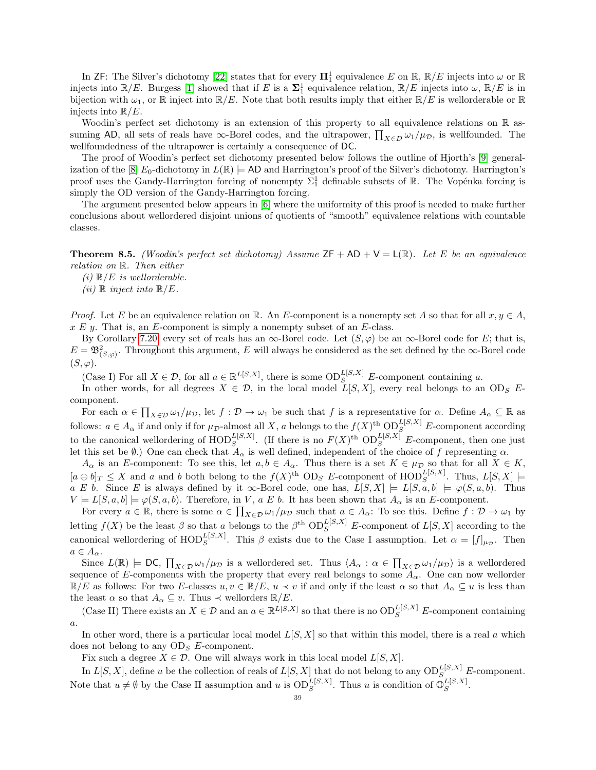In ZF: The Silver's dichotomy [22] states that for every $\mathbf{\Pi}^1_1$ equivalence $E$ on $\mathbb{R}$, $\mathbb{R}/E$ injects into $\omega$ or $\mathbb{R}$ injects into $\mathbb{R}/E$. Burgess [1] showed that if $E$ is a $\mathbf{\Sigma}^1_1$ equivalence relation, $\mathbb{R}/E$ injects into $\omega$, $\mathbb{R}/E$ is in bijection with $\omega_1$, or $\mathbb{R}$ inject into $\mathbb{R}/E$. Note that both results imply that either $\mathbb{R}/E$ is wellorderable or $\mathbb{R}$ injects into $\mathbb{R}/E$.

Woodin's perfect set dichotomy is an extension of this property to all equivalence relations on $\mathbb{R}$ assuming AD, all sets of reals have $\infty$-Borel codes, and the ultrapower, $\prod_{X \in D} \omega_1/\mu_{\mathcal{D}}$, is wellfounded. The wellfoundedness of the ultrapower is certainly a consequence of DC.

The proof of Woodin's perfect set dichotomy presented below follows the outline of Hjorth's [9] generalization of the [8] $E_0$-dichotomy in $L(\mathbb{R}) \models \mathsf{AD}$ and Harrington's proof of the Silver's dichotomy. Harrington's proof uses the Gandy-Harrington forcing of nonempty $\Sigma^1_1$ definable subsets of $\mathbb{R}$. The Vopěnka forcing is simply the OD version of the Gandy-Harrington forcing.

The argument presented below appears in [6] where the uniformity of this proof is needed to make further conclusions about wellordered disjoint unions of quotients of "smooth" equivalence relations with countable classes.

**Theorem 8.5.** *(Woodin's perfect set dichotomy) Assume $\mathsf{ZF} + \mathsf{AD} + \mathsf{V} = \mathsf{L}(\mathbb{R})$. Let $E$ be an equivalence relation on $\mathbb{R}$. Then either*

*(i) $\mathbb{R}/E$ is wellorderable.*

*(ii) $\mathbb{R}$ inject into $\mathbb{R}/E$.*

*Proof.* Let $E$ be an equivalence relation on $\mathbb{R}$. An $E$-component is a nonempty set $A$ so that for all $x, y \in A$, $x \ E \ y$. That is, an $E$-component is simply a nonempty subset of an $E$-class.

By Corollary 7.20, every set of reals has an $\infty$-Borel code. Let $(S, \varphi)$ be an $\infty$-Borel code for $E$; that is, $E = \mathfrak{B}^2_{(S,\varphi)}$. Throughout this argument, $E$ will always be considered as the set defined by the $\infty$-Borel code $(S, \varphi)$.

(Case I) For all $X \in \mathcal{D}$, for all $a \in \mathbb{R}^{L[S,X]}$, there is some $\mathrm{OD}_S^{L[S,X]}$ $E$-component containing $a$.

In other words, for all degrees $X \in \mathcal{D}$, in the local model $L[S, X]$, every real belongs to an $\mathrm{OD}_S$ $E$-component.

For each $\alpha \in \prod_{X \in \mathcal{D}} \omega_1/\mu_{\mathcal{D}}$, let $f : \mathcal{D} \to \omega_1$ be such that $f$ is a representative for $\alpha$. Define $A_\alpha \subseteq \mathbb{R}$ as follows: $a \in A_\alpha$ if and only if for $\mu_{\mathcal{D}}$-almost all $X$, $a$ belongs to the $f(X)^{\text{th}}$ $\mathrm{OD}_S^{L[S,X]}$ $E$-component according to the canonical wellordering of $\mathrm{HOD}_S^{L[S,X]}$. (If there is no $F(X)^{\text{th}}$ $\mathrm{OD}_S^{L[S,X]}$ $E$-component, then one just let this set be $\emptyset$.) One can check that $A_\alpha$ is well defined, independent of the choice of $f$ representing $\alpha$.

$A_\alpha$ is an $E$-component: To see this, let $a, b \in A_\alpha$. Thus there is a set $K \in \mu_{\mathcal{D}}$ so that for all $X \in K$, $[a \oplus b]_T \leq X$ and $a$ and $b$ both belong to the $f(X)^{\text{th}}$ $\mathrm{OD}_S$ $E$-component of $\mathrm{HOD}_S^{L[S,X]}$. Thus, $L[S, X] \models a \ E \ b$. Since $E$ is always defined by it $\infty$-Borel code, one has, $L[S, X] \models L[S, a, b] \models \varphi(S, a, b)$. Thus $V \models L[S, a, b] \models \varphi(S, a, b)$. Therefore, in $V$, $a \ E \ b$. It has been shown that $A_\alpha$ is an $E$-component.

For every $a \in \mathbb{R}$, there is some $\alpha \in \prod_{X \in \mathcal{D}} \omega_1/\mu_{\mathcal{D}}$ such that $a \in A_\alpha$: To see this. Define $f : \mathcal{D} \to \omega_1$ by letting $f(X)$ be the least $\beta$ so that $a$ belongs to the $\beta^{\text{th}}$ $\mathrm{OD}_S^{L[S,X]}$ $E$-component of $L[S, X]$ according to the canonical wellordering of $\mathrm{HOD}_S^{L[S,X]}$. This $\beta$ exists due to the Case I assumption. Let $\alpha = [f]_{\mu_{\mathcal{D}}}$. Then $a \in A_\alpha$.

Since $L(\mathbb{R}) \models \mathsf{DC}$, $\prod_{X \in \mathcal{D}} \omega_1/\mu_{\mathcal{D}}$ is a wellordered set. Thus $\langle A_\alpha : \alpha \in \prod_{X \in \mathcal{D}} \omega_1/\mu_{\mathcal{D}} \rangle$ is a wellordered sequence of $E$-components with the property that every real belongs to some $A_\alpha$. One can now wellorder $\mathbb{R}/E$ as follows: For two $E$-classes $u, v \in \mathbb{R}/E$, $u \prec v$ if and only if the least $\alpha$ so that $A_\alpha \subseteq u$ is less than the least $\alpha$ so that $A_\alpha \subseteq v$. Thus $\prec$ wellorders $\mathbb{R}/E$.

(Case II) There exists an $X \in \mathcal{D}$ and an $a \in \mathbb{R}^{L[S,X]}$ so that there is no $\mathrm{OD}_S^{L[S,X]}$ $E$-component containing $a$.

In other word, there is a particular local model $L[S, X]$ so that within this model, there is a real $a$ which does not belong to any $\mathrm{OD}_S$ $E$-component.

Fix such a degree $X \in \mathcal{D}$. One will always work in this local model $L[S, X]$.

In $L[S, X]$, define $u$ be the collection of reals of $L[S, X]$ that do not belong to any $\mathrm{OD}_S^{L[S,X]}$ $E$-component. Note that $u \neq \emptyset$ by the Case II assumption and $u$ is $\mathrm{OD}_S^{L[S,X]}$. Thus $u$ is condition of $\mathbb{O}_S^{L[S,X]}$.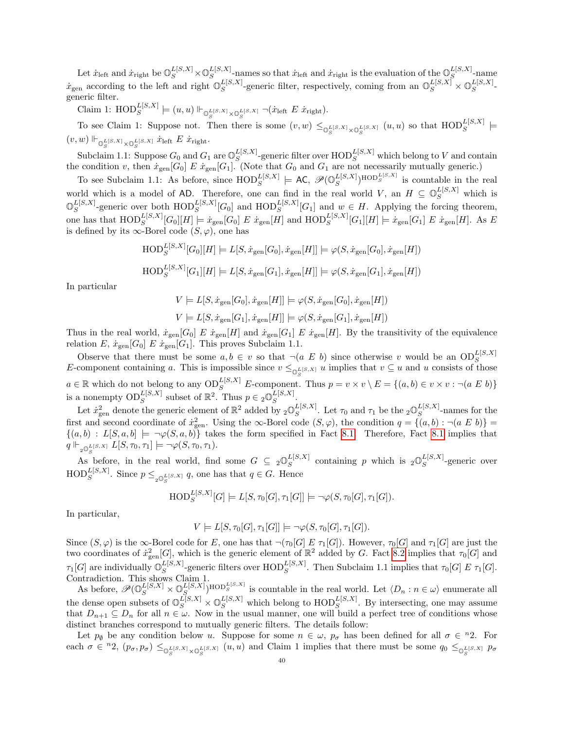Let $\dot{x}_{\text{left}}$ and $\dot{x}_{\text{right}}$ be $\mathbb{O}_S^{L[S,X]} \times \mathbb{O}_S^{L[S,X]}$-names so that $\dot{x}_{\text{left}}$ and $\dot{x}_{\text{right}}$ is the evaluation of the $\mathbb{O}_S^{L[S,X]}$-name $\dot{x}_{\text{gen}}$ according to the left and right $\mathbb{O}_S^{L[S,X]}$-generic filter, respectively, coming from an $\mathbb{O}_S^{L[S,X]} \times \mathbb{O}_S^{L[S,X]}$-generic filter.

Claim 1: $\text{HOD}_S^{L[S,X]} \models (u,u) \Vdash_{\mathbb{O}_S^{L[S,X]} \times \mathbb{O}_S^{L[S,X]}} \neg(\dot{x}_{\text{left}} \ E \ \dot{x}_{\text{right}})$.

To see Claim 1: Suppose not. Then there is some $(v,w) \leq_{\mathbb{O}_S^{L[S,X]} \times \mathbb{O}_S^{L[S,X]}} (u,u)$ so that $\text{HOD}_S^{L[S,X]} \models (v,w) \Vdash_{\mathbb{O}_S^{L[S,X]} \times \mathbb{O}_S^{L[S,X]}} \dot{x}_{\text{left}} \ E \ \dot{x}_{\text{right}}$.

Subclaim 1.1: Suppose $G_0$ and $G_1$ are $\mathbb{O}_S^{L[S,X]}$-generic filter over $\text{HOD}_S^{L[S,X]}$ which belong to $V$ and contain the condition $v$, then $\dot{x}_{\text{gen}}[G_0] \ E \ \dot{x}_{\text{gen}}[G_1]$. (Note that $G_0$ and $G_1$ are not necessarily mutually generic.)

To see Subclaim 1.1: As before, since $\text{HOD}_S^{L[S,X]} \models \mathsf{AC}$, $\mathscr{P}(\mathbb{O}_S^{L[S,X]})^{\text{HOD}_S^{L[S,X]}}$ is countable in the real world which is a model of $\mathsf{AD}$. Therefore, one can find in the real world $V$, an $H \subseteq \mathbb{O}_S^{L[S,X]}$ which is $\mathbb{O}_S^{L[S,X]}$-generic over both $\text{HOD}_S^{L[S,X]}[G_0]$ and $\text{HOD}_S^{L[S,X]}[G_1]$ and $w \in H$. Applying the forcing theorem, one has that $\text{HOD}_S^{L[S,X]}[G_0][H] \models \dot{x}_{\text{gen}}[G_0] \ E \ \dot{x}_{\text{gen}}[H]$ and $\text{HOD}_S^{L[S,X]}[G_1][H] \models \dot{x}_{\text{gen}}[G_1] \ E \ \dot{x}_{\text{gen}}[H]$. As $E$ is defined by its $\infty$-Borel code $(S,\varphi)$, one has

$$\text{HOD}_S^{L[S,X]}[G_0][H] \models L[S, \dot{x}_{\text{gen}}[G_0], \dot{x}_{\text{gen}}[H]] \models \varphi(S, \dot{x}_{\text{gen}}[G_0], \dot{x}_{\text{gen}}[H])$$

$$\text{HOD}_S^{L[S,X]}[G_1][H] \models L[S, \dot{x}_{\text{gen}}[G_1], \dot{x}_{\text{gen}}[H]] \models \varphi(S, \dot{x}_{\text{gen}}[G_1], \dot{x}_{\text{gen}}[H])$$

In particular

$$V \models L[S, \dot{x}_{\text{gen}}[G_0], \dot{x}_{\text{gen}}[H]] \models \varphi(S, \dot{x}_{\text{gen}}[G_0], \dot{x}_{\text{gen}}[H])$$

$$V \models L[S, \dot{x}_{\text{gen}}[G_1], \dot{x}_{\text{gen}}[H]] \models \varphi(S, \dot{x}_{\text{gen}}[G_1], \dot{x}_{\text{gen}}[H])$$

Thus in the real world, $\dot{x}_{\text{gen}}[G_0] \ E \ \dot{x}_{\text{gen}}[H]$ and $\dot{x}_{\text{gen}}[G_1] \ E \ \dot{x}_{\text{gen}}[H]$. By the transitivity of the equivalence relation $E$, $\dot{x}_{\text{gen}}[G_0] \ E \ \dot{x}_{\text{gen}}[G_1]$. This proves Subclaim 1.1.

Observe that there must be some $a, b \in v$ so that $\neg(a \ E \ b)$ since otherwise $v$ would be an $\text{OD}_S^{L[S,X]}$ $E$-component containing $a$. This is impossible since $v \leq_{\mathbb{O}_S^{L[S,X]}} u$ implies that $v \subseteq u$ and $u$ consists of those $a \in \mathbb{R}$ which do not belong to any $\text{OD}_S^{L[S,X]}$ $E$-component. Thus $p = v \times v \setminus E = \{(a,b) \in v \times v : \neg(a \ E \ b)\}$ is a nonempty $\text{OD}_S^{L[S,X]}$ subset of $\mathbb{R}^2$. Thus $p \in {}_2\mathbb{O}_S^{L[S,X]}$.

Let $\dot{x}_{\text{gen}}^2$ denote the generic element of $\mathbb{R}^2$ added by ${}_2\mathbb{O}_S^{L[S,X]}$. Let $\tau_0$ and $\tau_1$ be the ${}_2\mathbb{O}_S^{L[S,X]}$-names for the first and second coordinate of $\dot{x}_{\text{gen}}^2$. Using the $\infty$-Borel code $(S,\varphi)$, the condition $q = \{(a,b) : \neg(a \ E \ b)\} = \{(a,b) : L[S,a,b] \models \neg\varphi(S,a,b)\}$ takes the form specified in Fact 8.1. Therefore, Fact 8.1 implies that $q \Vdash_{{}_2\mathbb{O}_S^{L[S,X]}} L[S,\tau_0,\tau_1] \models \neg\varphi(S,\tau_0,\tau_1)$.

As before, in the real world, find some $G \subseteq {}_2\mathbb{O}_S^{L[S,X]}$ containing $p$ which is ${}_2\mathbb{O}_S^{L[S,X]}$-generic over $\text{HOD}_S^{L[S,X]}$. Since $p \leq_{{}_2\mathbb{O}_S^{L[S,X]}} q$, one has that $q \in G$. Hence

$$\text{HOD}_S^{L[S,X]}[G] \models L[S, \tau_0[G], \tau_1[G]] \models \neg\varphi(S, \tau_0[G], \tau_1[G]).$$

In particular,

$$V \models L[S, \tau_0[G], \tau_1[G]] \models \neg\varphi(S, \tau_0[G], \tau_1[G]).$$

Since $(S,\varphi)$ is the $\infty$-Borel code for $E$, one has that $\neg(\tau_0[G] \ E \ \tau_1[G])$. However, $\tau_0[G]$ and $\tau_1[G]$ are just the two coordinates of $\dot{x}_{\text{gen}}^2[G]$, which is the generic element of $\mathbb{R}^2$ added by $G$. Fact 8.2 implies that $\tau_0[G]$ and $\tau_1[G]$ are individually $\mathbb{O}_S^{L[S,X]}$-generic filters over $\text{HOD}_S^{L[S,X]}$. Then Subclaim 1.1 implies that $\tau_0[G] \ E \ \tau_1[G]$. Contradiction. This shows Claim 1.

As before, $\mathscr{P}(\mathbb{O}_S^{L[S,X]} \times \mathbb{O}_S^{L[S,X]})^{\text{HOD}_S^{L[S,X]}}$ is countable in the real world. Let $\langle D_n : n \in \omega\rangle$ enumerate all the dense open subsets of $\mathbb{O}_S^{L[S,X]} \times \mathbb{O}_S^{L[S,X]}$ which belong to $\text{HOD}_S^{L[S,X]}$. By intersecting, one may assume that $D_{n+1} \subseteq D_n$ for all $n \in \omega$. Now in the usual manner, one will build a perfect tree of conditions whose distinct branches correspond to mutually generic filters. The details follow:

Let $p_\emptyset$ be any condition below $u$. Suppose for some $n \in \omega$, $p_\sigma$ has been defined for all $\sigma \in {}^n2$. For each $\sigma \in {}^n2$, $(p_\sigma, p_\sigma) \leq_{\mathbb{O}_S^{L[S,X]} \times \mathbb{O}_S^{L[S,X]}} (u,u)$ and Claim 1 implies that there must be some $q_0 \leq_{\mathbb{O}_S^{L[S,X]}} p_\sigma$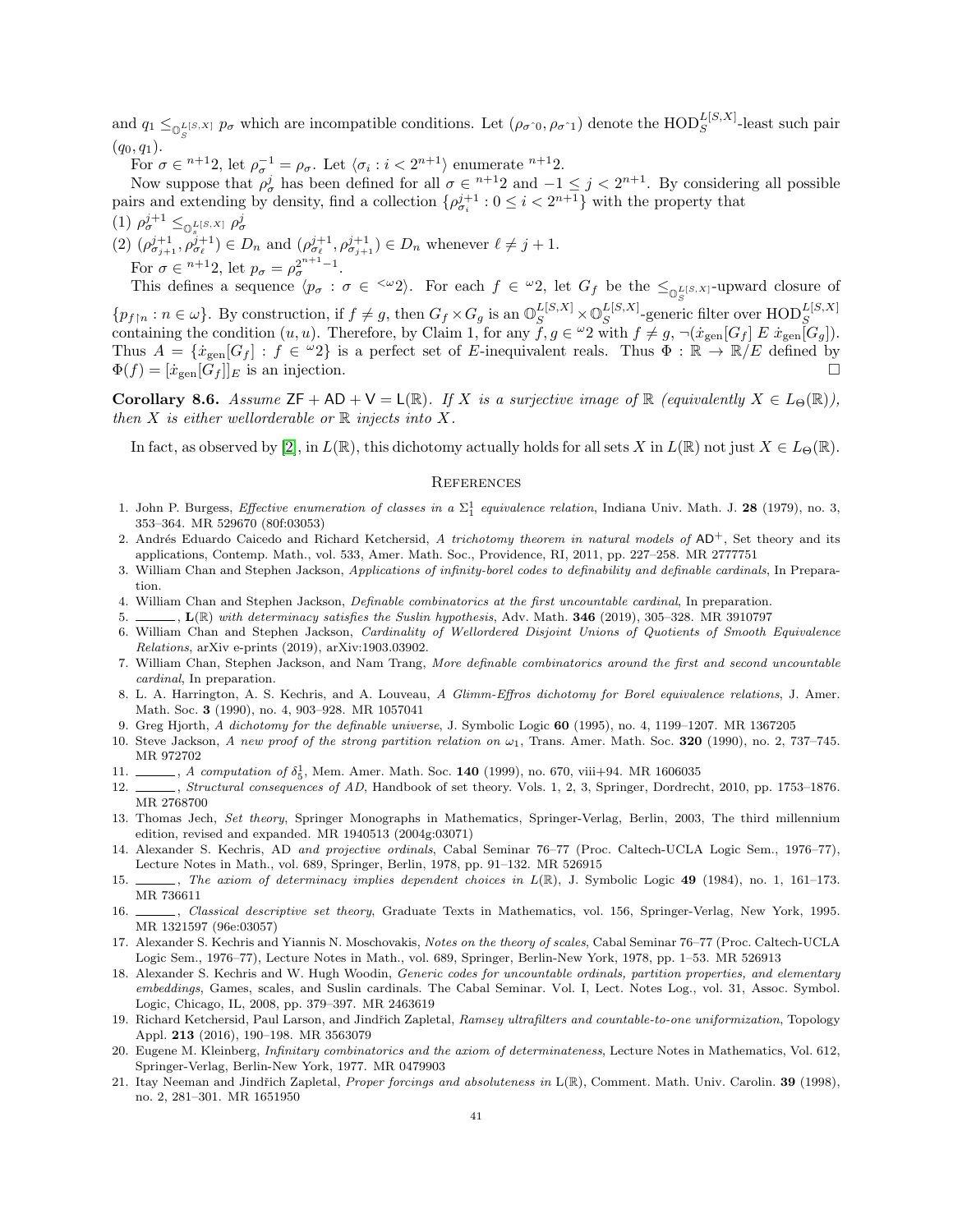and $q_1 \leq_{\mathbb{O}_S^{L[S,X]}} p_\sigma$ which are incompatible conditions. Let $(\rho_{\sigma\hat{}0}, \rho_{\sigma\hat{}1})$ denote the $\text{HOD}_S^{L[S,X]}$-least such pair $(q_0, q_1)$.

For $\sigma \in {}^{n+1}2$, let $\rho_\sigma^{-1} = \rho_\sigma$. Let $\langle \sigma_i : i < 2^{n+1} \rangle$ enumerate ${}^{n+1}2$.

Now suppose that $\rho_\sigma^j$ has been defined for all $\sigma \in {}^{n+1}2$ and $-1 \leq j < 2^{n+1}$. By considering all possible pairs and extending by density, find a collection $\{\rho_{\sigma_i}^{j+1} : 0 \leq i < 2^{n+1}\}$ with the property that

(1) $\rho_\sigma^{j+1} \leq_{\mathbb{O}_S^{L[S,X]}} \rho_\sigma^j$

(2) $(\rho_{\sigma_{j+1}}^{j+1}, \rho_{\sigma_\ell}^{j+1}) \in D_n$ and $(\rho_{\sigma_\ell}^{j+1}, \rho_{\sigma_{j+1}}^{j+1}) \in D_n$ whenever $\ell \neq j+1$.

For $\sigma \in {}^{n+1}2$, let $p_\sigma = \rho_\sigma^{2^{n+1}-1}$.

This defines a sequence $\langle p_\sigma : \sigma \in {}^{<\omega}2 \rangle$. For each $f \in {}^{\omega}2$, let $G_f$ be the $\leq_{\mathbb{O}_S^{L[S,X]}}$-upward closure of $\{p_{f \restriction n} : n \in \omega\}$. By construction, if $f \neq g$, then $G_f \times G_g$ is an $\mathbb{O}_S^{L[S,X]} \times \mathbb{O}_S^{L[S,X]}$-generic filter over $\text{HOD}_S^{L[S,X]}$ containing the condition $(u, u)$. Therefore, by Claim 1, for any $f, g \in {}^{\omega}2$ with $f \neq g$, $\neg(\dot{x}_{\text{gen}}[G_f] \; E \; \dot{x}_{\text{gen}}[G_g])$. Thus $A = \{\dot{x}_{\text{gen}}[G_f] : f \in {}^{\omega}2\}$ is a perfect set of $E$-inequivalent reals. Thus $\Phi : \mathbb{R} \to \mathbb{R}/E$ defined by $\Phi(f) = [\dot{x}_{\text{gen}}[G_f]]_E$ is an injection. $\square$

**Corollary 8.6.** *Assume* $\mathsf{ZF} + \mathsf{AD} + \mathsf{V} = \mathsf{L}(\mathbb{R})$. *If $X$ is a surjective image of $\mathbb{R}$ (equivalently $X \in L_\Theta(\mathbb{R})$), then $X$ is either wellorderable or $\mathbb{R}$ injects into $X$.*

In fact, as observed by [2], in $L(\mathbb{R})$, this dichotomy actually holds for all sets $X$ in $L(\mathbb{R})$ not just $X \in L_\Theta(\mathbb{R})$.

## References

1. John P. Burgess, *Effective enumeration of classes in a $\Sigma_1^1$ equivalence relation*, Indiana Univ. Math. J. **28** (1979), no. 3, 353–364. MR 529670 (80f:03053)
2. Andrés Eduardo Caicedo and Richard Ketchersid, *A trichotomy theorem in natural models of $\mathsf{AD}^+$*, Set theory and its applications, Contemp. Math., vol. 533, Amer. Math. Soc., Providence, RI, 2011, pp. 227–258. MR 2777751
3. William Chan and Stephen Jackson, *Applications of infinity-borel codes to definability and definable cardinals*, In Preparation.
4. William Chan and Stephen Jackson, *Definable combinatorics at the first uncountable cardinal*, In preparation.
5. ______, **L**($\mathbb{R}$) *with determinacy satisfies the Suslin hypothesis*, Adv. Math. **346** (2019), 305–328. MR 3910797
6. William Chan and Stephen Jackson, *Cardinality of Wellordered Disjoint Unions of Quotients of Smooth Equivalence Relations*, arXiv e-prints (2019), arXiv:1903.03902.
7. William Chan, Stephen Jackson, and Nam Trang, *More definable combinatorics around the first and second uncountable cardinal*, In preparation.
8. L. A. Harrington, A. S. Kechris, and A. Louveau, *A Glimm-Effros dichotomy for Borel equivalence relations*, J. Amer. Math. Soc. **3** (1990), no. 4, 903–928. MR 1057041
9. Greg Hjorth, *A dichotomy for the definable universe*, J. Symbolic Logic **60** (1995), no. 4, 1199–1207. MR 1367205
10. Steve Jackson, *A new proof of the strong partition relation on $\omega_1$*, Trans. Amer. Math. Soc. **320** (1990), no. 2, 737–745. MR 972702
11. ______, *A computation of $\delta_5^1$*, Mem. Amer. Math. Soc. **140** (1999), no. 670, viii+94. MR 1606035
12. ______, *Structural consequences of AD*, Handbook of set theory. Vols. 1, 2, 3, Springer, Dordrecht, 2010, pp. 1753–1876. MR 2768700
13. Thomas Jech, *Set theory*, Springer Monographs in Mathematics, Springer-Verlag, Berlin, 2003, The third millennium edition, revised and expanded. MR 1940513 (2004g:03071)
14. Alexander S. Kechris, AD *and projective ordinals*, Cabal Seminar 76–77 (Proc. Caltech-UCLA Logic Sem., 1976–77), Lecture Notes in Math., vol. 689, Springer, Berlin, 1978, pp. 91–132. MR 526915
15. ______, *The axiom of determinacy implies dependent choices in* $L(\mathbb{R})$, J. Symbolic Logic **49** (1984), no. 1, 161–173. MR 736611
16. ______, *Classical descriptive set theory*, Graduate Texts in Mathematics, vol. 156, Springer-Verlag, New York, 1995. MR 1321597 (96e:03057)
17. Alexander S. Kechris and Yiannis N. Moschovakis, *Notes on the theory of scales*, Cabal Seminar 76–77 (Proc. Caltech-UCLA Logic Sem., 1976–77), Lecture Notes in Math., vol. 689, Springer, Berlin-New York, 1978, pp. 1–53. MR 526913
18. Alexander S. Kechris and W. Hugh Woodin, *Generic codes for uncountable ordinals, partition properties, and elementary embeddings*, Games, scales, and Suslin cardinals. The Cabal Seminar. Vol. I, Lect. Notes Log., vol. 31, Assoc. Symbol. Logic, Chicago, IL, 2008, pp. 379–397. MR 2463619
19. Richard Ketchersid, Paul Larson, and Jindřich Zapletal, *Ramsey ultrafilters and countable-to-one uniformization*, Topology Appl. **213** (2016), 190–198. MR 3563079
20. Eugene M. Kleinberg, *Infinitary combinatorics and the axiom of determinateness*, Lecture Notes in Mathematics, Vol. 612, Springer-Verlag, Berlin-New York, 1977. MR 0479903
21. Itay Neeman and Jindřich Zapletal, *Proper forcings and absoluteness in* L($\mathbb{R}$), Comment. Math. Univ. Carolin. **39** (1998), no. 2, 281–301. MR 1651950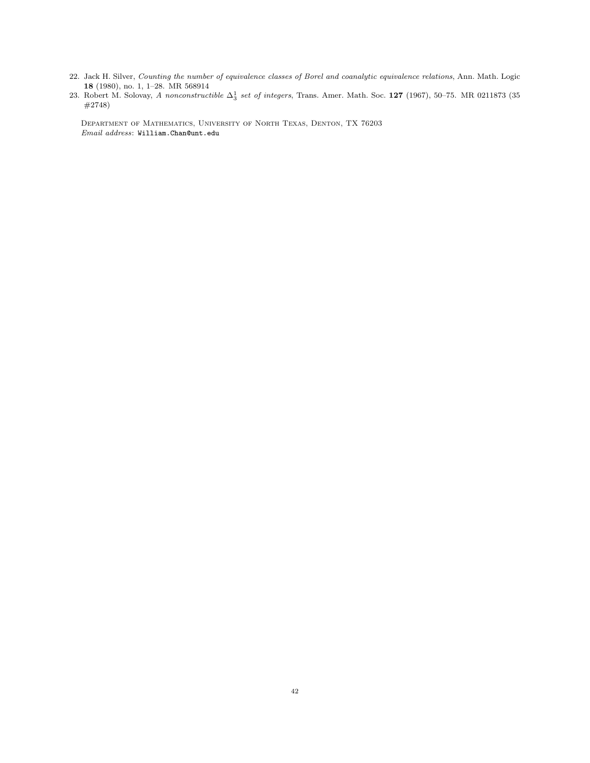22. Jack H. Silver, *Counting the number of equivalence classes of Borel and coanalytic equivalence relations*, Ann. Math. Logic **18** (1980), no. 1, 1–28. MR 568914
23. Robert M. Solovay, *A nonconstructible $\Delta^1_3$ set of integers*, Trans. Amer. Math. Soc. **127** (1967), 50–75. MR 0211873 (35 #2748)

Department of Mathematics, University of North Texas, Denton, TX 76203
*Email address*: William.Chan@unt.edu